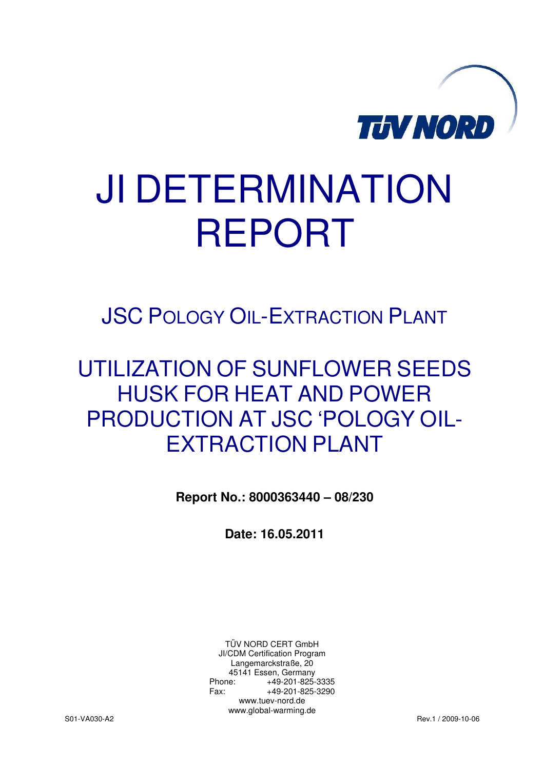TÜV NORD

# JI DETERMINATION REPORT

## JSC POLOGY OIL-EXTRACTION PLANT

## UTILIZATION OF SUNFLOWER SEEDS HUSK FOR HEAT AND POWER PRODUCTION AT JSC 'POLOGY OIL-EXTRACTION PLANT

**Report No.: 8000363440 – 08/230**

**Date: 16.05.2011**

TÜV NORD CERT GmbH
JI/CDM Certification Program
Langemarckstraße, 20
45141 Essen, Germany
Phone: +49-201-825-3335
Fax: +49-201-825-3290
www.tuev-nord.de
www.global-warming.de

S01-VA030-A2

Rev.1 / 2009-10-06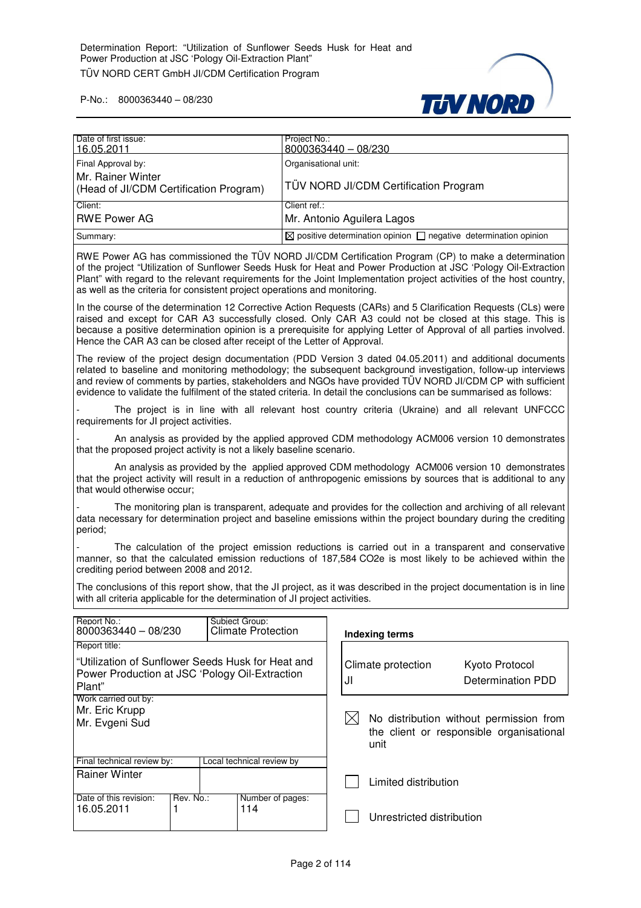| Date of first issue: | Project No.: |
|---|---|
| 16.05.2011 | 8000363440 – 08/230 |
| Final Approval by: Mr. Rainer Winter (Head of JI/CDM Certification Program) | Organisational unit: TÜV NORD JI/CDM Certification Program |
| Client: RWE Power AG | Client ref.: Mr. Antonio Aguilera Lagos |
| Summary: | ☒ positive determination opinion ☐ negative determination opinion |

RWE Power AG has commissioned the TÜV NORD JI/CDM Certification Program (CP) to make a determination of the project "Utilization of Sunflower Seeds Husk for Heat and Power Production at JSC 'Pology Oil-Extraction Plant" with regard to the relevant requirements for the Joint Implementation project activities of the host country, as well as the criteria for consistent project operations and monitoring.

In the course of the determination 12 Corrective Action Requests (CARs) and 5 Clarification Requests (CLs) were raised and except for CAR A3 successfully closed. Only CAR A3 could not be closed at this stage. This is because a positive determination opinion is a prerequisite for applying Letter of Approval of all parties involved. Hence the CAR A3 can be closed after receipt of the Letter of Approval.

The review of the project design documentation (PDD Version 3 dated 04.05.2011) and additional documents related to baseline and monitoring methodology; the subsequent background investigation, follow-up interviews and review of comments by parties, stakeholders and NGOs have provided TÜV NORD JI/CDM CP with sufficient evidence to validate the fulfilment of the stated criteria. In detail the conclusions can be summarised as follows:

- The project is in line with all relevant host country criteria (Ukraine) and all relevant UNFCCC requirements for JI project activities.

- An analysis as provided by the applied approved CDM methodology ACM006 version 10 demonstrates that the proposed project activity is not a likely baseline scenario.

An analysis as provided by the applied approved CDM methodology ACM006 version 10 demonstrates that the project activity will result in a reduction of anthropogenic emissions by sources that is additional to any that would otherwise occur;

- The monitoring plan is transparent, adequate and provides for the collection and archiving of all relevant data necessary for determination project and baseline emissions within the project boundary during the crediting period;

- The calculation of the project emission reductions is carried out in a transparent and conservative manner, so that the calculated emission reductions of 187,584 $CO_2e$ is most likely to be achieved within the crediting period between 2008 and 2012.

The conclusions of this report show, that the JI project, as it was described in the project documentation is in line with all criteria applicable for the determination of JI project activities.

| Report No.: | | Subject Group: | |
|---|---|---|---|
| 8000363440 – 08/230 | | Climate Protection | |
| Report title: "Utilization of Sunflower Seeds Husk for Heat and Power Production at JSC 'Pology Oil-Extraction Plant" | | | |
| Work carried out by: Mr. Eric Krupp, Mr. Evgeni Sud | | | |
| Final technical review by: | | Local technical review by | |
| Rainer Winter | | | |
| Date of this revision: 16.05.2011 | Rev. No.: 1 | | Number of pages: 114 |

**Indexing terms**

| | |
|---|---|
| Climate protection | Kyoto Protocol |
| JI | Determination PDD |

☒ No distribution without permission from the client or responsible organisational unit

☐ Limited distribution

☐ Unrestricted distribution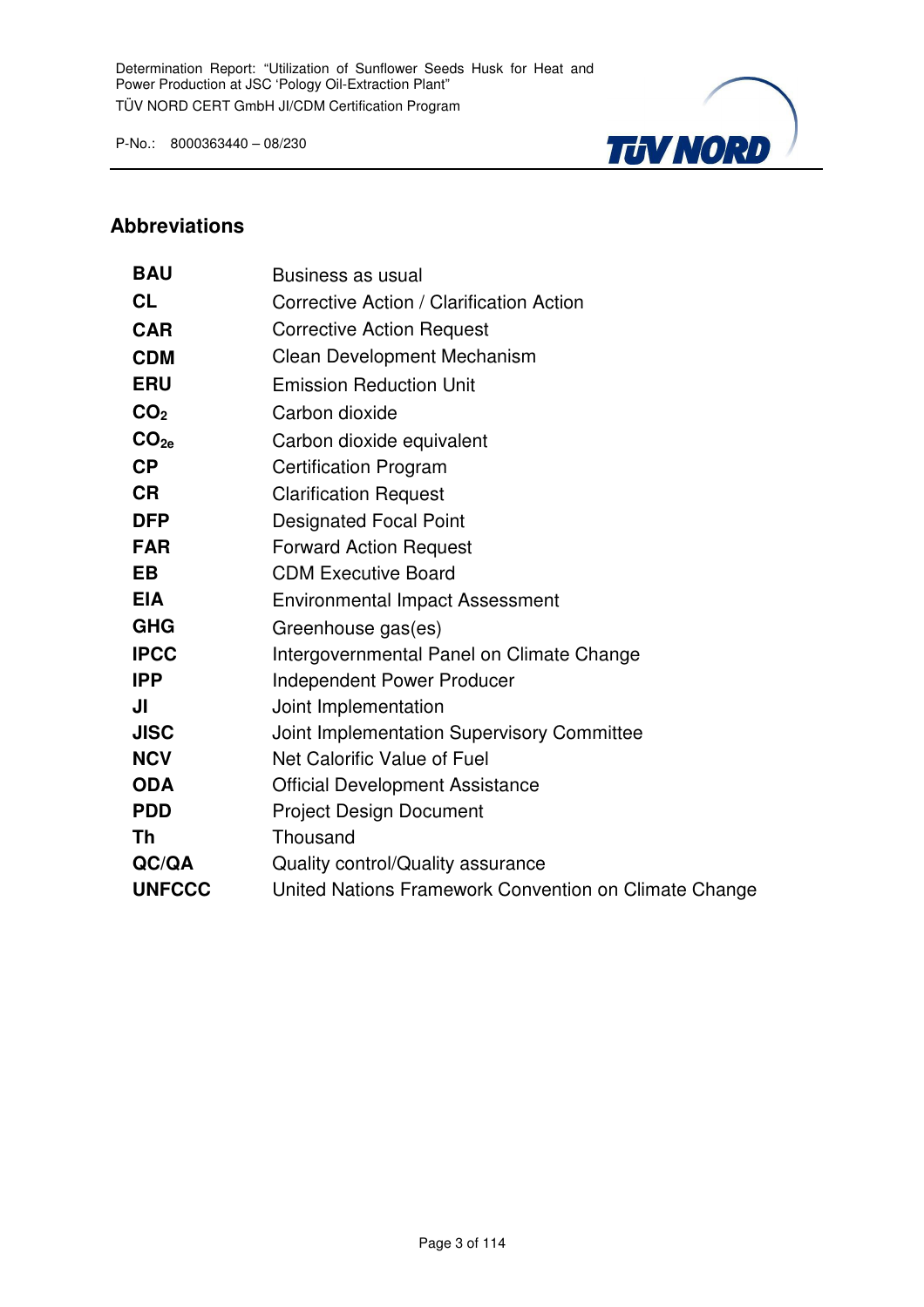## Abbreviations

| | |
|---|---|
| **BAU** | Business as usual |
| **CL** | Corrective Action / Clarification Action |
| **CAR** | Corrective Action Request |
| **CDM** | Clean Development Mechanism |
| **ERU** | Emission Reduction Unit |
| **$CO_2$** | Carbon dioxide |
| **$CO_{2e}$** | Carbon dioxide equivalent |
| **CP** | Certification Program |
| **CR** | Clarification Request |
| **DFP** | Designated Focal Point |
| **FAR** | Forward Action Request |
| **EB** | CDM Executive Board |
| **EIA** | Environmental Impact Assessment |
| **GHG** | Greenhouse gas(es) |
| **IPCC** | Intergovernmental Panel on Climate Change |
| **IPP** | Independent Power Producer |
| **JI** | Joint Implementation |
| **JISC** | Joint Implementation Supervisory Committee |
| **NCV** | Net Calorific Value of Fuel |
| **ODA** | Official Development Assistance |
| **PDD** | Project Design Document |
| **Th** | Thousand |
| **QC/QA** | Quality control/Quality assurance |
| **UNFCCC** | United Nations Framework Convention on Climate Change |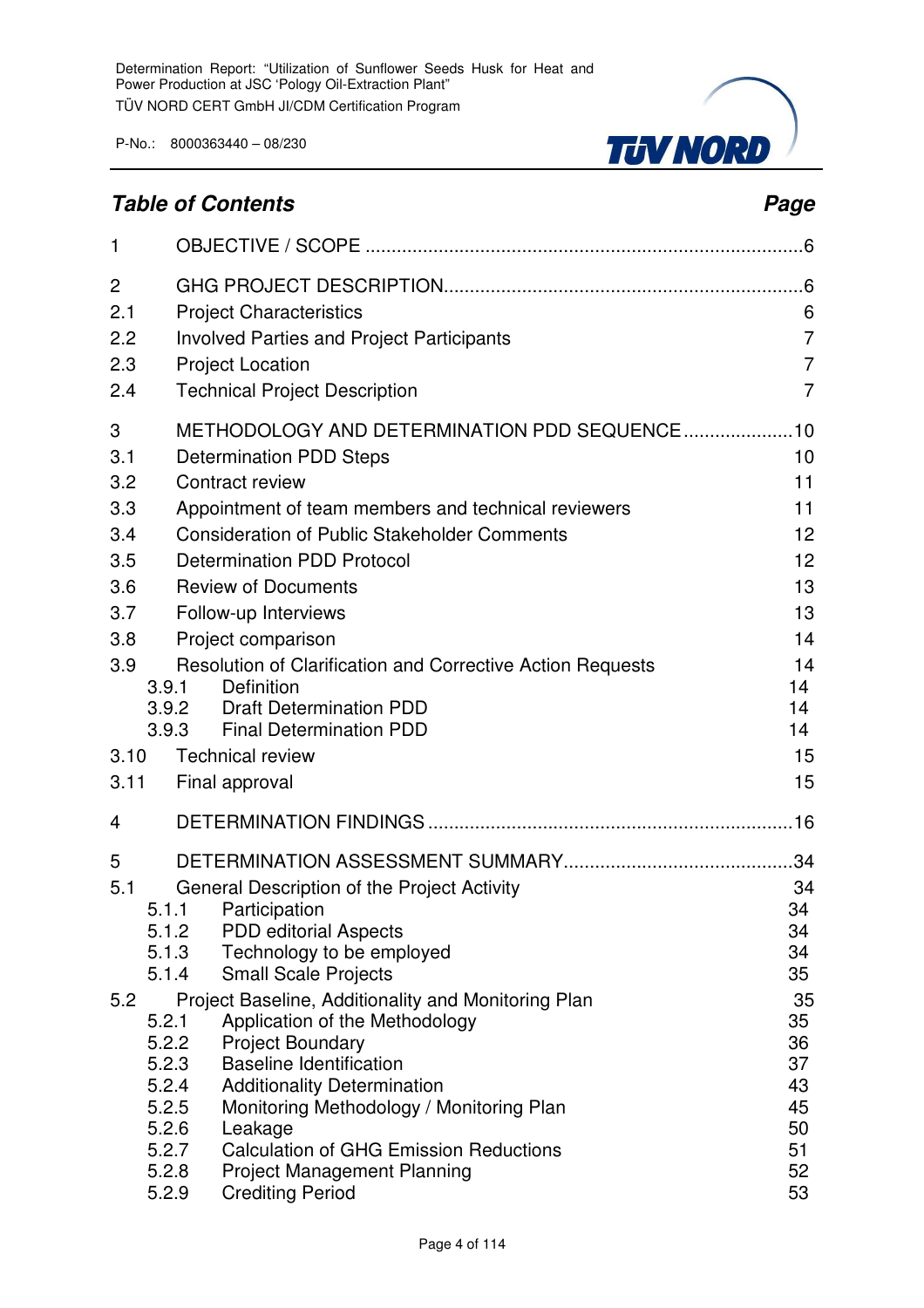## *Table of Contents* — *Page*

| | | |
|---|---|---|
| 1 | OBJECTIVE / SCOPE | 6 |
| 2 | GHG PROJECT DESCRIPTION | 6 |
| 2.1 | Project Characteristics | 6 |
| 2.2 | Involved Parties and Project Participants | 7 |
| 2.3 | Project Location | 7 |
| 2.4 | Technical Project Description | 7 |
| 3 | METHODOLOGY AND DETERMINATION PDD SEQUENCE | 10 |
| 3.1 | Determination PDD Steps | 10 |
| 3.2 | Contract review | 11 |
| 3.3 | Appointment of team members and technical reviewers | 11 |
| 3.4 | Consideration of Public Stakeholder Comments | 12 |
| 3.5 | Determination PDD Protocol | 12 |
| 3.6 | Review of Documents | 13 |
| 3.7 | Follow-up Interviews | 13 |
| 3.8 | Project comparison | 14 |
| 3.9 | Resolution of Clarification and Corrective Action Requests | 14 |
| 3.9.1 | Definition | 14 |
| 3.9.2 | Draft Determination PDD | 14 |
| 3.9.3 | Final Determination PDD | 14 |
| 3.10 | Technical review | 15 |
| 3.11 | Final approval | 15 |
| 4 | DETERMINATION FINDINGS | 16 |
| 5 | DETERMINATION ASSESSMENT SUMMARY | 34 |
| 5.1 | General Description of the Project Activity | 34 |
| 5.1.1 | Participation | 34 |
| 5.1.2 | PDD editorial Aspects | 34 |
| 5.1.3 | Technology to be employed | 34 |
| 5.1.4 | Small Scale Projects | 35 |
| 5.2 | Project Baseline, Additionality and Monitoring Plan | 35 |
| 5.2.1 | Application of the Methodology | 35 |
| 5.2.2 | Project Boundary | 36 |
| 5.2.3 | Baseline Identification | 37 |
| 5.2.4 | Additionality Determination | 43 |
| 5.2.5 | Monitoring Methodology / Monitoring Plan | 45 |
| 5.2.6 | Leakage | 50 |
| 5.2.7 | Calculation of GHG Emission Reductions | 51 |
| 5.2.8 | Project Management Planning | 52 |
| 5.2.9 | Crediting Period | 53 |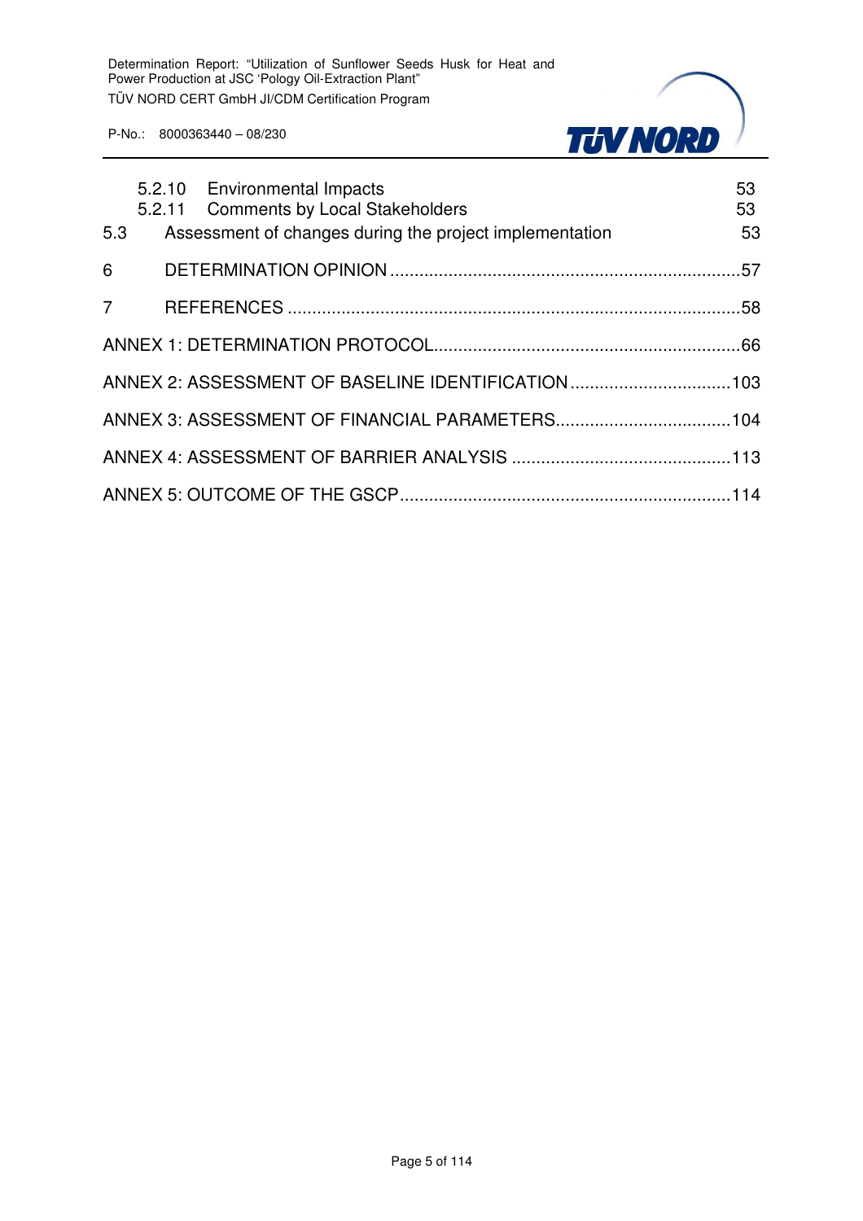| | | |
|---|---|---|
| 5.2.10 | Environmental Impacts | 53 |
| 5.2.11 | Comments by Local Stakeholders | 53 |
| 5.3 | Assessment of changes during the project implementation | 53 |
| 6 | DETERMINATION OPINION | 57 |
| 7 | REFERENCES | 58 |
| ANNEX 1: DETERMINATION PROTOCOL | | 66 |
| ANNEX 2: ASSESSMENT OF BASELINE IDENTIFICATION | | 103 |
| ANNEX 3: ASSESSMENT OF FINANCIAL PARAMETERS | | 104 |
| ANNEX 4: ASSESSMENT OF BARRIER ANALYSIS | | 113 |
| ANNEX 5: OUTCOME OF THE GSCP | | 114 |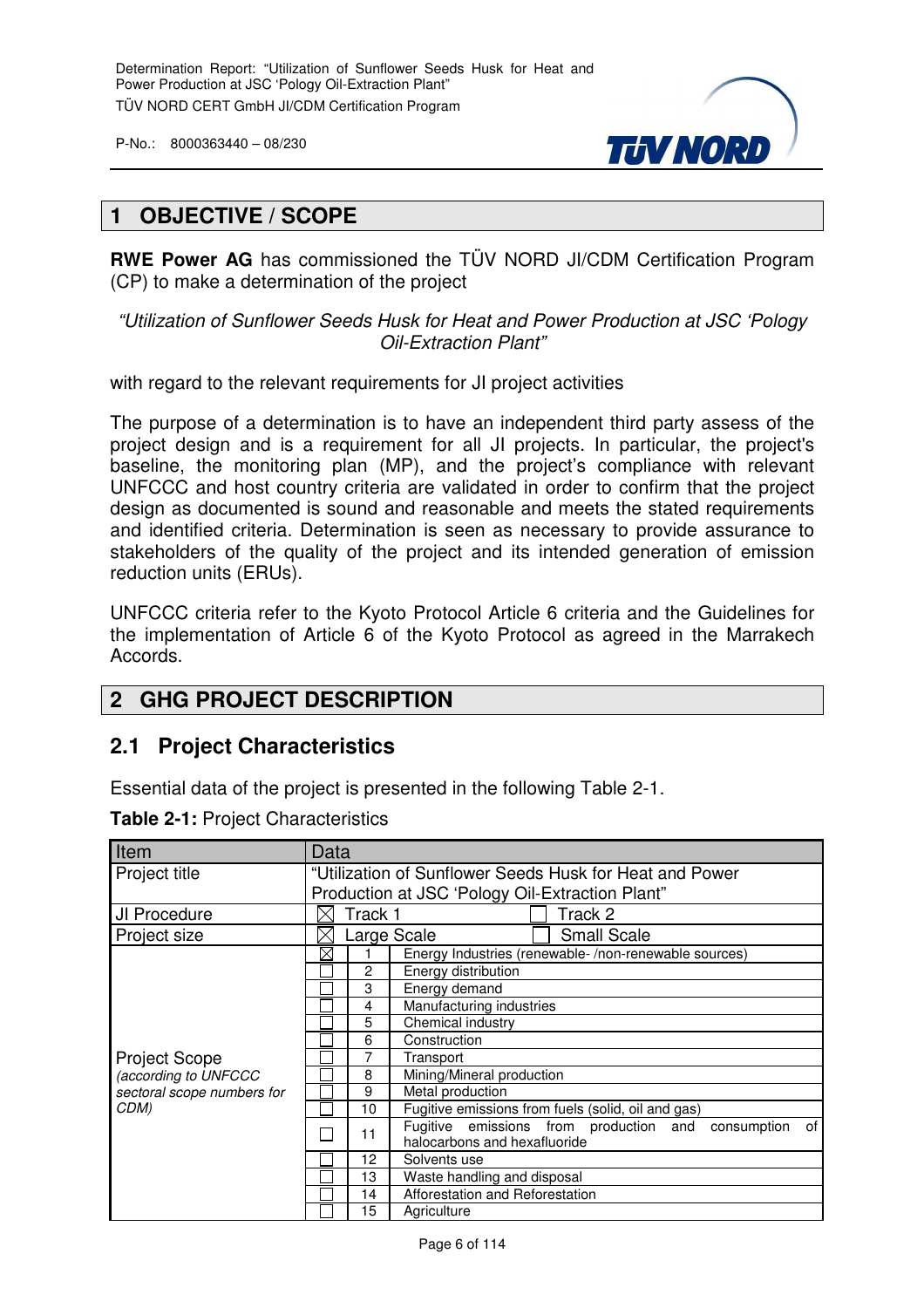# 1 OBJECTIVE / SCOPE

**RWE Power AG** has commissioned the TÜV NORD JI/CDM Certification Program (CP) to make a determination of the project

*"Utilization of Sunflower Seeds Husk for Heat and Power Production at JSC 'Pology Oil-Extraction Plant"*

with regard to the relevant requirements for JI project activities

The purpose of a determination is to have an independent third party assess of the project design and is a requirement for all JI projects. In particular, the project's baseline, the monitoring plan (MP), and the project's compliance with relevant UNFCCC and host country criteria are validated in order to confirm that the project design as documented is sound and reasonable and meets the stated requirements and identified criteria. Determination is seen as necessary to provide assurance to stakeholders of the quality of the project and its intended generation of emission reduction units (ERUs).

UNFCCC criteria refer to the Kyoto Protocol Article 6 criteria and the Guidelines for the implementation of Article 6 of the Kyoto Protocol as agreed in the Marrakech Accords.

# 2 GHG PROJECT DESCRIPTION

## 2.1 Project Characteristics

Essential data of the project is presented in the following Table 2-1.

**Table 2-1:** Project Characteristics

| Item | Data | | |
|---|---|---|---|
| Project title | "Utilization of Sunflower Seeds Husk for Heat and Power Production at JSC 'Pology Oil-Extraction Plant" | | |
| JI Procedure | ☒ Track 1 ☐ Track 2 | | |
| Project size | ☒ Large Scale ☐ Small Scale | | |
| Project Scope *(according to UNFCCC sectoral scope numbers for CDM)* | ☒ | 1 | Energy Industries (renewable- /non-renewable sources) |
| | ☐ | 2 | Energy distribution |
| | ☐ | 3 | Energy demand |
| | ☐ | 4 | Manufacturing industries |
| | ☐ | 5 | Chemical industry |
| | ☐ | 6 | Construction |
| | ☐ | 7 | Transport |
| | ☐ | 8 | Mining/Mineral production |
| | ☐ | 9 | Metal production |
| | ☐ | 10 | Fugitive emissions from fuels (solid, oil and gas) |
| | ☐ | 11 | Fugitive emissions from production and consumption of halocarbons and hexafluoride |
| | ☐ | 12 | Solvents use |
| | ☐ | 13 | Waste handling and disposal |
| | ☐ | 14 | Afforestation and Reforestation |
| | ☐ | 15 | Agriculture |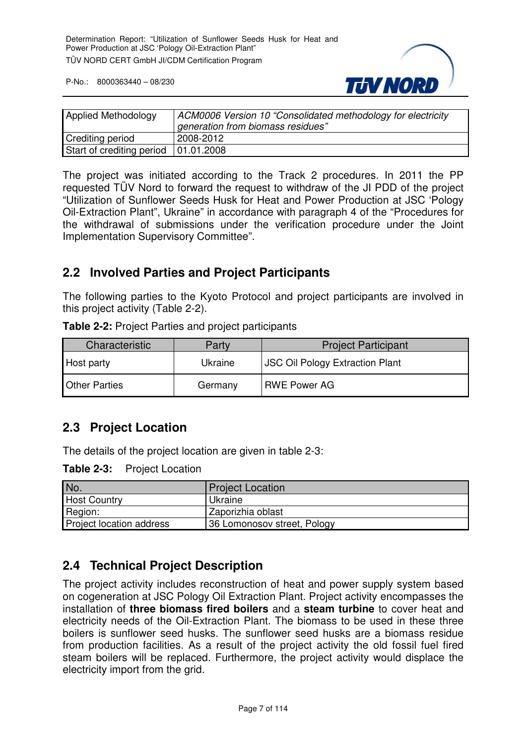| Applied Methodology | *ACM0006 Version 10 "Consolidated methodology for electricity generation from biomass residues"* |
|---|---|
| Crediting period | 2008-2012 |
| Start of crediting period | 01.01.2008 |

The project was initiated according to the Track 2 procedures. In 2011 the PP requested TÜV Nord to forward the request to withdraw of the JI PDD of the project "Utilization of Sunflower Seeds Husk for Heat and Power Production at JSC 'Pology Oil-Extraction Plant", Ukraine" in accordance with paragraph 4 of the "Procedures for the withdrawal of submissions under the verification procedure under the Joint Implementation Supervisory Committee".

## 2.2 Involved Parties and Project Participants

The following parties to the Kyoto Protocol and project participants are involved in this project activity (Table 2-2).

**Table 2-2:** Project Parties and project participants

| Characteristic | Party | Project Participant |
|---|---|---|
| Host party | Ukraine | JSC Oil Pology Extraction Plant |
| Other Parties | Germany | RWE Power AG |

## 2.3 Project Location

The details of the project location are given in table 2-3:

**Table 2-3:** Project Location

| No. | Project Location |
|---|---|
| Host Country | Ukraine |
| Region: | Zaporizhia oblast |
| Project location address | 36 Lomonosov street, Pology |

## 2.4 Technical Project Description

The project activity includes reconstruction of heat and power supply system based on cogeneration at JSC Pology Oil Extraction Plant. Project activity encompasses the installation of **three biomass fired boilers** and a **steam turbine** to cover heat and electricity needs of the Oil-Extraction Plant. The biomass to be used in these three boilers is sunflower seed husks. The sunflower seed husks are a biomass residue from production facilities. As a result of the project activity the old fossil fuel fired steam boilers will be replaced. Furthermore, the project activity would displace the electricity import from the grid.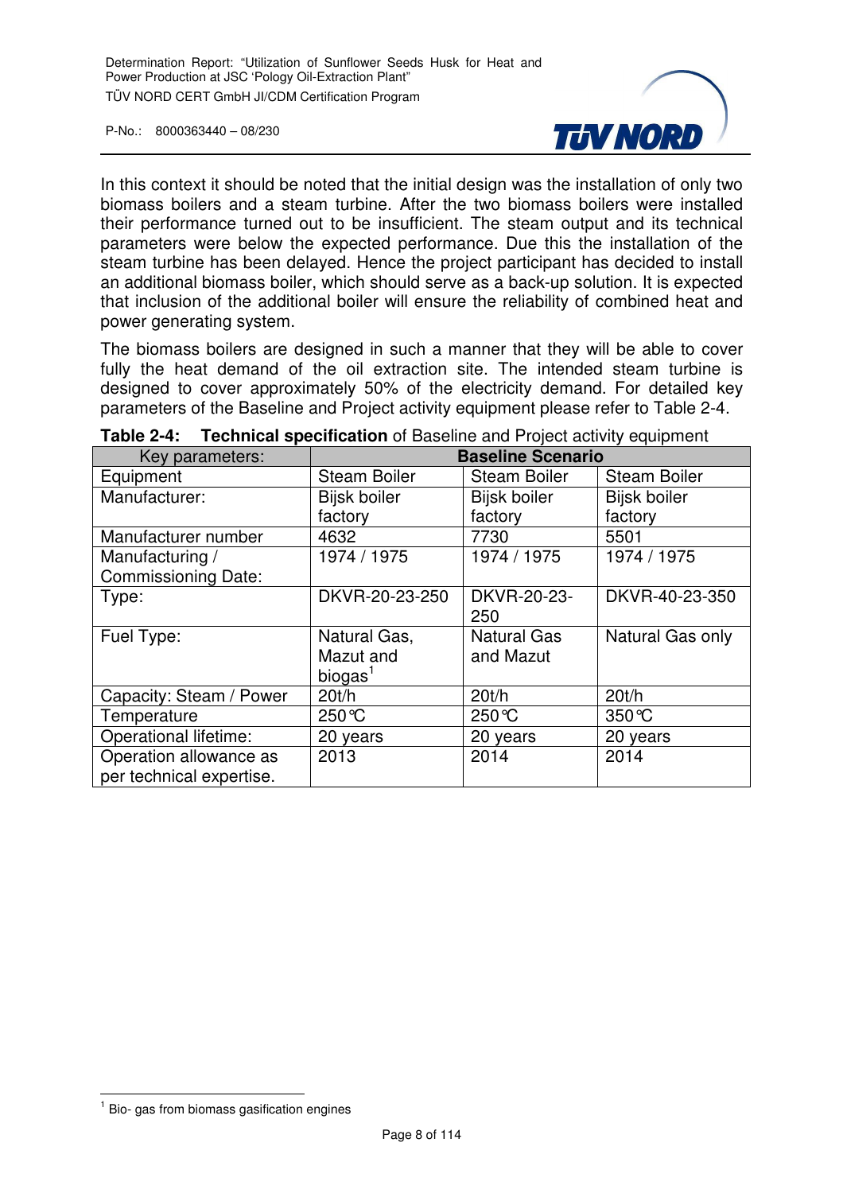In this context it should be noted that the initial design was the installation of only two biomass boilers and a steam turbine. After the two biomass boilers were installed their performance turned out to be insufficient. The steam output and its technical parameters were below the expected performance. Due this the installation of the steam turbine has been delayed. Hence the project participant has decided to install an additional biomass boiler, which should serve as a back-up solution. It is expected that inclusion of the additional boiler will ensure the reliability of combined heat and power generating system.

The biomass boilers are designed in such a manner that they will be able to cover fully the heat demand of the oil extraction site. The intended steam turbine is designed to cover approximately 50% of the electricity demand. For detailed key parameters of the Baseline and Project activity equipment please refer to Table 2-4.

**Table 2-4: Technical specification** of Baseline and Project activity equipment

| Key parameters: | **Baseline Scenario** | | |
|---|---|---|---|
| Equipment | Steam Boiler | Steam Boiler | Steam Boiler |
| Manufacturer: | Bijsk boiler factory | Bijsk boiler factory | Bijsk boiler factory |
| Manufacturer number | 4632 | 7730 | 5501 |
| Manufacturing / Commissioning Date: | 1974 / 1975 | 1974 / 1975 | 1974 / 1975 |
| Type: | DKVR-20-23-250 | DKVR-20-23-250 | DKVR-40-23-350 |
| Fuel Type: | Natural Gas, Mazut and biogas[1] | Natural Gas and Mazut | Natural Gas only |
| Capacity: Steam / Power | 20t/h | 20t/h | 20t/h |
| Temperature | 250℃ | 250℃ | 350℃ |
| Operational lifetime: | 20 years | 20 years | 20 years |
| Operation allowance as per technical expertise. | 2013 | 2014 | 2014 |

[1] Bio- gas from biomass gasification engines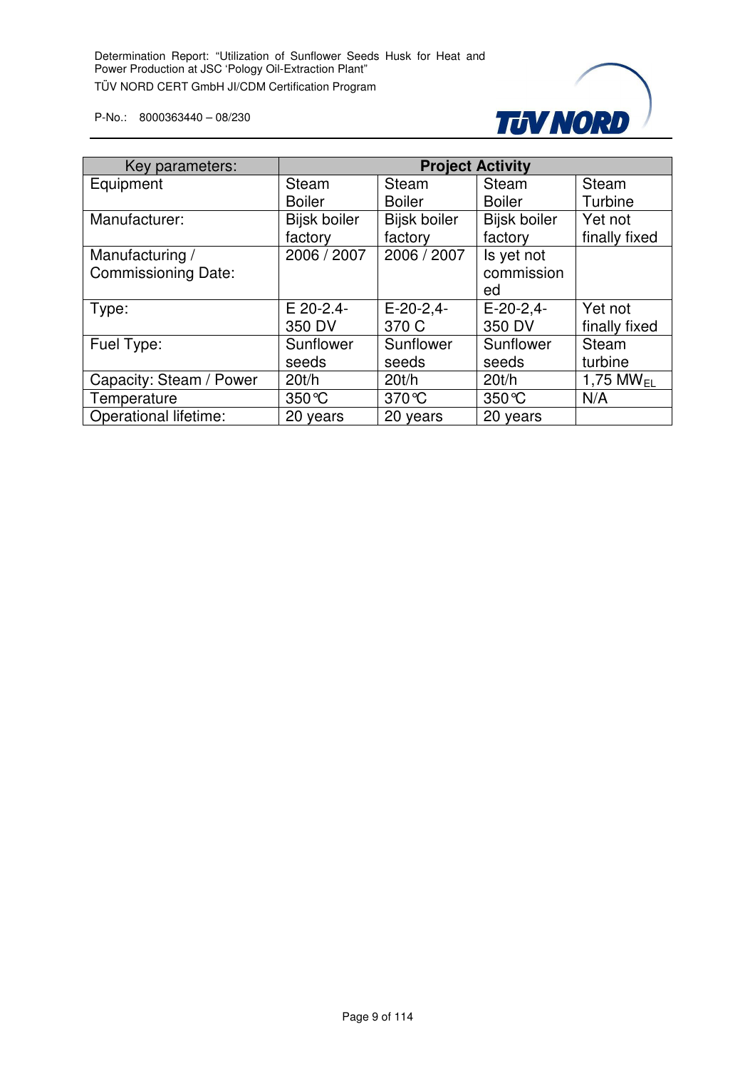| Key parameters: | Project Activity | | | |
| --- | --- | --- | --- | --- |
| Equipment | Steam Boiler | Steam Boiler | Steam Boiler | Steam Turbine |
| Manufacturer: | Bijsk boiler factory | Bijsk boiler factory | Bijsk boiler factory | Yet not finally fixed |
| Manufacturing / Commissioning Date: | 2006 / 2007 | 2006 / 2007 | Is yet not commissioned | |
| Type: | E 20-2.4-350 DV | E-20-2,4-370 C | E-20-2,4-350 DV | Yet not finally fixed |
| Fuel Type: | Sunflower seeds | Sunflower seeds | Sunflower seeds | Steam turbine |
| Capacity: Steam / Power | 20t/h | 20t/h | 20t/h | 1,75 $MW_{EL}$ |
| Temperature | 350℃ | 370℃ | 350℃ | N/A |
| Operational lifetime: | 20 years | 20 years | 20 years | |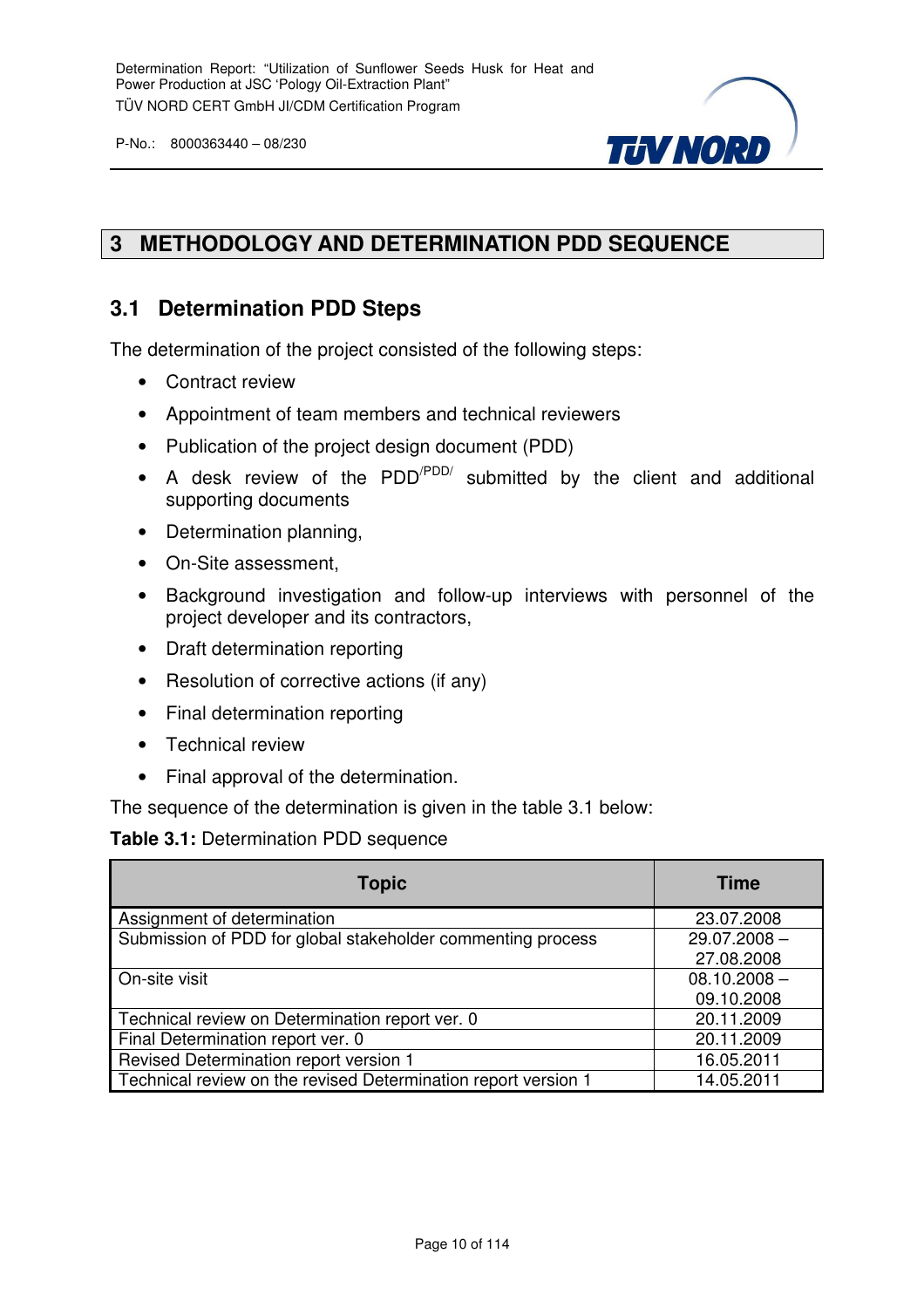# 3 METHODOLOGY AND DETERMINATION PDD SEQUENCE

## 3.1 Determination PDD Steps

The determination of the project consisted of the following steps:

- Contract review
- Appointment of team members and technical reviewers
- Publication of the project design document (PDD)
- A desk review of the PDD/PDD/ submitted by the client and additional supporting documents
- Determination planning,
- On-Site assessment,
- Background investigation and follow-up interviews with personnel of the project developer and its contractors,
- Draft determination reporting
- Resolution of corrective actions (if any)
- Final determination reporting
- Technical review
- Final approval of the determination.

The sequence of the determination is given in the table 3.1 below:

**Table 3.1:** Determination PDD sequence

| Topic | Time |
|---|---|
| Assignment of determination | 23.07.2008 |
| Submission of PDD for global stakeholder commenting process | 29.07.2008 – 27.08.2008 |
| On-site visit | 08.10.2008 – 09.10.2008 |
| Technical review on Determination report ver. 0 | 20.11.2009 |
| Final Determination report ver. 0 | 20.11.2009 |
| Revised Determination report version 1 | 16.05.2011 |
| Technical review on the revised Determination report version 1 | 14.05.2011 |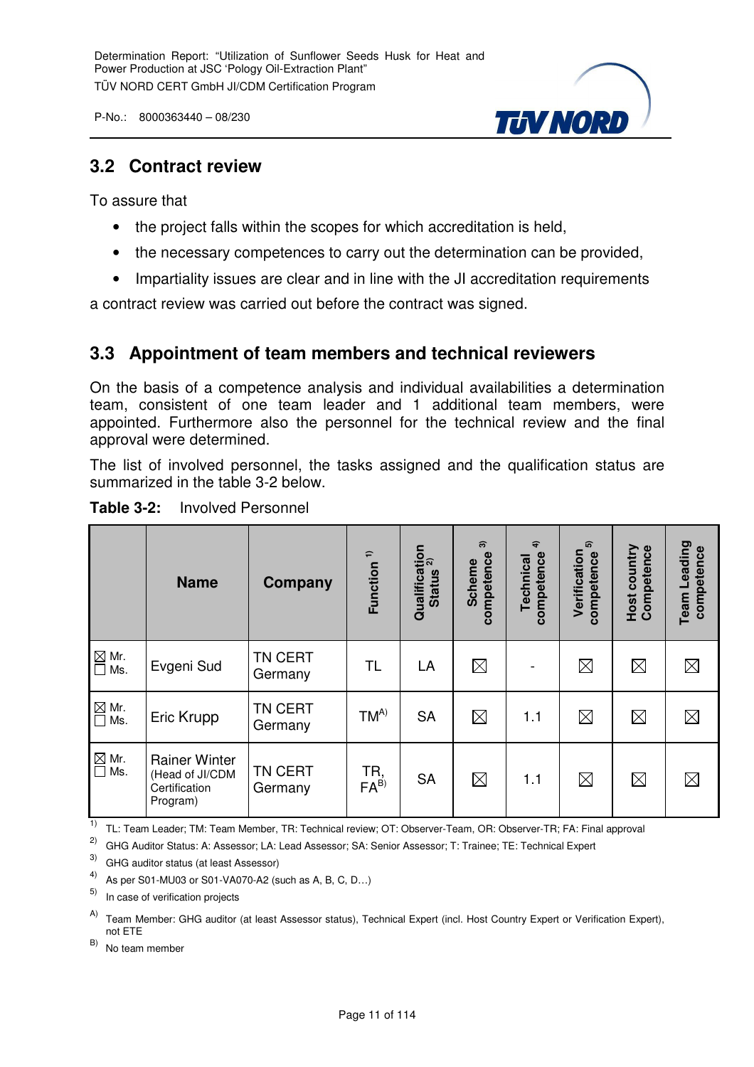## 3.2 Contract review

To assure that

- the project falls within the scopes for which accreditation is held,
- the necessary competences to carry out the determination can be provided,
- Impartiality issues are clear and in line with the JI accreditation requirements

a contract review was carried out before the contract was signed.

## 3.3 Appointment of team members and technical reviewers

On the basis of a competence analysis and individual availabilities a determination team, consistent of one team leader and 1 additional team members, were appointed. Furthermore also the personnel for the technical review and the final approval were determined.

The list of involved personnel, the tasks assigned and the qualification status are summarized in the table 3-2 below.

**Table 3-2:** Involved Personnel

| | Name | Company | Function [1] | Qualification Status [2] | Scheme competence [3] | Technical competence [4] | Verification competence [5] | Host country Competence | Team Leading competence |
|---|---|---|---|---|---|---|---|---|---|
| ☒ Mr. ☐ Ms. | Evgeni Sud | TN CERT Germany | TL | LA | ☒ | - | ☒ | ☒ | ☒ |
| ☒ Mr. ☐ Ms. | Eric Krupp | TN CERT Germany | TM[A)] | SA | ☒ | 1.1 | ☒ | ☒ | ☒ |
| ☒ Mr. ☐ Ms. | Rainer Winter (Head of JI/CDM Certification Program) | TN CERT Germany | TR, FA[B)] | SA | ☒ | 1.1 | ☒ | ☒ | ☒ |

1) TL: Team Leader; TM: Team Member, TR: Technical review; OT: Observer-Team, OR: Observer-TR; FA: Final approval

2) GHG Auditor Status: A: Assessor; LA: Lead Assessor; SA: Senior Assessor; T: Trainee; TE: Technical Expert

3) GHG auditor status (at least Assessor)

4) As per S01-MU03 or S01-VA070-A2 (such as A, B, C, D…)

5) In case of verification projects

A) Team Member: GHG auditor (at least Assessor status), Technical Expert (incl. Host Country Expert or Verification Expert), not ETE

B) No team member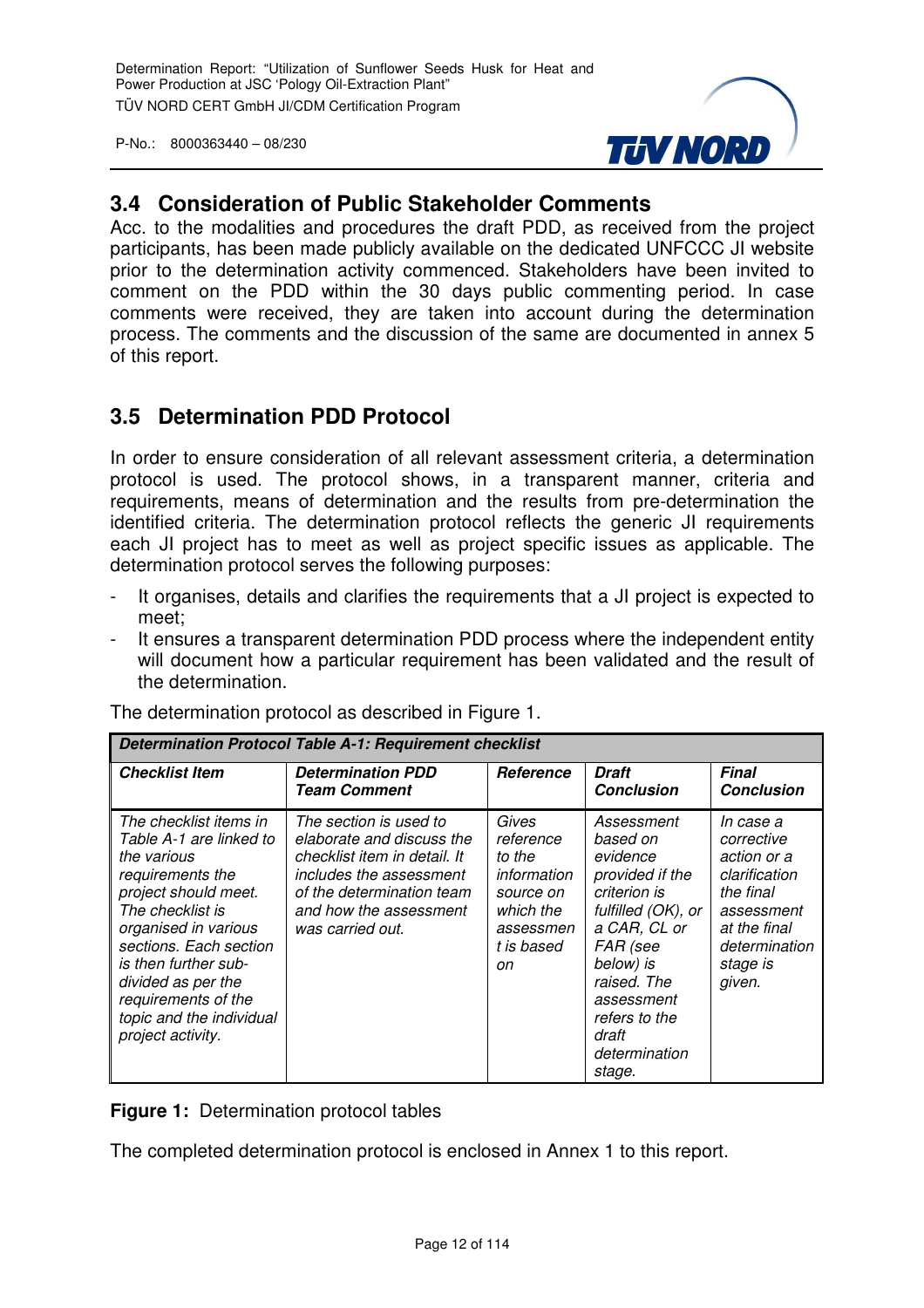## 3.4 Consideration of Public Stakeholder Comments

Acc. to the modalities and procedures the draft PDD, as received from the project participants, has been made publicly available on the dedicated UNFCCC JI website prior to the determination activity commenced. Stakeholders have been invited to comment on the PDD within the 30 days public commenting period. In case comments were received, they are taken into account during the determination process. The comments and the discussion of the same are documented in annex 5 of this report.

## 3.5 Determination PDD Protocol

In order to ensure consideration of all relevant assessment criteria, a determination protocol is used. The protocol shows, in a transparent manner, criteria and requirements, means of determination and the results from pre-determination the identified criteria. The determination protocol reflects the generic JI requirements each JI project has to meet as well as project specific issues as applicable. The determination protocol serves the following purposes:

- It organises, details and clarifies the requirements that a JI project is expected to meet;
- It ensures a transparent determination PDD process where the independent entity will document how a particular requirement has been validated and the result of the determination.

The determination protocol as described in Figure 1.

| ***Determination Protocol Table A-1: Requirement checklist*** | | | | |
|---|---|---|---|---|
| ***Checklist Item*** | ***Determination PDD Team Comment*** | ***Reference*** | ***Draft Conclusion*** | ***Final Conclusion*** |
| *The checklist items in Table A-1 are linked to the various requirements the project should meet. The checklist is organised in various sections. Each section is then further sub-divided as per the requirements of the topic and the individual project activity.* | *The section is used to elaborate and discuss the checklist item in detail. It includes the assessment of the determination team and how the assessment was carried out.* | *Gives reference to the information source on which the assessment is based on* | *Assessment based on evidence provided if the criterion is fulfilled (OK), or a CAR, CL or FAR (see below) is raised. The assessment refers to the draft determination stage.* | *In case a corrective action or a clarification the final assessment at the final determination stage is given.* |

**Figure 1:** Determination protocol tables

The completed determination protocol is enclosed in Annex 1 to this report.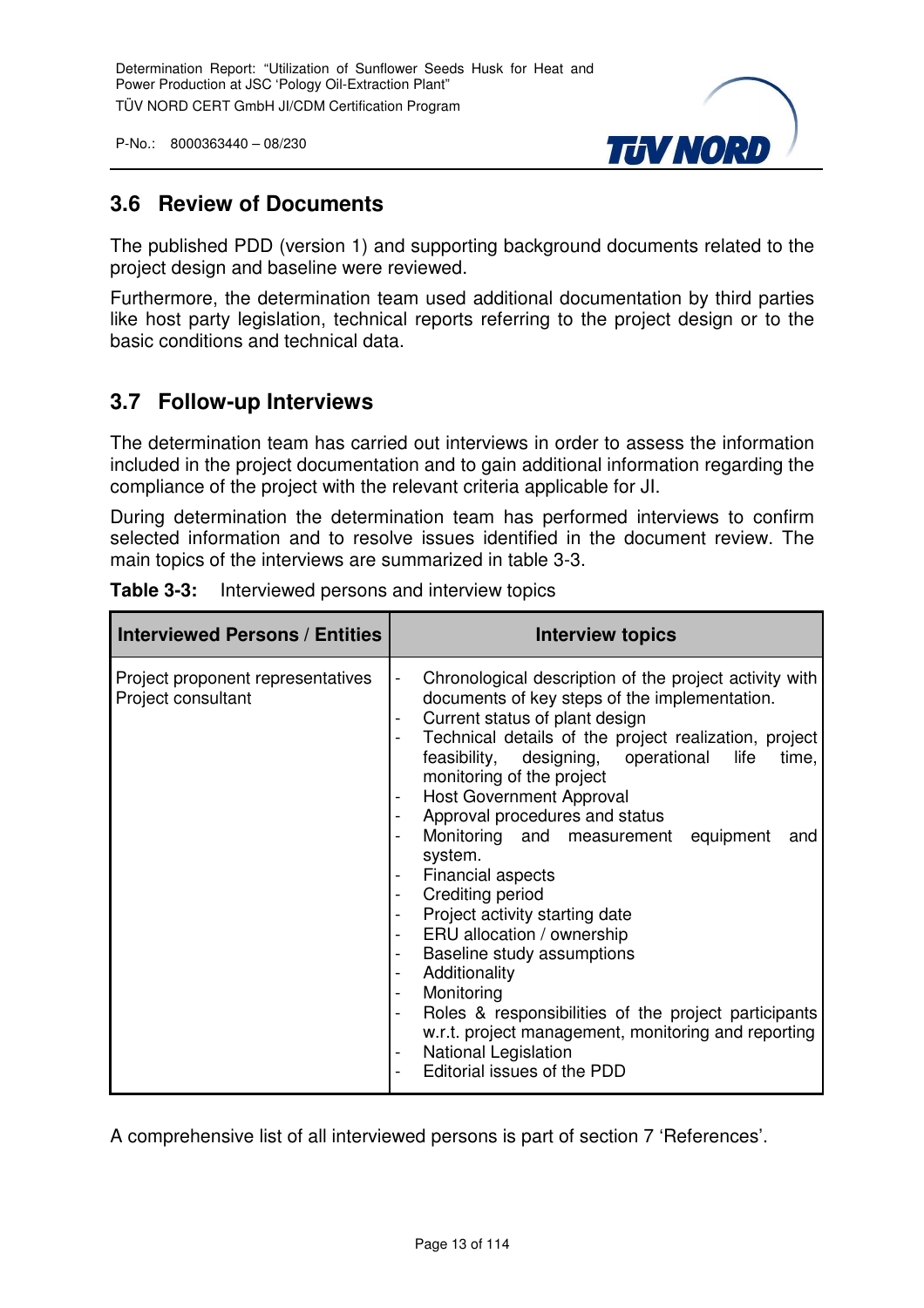## 3.6 Review of Documents

The published PDD (version 1) and supporting background documents related to the project design and baseline were reviewed.

Furthermore, the determination team used additional documentation by third parties like host party legislation, technical reports referring to the project design or to the basic conditions and technical data.

## 3.7 Follow-up Interviews

The determination team has carried out interviews in order to assess the information included in the project documentation and to gain additional information regarding the compliance of the project with the relevant criteria applicable for JI.

During determination the determination team has performed interviews to confirm selected information and to resolve issues identified in the document review. The main topics of the interviews are summarized in table 3-3.

**Table 3-3:** Interviewed persons and interview topics

| Interviewed Persons / Entities | Interview topics |
|---|---|
| Project proponent representatives<br>Project consultant | - Chronological description of the project activity with documents of key steps of the implementation.<br>- Current status of plant design<br>- Technical details of the project realization, project feasibility, designing, operational life time, monitoring of the project<br>- Host Government Approval<br>- Approval procedures and status<br>- Monitoring and measurement equipment and system.<br>- Financial aspects<br>- Crediting period<br>- Project activity starting date<br>- ERU allocation / ownership<br>- Baseline study assumptions<br>- Additionality<br>- Monitoring<br>- Roles & responsibilities of the project participants w.r.t. project management, monitoring and reporting<br>- National Legislation<br>- Editorial issues of the PDD |

A comprehensive list of all interviewed persons is part of section 7 'References'.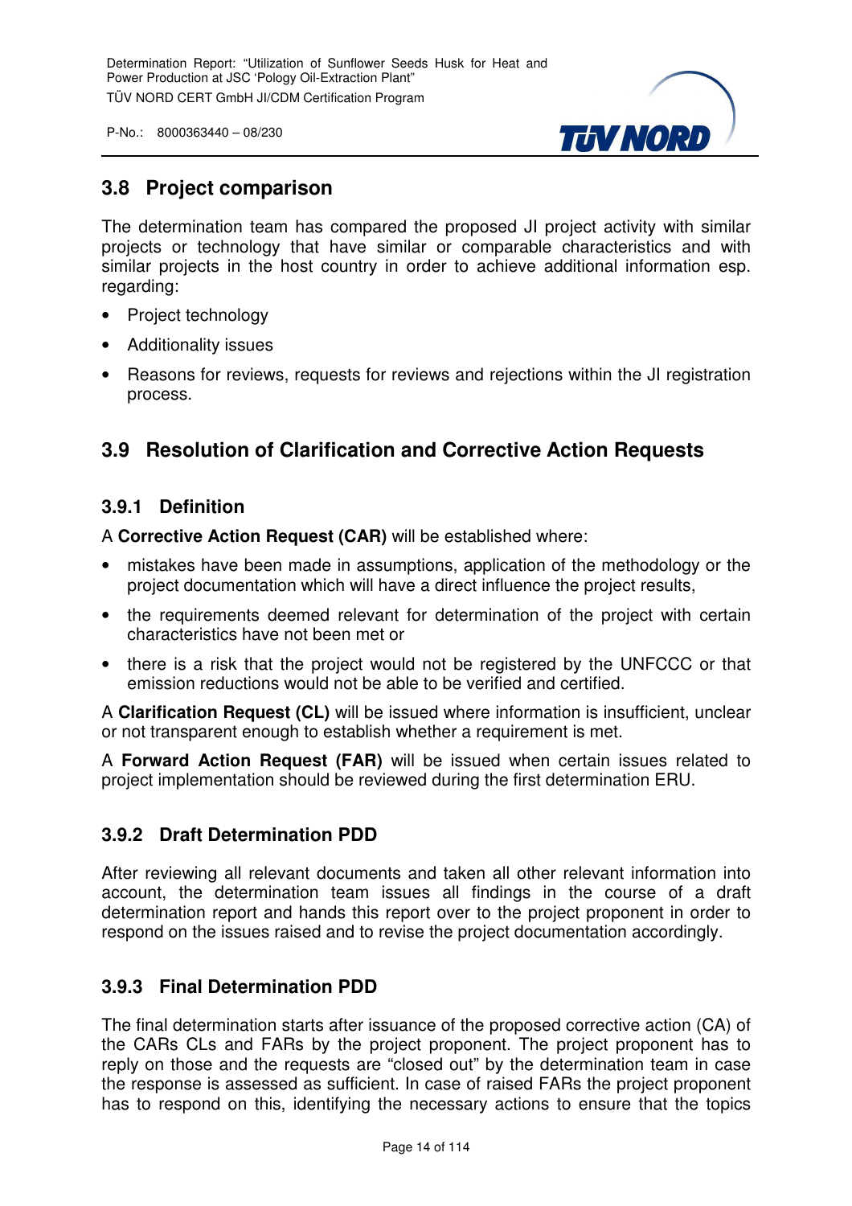## 3.8 Project comparison

The determination team has compared the proposed JI project activity with similar projects or technology that have similar or comparable characteristics and with similar projects in the host country in order to achieve additional information esp. regarding:

- Project technology
- Additionality issues
- Reasons for reviews, requests for reviews and rejections within the JI registration process.

## 3.9 Resolution of Clarification and Corrective Action Requests

### 3.9.1 Definition

A **Corrective Action Request (CAR)** will be established where:

- mistakes have been made in assumptions, application of the methodology or the project documentation which will have a direct influence the project results,
- the requirements deemed relevant for determination of the project with certain characteristics have not been met or
- there is a risk that the project would not be registered by the UNFCCC or that emission reductions would not be able to be verified and certified.

A **Clarification Request (CL)** will be issued where information is insufficient, unclear or not transparent enough to establish whether a requirement is met.

A **Forward Action Request (FAR)** will be issued when certain issues related to project implementation should be reviewed during the first determination ERU.

### 3.9.2 Draft Determination PDD

After reviewing all relevant documents and taken all other relevant information into account, the determination team issues all findings in the course of a draft determination report and hands this report over to the project proponent in order to respond on the issues raised and to revise the project documentation accordingly.

### 3.9.3 Final Determination PDD

The final determination starts after issuance of the proposed corrective action (CA) of the CARs CLs and FARs by the project proponent. The project proponent has to reply on those and the requests are "closed out" by the determination team in case the response is assessed as sufficient. In case of raised FARs the project proponent has to respond on this, identifying the necessary actions to ensure that the topics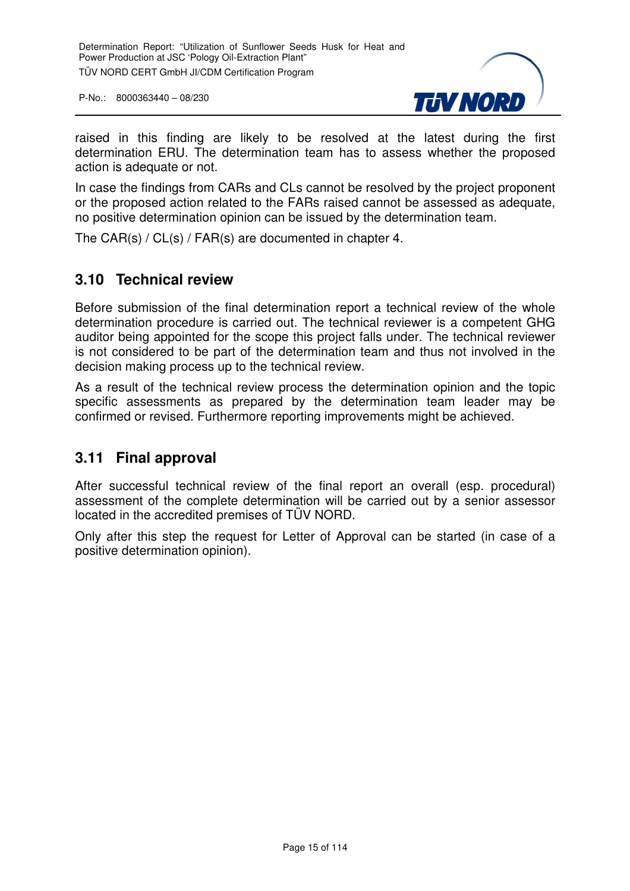raised in this finding are likely to be resolved at the latest during the first determination ERU. The determination team has to assess whether the proposed action is adequate or not.

In case the findings from CARs and CLs cannot be resolved by the project proponent or the proposed action related to the FARs raised cannot be assessed as adequate, no positive determination opinion can be issued by the determination team.

The CAR(s) / CL(s) / FAR(s) are documented in chapter 4.

## 3.10 Technical review

Before submission of the final determination report a technical review of the whole determination procedure is carried out. The technical reviewer is a competent GHG auditor being appointed for the scope this project falls under. The technical reviewer is not considered to be part of the determination team and thus not involved in the decision making process up to the technical review.

As a result of the technical review process the determination opinion and the topic specific assessments as prepared by the determination team leader may be confirmed or revised. Furthermore reporting improvements might be achieved.

## 3.11 Final approval

After successful technical review of the final report an overall (esp. procedural) assessment of the complete determination will be carried out by a senior assessor located in the accredited premises of TÜV NORD.

Only after this step the request for Letter of Approval can be started (in case of a positive determination opinion).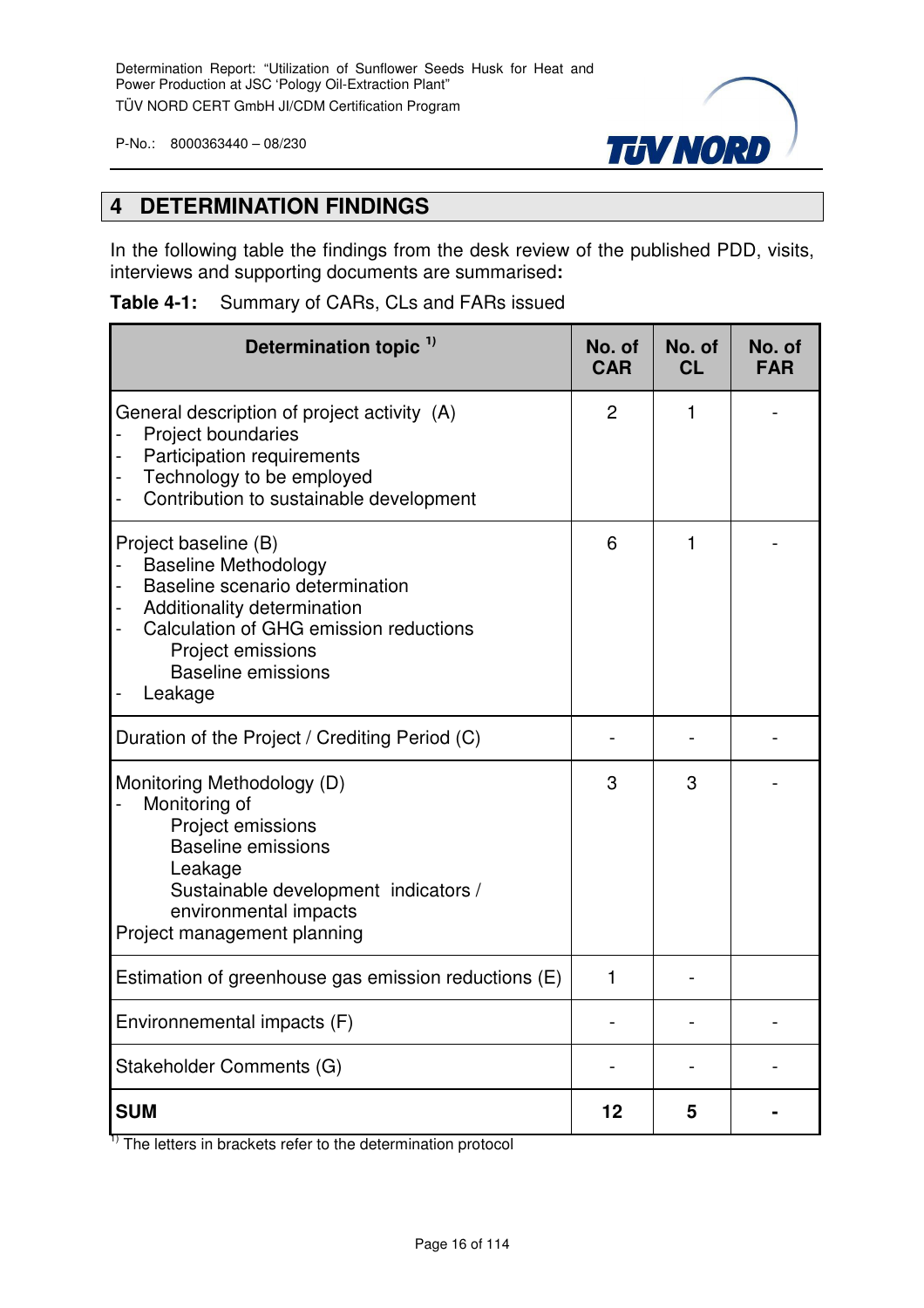# 4 DETERMINATION FINDINGS

In the following table the findings from the desk review of the published PDD, visits, interviews and supporting documents are summarised**:**

**Table 4-1:** Summary of CARs, CLs and FARs issued

| Determination topic [1)] | No. of CAR | No. of CL | No. of FAR |
|---|---|---|---|
| General description of project activity (A)<br>- Project boundaries<br>- Participation requirements<br>- Technology to be employed<br>- Contribution to sustainable development | 2 | 1 | - |
| Project baseline (B)<br>- Baseline Methodology<br>- Baseline scenario determination<br>- Additionality determination<br>- Calculation of GHG emission reductions<br>Project emissions<br>Baseline emissions<br>- Leakage | 6 | 1 | - |
| Duration of the Project / Crediting Period (C) | - | - | - |
| Monitoring Methodology (D)<br>- Monitoring of<br>Project emissions<br>Baseline emissions<br>Leakage<br>Sustainable development indicators / environmental impacts<br>Project management planning | 3 | 3 | - |
| Estimation of greenhouse gas emission reductions (E) | 1 | - | |
| Environnemental impacts (F) | - | - | - |
| Stakeholder Comments (G) | - | - | - |
| **SUM** | **12** | **5** | **-** |

[1)] The letters in brackets refer to the determination protocol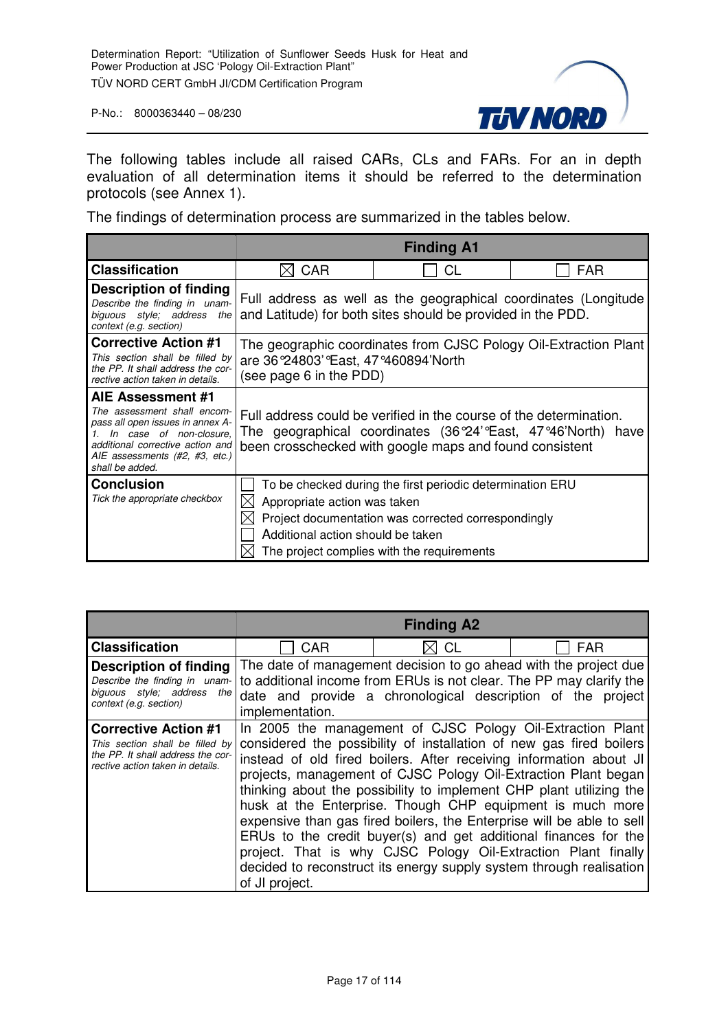The following tables include all raised CARs, CLs and FARs. For an in depth evaluation of all determination items it should be referred to the determination protocols (see Annex 1).

The findings of determination process are summarized in the tables below.

| | Finding A1 | | |
|---|---|---|---|
| **Classification** | ☒ CAR | ☐ CL | ☐ FAR |
| **Description of finding**<br>*Describe the finding in unambiguous style; address the context (e.g. section)* | Full address as well as the geographical coordinates (Longitude and Latitude) for both sites should be provided in the PDD. | | |
| **Corrective Action #1**<br>*This section shall be filled by the PP. It shall address the corrective action taken in details.* | The geographic coordinates from CJSC Pology Oil-Extraction Plant are 36°24803'°East, 47°460894'North<br>(see page 6 in the PDD) | | |
| **AIE Assessment #1**<br>*The assessment shall encompass all open issues in annex A-1. In case of non-closure, additional corrective action and AIE assessments (#2, #3, etc.) shall be added.* | Full address could be verified in the course of the determination. The geographical coordinates (36°24'°East, 47°46'North) have been crosschecked with google maps and found consistent | | |
| **Conclusion**<br>*Tick the appropriate checkbox* | ☐ To be checked during the first periodic determination ERU<br>☒ Appropriate action was taken<br>☒ Project documentation was corrected correspondingly<br>☐ Additional action should be taken<br>☒ The project complies with the requirements | | |

| | Finding A2 | | |
|---|---|---|---|
| **Classification** | ☐ CAR | ☒ CL | ☐ FAR |
| **Description of finding**<br>*Describe the finding in unambiguous style; address the context (e.g. section)* | The date of management decision to go ahead with the project due to additional income from ERUs is not clear. The PP may clarify the date and provide a chronological description of the project implementation. | | |
| **Corrective Action #1**<br>*This section shall be filled by the PP. It shall address the corrective action taken in details.* | In 2005 the management of CJSC Pology Oil-Extraction Plant considered the possibility of installation of new gas fired boilers instead of old fired boilers. After receiving information about JI projects, management of CJSC Pology Oil-Extraction Plant began thinking about the possibility to implement CHP plant utilizing the husk at the Enterprise. Though CHP equipment is much more expensive than gas fired boilers, the Enterprise will be able to sell ERUs to the credit buyer(s) and get additional finances for the project. That is why CJSC Pology Oil-Extraction Plant finally decided to reconstruct its energy supply system through realisation of JI project. | | |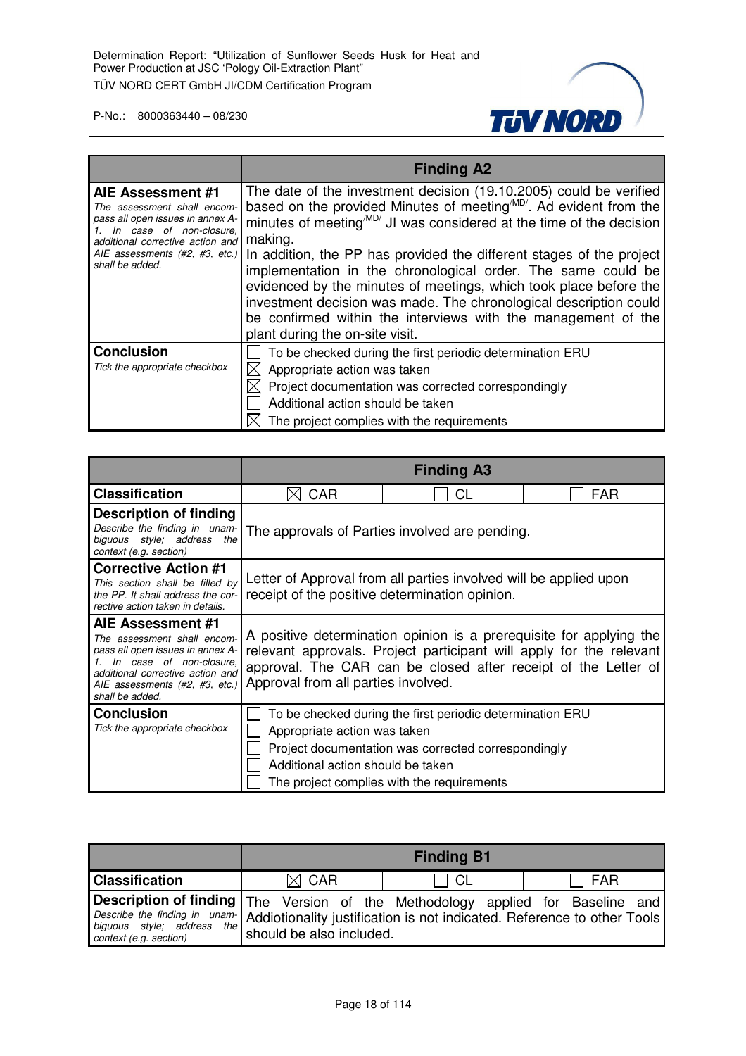| | Finding A2 |
|---|---|
| **AIE Assessment #1**<br>*The assessment shall encompass all open issues in annex A-1. In case of non-closure, additional corrective action and AIE assessments (#2, #3, etc.) shall be added.* | The date of the investment decision (19.10.2005) could be verified based on the provided Minutes of meeting/MD/. Ad evident from the minutes of meeting/MD/ JI was considered at the time of the decision making.<br>In addition, the PP has provided the different stages of the project implementation in the chronological order. The same could be evidenced by the minutes of meetings, which took place before the investment decision was made. The chronological description could be confirmed within the interviews with the management of the plant during the on-site visit. |
| **Conclusion**<br>*Tick the appropriate checkbox* | ☐ To be checked during the first periodic determination ERU<br>☒ Appropriate action was taken<br>☒ Project documentation was corrected correspondingly<br>☐ Additional action should be taken<br>☒ The project complies with the requirements |

| | Finding A3 | | |
|---|---|---|---|
| **Classification** | ☒ CAR | ☐ CL | ☐ FAR |
| **Description of finding**<br>*Describe the finding in unambiguous style; address the context (e.g. section)* | The approvals of Parties involved are pending. | | |
| **Corrective Action #1**<br>*This section shall be filled by the PP. It shall address the corrective action taken in details.* | Letter of Approval from all parties involved will be applied upon receipt of the positive determination opinion. | | |
| **AIE Assessment #1**<br>*The assessment shall encompass all open issues in annex A-1. In case of non-closure, additional corrective action and AIE assessments (#2, #3, etc.) shall be added.* | A positive determination opinion is a prerequisite for applying the relevant approvals. Project participant will apply for the relevant approval. The CAR can be closed after receipt of the Letter of Approval from all parties involved. | | |
| **Conclusion**<br>*Tick the appropriate checkbox* | ☐ To be checked during the first periodic determination ERU<br>☐ Appropriate action was taken<br>☐ Project documentation was corrected correspondingly<br>☐ Additional action should be taken<br>☐ The project complies with the requirements | | |

| | Finding B1 | | |
|---|---|---|---|
| **Classification** | ☒ CAR | ☐ CL | ☐ FAR |
| **Description of finding**<br>*Describe the finding in unambiguous style; address the context (e.g. section)* | The Version of the Methodology applied for Baseline and Addiotionality justification is not indicated. Reference to other Tools should be also included. | | |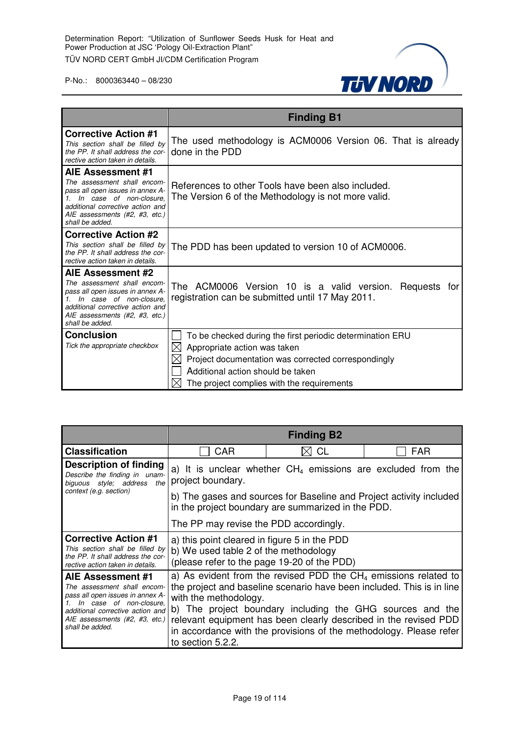| | Finding B1 |
|---|---|
| **Corrective Action #1**<br>*This section shall be filled by the PP. It shall address the corrective action taken in details.* | The used methodology is ACM0006 Version 06. That is already done in the PDD |
| **AIE Assessment #1**<br>*The assessment shall encompass all open issues in annex A-1. In case of non-closure, additional corrective action and AIE assessments (#2, #3, etc.) shall be added.* | References to other Tools have been also included.<br>The Version 6 of the Methodology is not more valid. |
| **Corrective Action #2**<br>*This section shall be filled by the PP. It shall address the corrective action taken in details.* | The PDD has been updated to version 10 of ACM0006. |
| **AIE Assessment #2**<br>*The assessment shall encompass all open issues in annex A-1. In case of non-closure, additional corrective action and AIE assessments (#2, #3, etc.) shall be added.* | The ACM0006 Version 10 is a valid version. Requests for registration can be submitted until 17 May 2011. |
| **Conclusion**<br>*Tick the appropriate checkbox* | ☐ To be checked during the first periodic determination ERU<br>☒ Appropriate action was taken<br>☒ Project documentation was corrected correspondingly<br>☐ Additional action should be taken<br>☒ The project complies with the requirements |

| | Finding B2 | | |
|---|---|---|---|
| **Classification** | ☐ CAR | ☒ CL | ☐ FAR |
| **Description of finding**<br>*Describe the finding in unambiguous style; address the context (e.g. section)* | a) It is unclear whether $CH_4$ emissions are excluded from the project boundary.<br>b) The gases and sources for Baseline and Project activity included in the project boundary are summarized in the PDD.<br>The PP may revise the PDD accordingly. | | |
| **Corrective Action #1**<br>*This section shall be filled by the PP. It shall address the corrective action taken in details.* | a) this point cleared in figure 5 in the PDD<br>b) We used table 2 of the methodology<br>(please refer to the page 19-20 of the PDD) | | |
| **AIE Assessment #1**<br>*The assessment shall encompass all open issues in annex A-1. In case of non-closure, additional corrective action and AIE assessments (#2, #3, etc.) shall be added.* | a) As evident from the revised PDD the $CH_4$ emissions related to the project and baseline scenario have been included. This is in line with the methodology.<br>b) The project boundary including the GHG sources and the relevant equipment has been clearly described in the revised PDD in accordance with the provisions of the methodology. Please refer to section 5.2.2. | | |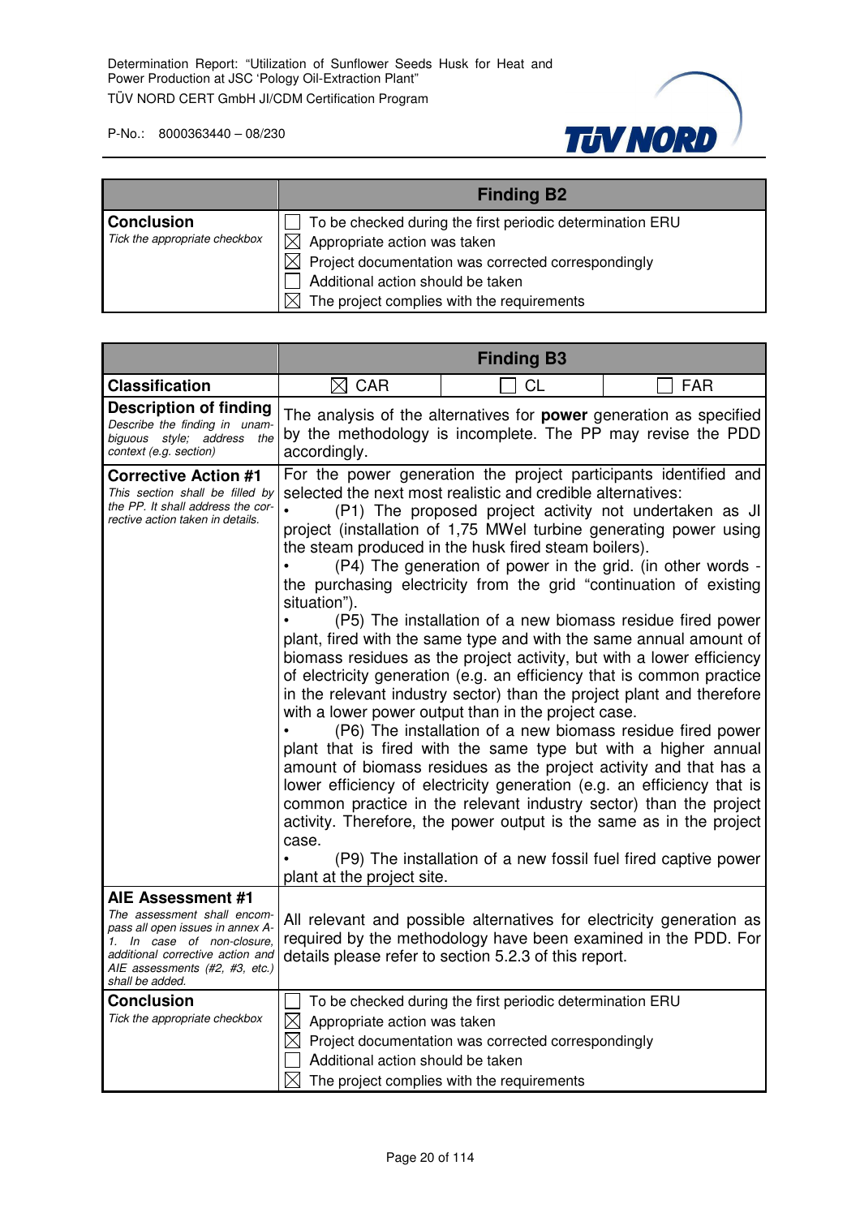| | Finding B2 |
|---|---|
| **Conclusion**<br>*Tick the appropriate checkbox* | ☐ To be checked during the first periodic determination ERU<br>☒ Appropriate action was taken<br>☒ Project documentation was corrected correspondingly<br>☐ Additional action should be taken<br>☒ The project complies with the requirements |

| | Finding B3 | | |
|---|---|---|---|
| **Classification** | ☒ CAR | ☐ CL | ☐ FAR |
| **Description of finding**<br>*Describe the finding in unambiguous style; address the context (e.g. section)* | The analysis of the alternatives for **power** generation as specified by the methodology is incomplete. The PP may revise the PDD accordingly. | | |
| **Corrective Action #1**<br>*This section shall be filled by the PP. It shall address the corrective action taken in details.* | For the power generation the project participants identified and selected the next most realistic and credible alternatives:<br>• (P1) The proposed project activity not undertaken as JI project (installation of 1,75 MWel turbine generating power using the steam produced in the husk fired steam boilers).<br>• (P4) The generation of power in the grid. (in other words - the purchasing electricity from the grid "continuation of existing situation").<br>• (P5) The installation of a new biomass residue fired power plant, fired with the same type and with the same annual amount of biomass residues as the project activity, but with a lower efficiency of electricity generation (e.g. an efficiency that is common practice in the relevant industry sector) than the project plant and therefore with a lower power output than in the project case.<br>• (P6) The installation of a new biomass residue fired power plant that is fired with the same type but with a higher annual amount of biomass residues as the project activity and that has a lower efficiency of electricity generation (e.g. an efficiency that is common practice in the relevant industry sector) than the project activity. Therefore, the power output is the same as in the project case.<br>• (P9) The installation of a new fossil fuel fired captive power plant at the project site. | | |
| **AIE Assessment #1**<br>*The assessment shall encompass all open issues in annex A-1. In case of non-closure, additional corrective action and AIE assessments (#2, #3, etc.) shall be added.* | All relevant and possible alternatives for electricity generation as required by the methodology have been examined in the PDD. For details please refer to section 5.2.3 of this report. | | |
| **Conclusion**<br>*Tick the appropriate checkbox* | ☐ To be checked during the first periodic determination ERU<br>☒ Appropriate action was taken<br>☒ Project documentation was corrected correspondingly<br>☐ Additional action should be taken<br>☒ The project complies with the requirements | | |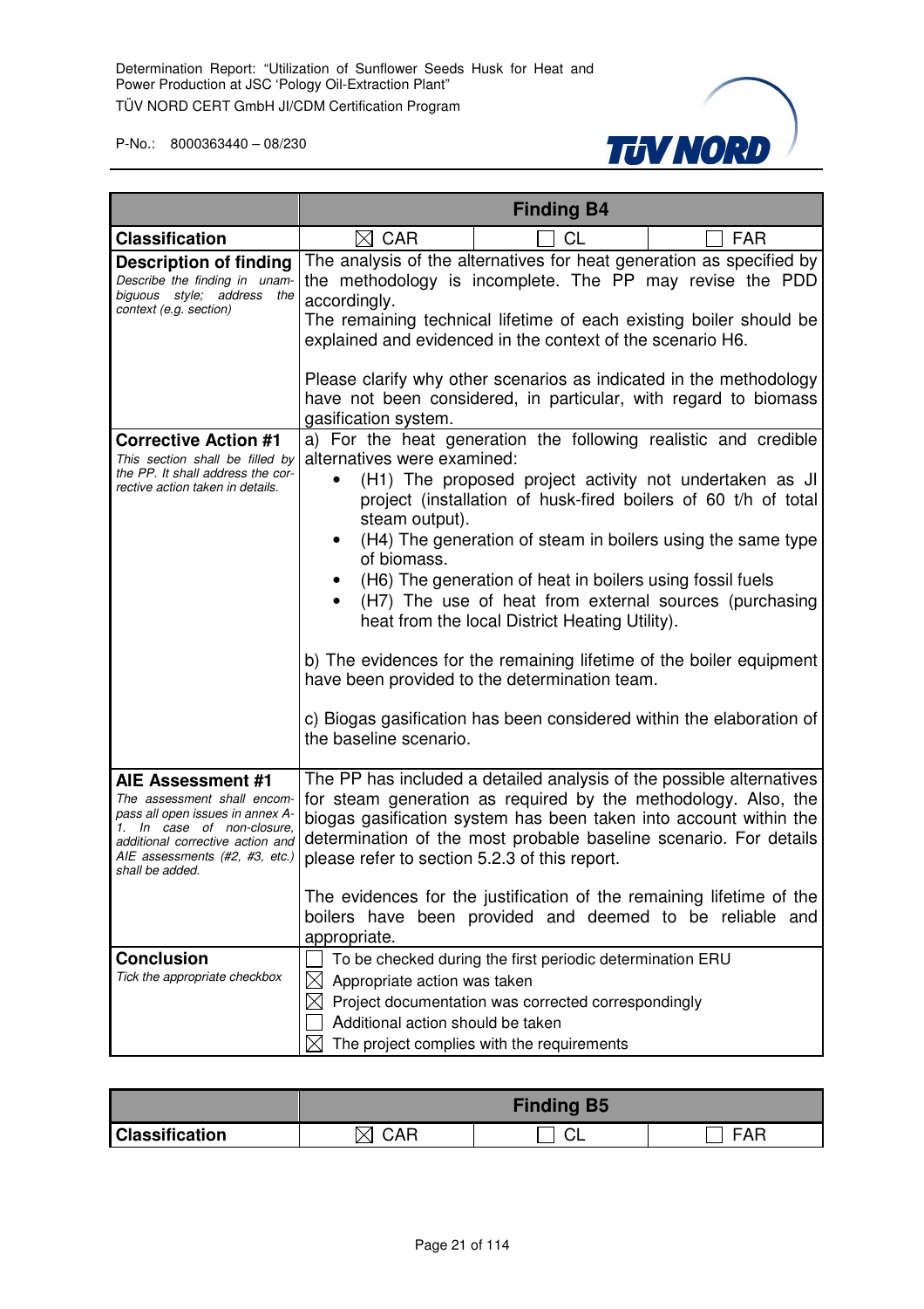| | Finding B4 | | |
|---|---|---|---|
| **Classification** | ☒ CAR | ☐ CL | ☐ FAR |
| **Description of finding**<br>*Describe the finding in unambiguous style; address the context (e.g. section)* | The analysis of the alternatives for heat generation as specified by the methodology is incomplete. The PP may revise the PDD accordingly.<br>The remaining technical lifetime of each existing boiler should be explained and evidenced in the context of the scenario H6.<br><br>Please clarify why other scenarios as indicated in the methodology have not been considered, in particular, with regard to biomass gasification system. | | |
| **Corrective Action #1**<br>*This section shall be filled by the PP. It shall address the corrective action taken in details.* | a) For the heat generation the following realistic and credible alternatives were examined:<br>• (H1) The proposed project activity not undertaken as JI project (installation of husk-fired boilers of 60 t/h of total steam output).<br>• (H4) The generation of steam in boilers using the same type of biomass.<br>• (H6) The generation of heat in boilers using fossil fuels<br>• (H7) The use of heat from external sources (purchasing heat from the local District Heating Utility).<br><br>b) The evidences for the remaining lifetime of the boiler equipment have been provided to the determination team.<br><br>c) Biogas gasification has been considered within the elaboration of the baseline scenario. | | |
| **AIE Assessment #1**<br>*The assessment shall encompass all open issues in annex A-1. In case of non-closure, additional corrective action and AIE assessments (#2, #3, etc.) shall be added.* | The PP has included a detailed analysis of the possible alternatives for steam generation as required by the methodology. Also, the biogas gasification system has been taken into account within the determination of the most probable baseline scenario. For details please refer to section 5.2.3 of this report.<br><br>The evidences for the justification of the remaining lifetime of the boilers have been provided and deemed to be reliable and appropriate. | | |
| **Conclusion**<br>*Tick the appropriate checkbox* | ☐ To be checked during the first periodic determination ERU<br>☒ Appropriate action was taken<br>☒ Project documentation was corrected correspondingly<br>☐ Additional action should be taken<br>☒ The project complies with the requirements | | |

| | Finding B5 | | |
|---|---|---|---|
| **Classification** | ☒ CAR | ☐ CL | ☐ FAR |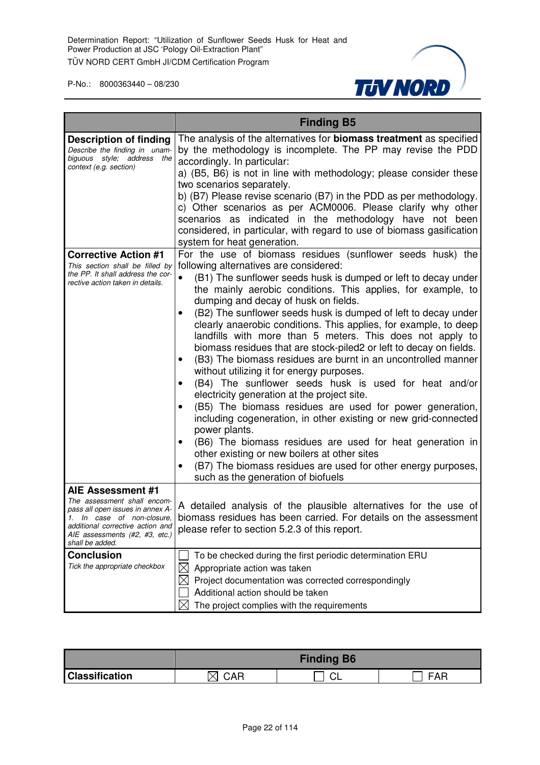| | Finding B5 |
|---|---|
| **Description of finding**<br>*Describe the finding in unambiguous style; address the context (e.g. section)* | The analysis of the alternatives for **biomass treatment** as specified by the methodology is incomplete. The PP may revise the PDD accordingly. In particular:<br>a) (B5, B6) is not in line with methodology; please consider these two scenarios separately.<br>b) (B7) Please revise scenario (B7) in the PDD as per methodology.<br>c) Other scenarios as per ACM0006. Please clarify why other scenarios as indicated in the methodology have not been considered, in particular, with regard to use of biomass gasification system for heat generation. |
| **Corrective Action #1**<br>*This section shall be filled by the PP. It shall address the corrective action taken in details.* | For the use of biomass residues (sunflower seeds husk) the following alternatives are considered:<br>• (B1) The sunflower seeds husk is dumped or left to decay under the mainly aerobic conditions. This applies, for example, to dumping and decay of husk on fields.<br>• (B2) The sunflower seeds husk is dumped of left to decay under clearly anaerobic conditions. This applies, for example, to deep landfills with more than 5 meters. This does not apply to biomass residues that are stock-piled2 or left to decay on fields.<br>• (B3) The biomass residues are burnt in an uncontrolled manner without utilizing it for energy purposes.<br>• (B4) The sunflower seeds husk is used for heat and/or electricity generation at the project site.<br>• (B5) The biomass residues are used for power generation, including cogeneration, in other existing or new grid-connected power plants.<br>• (B6) The biomass residues are used for heat generation in other existing or new boilers at other sites<br>• (B7) The biomass residues are used for other energy purposes, such as the generation of biofuels |
| **AIE Assessment #1**<br>*The assessment shall encompass all open issues in annex A-1. In case of non-closure, additional corrective action and AIE assessments (#2, #3, etc.) shall be added.* | A detailed analysis of the plausible alternatives for the use of biomass residues has been carried. For details on the assessment please refer to section 5.2.3 of this report. |
| **Conclusion**<br>*Tick the appropriate checkbox* | ☐ To be checked during the first periodic determination ERU<br>☒ Appropriate action was taken<br>☒ Project documentation was corrected correspondingly<br>☐ Additional action should be taken<br>☒ The project complies with the requirements |

| | Finding B6 | | |
|---|---|---|---|
| **Classification** | ☒ CAR | ☐ CL | ☐ FAR |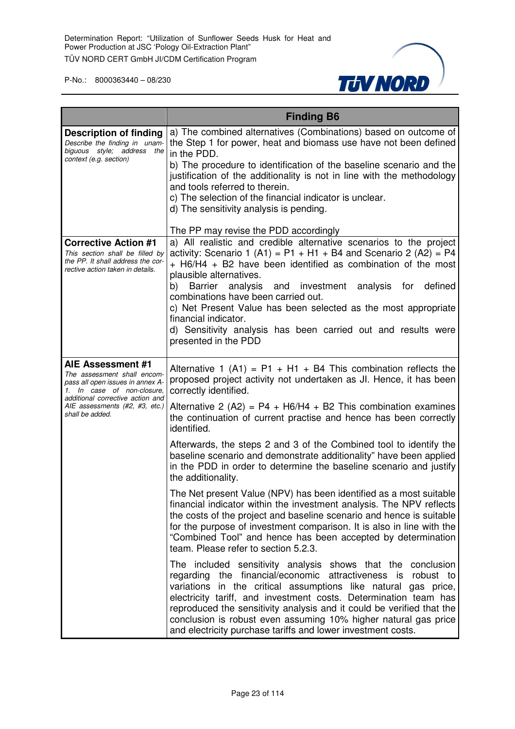| | **Finding B6** |
|---|---|
| **Description of finding**<br>*Describe the finding in unambiguous style; address the context (e.g. section)* | a) The combined alternatives (Combinations) based on outcome of the Step 1 for power, heat and biomass use have not been defined in the PDD.<br>b) The procedure to identification of the baseline scenario and the justification of the additionality is not in line with the methodology and tools referred to therein.<br>c) The selection of the financial indicator is unclear.<br>d) The sensitivity analysis is pending.<br><br>The PP may revise the PDD accordingly |
| **Corrective Action #1**<br>*This section shall be filled by the PP. It shall address the corrective action taken in details.* | a) All realistic and credible alternative scenarios to the project activity: Scenario 1 (A1) = P1 + H1 + B4 and Scenario 2 (A2) = P4 + H6/H4 + B2 have been identified as combination of the most plausible alternatives.<br>b) Barrier analysis and investment analysis for defined combinations have been carried out.<br>c) Net Present Value has been selected as the most appropriate financial indicator.<br>d) Sensitivity analysis has been carried out and results were presented in the PDD |
| **AIE Assessment #1**<br>*The assessment shall encompass all open issues in annex A-1. In case of non-closure, additional corrective action and AIE assessments (#2, #3, etc.) shall be added.* | Alternative 1 (A1) = P1 + H1 + B4 This combination reflects the proposed project activity not undertaken as JI. Hence, it has been correctly identified.<br><br>Alternative 2 (A2) = P4 + H6/H4 + B2 This combination examines the continuation of current practise and hence has been correctly identified.<br><br>Afterwards, the steps 2 and 3 of the Combined tool to identify the baseline scenario and demonstrate additionality" have been applied in the PDD in order to determine the baseline scenario and justify the additionality.<br><br>The Net present Value (NPV) has been identified as a most suitable financial indicator within the investment analysis. The NPV reflects the costs of the project and baseline scenario and hence is suitable for the purpose of investment comparison. It is also in line with the "Combined Tool" and hence has been accepted by determination team. Please refer to section 5.2.3.<br><br>The included sensitivity analysis shows that the conclusion regarding the financial/economic attractiveness is robust to variations in the critical assumptions like natural gas price, electricity tariff, and investment costs. Determination team has reproduced the sensitivity analysis and it could be verified that the conclusion is robust even assuming 10% higher natural gas price and electricity purchase tariffs and lower investment costs. |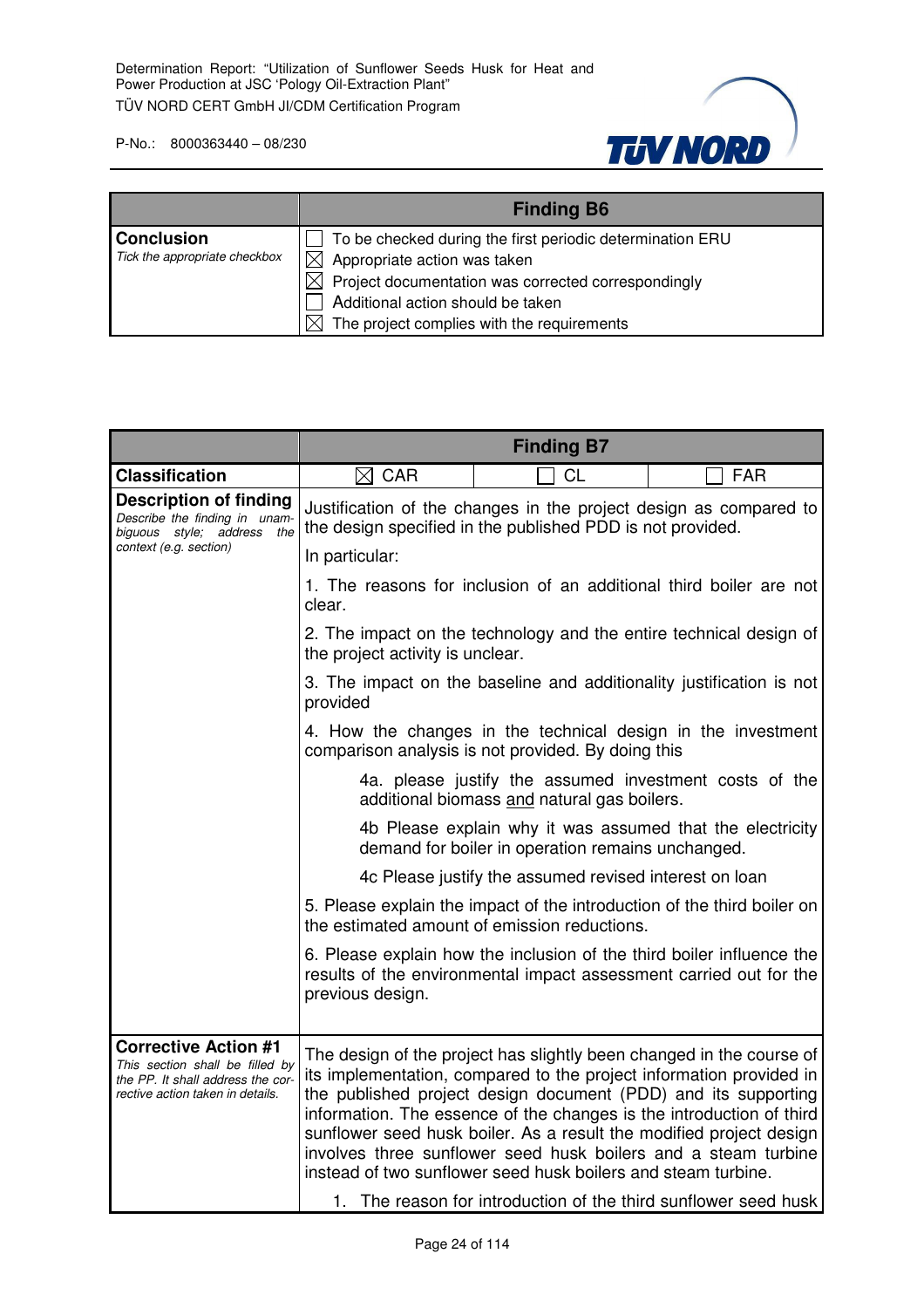| | Finding B6 |
|---|---|
| **Conclusion**<br>*Tick the appropriate checkbox* | ☐ To be checked during the first periodic determination ERU<br>☒ Appropriate action was taken<br>☒ Project documentation was corrected correspondingly<br>☐ Additional action should be taken<br>☒ The project complies with the requirements |

| | Finding B7 | | |
|---|---|---|---|
| **Classification** | ☒ CAR | ☐ CL | ☐ FAR |
| **Description of finding**<br>*Describe the finding in unambiguous style; address the context (e.g. section)* | Justification of the changes in the project design as compared to the design specified in the published PDD is not provided.<br><br>In particular:<br><br>1. The reasons for inclusion of an additional third boiler are not clear.<br><br>2. The impact on the technology and the entire technical design of the project activity is unclear.<br><br>3. The impact on the baseline and additionality justification is not provided<br><br>4. How the changes in the technical design in the investment comparison analysis is not provided. By doing this<br><br>4a. please justify the assumed investment costs of the additional biomass <u>and</u> natural gas boilers.<br><br>4b Please explain why it was assumed that the electricity demand for boiler in operation remains unchanged.<br><br>4c Please justify the assumed revised interest on loan<br><br>5. Please explain the impact of the introduction of the third boiler on the estimated amount of emission reductions.<br><br>6. Please explain how the inclusion of the third boiler influence the results of the environmental impact assessment carried out for the previous design. | | |
| **Corrective Action #1**<br>*This section shall be filled by the PP. It shall address the corrective action taken in details.* | The design of the project has slightly been changed in the course of its implementation, compared to the project information provided in the published project design document (PDD) and its supporting information. The essence of the changes is the introduction of third sunflower seed husk boiler. As a result the modified project design involves three sunflower seed husk boilers and a steam turbine instead of two sunflower seed husk boilers and steam turbine.<br><br>1. The reason for introduction of the third sunflower seed husk | | |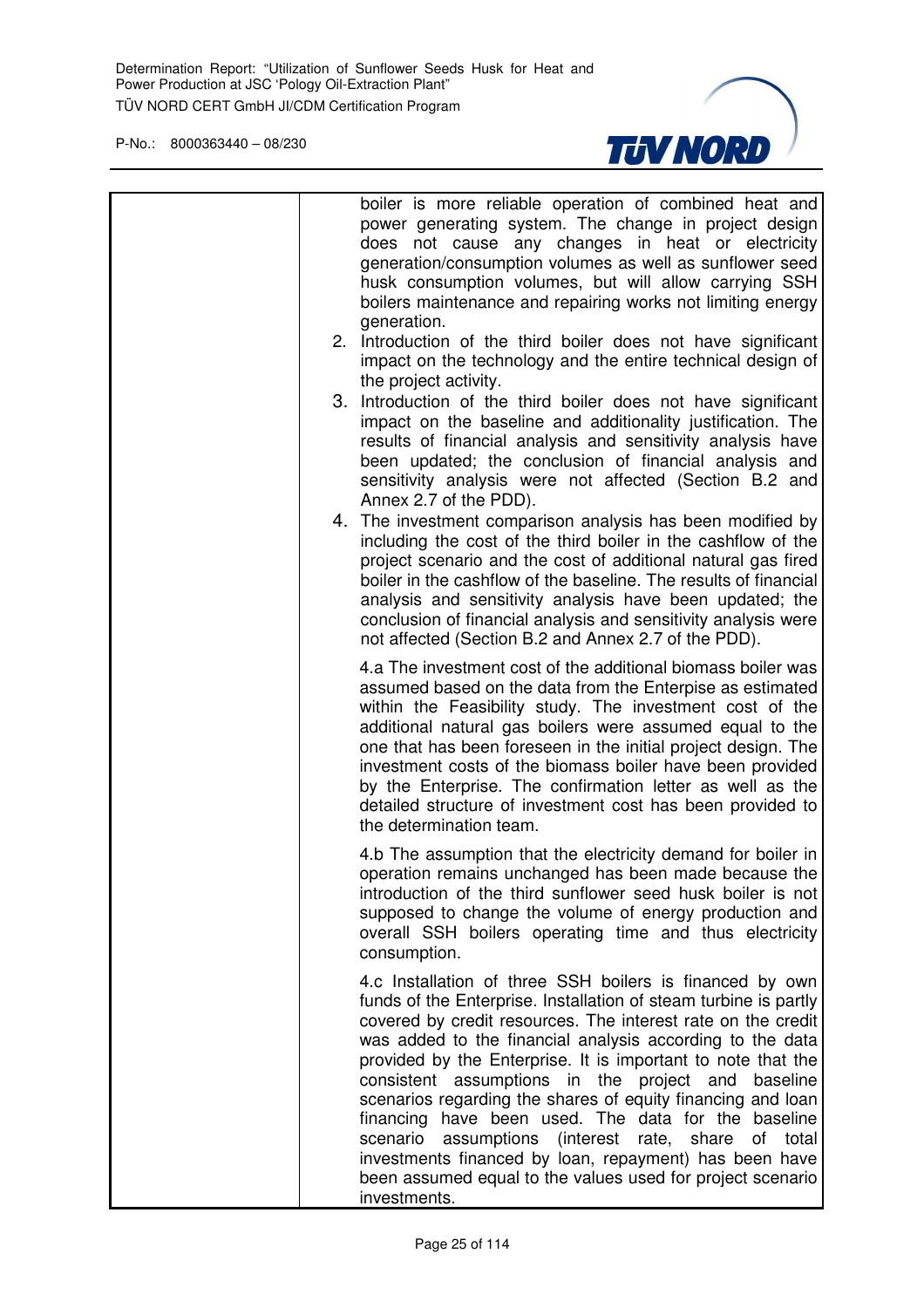| | boiler is more reliable operation of combined heat and power generating system. The change in project design does not cause any changes in heat or electricity generation/consumption volumes as well as sunflower seed husk consumption volumes, but will allow carrying SSH boilers maintenance and repairing works not limiting energy generation.<br>2. Introduction of the third boiler does not have significant impact on the technology and the entire technical design of the project activity.<br>3. Introduction of the third boiler does not have significant impact on the baseline and additionality justification. The results of financial analysis and sensitivity analysis have been updated; the conclusion of financial analysis and sensitivity analysis were not affected (Section B.2 and Annex 2.7 of the PDD).<br>4. The investment comparison analysis has been modified by including the cost of the third boiler in the cashflow of the project scenario and the cost of additional natural gas fired boiler in the cashflow of the baseline. The results of financial analysis and sensitivity analysis have been updated; the conclusion of financial analysis and sensitivity analysis were not affected (Section B.2 and Annex 2.7 of the PDD).<br><br>4.a The investment cost of the additional biomass boiler was assumed based on the data from the Enterprise as estimated within the Feasibility study. The investment cost of the additional natural gas boilers were assumed equal to the one that has been foreseen in the initial project design. The investment costs of the biomass boiler have been provided by the Enterprise. The confirmation letter as well as the detailed structure of investment cost has been provided to the determination team.<br><br>4.b The assumption that the electricity demand for boiler in operation remains unchanged has been made because the introduction of the third sunflower seed husk boiler is not supposed to change the volume of energy production and overall SSH boilers operating time and thus electricity consumption.<br><br>4.c Installation of three SSH boilers is financed by own funds of the Enterprise. Installation of steam turbine is partly covered by credit resources. The interest rate on the credit was added to the financial analysis according to the data provided by the Enterprise. It is important to note that the consistent assumptions in the project and baseline scenarios regarding the shares of equity financing and loan financing have been used. The data for the baseline scenario assumptions (interest rate, share of total investments financed by loan, repayment) has been have been assumed equal to the values used for project scenario investments. |
|---|---|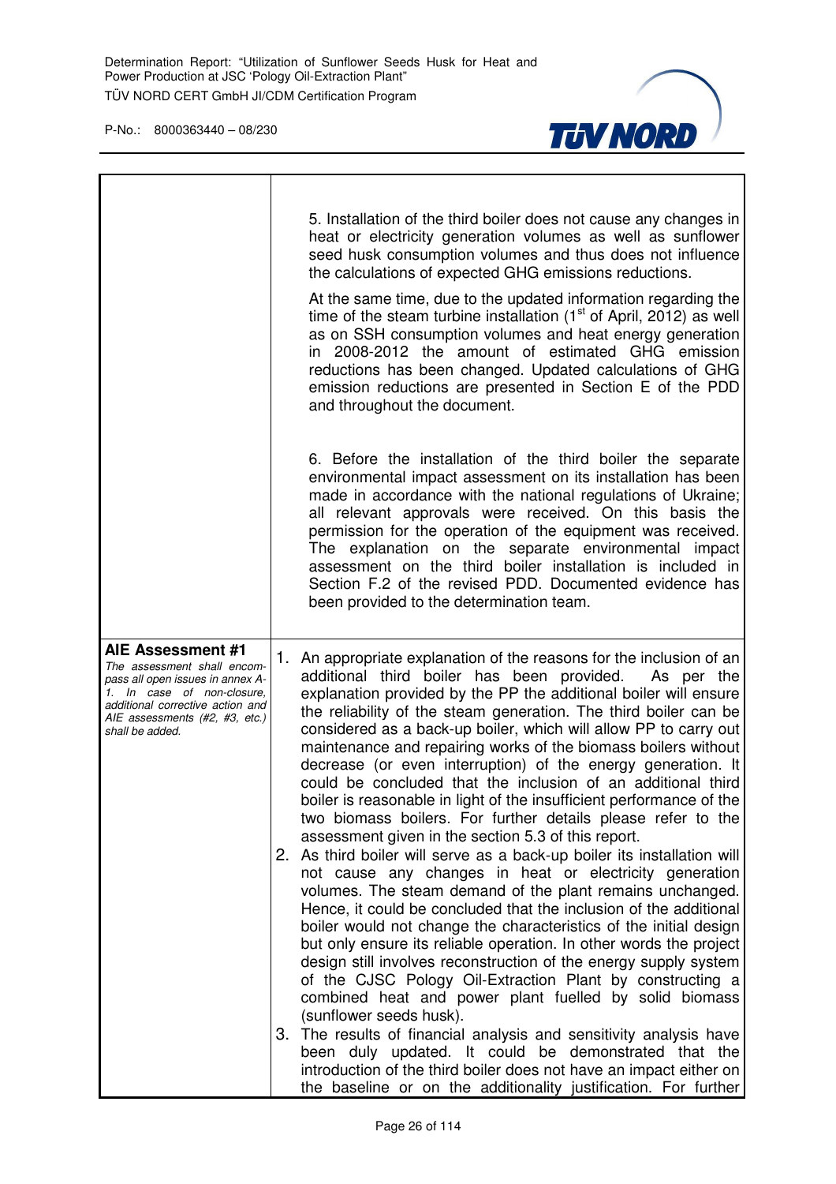| | |
|---|---|
| | 5. Installation of the third boiler does not cause any changes in heat or electricity generation volumes as well as sunflower seed husk consumption volumes and thus does not influence the calculations of expected GHG emissions reductions.<br><br>At the same time, due to the updated information regarding the time of the steam turbine installation (1st of April, 2012) as well as on SSH consumption volumes and heat energy generation in 2008-2012 the amount of estimated GHG emission reductions has been changed. Updated calculations of GHG emission reductions are presented in Section E of the PDD and throughout the document.<br><br>6. Before the installation of the third boiler the separate environmental impact assessment on its installation has been made in accordance with the national regulations of Ukraine; all relevant approvals were received. On this basis the permission for the operation of the equipment was received. The explanation on the separate environmental impact assessment on the third boiler installation is included in Section F.2 of the revised PDD. Documented evidence has been provided to the determination team. |
| **AIE Assessment #1**<br>*The assessment shall encompass all open issues in annex A-1. In case of non-closure, additional corrective action and AIE assessments (#2, #3, etc.) shall be added.* | 1. An appropriate explanation of the reasons for the inclusion of an additional third boiler has been provided. As per the explanation provided by the PP the additional boiler will ensure the reliability of the steam generation. The third boiler can be considered as a back-up boiler, which will allow PP to carry out maintenance and repairing works of the biomass boilers without decrease (or even interruption) of the energy generation. It could be concluded that the inclusion of an additional third boiler is reasonable in light of the insufficient performance of the two biomass boilers. For further details please refer to the assessment given in the section 5.3 of this report.<br>2. As third boiler will serve as a back-up boiler its installation will not cause any changes in heat or electricity generation volumes. The steam demand of the plant remains unchanged. Hence, it could be concluded that the inclusion of the additional boiler would not change the characteristics of the initial design but only ensure its reliable operation. In other words the project design still involves reconstruction of the energy supply system of the CJSC Pology Oil-Extraction Plant by constructing a combined heat and power plant fuelled by solid biomass (sunflower seeds husk).<br>3. The results of financial analysis and sensitivity analysis have been duly updated. It could be demonstrated that the introduction of the third boiler does not have an impact either on the baseline or on the additionality justification. For further |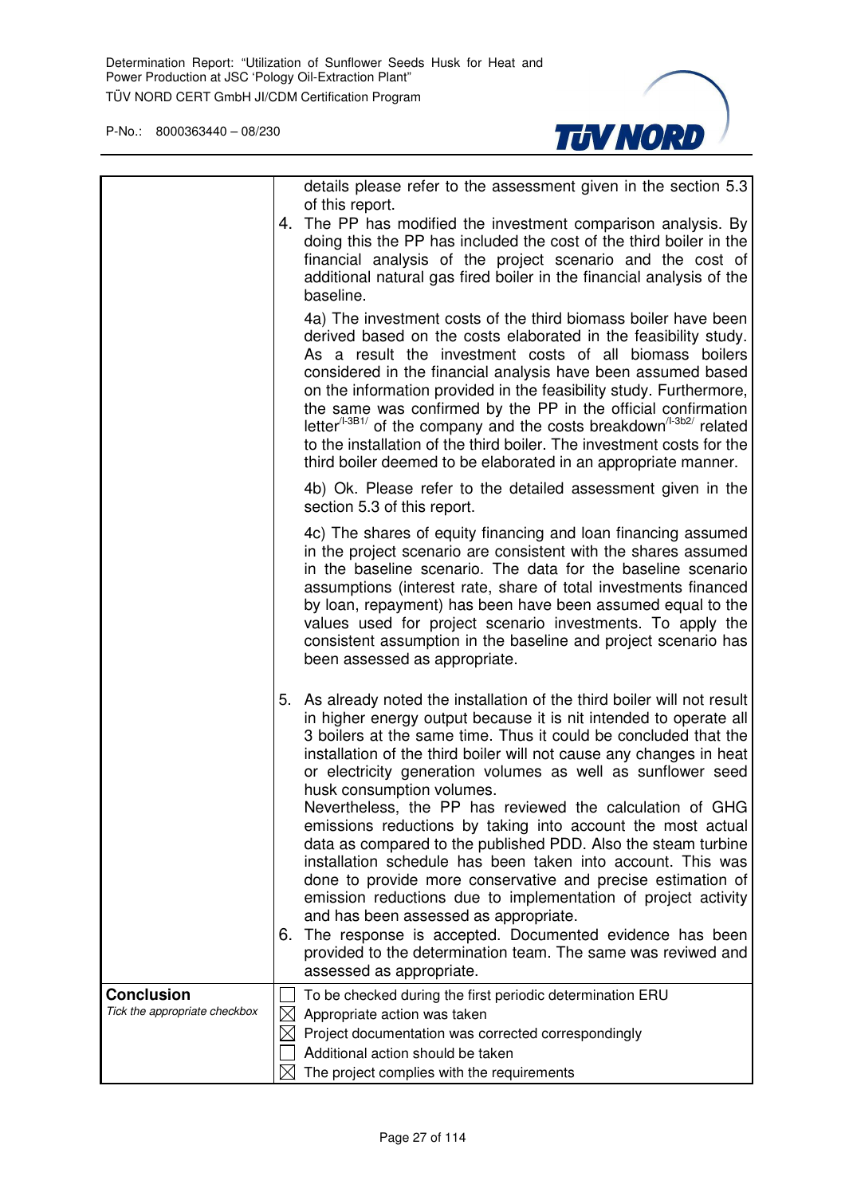| | |
|---|---|
| | details please refer to the assessment given in the section 5.3 of this report.<br>4. The PP has modified the investment comparison analysis. By doing this the PP has included the cost of the third boiler in the financial analysis of the project scenario and the cost of additional natural gas fired boiler in the financial analysis of the baseline.<br>4a) The investment costs of the third biomass boiler have been derived based on the costs elaborated in the feasibility study. As a result the investment costs of all biomass boilers considered in the financial analysis have been assumed based on the information provided in the feasibility study. Furthermore, the same was confirmed by the PP in the official confirmation letter[/I-3B1/] of the company and the costs breakdown[/I-3b2/] related to the installation of the third boiler. The investment costs for the third boiler deemed to be elaborated in an appropriate manner.<br>4b) Ok. Please refer to the detailed assessment given in the section 5.3 of this report.<br>4c) The shares of equity financing and loan financing assumed in the project scenario are consistent with the shares assumed in the baseline scenario. The data for the baseline scenario assumptions (interest rate, share of total investments financed by loan, repayment) has been have been assumed equal to the values used for project scenario investments. To apply the consistent assumption in the baseline and project scenario has been assessed as appropriate.<br>5. As already noted the installation of the third boiler will not result in higher energy output because it is nit intended to operate all 3 boilers at the same time. Thus it could be concluded that the installation of the third boiler will not cause any changes in heat or electricity generation volumes as well as sunflower seed husk consumption volumes.<br>Nevertheless, the PP has reviewed the calculation of GHG emissions reductions by taking into account the most actual data as compared to the published PDD. Also the steam turbine installation schedule has been taken into account. This was done to provide more conservative and precise estimation of emission reductions due to implementation of project activity and has been assessed as appropriate.<br>6. The response is accepted. Documented evidence has been provided to the determination team. The same was reviwed and assessed as appropriate. |
| **Conclusion**<br>*Tick the appropriate checkbox* | ☐ To be checked during the first periodic determination ERU<br>☒ Appropriate action was taken<br>☒ Project documentation was corrected correspondingly<br>☐ Additional action should be taken<br>☒ The project complies with the requirements |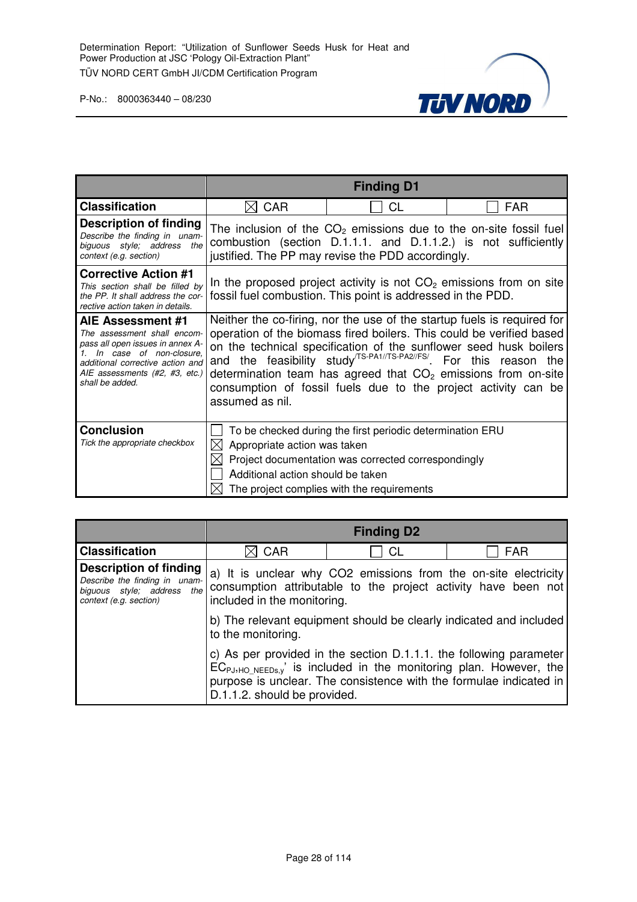| | Finding D1 | | |
|---|---|---|---|
| **Classification** | ☒ CAR | ☐ CL | ☐ FAR |
| **Description of finding** *Describe the finding in unambiguous style; address the context (e.g. section)* | The inclusion of the $CO_2$ emissions due to the on-site fossil fuel combustion (section D.1.1.1. and D.1.1.2.) is not sufficiently justified. The PP may revise the PDD accordingly. | | |
| **Corrective Action #1** *This section shall be filled by the PP. It shall address the corrective action taken in details.* | In the proposed project activity is not $CO_2$ emissions from on site fossil fuel combustion. This point is addressed in the PDD. | | |
| **AIE Assessment #1** *The assessment shall encompass all open issues in annex A-1. In case of non-closure, additional corrective action and AIE assessments (#2, #3, etc.) shall be added.* | Neither the co-firing, nor the use of the startup fuels is required for operation of the biomass fired boilers. This could be verified based on the technical specification of the sunflower seed husk boilers and the feasibility study[/TS-PA1//TS-PA2//FS/]. For this reason the determination team has agreed that $CO_2$ emissions from on-site consumption of fossil fuels due to the project activity can be assumed as nil. | | |
| **Conclusion** *Tick the appropriate checkbox* | ☐ To be checked during the first periodic determination ERU<br>☒ Appropriate action was taken<br>☒ Project documentation was corrected correspondingly<br>☐ Additional action should be taken<br>☒ The project complies with the requirements | | |

| | Finding D2 | | |
|---|---|---|---|
| **Classification** | ☒ CAR | ☐ CL | ☐ FAR |
| **Description of finding** *Describe the finding in unambiguous style; address the context (e.g. section)* | a) It is unclear why CO2 emissions from the on-site electricity consumption attributable to the project activity have been not included in the monitoring.<br><br>b) The relevant equipment should be clearly indicated and included to the monitoring.<br><br>c) As per provided in the section D.1.1.1. the following parameter $EC_{PJ,HO\_NEEDs,y}$' is included in the monitoring plan. However, the purpose is unclear. The consistence with the formulae indicated in D.1.1.2. should be provided. | | |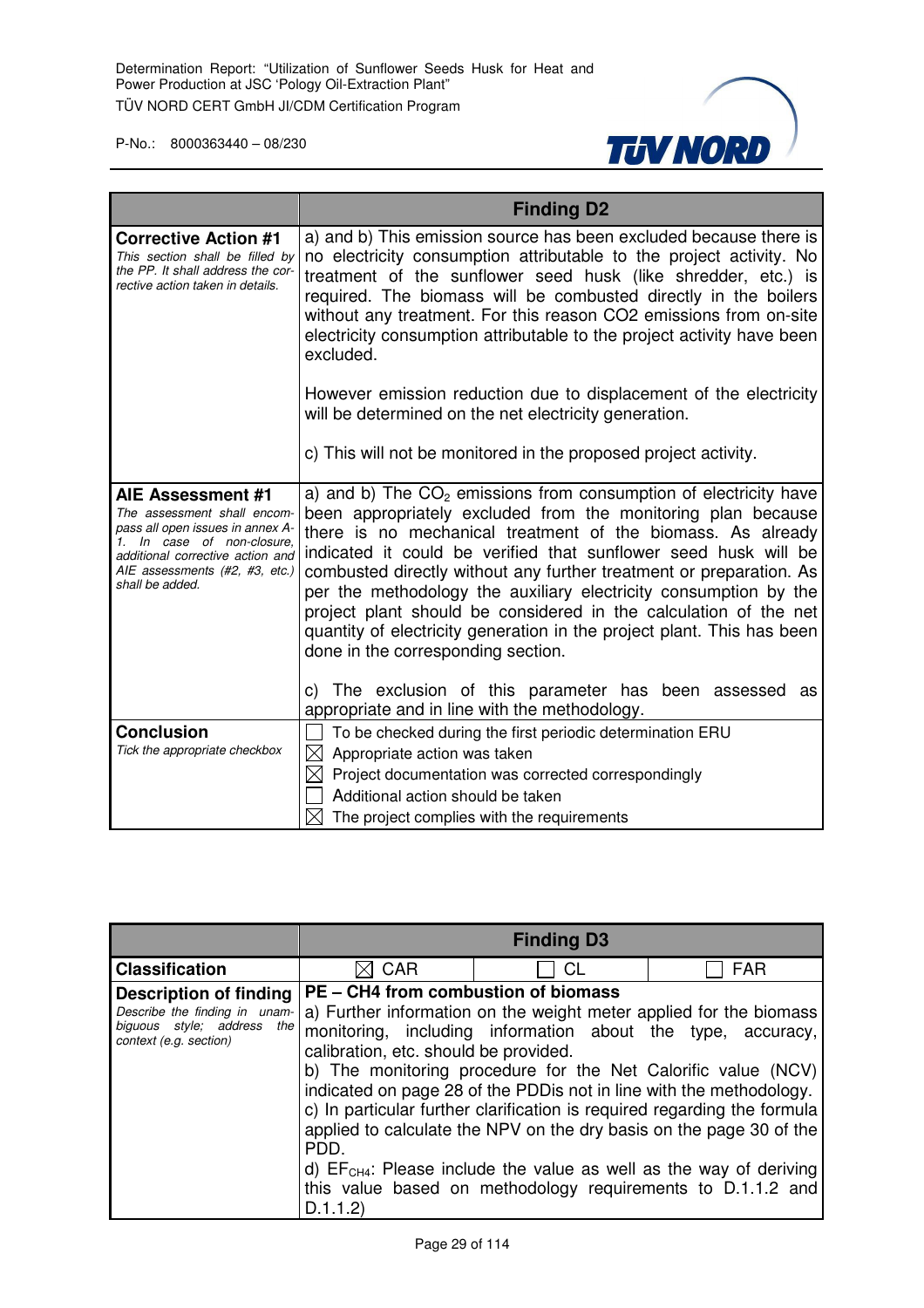| | Finding D2 |
|---|---|
| **Corrective Action #1**<br>*This section shall be filled by the PP. It shall address the corrective action taken in details.* | a) and b) This emission source has been excluded because there is no electricity consumption attributable to the project activity. No treatment of the sunflower seed husk (like shredder, etc.) is required. The biomass will be combusted directly in the boilers without any treatment. For this reason CO2 emissions from on-site electricity consumption attributable to the project activity have been excluded.<br><br>However emission reduction due to displacement of the electricity will be determined on the net electricity generation.<br><br>c) This will not be monitored in the proposed project activity. |
| **AIE Assessment #1**<br>*The assessment shall encompass all open issues in annex A-1. In case of non-closure, additional corrective action and AIE assessments (#2, #3, etc.) shall be added.* | a) and b) The $CO_2$ emissions from consumption of electricity have been appropriately excluded from the monitoring plan because there is no mechanical treatment of the biomass. As already indicated it could be verified that sunflower seed husk will be combusted directly without any further treatment or preparation. As per the methodology the auxiliary electricity consumption by the project plant should be considered in the calculation of the net quantity of electricity generation in the project plant. This has been done in the corresponding section.<br><br>c) The exclusion of this parameter has been assessed as appropriate and in line with the methodology. |
| **Conclusion**<br>*Tick the appropriate checkbox* | ☐ To be checked during the first periodic determination ERU<br>☒ Appropriate action was taken<br>☒ Project documentation was corrected correspondingly<br>☐ Additional action should be taken<br>☒ The project complies with the requirements |

| | Finding D3 | | |
|---|---|---|---|
| **Classification** | ☒ CAR | ☐ CL | ☐ FAR |
| **Description of finding**<br>*Describe the finding in unambiguous style; address the context (e.g. section)* | **PE – CH4 from combustion of biomass**<br>a) Further information on the weight meter applied for the biomass monitoring, including information about the type, accuracy, calibration, etc. should be provided.<br>b) The monitoring procedure for the Net Calorific value (NCV) indicated on page 28 of the PDDis not in line with the methodology.<br>c) In particular further clarification is required regarding the formula applied to calculate the NPV on the dry basis on the page 30 of the PDD.<br>d) $EF_{CH4}$: Please include the value as well as the way of deriving this value based on methodology requirements to D.1.1.2 and D.1.1.2) | | |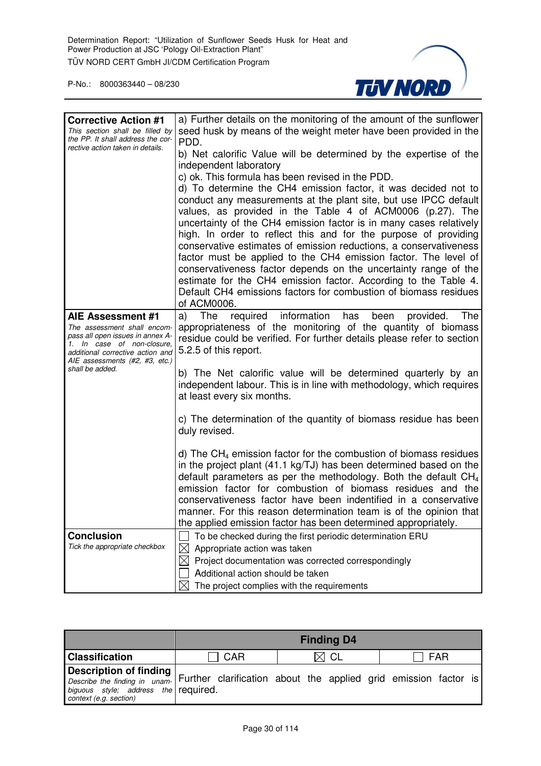| | |
|---|---|
| **Corrective Action #1**<br>*This section shall be filled by the PP. It shall address the corrective action taken in details.* | a) Further details on the monitoring of the amount of the sunflower seed husk by means of the weight meter have been provided in the PDD.<br>b) Net calorific Value will be determined by the expertise of the independent laboratory<br>c) ok. This formula has been revised in the PDD.<br>d) To determine the CH4 emission factor, it was decided not to conduct any measurements at the plant site, but use IPCC default values, as provided in the Table 4 of ACM0006 (p.27). The uncertainty of the CH4 emission factor is in many cases relatively high. In order to reflect this and for the purpose of providing conservative estimates of emission reductions, a conservativeness factor must be applied to the CH4 emission factor. The level of conservativeness factor depends on the uncertainty range of the estimate for the CH4 emission factor. According to the Table 4. Default CH4 emissions factors for combustion of biomass residues of ACM0006. |
| **AIE Assessment #1**<br>*The assessment shall encompass all open issues in annex A-1. In case of non-closure, additional corrective action and AIE assessments (#2, #3, etc.) shall be added.* | a) The required information has been provided. The appropriateness of the monitoring of the quantity of biomass residue could be verified. For further details please refer to section 5.2.5 of this report.<br><br>b) The Net calorific value will be determined quarterly by an independent labour. This is in line with methodology, which requires at least every six months.<br><br>c) The determination of the quantity of biomass residue has been duly revised.<br><br>d) The $CH_4$ emission factor for the combustion of biomass residues in the project plant (41.1 kg/TJ) has been determined based on the default parameters as per the methodology. Both the default $CH_4$ emission factor for combustion of biomass residues and the conservativeness factor have been indentified in a conservative manner. For this reason determination team is of the opinion that the applied emission factor has been determined appropriately. |
| **Conclusion**<br>*Tick the appropriate checkbox* | ☐ To be checked during the first periodic determination ERU<br>☒ Appropriate action was taken<br>☒ Project documentation was corrected correspondingly<br>☐ Additional action should be taken<br>☒ The project complies with the requirements |

| | **Finding D4** | | |
|---|---|---|---|
| **Classification** | ☐ CAR | ☒ CL | ☐ FAR |
| **Description of finding**<br>*Describe the finding in unambiguous style; address the context (e.g. section)* | Further clarification about the applied grid emission factor is required. | | |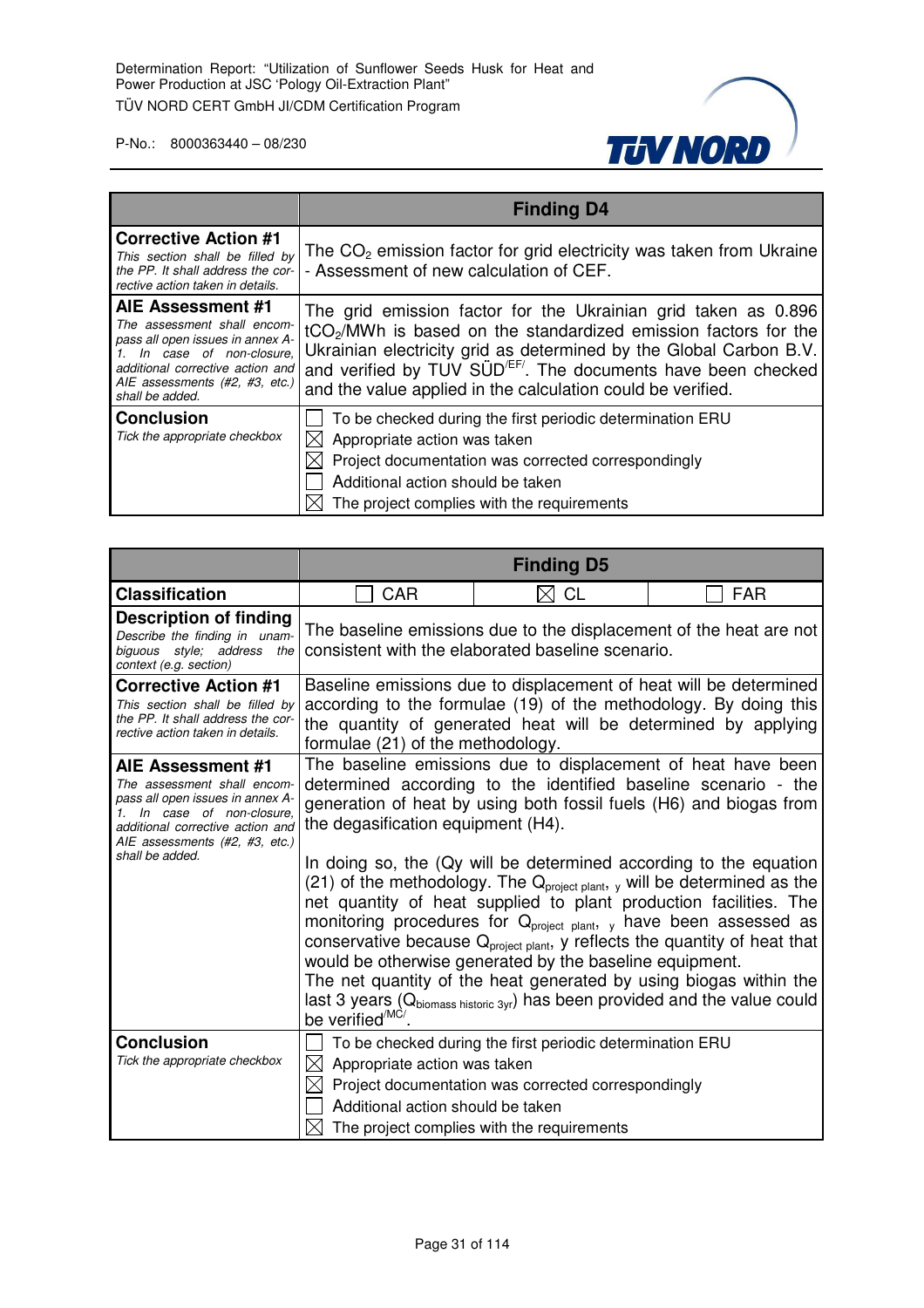| | Finding D4 |
|---|---|
| **Corrective Action #1**<br>*This section shall be filled by the PP. It shall address the corrective action taken in details.* | The $CO_2$ emission factor for grid electricity was taken from Ukraine - Assessment of new calculation of CEF. |
| **AIE Assessment #1**<br>*The assessment shall encompass all open issues in annex A-1. In case of non-closure, additional corrective action and AIE assessments (#2, #3, etc.) shall be added.* | The grid emission factor for the Ukrainian grid taken as 0.896 $tCO_2$/MWh is based on the standardized emission factors for the Ukrainian electricity grid as determined by the Global Carbon B.V. and verified by TÜV SÜD[/EF/]. The documents have been checked and the value applied in the calculation could be verified. |
| **Conclusion**<br>*Tick the appropriate checkbox* | ☐ To be checked during the first periodic determination ERU<br>☒ Appropriate action was taken<br>☒ Project documentation was corrected correspondingly<br>☐ Additional action should be taken<br>☒ The project complies with the requirements |

| | Finding D5 | | |
|---|---|---|---|
| **Classification** | ☐ CAR | ☒ CL | ☐ FAR |
| **Description of finding**<br>*Describe the finding in unambiguous style; address the context (e.g. section)* | The baseline emissions due to the displacement of the heat are not consistent with the elaborated baseline scenario. | | |
| **Corrective Action #1**<br>*This section shall be filled by the PP. It shall address the corrective action taken in details.* | Baseline emissions due to displacement of heat will be determined according to the formulae (19) of the methodology. By doing this the quantity of generated heat will be determined by applying formulae (21) of the methodology. | | |
| **AIE Assessment #1**<br>*The assessment shall encompass all open issues in annex A-1. In case of non-closure, additional corrective action and AIE assessments (#2, #3, etc.) shall be added.* | The baseline emissions due to displacement of heat have been determined according to the identified baseline scenario - the generation of heat by using both fossil fuels (H6) and biogas from the degasification equipment (H4).<br><br>In doing so, the (Qy will be determined according to the equation (21) of the methodology. The $Q_{project\ plant,\ y}$ will be determined as the net quantity of heat supplied to plant production facilities. The monitoring procedures for $Q_{project\ plant,\ y}$ have been assessed as conservative because $Q_{project\ plant}$, y reflects the quantity of heat that would be otherwise generated by the baseline equipment.<br>The net quantity of the heat generated by using biogas within the last 3 years ($Q_{biomass\ historic\ 3yr}$) has been provided and the value could be verified[/MC/]. | | |
| **Conclusion**<br>*Tick the appropriate checkbox* | ☐ To be checked during the first periodic determination ERU<br>☒ Appropriate action was taken<br>☒ Project documentation was corrected correspondingly<br>☐ Additional action should be taken<br>☒ The project complies with the requirements | | |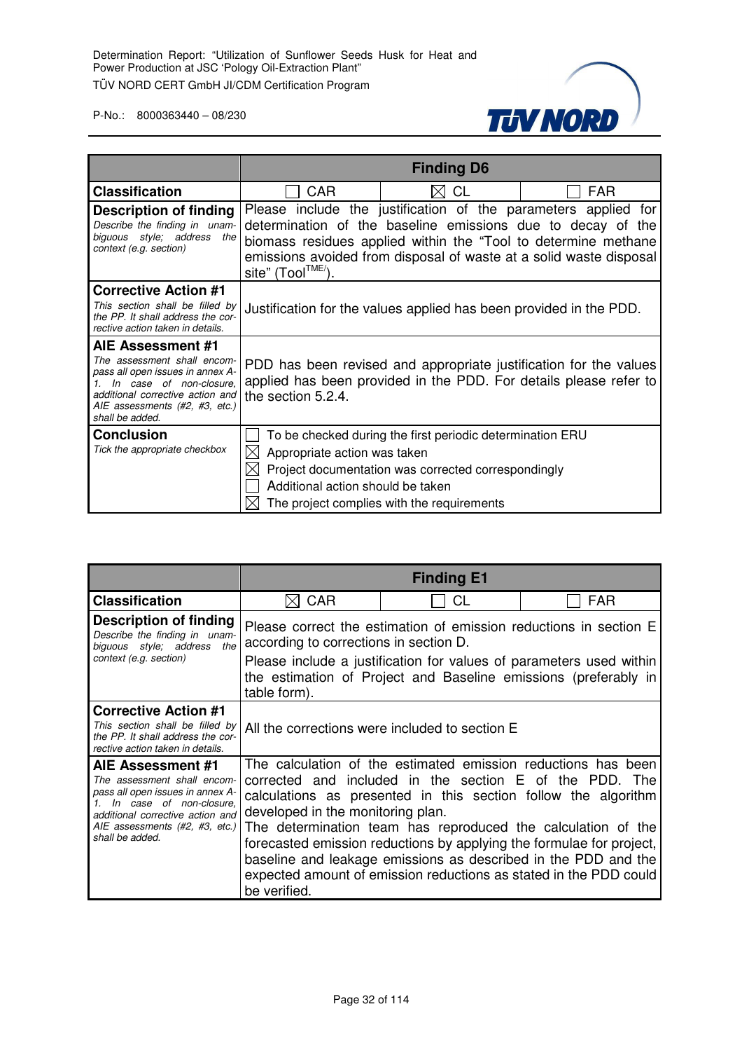| | Finding D6 | | |
|---|---|---|---|
| **Classification** | ☐ CAR | ☒ CL | ☐ FAR |
| **Description of finding**<br>*Describe the finding in unambiguous style; address the context (e.g. section)* | Please include the justification of the parameters applied for determination of the baseline emissions due to decay of the biomass residues applied within the "Tool to determine methane emissions avoided from disposal of waste at a solid waste disposal site" (Tool[TME/]). | | |
| **Corrective Action #1**<br>*This section shall be filled by the PP. It shall address the corrective action taken in details.* | Justification for the values applied has been provided in the PDD. | | |
| **AIE Assessment #1**<br>*The assessment shall encompass all open issues in annex A-1. In case of non-closure, additional corrective action and AIE assessments (#2, #3, etc.) shall be added.* | PDD has been revised and appropriate justification for the values applied has been provided in the PDD. For details please refer to the section 5.2.4. | | |
| **Conclusion**<br>*Tick the appropriate checkbox* | ☐ To be checked during the first periodic determination ERU<br>☒ Appropriate action was taken<br>☒ Project documentation was corrected correspondingly<br>☐ Additional action should be taken<br>☒ The project complies with the requirements | | |

| | Finding E1 | | |
|---|---|---|---|
| **Classification** | ☒ CAR | ☐ CL | ☐ FAR |
| **Description of finding**<br>*Describe the finding in unambiguous style; address the context (e.g. section)* | Please correct the estimation of emission reductions in section E according to corrections in section D.<br>Please include a justification for values of parameters used within the estimation of Project and Baseline emissions (preferably in table form). | | |
| **Corrective Action #1**<br>*This section shall be filled by the PP. It shall address the corrective action taken in details.* | All the corrections were included to section E | | |
| **AIE Assessment #1**<br>*The assessment shall encompass all open issues in annex A-1. In case of non-closure, additional corrective action and AIE assessments (#2, #3, etc.) shall be added.* | The calculation of the estimated emission reductions has been corrected and included in the section E of the PDD. The calculations as presented in this section follow the algorithm developed in the monitoring plan.<br>The determination team has reproduced the calculation of the forecasted emission reductions by applying the formulae for project, baseline and leakage emissions as described in the PDD and the expected amount of emission reductions as stated in the PDD could be verified. | | |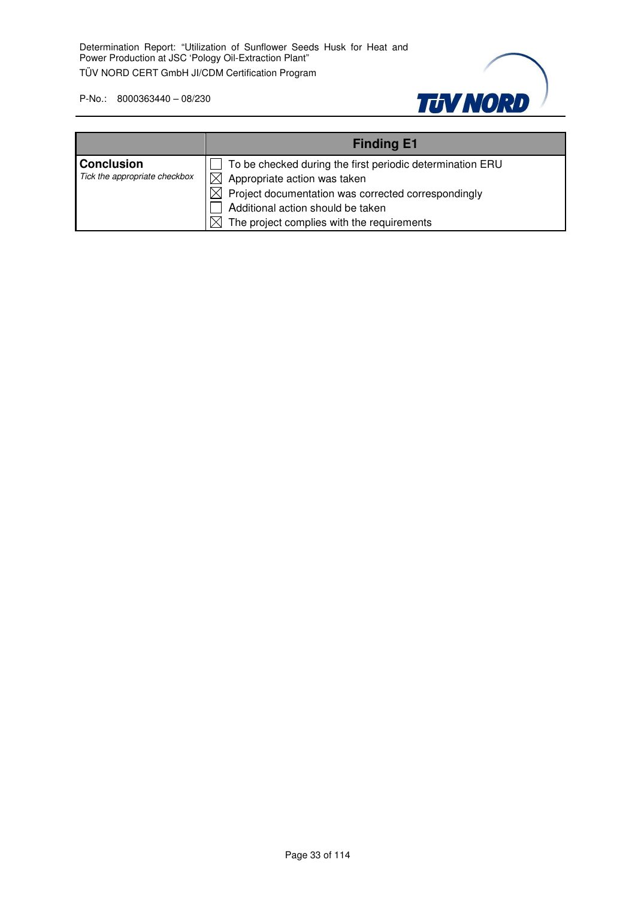| | Finding E1 |
|---|---|
| **Conclusion**<br>*Tick the appropriate checkbox* | ☐ To be checked during the first periodic determination ERU<br>☒ Appropriate action was taken<br>☒ Project documentation was corrected correspondingly<br>☐ Additional action should be taken<br>☒ The project complies with the requirements |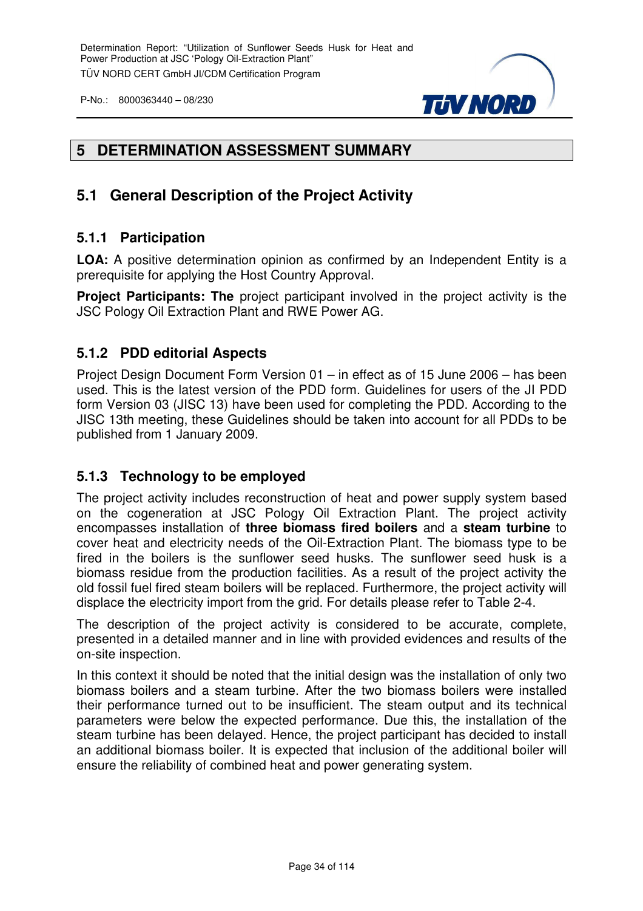# 5 DETERMINATION ASSESSMENT SUMMARY

## 5.1 General Description of the Project Activity

### 5.1.1 Participation

**LOA:** A positive determination opinion as confirmed by an Independent Entity is a prerequisite for applying the Host Country Approval.

**Project Participants: The** project participant involved in the project activity is the JSC Pology Oil Extraction Plant and RWE Power AG.

### 5.1.2 PDD editorial Aspects

Project Design Document Form Version 01 – in effect as of 15 June 2006 – has been used. This is the latest version of the PDD form. Guidelines for users of the JI PDD form Version 03 (JISC 13) have been used for completing the PDD. According to the JISC 13th meeting, these Guidelines should be taken into account for all PDDs to be published from 1 January 2009.

### 5.1.3 Technology to be employed

The project activity includes reconstruction of heat and power supply system based on the cogeneration at JSC Pology Oil Extraction Plant. The project activity encompasses installation of **three biomass fired boilers** and a **steam turbine** to cover heat and electricity needs of the Oil-Extraction Plant. The biomass type to be fired in the boilers is the sunflower seed husks. The sunflower seed husk is a biomass residue from the production facilities. As a result of the project activity the old fossil fuel fired steam boilers will be replaced. Furthermore, the project activity will displace the electricity import from the grid. For details please refer to Table 2-4.

The description of the project activity is considered to be accurate, complete, presented in a detailed manner and in line with provided evidences and results of the on-site inspection.

In this context it should be noted that the initial design was the installation of only two biomass boilers and a steam turbine. After the two biomass boilers were installed their performance turned out to be insufficient. The steam output and its technical parameters were below the expected performance. Due this, the installation of the steam turbine has been delayed. Hence, the project participant has decided to install an additional biomass boiler. It is expected that inclusion of the additional boiler will ensure the reliability of combined heat and power generating system.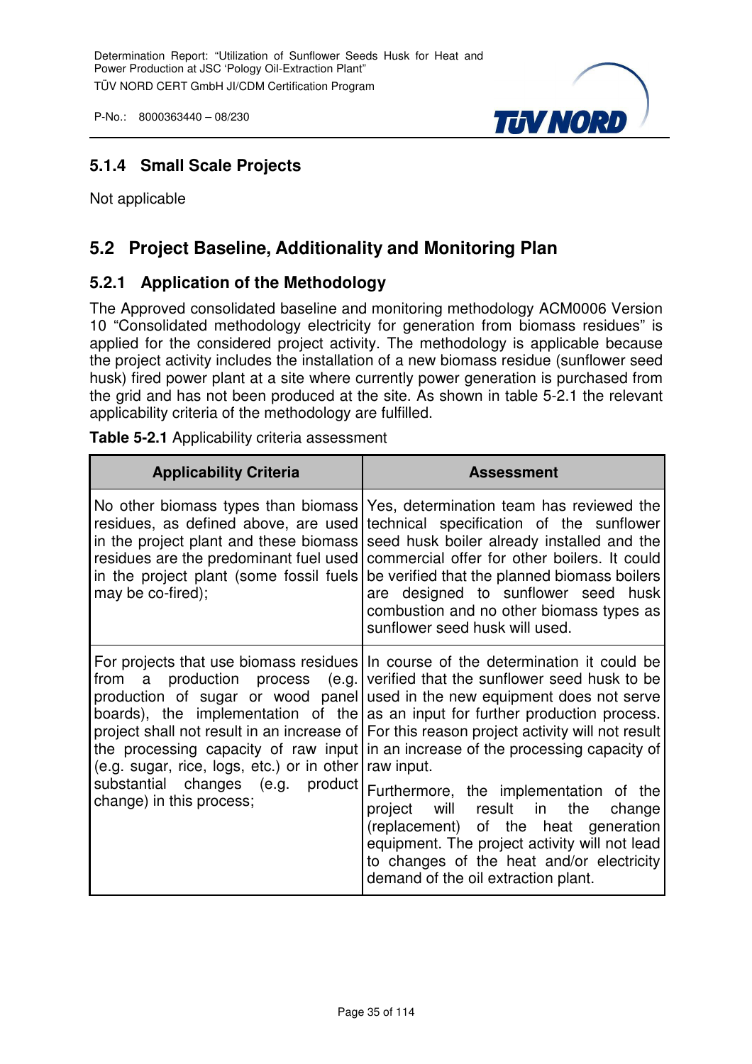### 5.1.4 Small Scale Projects

Not applicable

## 5.2 Project Baseline, Additionality and Monitoring Plan

### 5.2.1 Application of the Methodology

The Approved consolidated baseline and monitoring methodology ACM0006 Version 10 "Consolidated methodology electricity for generation from biomass residues" is applied for the considered project activity. The methodology is applicable because the project activity includes the installation of a new biomass residue (sunflower seed husk) fired power plant at a site where currently power generation is purchased from the grid and has not been produced at the site. As shown in table 5-2.1 the relevant applicability criteria of the methodology are fulfilled.

**Table 5-2.1** Applicability criteria assessment

| Applicability Criteria | Assessment |
|---|---|
| No other biomass types than biomass residues, as defined above, are used in the project plant and these biomass residues are the predominant fuel used in the project plant (some fossil fuels may be co-fired); | Yes, determination team has reviewed the technical specification of the sunflower seed husk boiler already installed and the commercial offer for other boilers. It could be verified that the planned biomass boilers are designed to sunflower seed husk combustion and no other biomass types as sunflower seed husk will used. |
| For projects that use biomass residues from a production process (e.g. production of sugar or wood panel boards), the implementation of the project shall not result in an increase of the processing capacity of raw input (e.g. sugar, rice, logs, etc.) or in other substantial changes (e.g. product change) in this process; | In course of the determination it could be verified that the sunflower seed husk to be used in the new equipment does not serve as an input for further production process. For this reason project activity will not result in an increase of the processing capacity of raw input.<br><br>Furthermore, the implementation of the project will result in the change (replacement) of the heat generation equipment. The project activity will not lead to changes of the heat and/or electricity demand of the oil extraction plant. |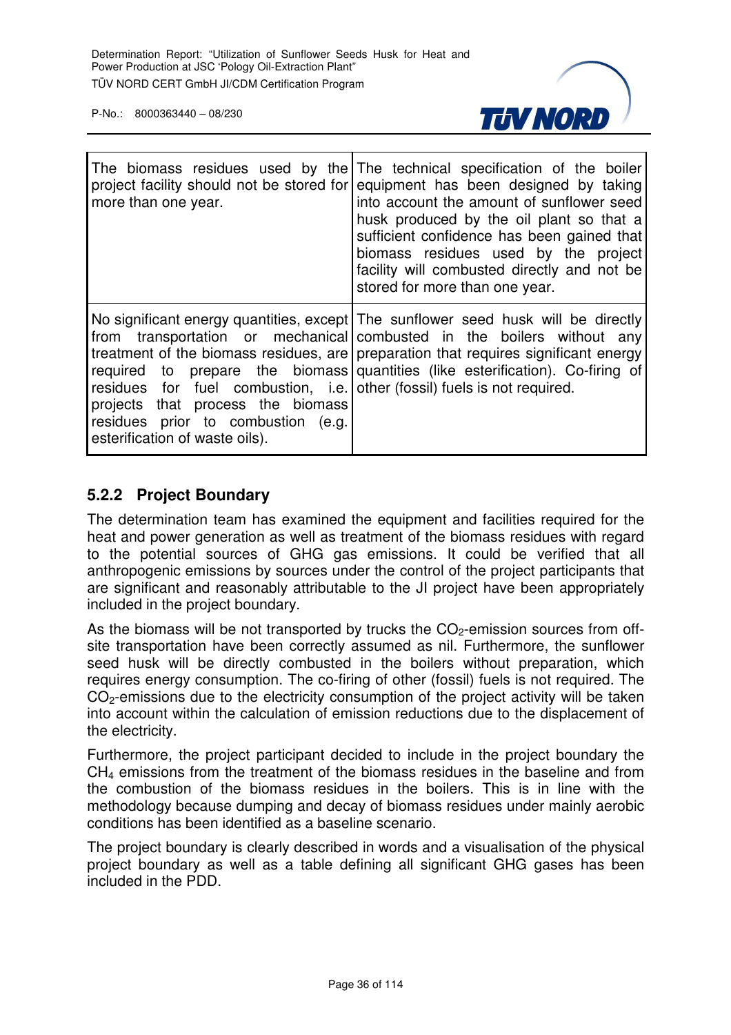| The biomass residues used by the project facility should not be stored for more than one year. | The technical specification of the boiler equipment has been designed by taking into account the amount of sunflower seed husk produced by the oil plant so that a sufficient confidence has been gained that biomass residues used by the project facility will combusted directly and not be stored for more than one year. |
|---|---|
| No significant energy quantities, except from transportation or mechanical treatment of the biomass residues, are required to prepare the biomass residues for fuel combustion, i.e. projects that process the biomass residues prior to combustion (e.g. esterification of waste oils). | The sunflower seed husk will be directly combusted in the boilers without any preparation that requires significant energy quantities (like esterification). Co-firing of other (fossil) fuels is not required. |

### 5.2.2 Project Boundary

The determination team has examined the equipment and facilities required for the heat and power generation as well as treatment of the biomass residues with regard to the potential sources of GHG gas emissions. It could be verified that all anthropogenic emissions by sources under the control of the project participants that are significant and reasonably attributable to the JI project have been appropriately included in the project boundary.

As the biomass will be not transported by trucks the $CO_2$-emission sources from off-site transportation have been correctly assumed as nil. Furthermore, the sunflower seed husk will be directly combusted in the boilers without preparation, which requires energy consumption. The co-firing of other (fossil) fuels is not required. The $CO_2$-emissions due to the electricity consumption of the project activity will be taken into account within the calculation of emission reductions due to the displacement of the electricity.

Furthermore, the project participant decided to include in the project boundary the $CH_4$ emissions from the treatment of the biomass residues in the baseline and from the combustion of the biomass residues in the boilers. This is in line with the methodology because dumping and decay of biomass residues under mainly aerobic conditions has been identified as a baseline scenario.

The project boundary is clearly described in words and a visualisation of the physical project boundary as well as a table defining all significant GHG gases has been included in the PDD.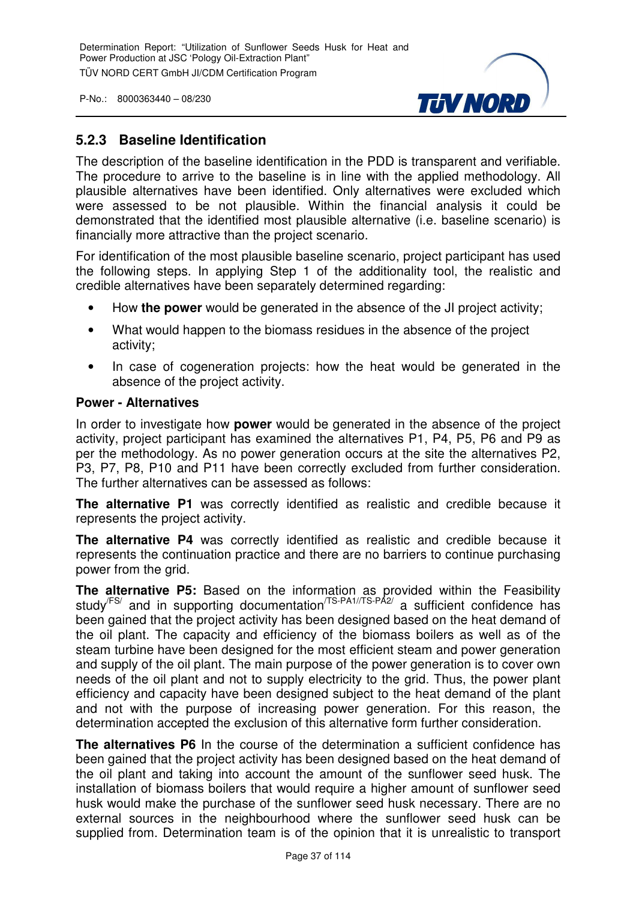### 5.2.3 Baseline Identification

The description of the baseline identification in the PDD is transparent and verifiable. The procedure to arrive to the baseline is in line with the applied methodology. All plausible alternatives have been identified. Only alternatives were excluded which were assessed to be not plausible. Within the financial analysis it could be demonstrated that the identified most plausible alternative (i.e. baseline scenario) is financially more attractive than the project scenario.

For identification of the most plausible baseline scenario, project participant has used the following steps. In applying Step 1 of the additionality tool, the realistic and credible alternatives have been separately determined regarding:

- How **the power** would be generated in the absence of the JI project activity;
- What would happen to the biomass residues in the absence of the project activity;
- In case of cogeneration projects: how the heat would be generated in the absence of the project activity.

**Power - Alternatives**

In order to investigate how **power** would be generated in the absence of the project activity, project participant has examined the alternatives P1, P4, P5, P6 and P9 as per the methodology. As no power generation occurs at the site the alternatives P2, P3, P7, P8, P10 and P11 have been correctly excluded from further consideration. The further alternatives can be assessed as follows:

**The alternative P1** was correctly identified as realistic and credible because it represents the project activity.

**The alternative P4** was correctly identified as realistic and credible because it represents the continuation practice and there are no barriers to continue purchasing power from the grid.

**The alternative P5:** Based on the information as provided within the Feasibility study/FS/ and in supporting documentation/TS-PA1//TS-PA2/ a sufficient confidence has been gained that the project activity has been designed based on the heat demand of the oil plant. The capacity and efficiency of the biomass boilers as well as of the steam turbine have been designed for the most efficient steam and power generation and supply of the oil plant. The main purpose of the power generation is to cover own needs of the oil plant and not to supply electricity to the grid. Thus, the power plant efficiency and capacity have been designed subject to the heat demand of the plant and not with the purpose of increasing power generation. For this reason, the determination accepted the exclusion of this alternative form further consideration.

**The alternatives P6** In the course of the determination a sufficient confidence has been gained that the project activity has been designed based on the heat demand of the oil plant and taking into account the amount of the sunflower seed husk. The installation of biomass boilers that would require a higher amount of sunflower seed husk would make the purchase of the sunflower seed husk necessary. There are no external sources in the neighbourhood where the sunflower seed husk can be supplied from. Determination team is of the opinion that it is unrealistic to transport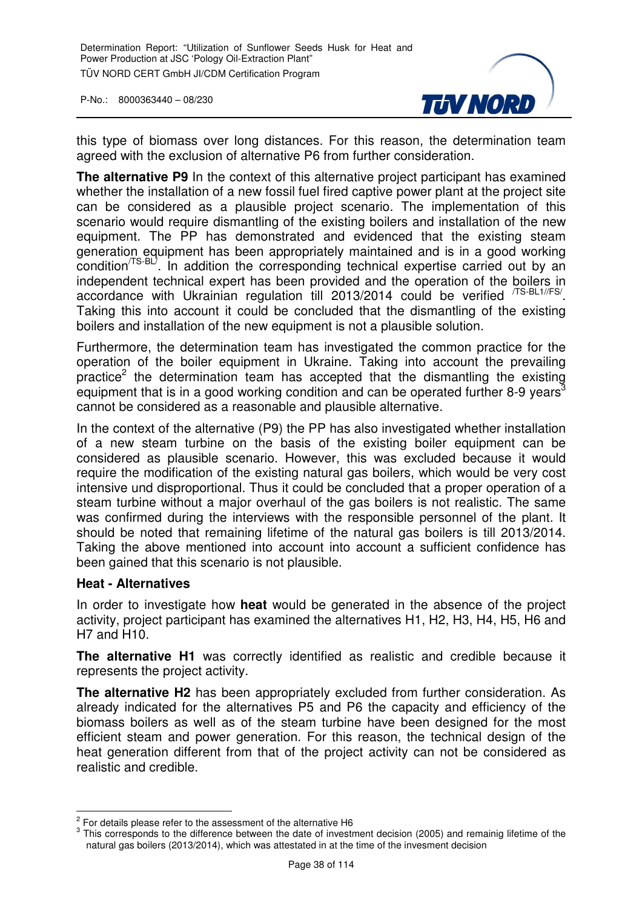this type of biomass over long distances. For this reason, the determination team agreed with the exclusion of alternative P6 from further consideration.

**The alternative P9** In the context of this alternative project participant has examined whether the installation of a new fossil fuel fired captive power plant at the project site can be considered as a plausible project scenario. The implementation of this scenario would require dismantling of the existing boilers and installation of the new equipment. The PP has demonstrated and evidenced that the existing steam generation equipment has been appropriately maintained and is in a good working condition[/TS-BL/]. In addition the corresponding technical expertise carried out by an independent technical expert has been provided and the operation of the boilers in accordance with Ukrainian regulation till 2013/2014 could be verified [/TS-BL1//FS/]. Taking this into account it could be concluded that the dismantling of the existing boilers and installation of the new equipment is not a plausible solution.

Furthermore, the determination team has investigated the common practice for the operation of the boiler equipment in Ukraine. Taking into account the prevailing practice[2] the determination team has accepted that the dismantling the existing equipment that is in a good working condition and can be operated further 8-9 years[3] cannot be considered as a reasonable and plausible alternative.

In the context of the alternative (P9) the PP has also investigated whether installation of a new steam turbine on the basis of the existing boiler equipment can be considered as plausible scenario. However, this was excluded because it would require the modification of the existing natural gas boilers, which would be very cost intensive und disproportional. Thus it could be concluded that a proper operation of a steam turbine without a major overhaul of the gas boilers is not realistic. The same was confirmed during the interviews with the responsible personnel of the plant. It should be noted that remaining lifetime of the natural gas boilers is till 2013/2014. Taking the above mentioned into account into account a sufficient confidence has been gained that this scenario is not plausible.

**Heat - Alternatives**

In order to investigate how **heat** would be generated in the absence of the project activity, project participant has examined the alternatives H1, H2, H3, H4, H5, H6 and H7 and H10.

**The alternative H1** was correctly identified as realistic and credible because it represents the project activity.

**The alternative H2** has been appropriately excluded from further consideration. As already indicated for the alternatives P5 and P6 the capacity and efficiency of the biomass boilers as well as of the steam turbine have been designed for the most efficient steam and power generation. For this reason, the technical design of the heat generation different from that of the project activity can not be considered as realistic and credible.

---

[2] For details please refer to the assessment of the alternative H6

[3] This corresponds to the difference between the date of investment decision (2005) and remainig lifetime of the natural gas boilers (2013/2014), which was attestated in at the time of the invesment decision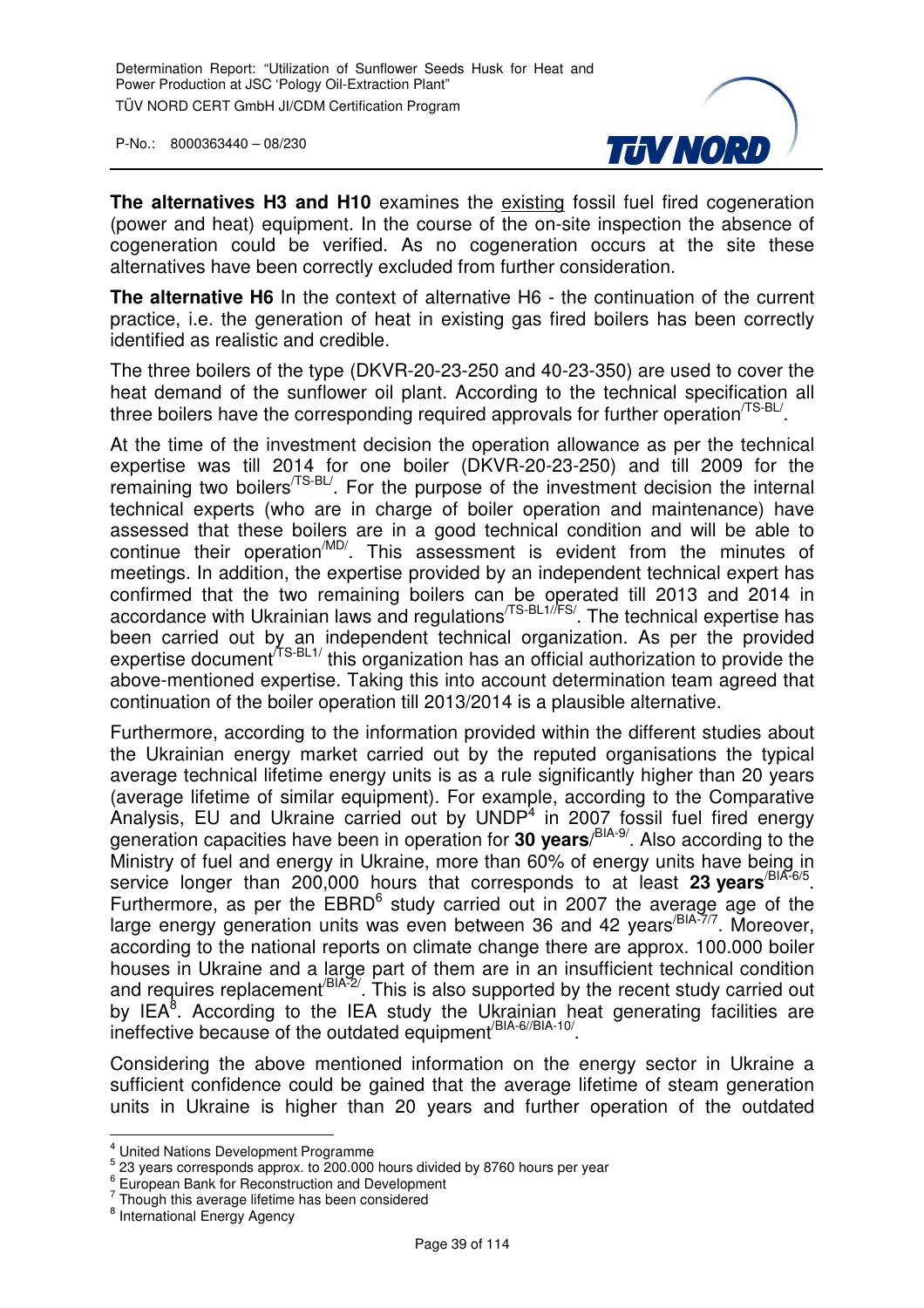**The alternatives H3 and H10** examines the existing fossil fuel fired cogeneration (power and heat) equipment. In the course of the on-site inspection the absence of cogeneration could be verified. As no cogeneration occurs at the site these alternatives have been correctly excluded from further consideration.

**The alternative H6** In the context of alternative H6 - the continuation of the current practice, i.e. the generation of heat in existing gas fired boilers has been correctly identified as realistic and credible.

The three boilers of the type (DKVR-20-23-250 and 40-23-350) are used to cover the heat demand of the sunflower oil plant. According to the technical specification all three boilers have the corresponding required approvals for further operation[/TS-BL/].

At the time of the investment decision the operation allowance as per the technical expertise was till 2014 for one boiler (DKVR-20-23-250) and till 2009 for the remaining two boilers[/TS-BL/]. For the purpose of the investment decision the internal technical experts (who are in charge of boiler operation and maintenance) have assessed that these boilers are in a good technical condition and will be able to continue their operation[/MD/]. This assessment is evident from the minutes of meetings. In addition, the expertise provided by an independent technical expert has confirmed that the two remaining boilers can be operated till 2013 and 2014 in accordance with Ukrainian laws and regulations[/TS-BL1//FS/]. The technical expertise has been carried out by an independent technical organization. As per the provided expertise document[/TS-BL1/] this organization has an official authorization to provide the above-mentioned expertise. Taking this into account determination team agreed that continuation of the boiler operation till 2013/2014 is a plausible alternative.

Furthermore, according to the information provided within the different studies about the Ukrainian energy market carried out by the reputed organisations the typical average technical lifetime energy units is as a rule significantly higher than 20 years (average lifetime of similar equipment). For example, according to the Comparative Analysis, EU and Ukraine carried out by UNDP[4] in 2007 fossil fuel fired energy generation capacities have been in operation for **30 years**[/BIA-9/]. Also according to the Ministry of fuel and energy in Ukraine, more than 60% of energy units have being in service longer than 200,000 hours that corresponds to at least **23 years**[/BIA-6/5]. Furthermore, as per the EBRD[6] study carried out in 2007 the average age of the large energy generation units was even between 36 and 42 years[/BIA-7/7]. Moreover, according to the national reports on climate change there are approx. 100.000 boiler houses in Ukraine and a large part of them are in an insufficient technical condition and requires replacement[/BIA-2/]. This is also supported by the recent study carried out by IEA[8]. According to the IEA study the Ukrainian heat generating facilities are ineffective because of the outdated equipment[/BIA-6//BIA-10/].

Considering the above mentioned information on the energy sector in Ukraine a sufficient confidence could be gained that the average lifetime of steam generation units in Ukraine is higher than 20 years and further operation of the outdated

---

[4] United Nations Development Programme

[5] 23 years corresponds approx. to 200.000 hours divided by 8760 hours per year

[6] European Bank for Reconstruction and Development

[7] Though this average lifetime has been considered

[8] International Energy Agency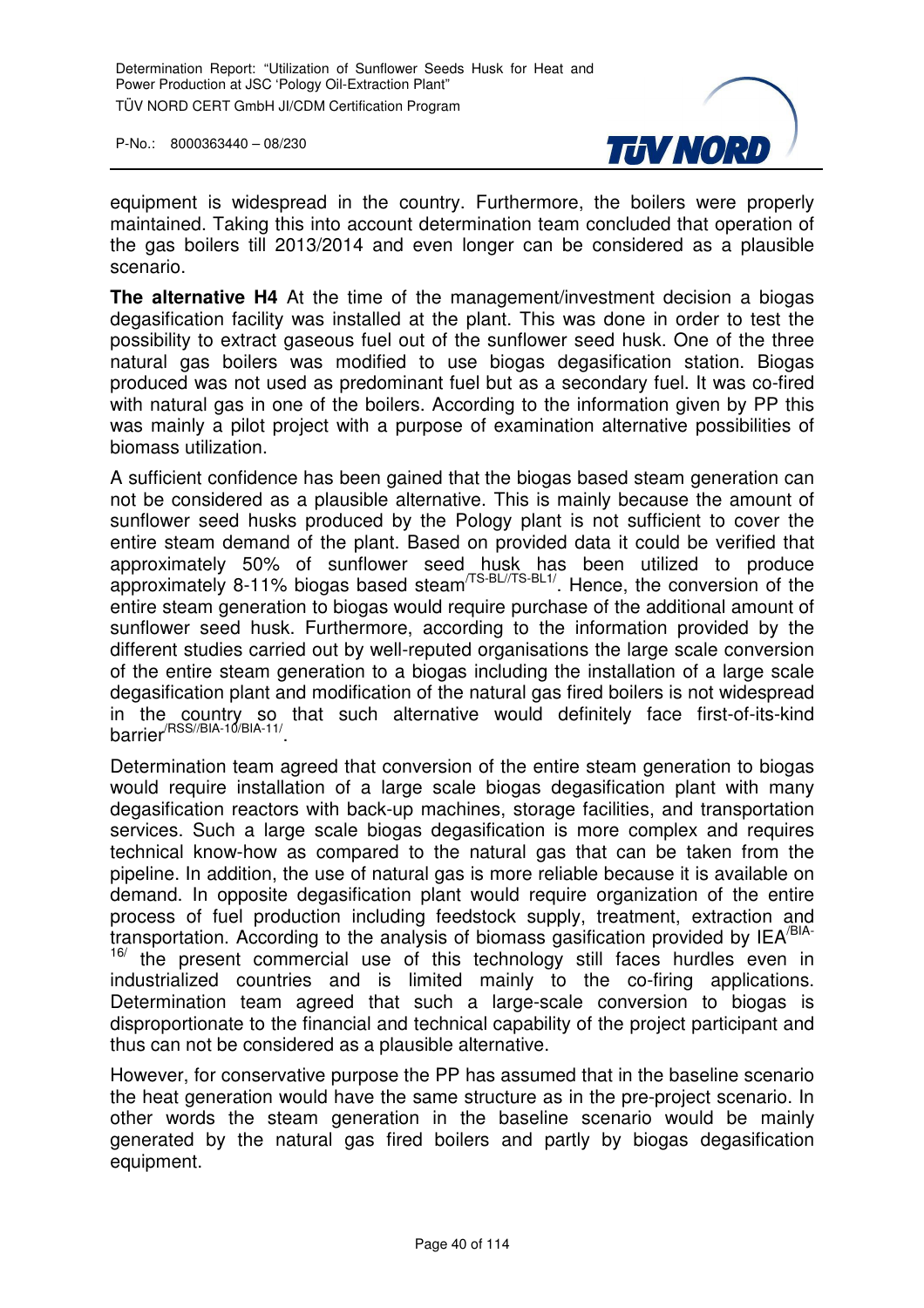equipment is widespread in the country. Furthermore, the boilers were properly maintained. Taking this into account determination team concluded that operation of the gas boilers till 2013/2014 and even longer can be considered as a plausible scenario.

**The alternative H4** At the time of the management/investment decision a biogas degasification facility was installed at the plant. This was done in order to test the possibility to extract gaseous fuel out of the sunflower seed husk. One of the three natural gas boilers was modified to use biogas degasification station. Biogas produced was not used as predominant fuel but as a secondary fuel. It was co-fired with natural gas in one of the boilers. According to the information given by PP this was mainly a pilot project with a purpose of examination alternative possibilities of biomass utilization.

A sufficient confidence has been gained that the biogas based steam generation can not be considered as a plausible alternative. This is mainly because the amount of sunflower seed husks produced by the Pology plant is not sufficient to cover the entire steam demand of the plant. Based on provided data it could be verified that approximately 50% of sunflower seed husk has been utilized to produce approximately 8-11% biogas based steam[/TS-BL//TS-BL1/]. Hence, the conversion of the entire steam generation to biogas would require purchase of the additional amount of sunflower seed husk. Furthermore, according to the information provided by the different studies carried out by well-reputed organisations the large scale conversion of the entire steam generation to a biogas including the installation of a large scale degasification plant and modification of the natural gas fired boilers is not widespread in the country so that such alternative would definitely face first-of-its-kind barrier[/RSS//BIA-10/BIA-11/].

Determination team agreed that conversion of the entire steam generation to biogas would require installation of a large scale biogas degasification plant with many degasification reactors with back-up machines, storage facilities, and transportation services. Such a large scale biogas degasification is more complex and requires technical know-how as compared to the natural gas that can be taken from the pipeline. In addition, the use of natural gas is more reliable because it is available on demand. In opposite degasification plant would require organization of the entire process of fuel production including feedstock supply, treatment, extraction and transportation. According to the analysis of biomass gasification provided by IEA[/BIA-16/] the present commercial use of this technology still faces hurdles even in industrialized countries and is limited mainly to the co-firing applications. Determination team agreed that such a large-scale conversion to biogas is disproportionate to the financial and technical capability of the project participant and thus can not be considered as a plausible alternative.

However, for conservative purpose the PP has assumed that in the baseline scenario the heat generation would have the same structure as in the pre-project scenario. In other words the steam generation in the baseline scenario would be mainly generated by the natural gas fired boilers and partly by biogas degasification equipment.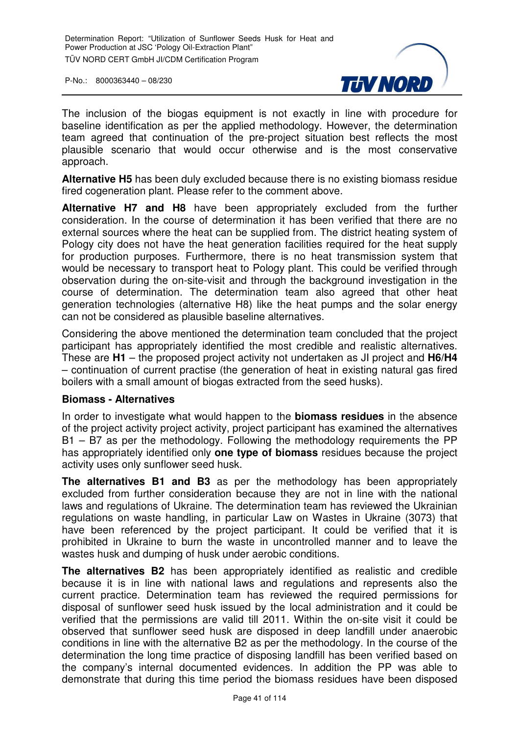The inclusion of the biogas equipment is not exactly in line with procedure for baseline identification as per the applied methodology. However, the determination team agreed that continuation of the pre-project situation best reflects the most plausible scenario that would occur otherwise and is the most conservative approach.

**Alternative H5** has been duly excluded because there is no existing biomass residue fired cogeneration plant. Please refer to the comment above.

**Alternative H7 and H8** have been appropriately excluded from the further consideration. In the course of determination it has been verified that there are no external sources where the heat can be supplied from. The district heating system of Pology city does not have the heat generation facilities required for the heat supply for production purposes. Furthermore, there is no heat transmission system that would be necessary to transport heat to Pology plant. This could be verified through observation during the on-site-visit and through the background investigation in the course of determination. The determination team also agreed that other heat generation technologies (alternative H8) like the heat pumps and the solar energy can not be considered as plausible baseline alternatives.

Considering the above mentioned the determination team concluded that the project participant has appropriately identified the most credible and realistic alternatives. These are **H1** – the proposed project activity not undertaken as JI project and **H6**/**H4** – continuation of current practise (the generation of heat in existing natural gas fired boilers with a small amount of biogas extracted from the seed husks).

**Biomass - Alternatives**

In order to investigate what would happen to the **biomass residues** in the absence of the project activity project activity, project participant has examined the alternatives B1 – B7 as per the methodology. Following the methodology requirements the PP has appropriately identified only **one type of biomass** residues because the project activity uses only sunflower seed husk.

**The alternatives B1 and B3** as per the methodology has been appropriately excluded from further consideration because they are not in line with the national laws and regulations of Ukraine. The determination team has reviewed the Ukrainian regulations on waste handling, in particular Law on Wastes in Ukraine (3073) that have been referenced by the project participant. It could be verified that it is prohibited in Ukraine to burn the waste in uncontrolled manner and to leave the wastes husk and dumping of husk under aerobic conditions.

**The alternatives B2** has been appropriately identified as realistic and credible because it is in line with national laws and regulations and represents also the current practice. Determination team has reviewed the required permissions for disposal of sunflower seed husk issued by the local administration and it could be verified that the permissions are valid till 2011. Within the on-site visit it could be observed that sunflower seed husk are disposed in deep landfill under anaerobic conditions in line with the alternative B2 as per the methodology. In the course of the determination the long time practice of disposing landfill has been verified based on the company's internal documented evidences. In addition the PP was able to demonstrate that during this time period the biomass residues have been disposed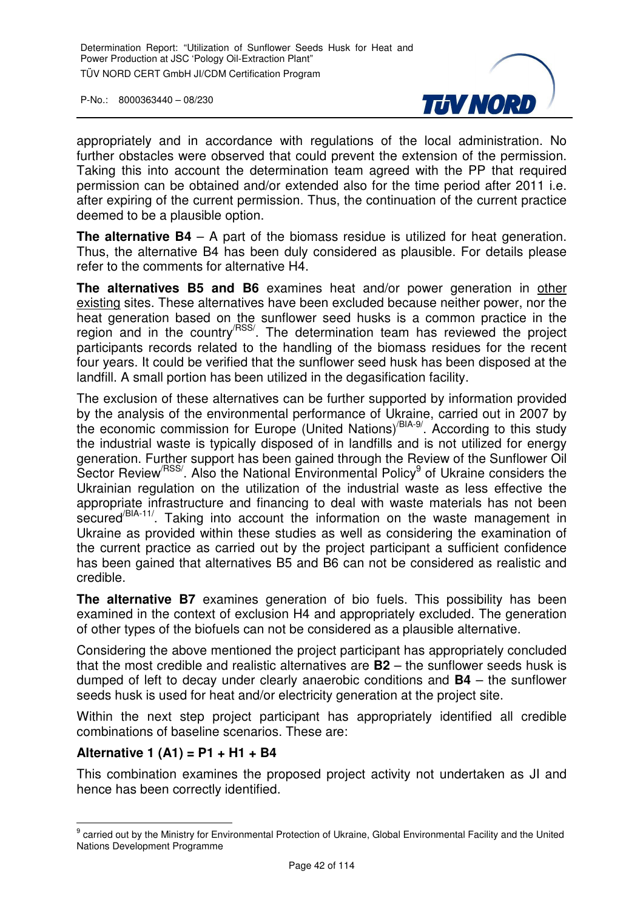appropriately and in accordance with regulations of the local administration. No further obstacles were observed that could prevent the extension of the permission. Taking this into account the determination team agreed with the PP that required permission can be obtained and/or extended also for the time period after 2011 i.e. after expiring of the current permission. Thus, the continuation of the current practice deemed to be a plausible option.

**The alternative B4** – A part of the biomass residue is utilized for heat generation. Thus, the alternative B4 has been duly considered as plausible. For details please refer to the comments for alternative H4.

**The alternatives B5 and B6** examines heat and/or power generation in other existing sites. These alternatives have been excluded because neither power, nor the heat generation based on the sunflower seed husks is a common practice in the region and in the country[/RSS/]. The determination team has reviewed the project participants records related to the handling of the biomass residues for the recent four years. It could be verified that the sunflower seed husk has been disposed at the landfill. A small portion has been utilized in the degasification facility.

The exclusion of these alternatives can be further supported by information provided by the analysis of the environmental performance of Ukraine, carried out in 2007 by the economic commission for Europe (United Nations)[/BIA-9/]. According to this study the industrial waste is typically disposed of in landfills and is not utilized for energy generation. Further support has been gained through the Review of the Sunflower Oil Sector Review[/RSS/]. Also the National Environmental Policy[9] of Ukraine considers the Ukrainian regulation on the utilization of the industrial waste as less effective the appropriate infrastructure and financing to deal with waste materials has not been secured[/BIA-11/]. Taking into account the information on the waste management in Ukraine as provided within these studies as well as considering the examination of the current practice as carried out by the project participant a sufficient confidence has been gained that alternatives B5 and B6 can not be considered as realistic and credible.

**The alternative B7** examines generation of bio fuels. This possibility has been examined in the context of exclusion H4 and appropriately excluded. The generation of other types of the biofuels can not be considered as a plausible alternative.

Considering the above mentioned the project participant has appropriately concluded that the most credible and realistic alternatives are **B2** – the sunflower seeds husk is dumped of left to decay under clearly anaerobic conditions and **B4** – the sunflower seeds husk is used for heat and/or electricity generation at the project site.

Within the next step project participant has appropriately identified all credible combinations of baseline scenarios. These are:

**Alternative 1 (A1) = P1 + H1 + B4**

This combination examines the proposed project activity not undertaken as JI and hence has been correctly identified.

---

[9] carried out by the Ministry for Environmental Protection of Ukraine, Global Environmental Facility and the United Nations Development Programme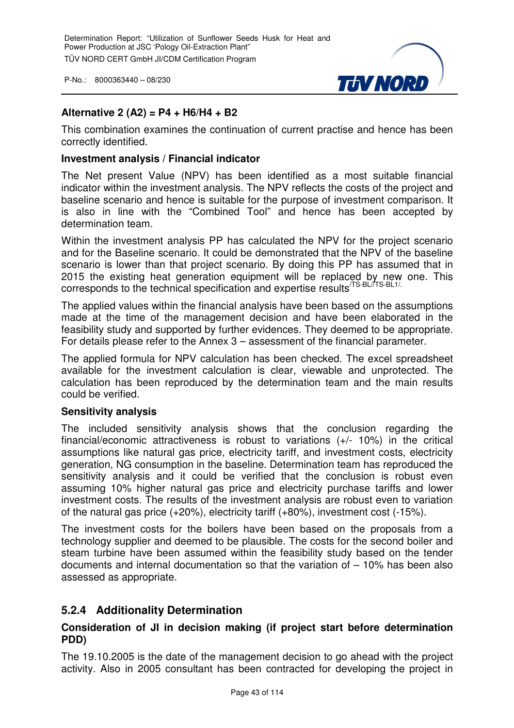**Alternative 2 (A2) = P4 + H6/H4 + B2**

This combination examines the continuation of current practise and hence has been correctly identified.

**Investment analysis / Financial indicator**

The Net present Value (NPV) has been identified as a most suitable financial indicator within the investment analysis. The NPV reflects the costs of the project and baseline scenario and hence is suitable for the purpose of investment comparison. It is also in line with the "Combined Tool" and hence has been accepted by determination team.

Within the investment analysis PP has calculated the NPV for the project scenario and for the Baseline scenario. It could be demonstrated that the NPV of the baseline scenario is lower than that project scenario. By doing this PP has assumed that in 2015 the existing heat generation equipment will be replaced by new one. This corresponds to the technical specification and expertise results[/TS-BL/TS-BL1/].

The applied values within the financial analysis have been based on the assumptions made at the time of the management decision and have been elaborated in the feasibility study and supported by further evidences. They deemed to be appropriate. For details please refer to the Annex 3 – assessment of the financial parameter.

The applied formula for NPV calculation has been checked. The excel spreadsheet available for the investment calculation is clear, viewable and unprotected. The calculation has been reproduced by the determination team and the main results could be verified.

**Sensitivity analysis**

The included sensitivity analysis shows that the conclusion regarding the financial/economic attractiveness is robust to variations (+/- 10%) in the critical assumptions like natural gas price, electricity tariff, and investment costs, electricity generation, NG consumption in the baseline. Determination team has reproduced the sensitivity analysis and it could be verified that the conclusion is robust even assuming 10% higher natural gas price and electricity purchase tariffs and lower investment costs. The results of the investment analysis are robust even to variation of the natural gas price (+20%), electricity tariff (+80%), investment cost (-15%).

The investment costs for the boilers have been based on the proposals from a technology supplier and deemed to be plausible. The costs for the second boiler and steam turbine have been assumed within the feasibility study based on the tender documents and internal documentation so that the variation of – 10% has been also assessed as appropriate.

### 5.2.4 Additionality Determination

**Consideration of JI in decision making (if project start before determination PDD)**

The 19.10.2005 is the date of the management decision to go ahead with the project activity. Also in 2005 consultant has been contracted for developing the project in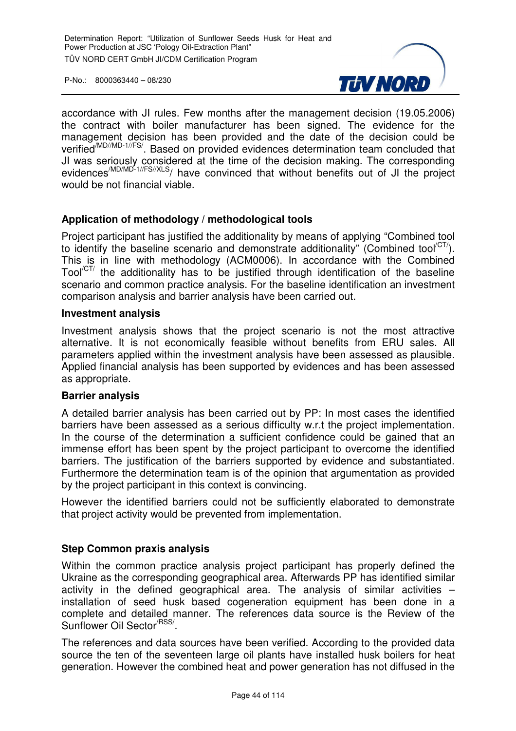accordance with JI rules. Few months after the management decision (19.05.2006) the contract with boiler manufacturer has been signed. The evidence for the management decision has been provided and the date of the decision could be verified[/MD//MD-1//FS/]. Based on provided evidences determination team concluded that JI was seriously considered at the time of the decision making. The corresponding evidences[/MD/MD-1//FS//XLS]/ have convinced that without benefits out of JI the project would be not financial viable.

**Application of methodology / methodological tools**

Project participant has justified the additionality by means of applying "Combined tool to identify the baseline scenario and demonstrate additionality" (Combined tool[/CT/]). This is in line with methodology (ACM0006). In accordance with the Combined Tool[/CT/] the additionality has to be justified through identification of the baseline scenario and common practice analysis. For the baseline identification an investment comparison analysis and barrier analysis have been carried out.

**Investment analysis**

Investment analysis shows that the project scenario is not the most attractive alternative. It is not economically feasible without benefits from ERU sales. All parameters applied within the investment analysis have been assessed as plausible. Applied financial analysis has been supported by evidences and has been assessed as appropriate.

**Barrier analysis**

A detailed barrier analysis has been carried out by PP: In most cases the identified barriers have been assessed as a serious difficulty w.r.t the project implementation. In the course of the determination a sufficient confidence could be gained that an immense effort has been spent by the project participant to overcome the identified barriers. The justification of the barriers supported by evidence and substantiated. Furthermore the determination team is of the opinion that argumentation as provided by the project participant in this context is convincing.

However the identified barriers could not be sufficiently elaborated to demonstrate that project activity would be prevented from implementation.

**Step Common praxis analysis**

Within the common practice analysis project participant has properly defined the Ukraine as the corresponding geographical area. Afterwards PP has identified similar activity in the defined geographical area. The analysis of similar activities – installation of seed husk based cogeneration equipment has been done in a complete and detailed manner. The references data source is the Review of the Sunflower Oil Sector[/RSS/].

The references and data sources have been verified. According to the provided data source the ten of the seventeen large oil plants have installed husk boilers for heat generation. However the combined heat and power generation has not diffused in the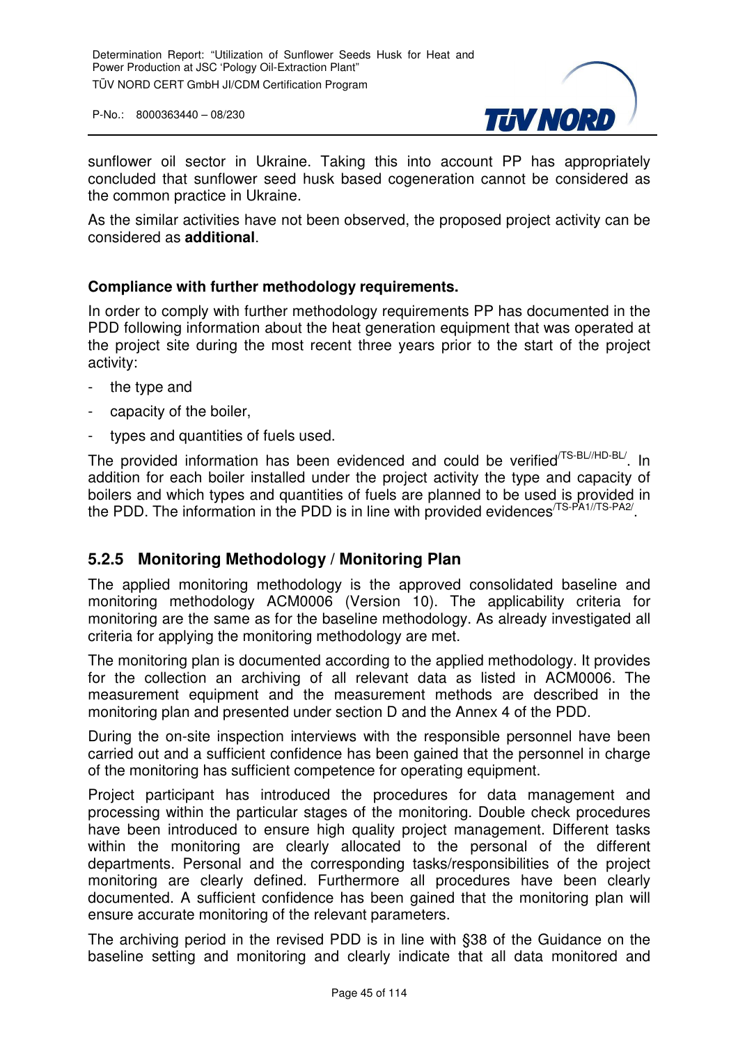sunflower oil sector in Ukraine. Taking this into account PP has appropriately concluded that sunflower seed husk based cogeneration cannot be considered as the common practice in Ukraine.

As the similar activities have not been observed, the proposed project activity can be considered as **additional**.

**Compliance with further methodology requirements.**

In order to comply with further methodology requirements PP has documented in the PDD following information about the heat generation equipment that was operated at the project site during the most recent three years prior to the start of the project activity:

- the type and
- capacity of the boiler,
- types and quantities of fuels used.

The provided information has been evidenced and could be verified[/TS-BL//HD-BL/]. In addition for each boiler installed under the project activity the type and capacity of boilers and which types and quantities of fuels are planned to be used is provided in the PDD. The information in the PDD is in line with provided evidences[/TS-PA1//TS-PA2/].

### 5.2.5 Monitoring Methodology / Monitoring Plan

The applied monitoring methodology is the approved consolidated baseline and monitoring methodology ACM0006 (Version 10). The applicability criteria for monitoring are the same as for the baseline methodology. As already investigated all criteria for applying the monitoring methodology are met.

The monitoring plan is documented according to the applied methodology. It provides for the collection an archiving of all relevant data as listed in ACM0006. The measurement equipment and the measurement methods are described in the monitoring plan and presented under section D and the Annex 4 of the PDD.

During the on-site inspection interviews with the responsible personnel have been carried out and a sufficient confidence has been gained that the personnel in charge of the monitoring has sufficient competence for operating equipment.

Project participant has introduced the procedures for data management and processing within the particular stages of the monitoring. Double check procedures have been introduced to ensure high quality project management. Different tasks within the monitoring are clearly allocated to the personal of the different departments. Personal and the corresponding tasks/responsibilities of the project monitoring are clearly defined. Furthermore all procedures have been clearly documented. A sufficient confidence has been gained that the monitoring plan will ensure accurate monitoring of the relevant parameters.

The archiving period in the revised PDD is in line with §38 of the Guidance on the baseline setting and monitoring and clearly indicate that all data monitored and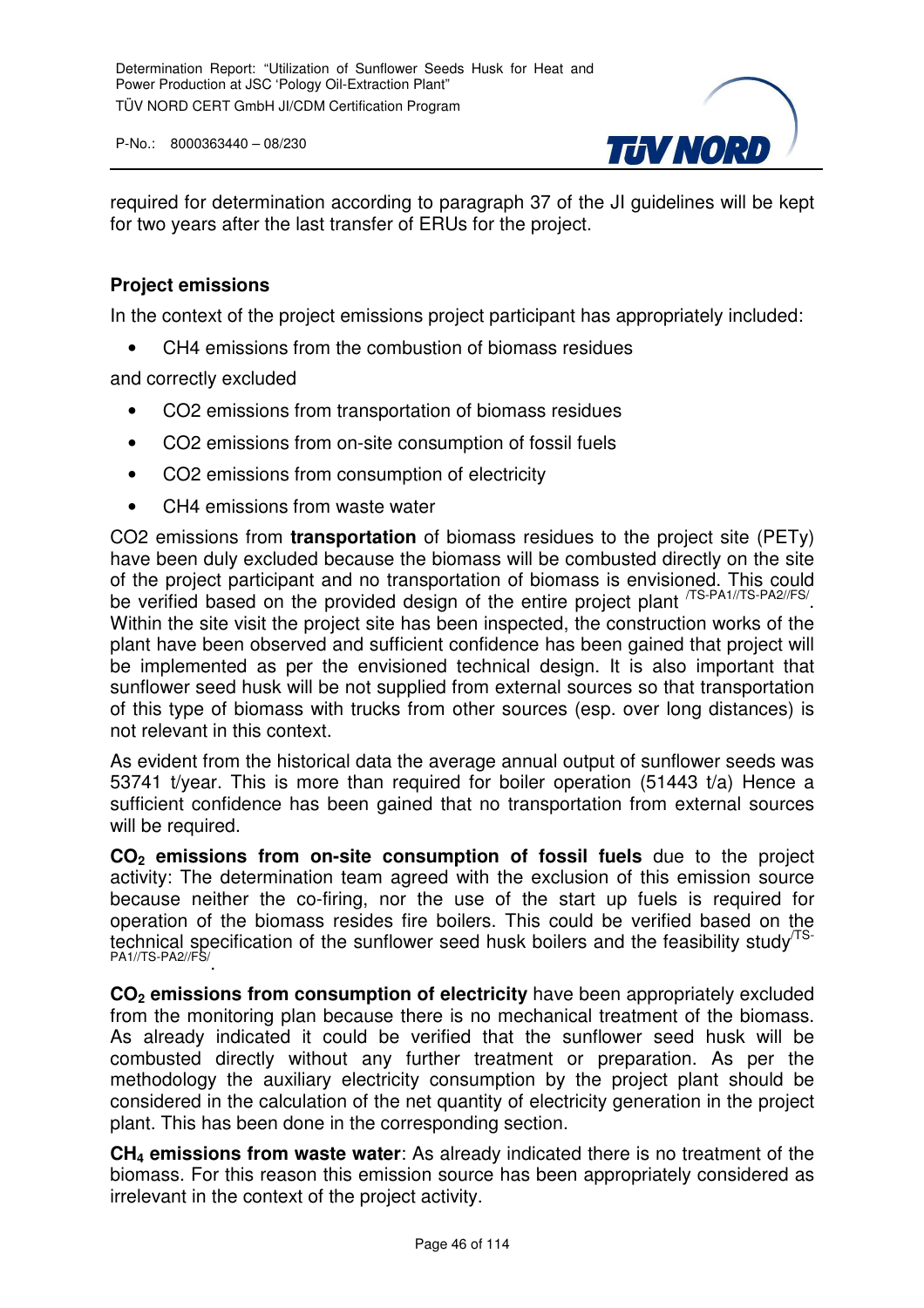required for determination according to paragraph 37 of the JI guidelines will be kept for two years after the last transfer of ERUs for the project.

**Project emissions**

In the context of the project emissions project participant has appropriately included:

- CH4 emissions from the combustion of biomass residues

and correctly excluded

- CO2 emissions from transportation of biomass residues
- CO2 emissions from on-site consumption of fossil fuels
- CO2 emissions from consumption of electricity
- CH4 emissions from waste water

CO2 emissions from **transportation** of biomass residues to the project site (PETy) have been duly excluded because the biomass will be combusted directly on the site of the project participant and no transportation of biomass is envisioned. This could be verified based on the provided design of the entire project plant /TS-PA1//TS-PA2//FS/. Within the site visit the project site has been inspected, the construction works of the plant have been observed and sufficient confidence has been gained that project will be implemented as per the envisioned technical design. It is also important that sunflower seed husk will be not supplied from external sources so that transportation of this type of biomass with trucks from other sources (esp. over long distances) is not relevant in this context.

As evident from the historical data the average annual output of sunflower seeds was 53741 t/year. This is more than required for boiler operation (51443 t/a) Hence a sufficient confidence has been gained that no transportation from external sources will be required.

**$CO_2$ emissions from on-site consumption of fossil fuels** due to the project activity: The determination team agreed with the exclusion of this emission source because neither the co-firing, nor the use of the start up fuels is required for operation of the biomass resides fire boilers. This could be verified based on the technical specification of the sunflower seed husk boilers and the feasibility study /TS-PA1//TS-PA2//FS/.

**$CO_2$ emissions from consumption of electricity** have been appropriately excluded from the monitoring plan because there is no mechanical treatment of the biomass. As already indicated it could be verified that the sunflower seed husk will be combusted directly without any further treatment or preparation. As per the methodology the auxiliary electricity consumption by the project plant should be considered in the calculation of the net quantity of electricity generation in the project plant. This has been done in the corresponding section.

**$CH_4$ emissions from waste water**: As already indicated there is no treatment of the biomass. For this reason this emission source has been appropriately considered as irrelevant in the context of the project activity.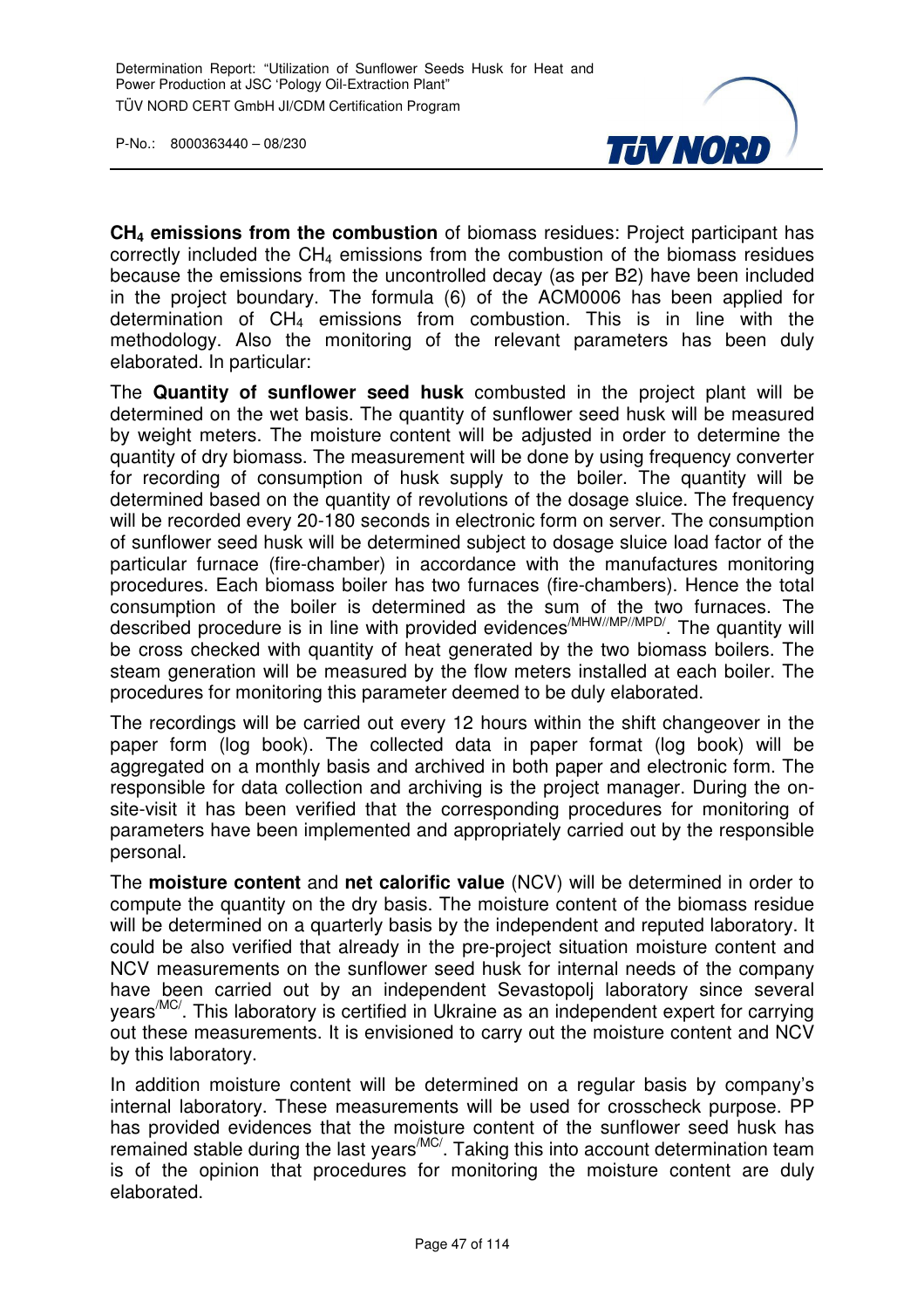**$CH_4$ emissions from the combustion** of biomass residues: Project participant has correctly included the $CH_4$ emissions from the combustion of the biomass residues because the emissions from the uncontrolled decay (as per B2) have been included in the project boundary. The formula (6) of the ACM0006 has been applied for determination of $CH_4$ emissions from combustion. This is in line with the methodology. Also the monitoring of the relevant parameters has been duly elaborated. In particular:

The **Quantity of sunflower seed husk** combusted in the project plant will be determined on the wet basis. The quantity of sunflower seed husk will be measured by weight meters. The moisture content will be adjusted in order to determine the quantity of dry biomass. The measurement will be done by using frequency converter for recording of consumption of husk supply to the boiler. The quantity will be determined based on the quantity of revolutions of the dosage sluice. The frequency will be recorded every 20-180 seconds in electronic form on server. The consumption of sunflower seed husk will be determined subject to dosage sluice load factor of the particular furnace (fire-chamber) in accordance with the manufactures monitoring procedures. Each biomass boiler has two furnaces (fire-chambers). Hence the total consumption of the boiler is determined as the sum of the two furnaces. The described procedure is in line with provided evidences[/MHW//MP//MPD/]. The quantity will be cross checked with quantity of heat generated by the two biomass boilers. The steam generation will be measured by the flow meters installed at each boiler. The procedures for monitoring this parameter deemed to be duly elaborated.

The recordings will be carried out every 12 hours within the shift changeover in the paper form (log book). The collected data in paper format (log book) will be aggregated on a monthly basis and archived in both paper and electronic form. The responsible for data collection and archiving is the project manager. During the on-site-visit it has been verified that the corresponding procedures for monitoring of parameters have been implemented and appropriately carried out by the responsible personal.

The **moisture content** and **net calorific value** (NCV) will be determined in order to compute the quantity on the dry basis. The moisture content of the biomass residue will be determined on a quarterly basis by the independent and reputed laboratory. It could be also verified that already in the pre-project situation moisture content and NCV measurements on the sunflower seed husk for internal needs of the company have been carried out by an independent Sevastopolj laboratory since several years[/MC/]. This laboratory is certified in Ukraine as an independent expert for carrying out these measurements. It is envisioned to carry out the moisture content and NCV by this laboratory.

In addition moisture content will be determined on a regular basis by company's internal laboratory. These measurements will be used for crosscheck purpose. PP has provided evidences that the moisture content of the sunflower seed husk has remained stable during the last years[/MC/]. Taking this into account determination team is of the opinion that procedures for monitoring the moisture content are duly elaborated.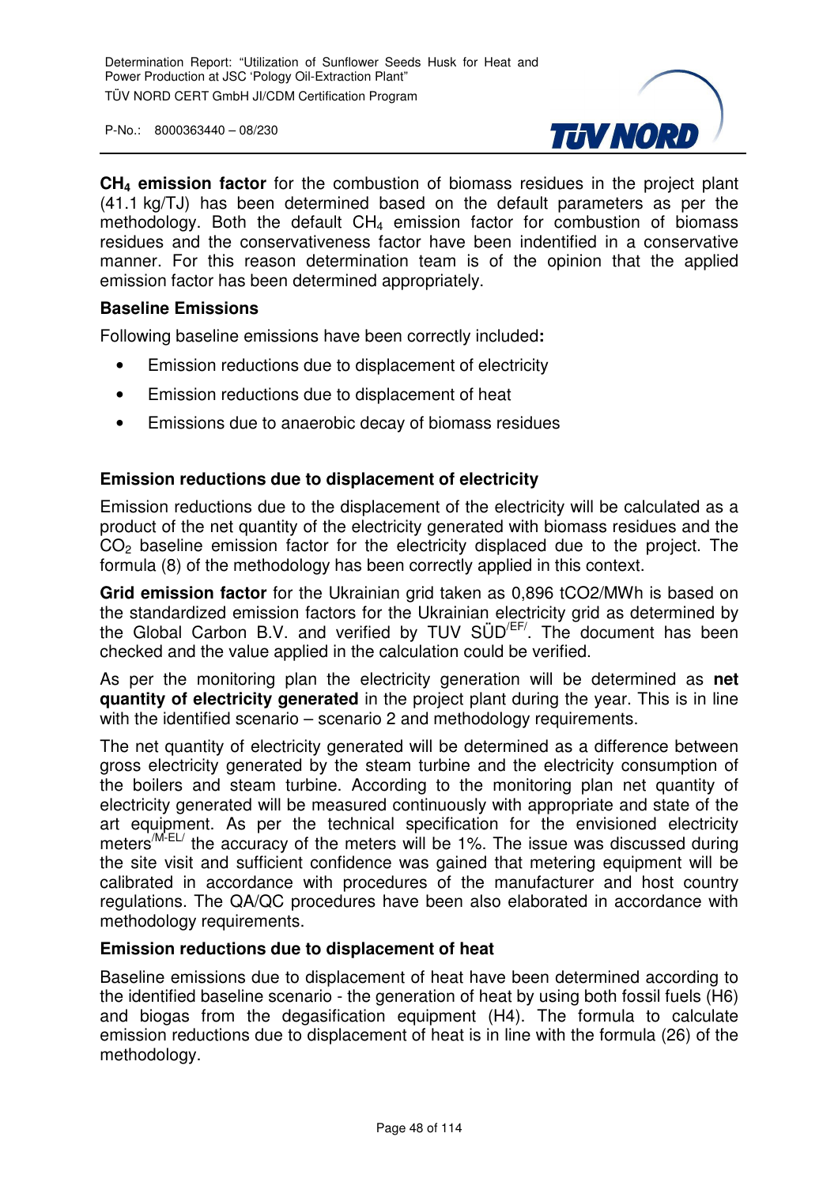**$CH_4$ emission factor** for the combustion of biomass residues in the project plant (41.1 kg/TJ) has been determined based on the default parameters as per the methodology. Both the default $CH_4$ emission factor for combustion of biomass residues and the conservativeness factor have been indentified in a conservative manner. For this reason determination team is of the opinion that the applied emission factor has been determined appropriately.

**Baseline Emissions**

Following baseline emissions have been correctly included**:**

- Emission reductions due to displacement of electricity
- Emission reductions due to displacement of heat
- Emissions due to anaerobic decay of biomass residues

**Emission reductions due to displacement of electricity**

Emission reductions due to the displacement of the electricity will be calculated as a product of the net quantity of the electricity generated with biomass residues and the $CO_2$ baseline emission factor for the electricity displaced due to the project. The formula (8) of the methodology has been correctly applied in this context.

**Grid emission factor** for the Ukrainian grid taken as 0,896 tCO2/MWh is based on the standardized emission factors for the Ukrainian electricity grid as determined by the Global Carbon B.V. and verified by TUV SÜD[/EF/]. The document has been checked and the value applied in the calculation could be verified.

As per the monitoring plan the electricity generation will be determined as **net quantity of electricity generated** in the project plant during the year. This is in line with the identified scenario – scenario 2 and methodology requirements.

The net quantity of electricity generated will be determined as a difference between gross electricity generated by the steam turbine and the electricity consumption of the boilers and steam turbine. According to the monitoring plan net quantity of electricity generated will be measured continuously with appropriate and state of the art equipment. As per the technical specification for the envisioned electricity meters[/M-EL/] the accuracy of the meters will be 1%. The issue was discussed during the site visit and sufficient confidence was gained that metering equipment will be calibrated in accordance with procedures of the manufacturer and host country regulations. The QA/QC procedures have been also elaborated in accordance with methodology requirements.

**Emission reductions due to displacement of heat**

Baseline emissions due to displacement of heat have been determined according to the identified baseline scenario - the generation of heat by using both fossil fuels (H6) and biogas from the degasification equipment (H4). The formula to calculate emission reductions due to displacement of heat is in line with the formula (26) of the methodology.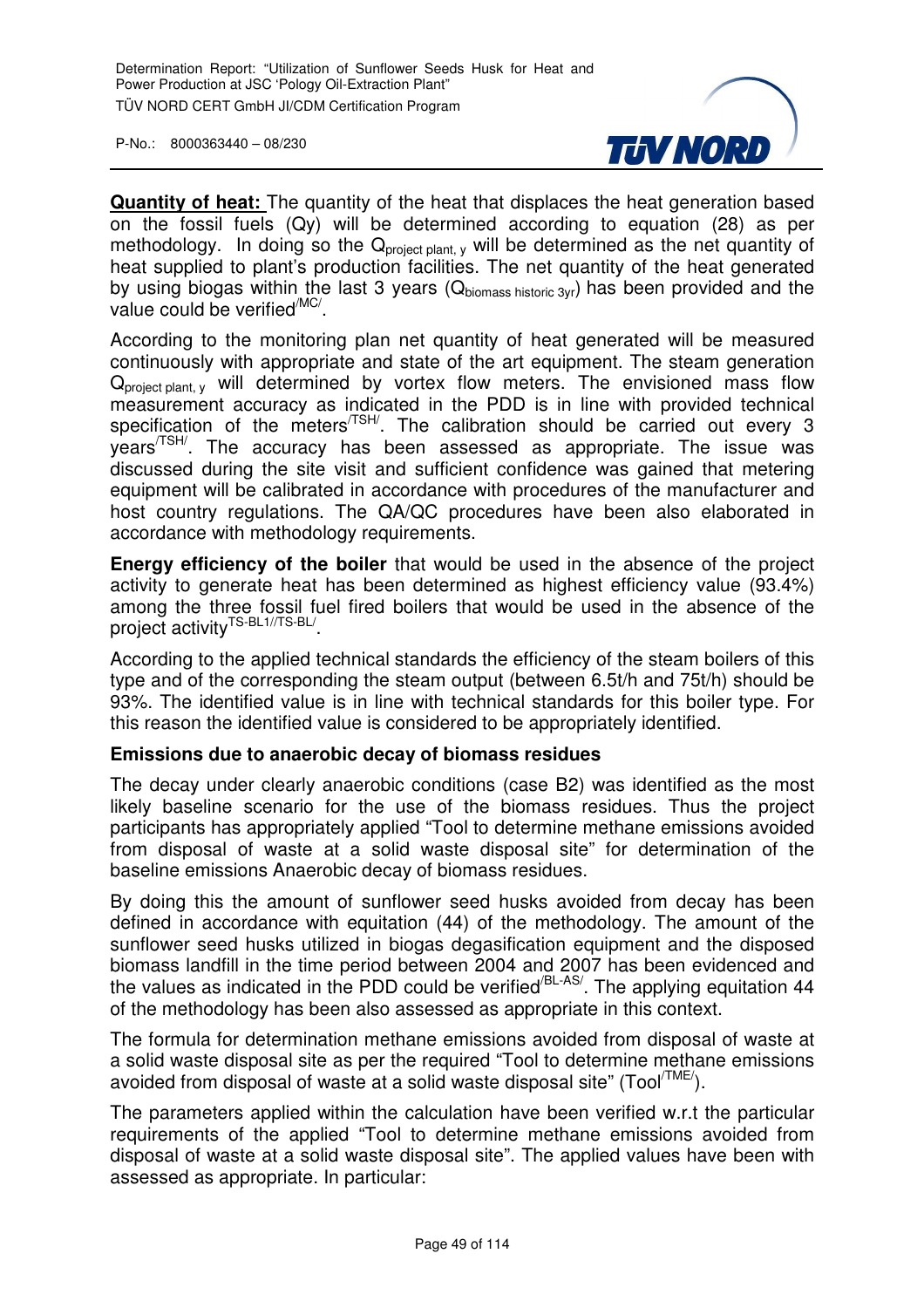**Quantity of heat:** The quantity of the heat that displaces the heat generation based on the fossil fuels ($Q_y$) will be determined according to equation (28) as per methodology. In doing so the $Q_{project\ plant,\ y}$ will be determined as the net quantity of heat supplied to plant's production facilities. The net quantity of the heat generated by using biogas within the last 3 years ($Q_{biomass\ historic\ 3yr}$) has been provided and the value could be verified[/MC/].

According to the monitoring plan net quantity of heat generated will be measured continuously with appropriate and state of the art equipment. The steam generation $Q_{project\ plant,\ y}$ will determined by vortex flow meters. The envisioned mass flow measurement accuracy as indicated in the PDD is in line with provided technical specification of the meters[/TSH/]. The calibration should be carried out every 3 years[/TSH/]. The accuracy has been assessed as appropriate. The issue was discussed during the site visit and sufficient confidence was gained that metering equipment will be calibrated in accordance with procedures of the manufacturer and host country regulations. The QA/QC procedures have been also elaborated in accordance with methodology requirements.

**Energy efficiency of the boiler** that would be used in the absence of the project activity to generate heat has been determined as highest efficiency value (93.4%) among the three fossil fuel fired boilers that would be used in the absence of the project activity[TS-BL1//TS-BL/].

According to the applied technical standards the efficiency of the steam boilers of this type and of the corresponding the steam output (between 6.5t/h and 75t/h) should be 93%. The identified value is in line with technical standards for this boiler type. For this reason the identified value is considered to be appropriately identified.

**Emissions due to anaerobic decay of biomass residues**

The decay under clearly anaerobic conditions (case B2) was identified as the most likely baseline scenario for the use of the biomass residues. Thus the project participants has appropriately applied "Tool to determine methane emissions avoided from disposal of waste at a solid waste disposal site" for determination of the baseline emissions Anaerobic decay of biomass residues.

By doing this the amount of sunflower seed husks avoided from decay has been defined in accordance with equitation (44) of the methodology. The amount of the sunflower seed husks utilized in biogas degasification equipment and the disposed biomass landfill in the time period between 2004 and 2007 has been evidenced and the values as indicated in the PDD could be verified[/BL-AS/]. The applying equitation 44 of the methodology has been also assessed as appropriate in this context.

The formula for determination methane emissions avoided from disposal of waste at a solid waste disposal site as per the required "Tool to determine methane emissions avoided from disposal of waste at a solid waste disposal site" (Tool[/TME/]).

The parameters applied within the calculation have been verified w.r.t the particular requirements of the applied "Tool to determine methane emissions avoided from disposal of waste at a solid waste disposal site". The applied values have been with assessed as appropriate. In particular: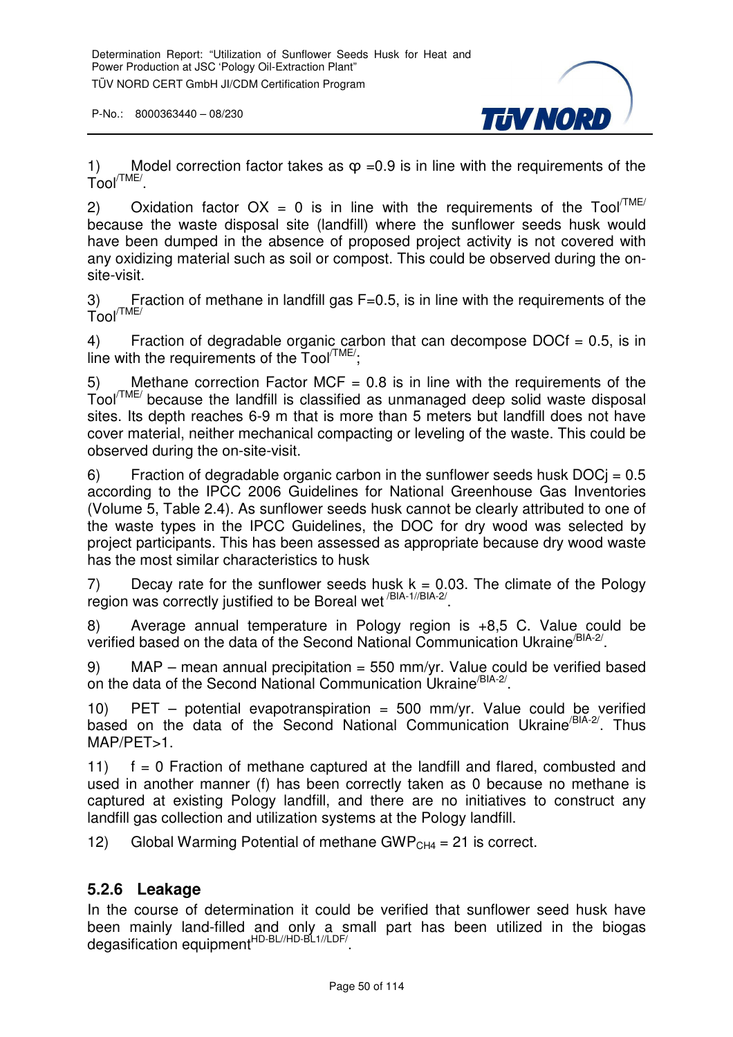1) Model correction factor takes as $\varphi$ =0.9 is in line with the requirements of the Tool[/TME/].

2) Oxidation factor OX = 0 is in line with the requirements of the Tool[/TME/] because the waste disposal site (landfill) where the sunflower seeds husk would have been dumped in the absence of proposed project activity is not covered with any oxidizing material such as soil or compost. This could be observed during the on-site-visit.

3) Fraction of methane in landfill gas F=0.5, is in line with the requirements of the Tool[/TME/]

4) Fraction of degradable organic carbon that can decompose DOCf = 0.5, is in line with the requirements of the Tool[/TME/];

5) Methane correction Factor MCF = 0.8 is in line with the requirements of the Tool[/TME/] because the landfill is classified as unmanaged deep solid waste disposal sites. Its depth reaches 6-9 m that is more than 5 meters but landfill does not have cover material, neither mechanical compacting or leveling of the waste. This could be observed during the on-site-visit.

6) Fraction of degradable organic carbon in the sunflower seeds husk DOCj = 0.5 according to the IPCC 2006 Guidelines for National Greenhouse Gas Inventories (Volume 5, Table 2.4). As sunflower seeds husk cannot be clearly attributed to one of the waste types in the IPCC Guidelines, the DOC for dry wood was selected by project participants. This has been assessed as appropriate because dry wood waste has the most similar characteristics to husk

7) Decay rate for the sunflower seeds husk k = 0.03. The climate of the Pology region was correctly justified to be Boreal wet [/BIA-1//BIA-2/].

8) Average annual temperature in Pology region is +8,5 C. Value could be verified based on the data of the Second National Communication Ukraine[/BIA-2/].

9) MAP – mean annual precipitation = 550 mm/yr. Value could be verified based on the data of the Second National Communication Ukraine[/BIA-2/].

10) PET – potential evapotranspiration = 500 mm/yr. Value could be verified based on the data of the Second National Communication Ukraine[/BIA-2/]. Thus MAP/PET>1.

11) f = 0 Fraction of methane captured at the landfill and flared, combusted and used in another manner (f) has been correctly taken as 0 because no methane is captured at existing Pology landfill, and there are no initiatives to construct any landfill gas collection and utilization systems at the Pology landfill.

12) Global Warming Potential of methane $GWP_{CH4}$ = 21 is correct.

### 5.2.6 Leakage

In the course of determination it could be verified that sunflower seed husk have been mainly land-filled and only a small part has been utilized in the biogas degasification equipment[HD-BL//HD-BL1//LDF/].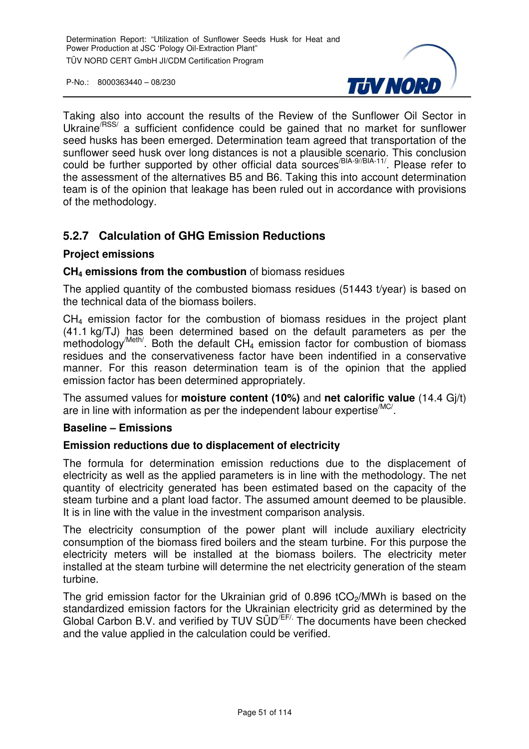Taking also into account the results of the Review of the Sunflower Oil Sector in Ukraine[/RSS/] a sufficient confidence could be gained that no market for sunflower seed husks has been emerged. Determination team agreed that transportation of the sunflower seed husk over long distances is not a plausible scenario. This conclusion could be further supported by other official data sources[/BIA-9//BIA-11/]. Please refer to the assessment of the alternatives B5 and B6. Taking this into account determination team is of the opinion that leakage has been ruled out in accordance with provisions of the methodology.

### 5.2.7 Calculation of GHG Emission Reductions

**Project emissions**

**$CH_4$ emissions from the combustion** of biomass residues

The applied quantity of the combusted biomass residues (51443 t/year) is based on the technical data of the biomass boilers.

$CH_4$ emission factor for the combustion of biomass residues in the project plant (41.1 kg/TJ) has been determined based on the default parameters as per the methodology[/Meth/]. Both the default $CH_4$ emission factor for combustion of biomass residues and the conservativeness factor have been indentified in a conservative manner. For this reason determination team is of the opinion that the applied emission factor has been determined appropriately.

The assumed values for **moisture content (10%)** and **net calorific value** (14.4 Gj/t) are in line with information as per the independent labour expertise[/MC/].

**Baseline – Emissions**

**Emission reductions due to displacement of electricity**

The formula for determination emission reductions due to the displacement of electricity as well as the applied parameters is in line with the methodology. The net quantity of electricity generated has been estimated based on the capacity of the steam turbine and a plant load factor. The assumed amount deemed to be plausible. It is in line with the value in the investment comparison analysis.

The electricity consumption of the power plant will include auxiliary electricity consumption of the biomass fired boilers and the steam turbine. For this purpose the electricity meters will be installed at the biomass boilers. The electricity meter installed at the steam turbine will determine the net electricity generation of the steam turbine.

The grid emission factor for the Ukrainian grid of 0.896 $tCO_2$/MWh is based on the standardized emission factors for the Ukrainian electricity grid as determined by the Global Carbon B.V. and verified by TUV SÜD[/EF/]. The documents have been checked and the value applied in the calculation could be verified.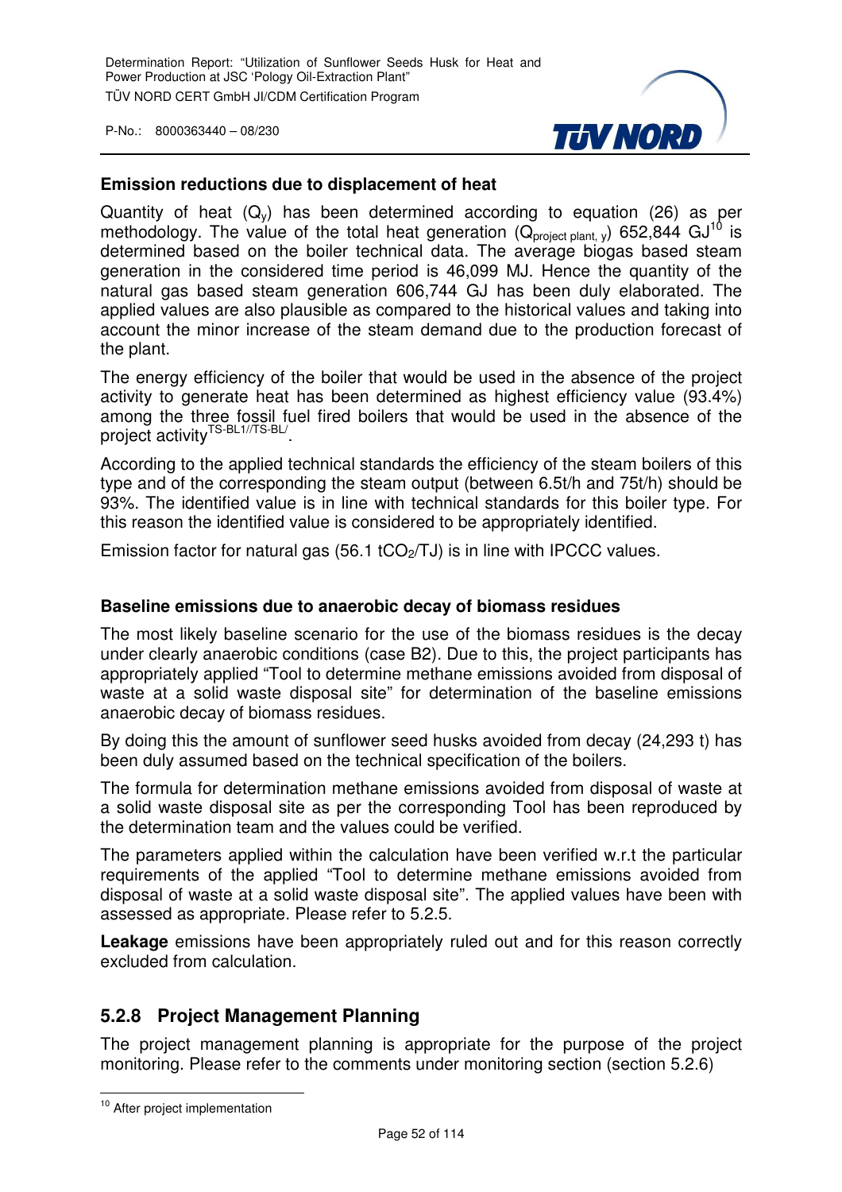**Emission reductions due to displacement of heat**

Quantity of heat ($Q_y$) has been determined according to equation (26) as per methodology. The value of the total heat generation ($Q_{project\ plant,\ y}$) 652,844 GJ[10] is determined based on the boiler technical data. The average biogas based steam generation in the considered time period is 46,099 MJ. Hence the quantity of the natural gas based steam generation 606,744 GJ has been duly elaborated. The applied values are also plausible as compared to the historical values and taking into account the minor increase of the steam demand due to the production forecast of the plant.

The energy efficiency of the boiler that would be used in the absence of the project activity to generate heat has been determined as highest efficiency value (93.4%) among the three fossil fuel fired boilers that would be used in the absence of the project activity[TS-BL1//TS-BL/].

According to the applied technical standards the efficiency of the steam boilers of this type and of the corresponding the steam output (between 6.5t/h and 75t/h) should be 93%. The identified value is in line with technical standards for this boiler type. For this reason the identified value is considered to be appropriately identified.

Emission factor for natural gas (56.1 $tCO_2$/TJ) is in line with IPCC values.

**Baseline emissions due to anaerobic decay of biomass residues**

The most likely baseline scenario for the use of the biomass residues is the decay under clearly anaerobic conditions (case B2). Due to this, the project participants has appropriately applied "Tool to determine methane emissions avoided from disposal of waste at a solid waste disposal site" for determination of the baseline emissions anaerobic decay of biomass residues.

By doing this the amount of sunflower seed husks avoided from decay (24,293 t) has been duly assumed based on the technical specification of the boilers.

The formula for determination methane emissions avoided from disposal of waste at a solid waste disposal site as per the corresponding Tool has been reproduced by the determination team and the values could be verified.

The parameters applied within the calculation have been verified w.r.t the particular requirements of the applied "Tool to determine methane emissions avoided from disposal of waste at a solid waste disposal site". The applied values have been with assessed as appropriate. Please refer to 5.2.5.

**Leakage** emissions have been appropriately ruled out and for this reason correctly excluded from calculation.

### 5.2.8 Project Management Planning

The project management planning is appropriate for the purpose of the project monitoring. Please refer to the comments under monitoring section (section 5.2.6)

---

[10] After project implementation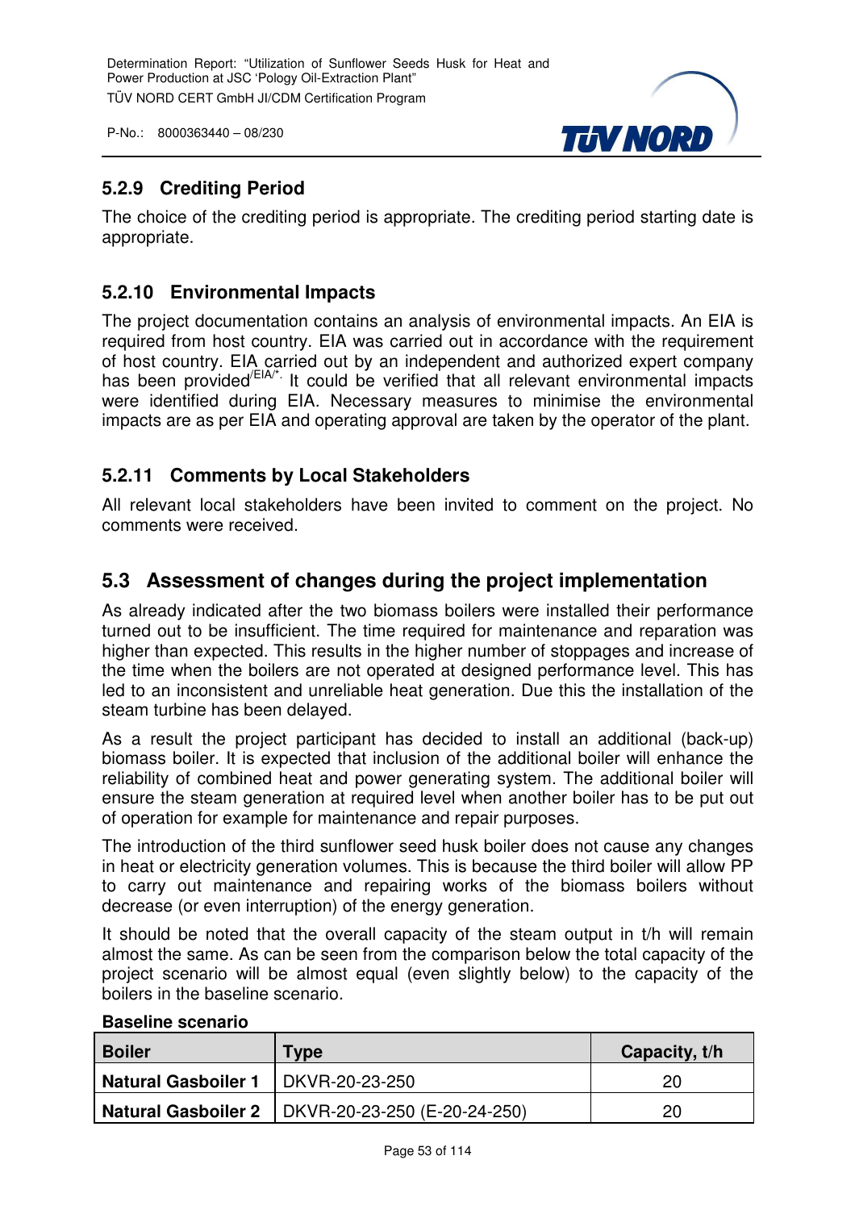### 5.2.9 Crediting Period

The choice of the crediting period is appropriate. The crediting period starting date is appropriate.

### 5.2.10 Environmental Impacts

The project documentation contains an analysis of environmental impacts. An EIA is required from host country. EIA was carried out in accordance with the requirement of host country. EIA carried out by an independent and authorized expert company has been provided[/EIA/*.] It could be verified that all relevant environmental impacts were identified during EIA. Necessary measures to minimise the environmental impacts are as per EIA and operating approval are taken by the operator of the plant.

### 5.2.11 Comments by Local Stakeholders

All relevant local stakeholders have been invited to comment on the project. No comments were received.

## 5.3 Assessment of changes during the project implementation

As already indicated after the two biomass boilers were installed their performance turned out to be insufficient. The time required for maintenance and reparation was higher than expected. This results in the higher number of stoppages and increase of the time when the boilers are not operated at designed performance level. This has led to an inconsistent and unreliable heat generation. Due this the installation of the steam turbine has been delayed.

As a result the project participant has decided to install an additional (back-up) biomass boiler. It is expected that inclusion of the additional boiler will enhance the reliability of combined heat and power generating system. The additional boiler will ensure the steam generation at required level when another boiler has to be put out of operation for example for maintenance and repair purposes.

The introduction of the third sunflower seed husk boiler does not cause any changes in heat or electricity generation volumes. This is because the third boiler will allow PP to carry out maintenance and repairing works of the biomass boilers without decrease (or even interruption) of the energy generation.

It should be noted that the overall capacity of the steam output in t/h will remain almost the same. As can be seen from the comparison below the total capacity of the project scenario will be almost equal (even slightly below) to the capacity of the boilers in the baseline scenario.

**Baseline scenario**

| Boiler | Type | Capacity, t/h |
|---|---|---|
| Natural Gasboiler 1 | DKVR-20-23-250 | 20 |
| Natural Gasboiler 2 | DKVR-20-23-250 (E-20-24-250) | 20 |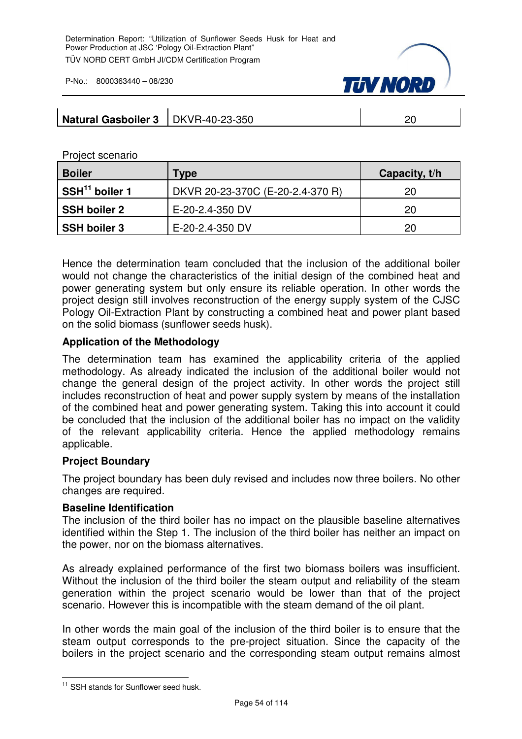| Natural Gasboiler 3 | DKVR-40-23-350 | 20 |
|---|---|---|

Project scenario

| Boiler | Type | Capacity, t/h |
|---|---|---|
| SSH[11] boiler 1 | DKVR 20-23-370C (E-20-2.4-370 R) | 20 |
| SSH boiler 2 | E-20-2.4-350 DV | 20 |
| SSH boiler 3 | E-20-2.4-350 DV | 20 |

Hence the determination team concluded that the inclusion of the additional boiler would not change the characteristics of the initial design of the combined heat and power generating system but only ensure its reliable operation. In other words the project design still involves reconstruction of the energy supply system of the CJSC Pology Oil-Extraction Plant by constructing a combined heat and power plant based on the solid biomass (sunflower seeds husk).

**Application of the Methodology**

The determination team has examined the applicability criteria of the applied methodology. As already indicated the inclusion of the additional boiler would not change the general design of the project activity. In other words the project still includes reconstruction of heat and power supply system by means of the installation of the combined heat and power generating system. Taking this into account it could be concluded that the inclusion of the additional boiler has no impact on the validity of the relevant applicability criteria. Hence the applied methodology remains applicable.

**Project Boundary**

The project boundary has been duly revised and includes now three boilers. No other changes are required.

**Baseline Identification**

The inclusion of the third boiler has no impact on the plausible baseline alternatives identified within the Step 1. The inclusion of the third boiler has neither an impact on the power, nor on the biomass alternatives.

As already explained performance of the first two biomass boilers was insufficient. Without the inclusion of the third boiler the steam output and reliability of the steam generation within the project scenario would be lower than that of the project scenario. However this is incompatible with the steam demand of the oil plant.

In other words the main goal of the inclusion of the third boiler is to ensure that the steam output corresponds to the pre-project situation. Since the capacity of the boilers in the project scenario and the corresponding steam output remains almost

[11] SSH stands for Sunflower seed husk.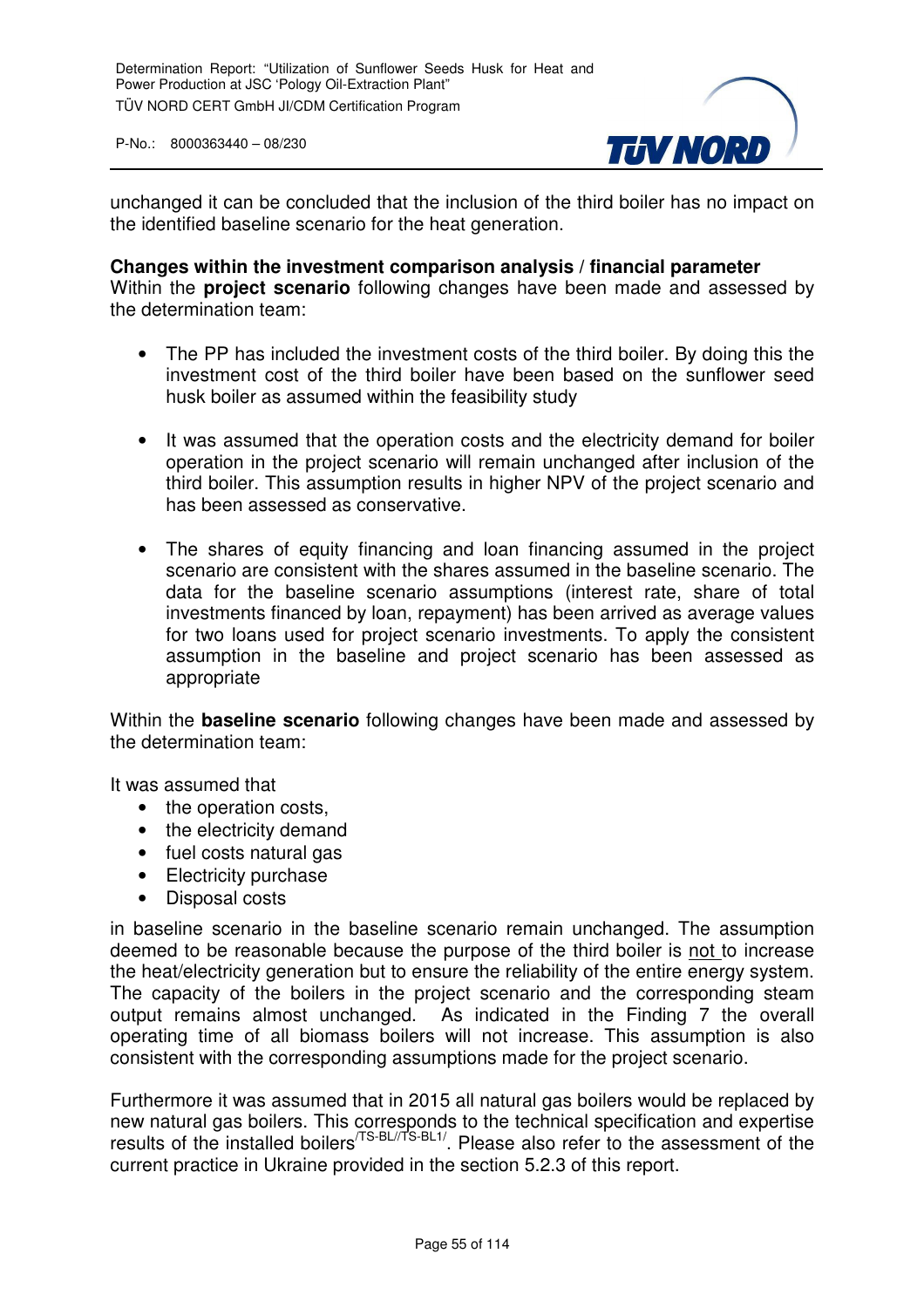unchanged it can be concluded that the inclusion of the third boiler has no impact on the identified baseline scenario for the heat generation.

**Changes within the investment comparison analysis / financial parameter**
Within the **project scenario** following changes have been made and assessed by the determination team:

- The PP has included the investment costs of the third boiler. By doing this the investment cost of the third boiler have been based on the sunflower seed husk boiler as assumed within the feasibility study
- It was assumed that the operation costs and the electricity demand for boiler operation in the project scenario will remain unchanged after inclusion of the third boiler. This assumption results in higher NPV of the project scenario and has been assessed as conservative.
- The shares of equity financing and loan financing assumed in the project scenario are consistent with the shares assumed in the baseline scenario. The data for the baseline scenario assumptions (interest rate, share of total investments financed by loan, repayment) has been arrived as average values for two loans used for project scenario investments. To apply the consistent assumption in the baseline and project scenario has been assessed as appropriate

Within the **baseline scenario** following changes have been made and assessed by the determination team:

It was assumed that
- the operation costs,
- the electricity demand
- fuel costs natural gas
- Electricity purchase
- Disposal costs

in baseline scenario in the baseline scenario remain unchanged. The assumption deemed to be reasonable because the purpose of the third boiler is not to increase the heat/electricity generation but to ensure the reliability of the entire energy system. The capacity of the boilers in the project scenario and the corresponding steam output remains almost unchanged. As indicated in the Finding 7 the overall operating time of all biomass boilers will not increase. This assumption is also consistent with the corresponding assumptions made for the project scenario.

Furthermore it was assumed that in 2015 all natural gas boilers would be replaced by new natural gas boilers. This corresponds to the technical specification and expertise results of the installed boilers[/TS-BL//TS-BL1/]. Please also refer to the assessment of the current practice in Ukraine provided in the section 5.2.3 of this report.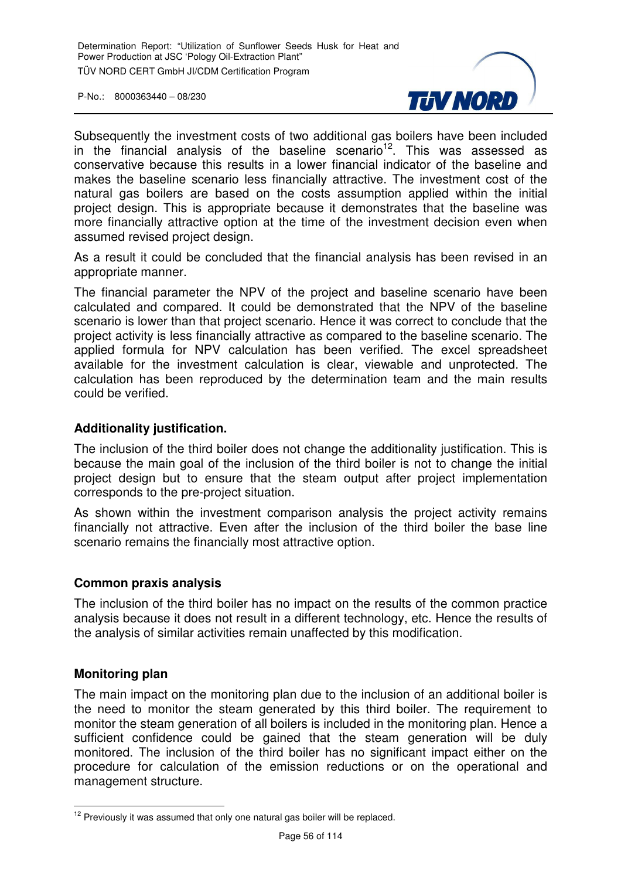Subsequently the investment costs of two additional gas boilers have been included in the financial analysis of the baseline scenario[12]. This was assessed as conservative because this results in a lower financial indicator of the baseline and makes the baseline scenario less financially attractive. The investment cost of the natural gas boilers are based on the costs assumption applied within the initial project design. This is appropriate because it demonstrates that the baseline was more financially attractive option at the time of the investment decision even when assumed revised project design.

As a result it could be concluded that the financial analysis has been revised in an appropriate manner.

The financial parameter the NPV of the project and baseline scenario have been calculated and compared. It could be demonstrated that the NPV of the baseline scenario is lower than that project scenario. Hence it was correct to conclude that the project activity is less financially attractive as compared to the baseline scenario. The applied formula for NPV calculation has been verified. The excel spreadsheet available for the investment calculation is clear, viewable and unprotected. The calculation has been reproduced by the determination team and the main results could be verified.

**Additionality justification.**

The inclusion of the third boiler does not change the additionality justification. This is because the main goal of the inclusion of the third boiler is not to change the initial project design but to ensure that the steam output after project implementation corresponds to the pre-project situation.

As shown within the investment comparison analysis the project activity remains financially not attractive. Even after the inclusion of the third boiler the base line scenario remains the financially most attractive option.

**Common praxis analysis**

The inclusion of the third boiler has no impact on the results of the common practice analysis because it does not result in a different technology, etc. Hence the results of the analysis of similar activities remain unaffected by this modification.

**Monitoring plan**

The main impact on the monitoring plan due to the inclusion of an additional boiler is the need to monitor the steam generated by this third boiler. The requirement to monitor the steam generation of all boilers is included in the monitoring plan. Hence a sufficient confidence could be gained that the steam generation will be duly monitored. The inclusion of the third boiler has no significant impact either on the procedure for calculation of the emission reductions or on the operational and management structure.

[12] Previously it was assumed that only one natural gas boiler will be replaced.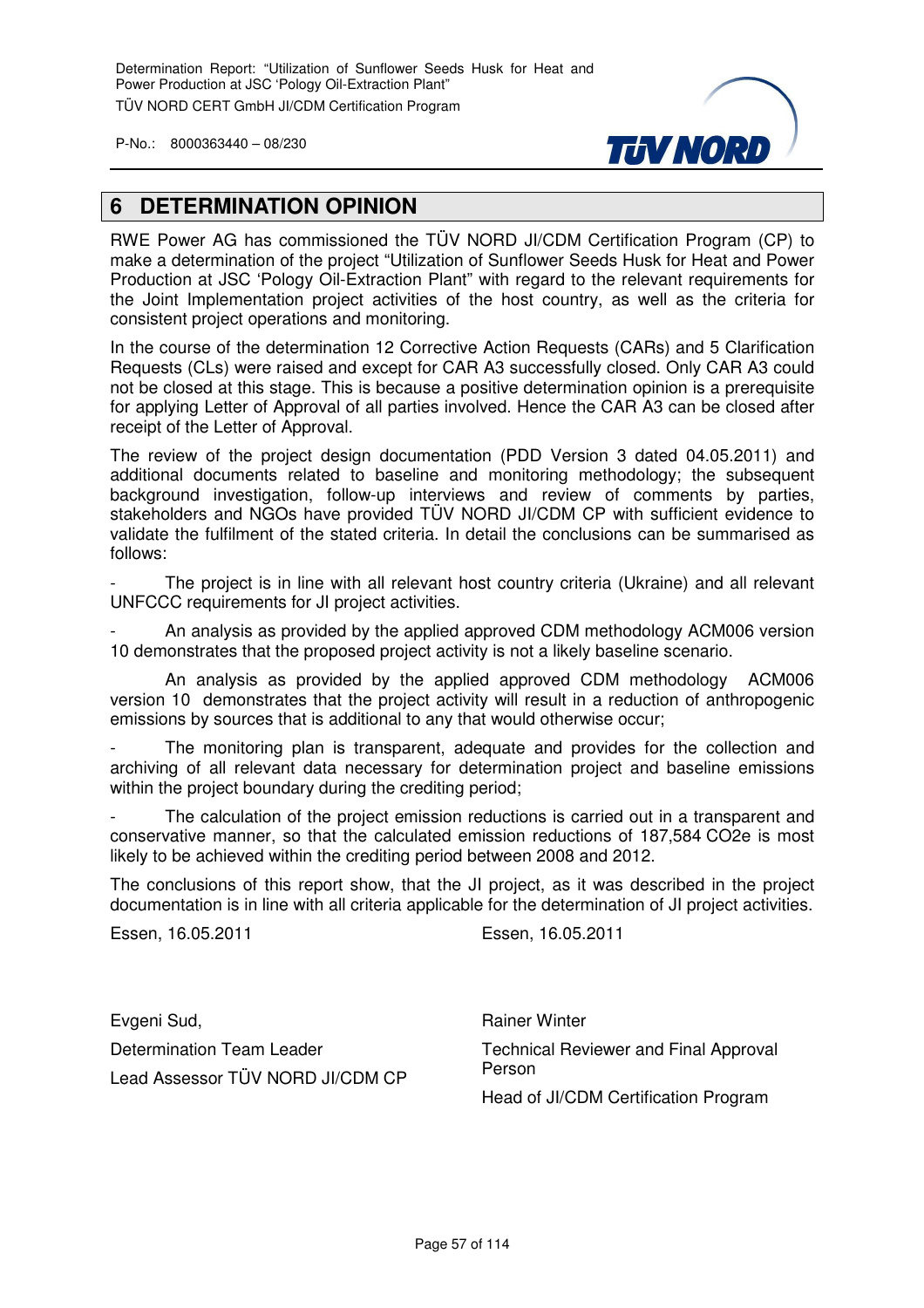# 6 DETERMINATION OPINION

RWE Power AG has commissioned the TÜV NORD JI/CDM Certification Program (CP) to make a determination of the project "Utilization of Sunflower Seeds Husk for Heat and Power Production at JSC 'Pology Oil-Extraction Plant" with regard to the relevant requirements for the Joint Implementation project activities of the host country, as well as the criteria for consistent project operations and monitoring.

In the course of the determination 12 Corrective Action Requests (CARs) and 5 Clarification Requests (CLs) were raised and except for CAR A3 successfully closed. Only CAR A3 could not be closed at this stage. This is because a positive determination opinion is a prerequisite for applying Letter of Approval of all parties involved. Hence the CAR A3 can be closed after receipt of the Letter of Approval.

The review of the project design documentation (PDD Version 3 dated 04.05.2011) and additional documents related to baseline and monitoring methodology; the subsequent background investigation, follow-up interviews and review of comments by parties, stakeholders and NGOs have provided TÜV NORD JI/CDM CP with sufficient evidence to validate the fulfilment of the stated criteria. In detail the conclusions can be summarised as follows:

- The project is in line with all relevant host country criteria (Ukraine) and all relevant UNFCCC requirements for JI project activities.
- An analysis as provided by the applied approved CDM methodology ACM006 version 10 demonstrates that the proposed project activity is not a likely baseline scenario.
- An analysis as provided by the applied approved CDM methodology ACM006 version 10 demonstrates that the project activity will result in a reduction of anthropogenic emissions by sources that is additional to any that would otherwise occur;
- The monitoring plan is transparent, adequate and provides for the collection and archiving of all relevant data necessary for determination project and baseline emissions within the project boundary during the crediting period;
- The calculation of the project emission reductions is carried out in a transparent and conservative manner, so that the calculated emission reductions of 187,584 $CO_2e$ is most likely to be achieved within the crediting period between 2008 and 2012.

The conclusions of this report show, that the JI project, as it was described in the project documentation is in line with all criteria applicable for the determination of JI project activities.

Essen, 16.05.2011

Evgeni Sud,
Determination Team Leader
Lead Assessor TÜV NORD JI/CDM CP

Essen, 16.05.2011

Rainer Winter
Technical Reviewer and Final Approval Person
Head of JI/CDM Certification Program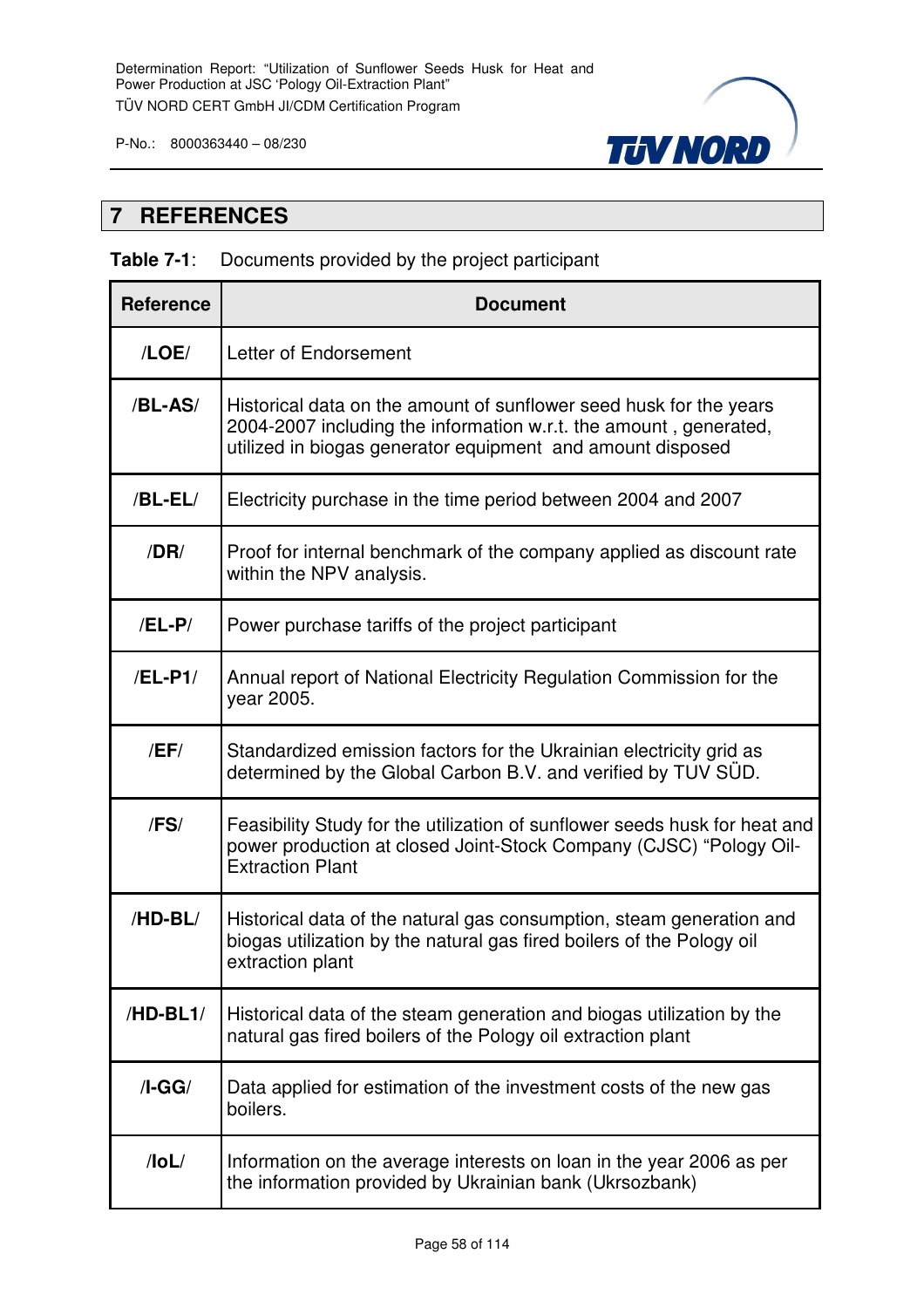# 7 REFERENCES

**Table 7-1**: Documents provided by the project participant

| Reference | Document |
|---|---|
| /**LOE**/ | Letter of Endorsement |
| /**BL-AS**/ | Historical data on the amount of sunflower seed husk for the years 2004-2007 including the information w.r.t. the amount , generated, utilized in biogas generator equipment and amount disposed |
| /**BL-EL**/ | Electricity purchase in the time period between 2004 and 2007 |
| /**DR**/ | Proof for internal benchmark of the company applied as discount rate within the NPV analysis. |
| /**EL-P**/ | Power purchase tariffs of the project participant |
| /**EL-P1**/ | Annual report of National Electricity Regulation Commission for the year 2005. |
| /**EF**/ | Standardized emission factors for the Ukrainian electricity grid as determined by the Global Carbon B.V. and verified by TUV SÜD. |
| /**FS**/ | Feasibility Study for the utilization of sunflower seeds husk for heat and power production at closed Joint-Stock Company (CJSC) "Pology Oil-Extraction Plant |
| /**HD-BL**/ | Historical data of the natural gas consumption, steam generation and biogas utilization by the natural gas fired boilers of the Pology oil extraction plant |
| /**HD-BL1**/ | Historical data of the steam generation and biogas utilization by the natural gas fired boilers of the Pology oil extraction plant |
| /**I-GG**/ | Data applied for estimation of the investment costs of the new gas boilers. |
| /**IoL**/ | Information on the average interests on loan in the year 2006 as per the information provided by Ukrainian bank (Ukrsozbank) |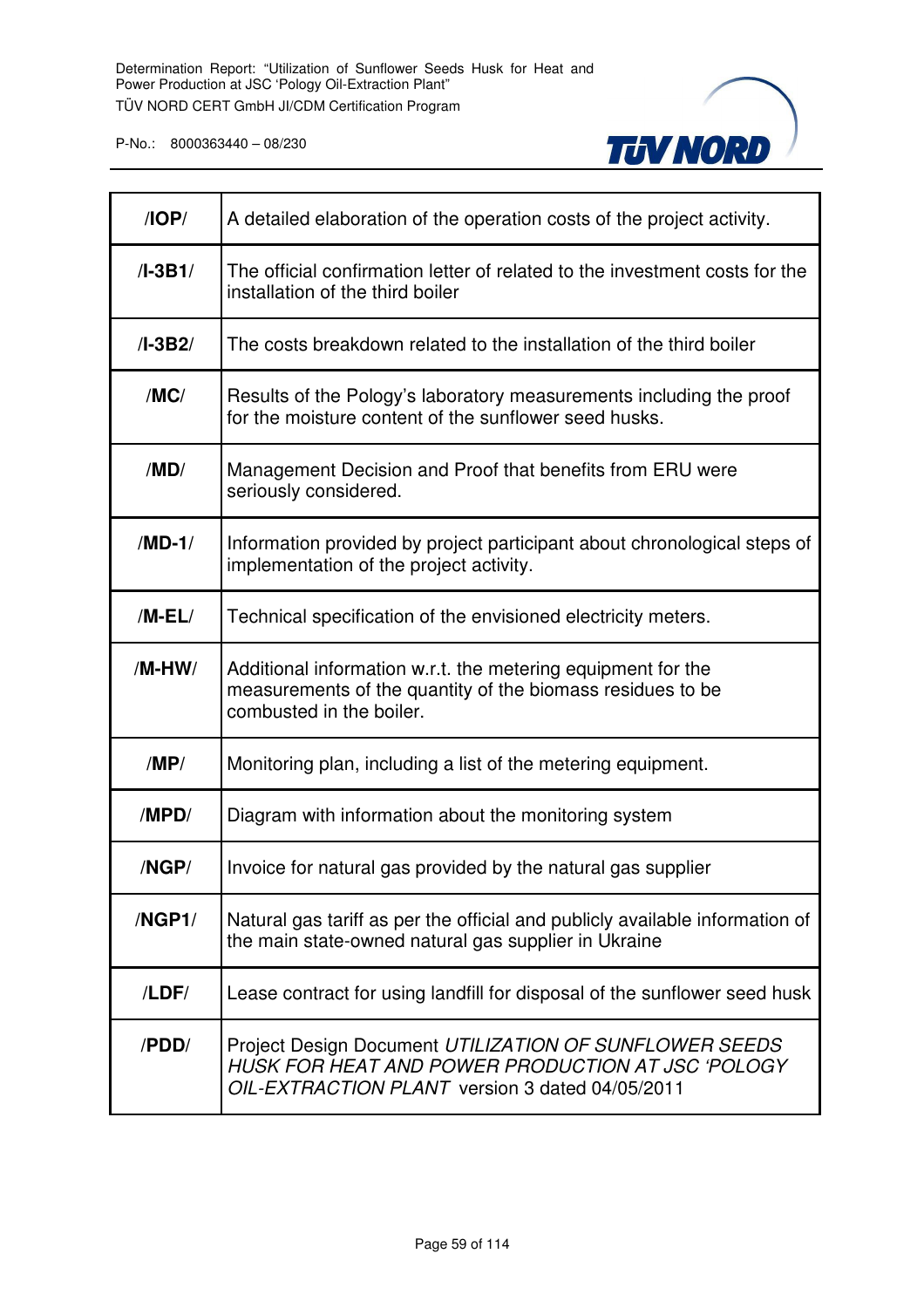| | |
|---|---|
| **/IOP/** | A detailed elaboration of the operation costs of the project activity. |
| **/I-3B1/** | The official confirmation letter of related to the investment costs for the installation of the third boiler |
| **/I-3B2/** | The costs breakdown related to the installation of the third boiler |
| **/MC/** | Results of the Pology's laboratory measurements including the proof for the moisture content of the sunflower seed husks. |
| **/MD/** | Management Decision and Proof that benefits from ERU were seriously considered. |
| **/MD-1/** | Information provided by project participant about chronological steps of implementation of the project activity. |
| **/M-EL/** | Technical specification of the envisioned electricity meters. |
| **/M-HW/** | Additional information w.r.t. the metering equipment for the measurements of the quantity of the biomass residues to be combusted in the boiler. |
| **/MP/** | Monitoring plan, including a list of the metering equipment. |
| **/MPD/** | Diagram with information about the monitoring system |
| **/NGP/** | Invoice for natural gas provided by the natural gas supplier |
| **/NGP1/** | Natural gas tariff as per the official and publicly available information of the main state-owned natural gas supplier in Ukraine |
| **/LDF/** | Lease contract for using landfill for disposal of the sunflower seed husk |
| **/PDD/** | Project Design Document *UTILIZATION OF SUNFLOWER SEEDS HUSK FOR HEAT AND POWER PRODUCTION AT JSC 'POLOGY OIL-EXTRACTION PLANT* version 3 dated 04/05/2011 |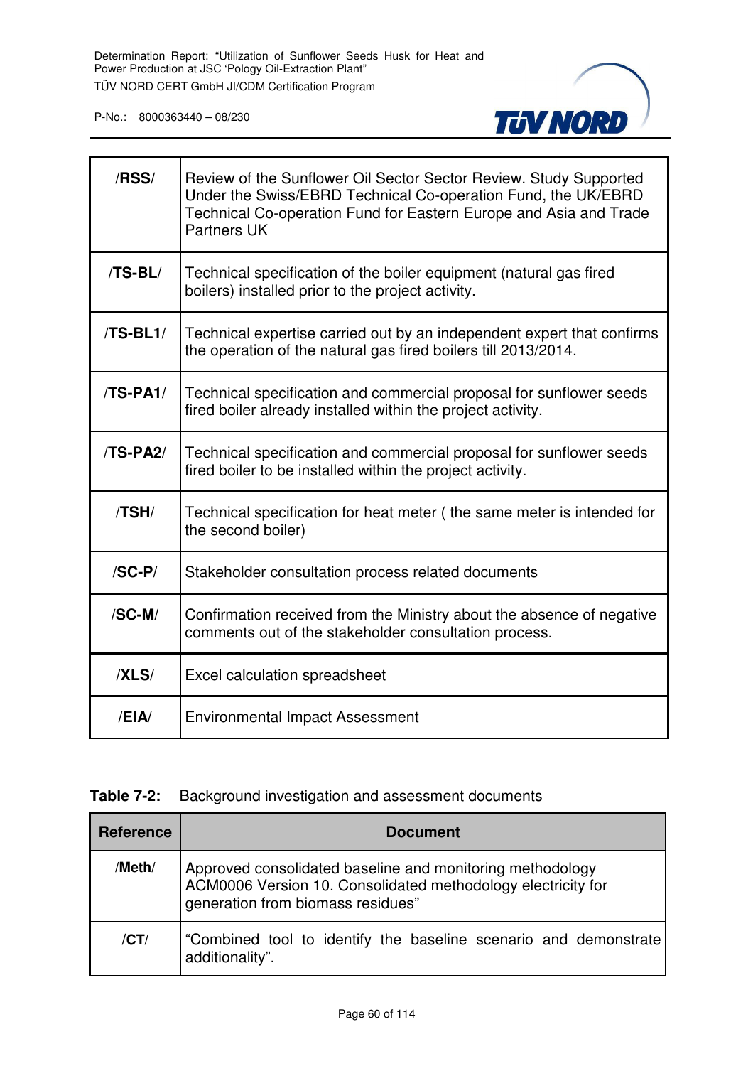| | |
|---|---|
| /RSS/ | Review of the Sunflower Oil Sector Sector Review. Study Supported Under the Swiss/EBRD Technical Co-operation Fund, the UK/EBRD Technical Co-operation Fund for Eastern Europe and Asia and Trade Partners UK |
| /TS-BL/ | Technical specification of the boiler equipment (natural gas fired boilers) installed prior to the project activity. |
| /TS-BL1/ | Technical expertise carried out by an independent expert that confirms the operation of the natural gas fired boilers till 2013/2014. |
| /TS-PA1/ | Technical specification and commercial proposal for sunflower seeds fired boiler already installed within the project activity. |
| /TS-PA2/ | Technical specification and commercial proposal for sunflower seeds fired boiler to be installed within the project activity. |
| /TSH/ | Technical specification for heat meter ( the same meter is intended for the second boiler) |
| /SC-P/ | Stakeholder consultation process related documents |
| /SC-M/ | Confirmation received from the Ministry about the absence of negative comments out of the stakeholder consultation process. |
| /XLS/ | Excel calculation spreadsheet |
| /EIA/ | Environmental Impact Assessment |

**Table 7-2:** Background investigation and assessment documents

| Reference | Document |
|---|---|
| /Meth/ | Approved consolidated baseline and monitoring methodology ACM0006 Version 10. Consolidated methodology electricity for generation from biomass residues” |
| /CT/ | “Combined tool to identify the baseline scenario and demonstrate additionality”. |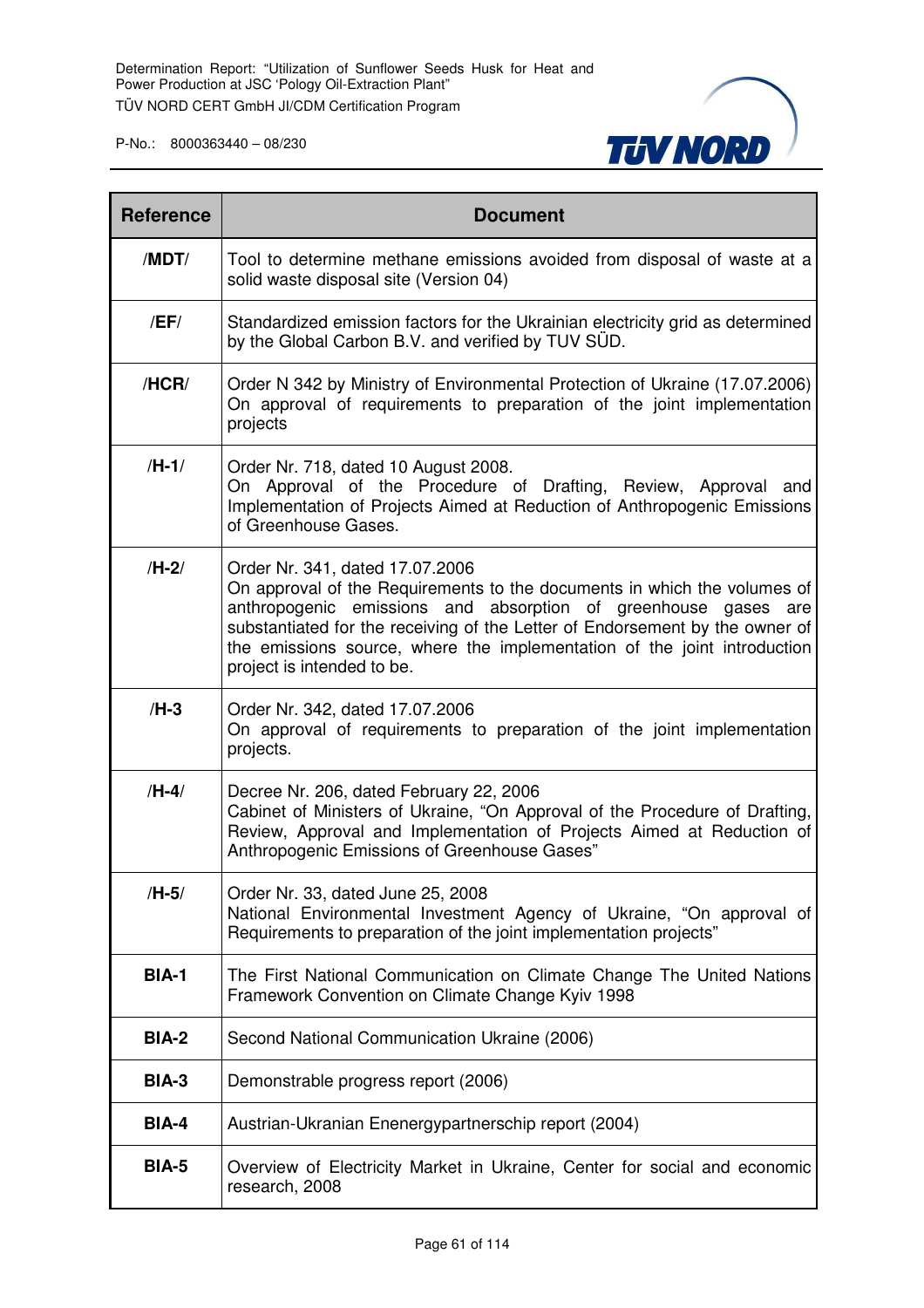| Reference | Document |
|---|---|
| **/MDT/** | Tool to determine methane emissions avoided from disposal of waste at a solid waste disposal site (Version 04) |
| **/EF/** | Standardized emission factors for the Ukrainian electricity grid as determined by the Global Carbon B.V. and verified by TUV SÜD. |
| **/HCR/** | Order N 342 by Ministry of Environmental Protection of Ukraine (17.07.2006) On approval of requirements to preparation of the joint implementation projects |
| **/H-1/** | Order Nr. 718, dated 10 August 2008.<br>On Approval of the Procedure of Drafting, Review, Approval and Implementation of Projects Aimed at Reduction of Anthropogenic Emissions of Greenhouse Gases. |
| **/H-2/** | Order Nr. 341, dated 17.07.2006<br>On approval of the Requirements to the documents in which the volumes of anthropogenic emissions and absorption of greenhouse gases are substantiated for the receiving of the Letter of Endorsement by the owner of the emissions source, where the implementation of the joint introduction project is intended to be. |
| **/H-3** | Order Nr. 342, dated 17.07.2006<br>On approval of requirements to preparation of the joint implementation projects. |
| **/H-4/** | Decree Nr. 206, dated February 22, 2006<br>Cabinet of Ministers of Ukraine, "On Approval of the Procedure of Drafting, Review, Approval and Implementation of Projects Aimed at Reduction of Anthropogenic Emissions of Greenhouse Gases" |
| **/H-5/** | Order Nr. 33, dated June 25, 2008<br>National Environmental Investment Agency of Ukraine, "On approval of Requirements to preparation of the joint implementation projects" |
| **BIA-1** | The First National Communication on Climate Change The United Nations Framework Convention on Climate Change Kyiv 1998 |
| **BIA-2** | Second National Communication Ukraine (2006) |
| **BIA-3** | Demonstrable progress report (2006) |
| **BIA-4** | Austrian-Ukranian Enenergypartnerschip report (2004) |
| **BIA-5** | Overview of Electricity Market in Ukraine, Center for social and economic research, 2008 |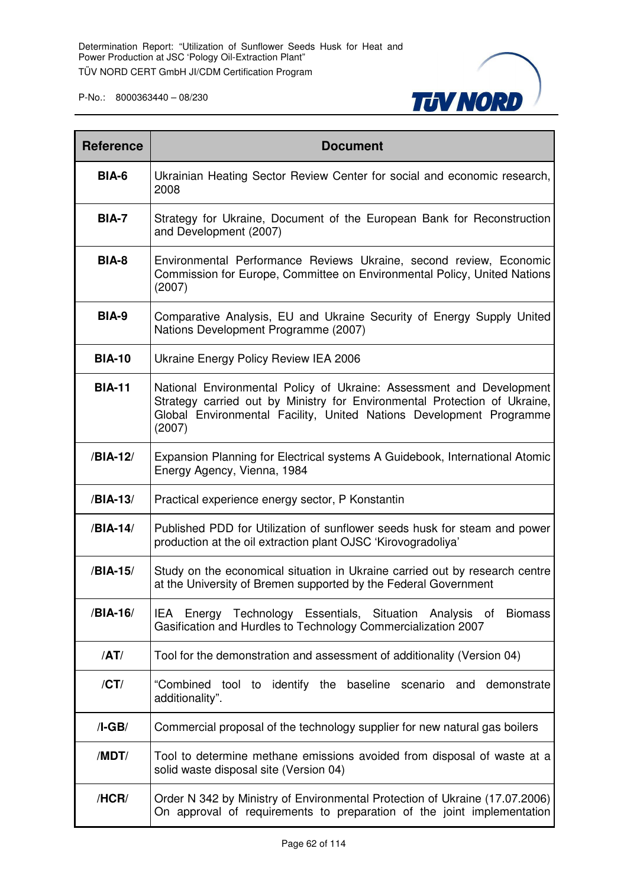| Reference | Document |
|---|---|
| **BIA-6** | Ukrainian Heating Sector Review Center for social and economic research, 2008 |
| **BIA-7** | Strategy for Ukraine, Document of the European Bank for Reconstruction and Development (2007) |
| **BIA-8** | Environmental Performance Reviews Ukraine, second review, Economic Commission for Europe, Committee on Environmental Policy, United Nations (2007) |
| **BIA-9** | Comparative Analysis, EU and Ukraine Security of Energy Supply United Nations Development Programme (2007) |
| **BIA-10** | Ukraine Energy Policy Review IEA 2006 |
| **BIA-11** | National Environmental Policy of Ukraine: Assessment and Development Strategy carried out by Ministry for Environmental Protection of Ukraine, Global Environmental Facility, United Nations Development Programme (2007) |
| **/BIA-12/** | Expansion Planning for Electrical systems A Guidebook, International Atomic Energy Agency, Vienna, 1984 |
| **/BIA-13/** | Practical experience energy sector, P Konstantin |
| **/BIA-14/** | Published PDD for Utilization of sunflower seeds husk for steam and power production at the oil extraction plant OJSC 'Kirovogradoliya' |
| **/BIA-15/** | Study on the economical situation in Ukraine carried out by research centre at the University of Bremen supported by the Federal Government |
| **/BIA-16/** | IEA Energy Technology Essentials, Situation Analysis of Biomass Gasification and Hurdles to Technology Commercialization 2007 |
| **/AT/** | Tool for the demonstration and assessment of additionality (Version 04) |
| **/CT/** | "Combined tool to identify the baseline scenario and demonstrate additionality". |
| **/I-GB/** | Commercial proposal of the technology supplier for new natural gas boilers |
| **/MDT/** | Tool to determine methane emissions avoided from disposal of waste at a solid waste disposal site (Version 04) |
| **/HCR/** | Order N 342 by Ministry of Environmental Protection of Ukraine (17.07.2006) On approval of requirements to preparation of the joint implementation |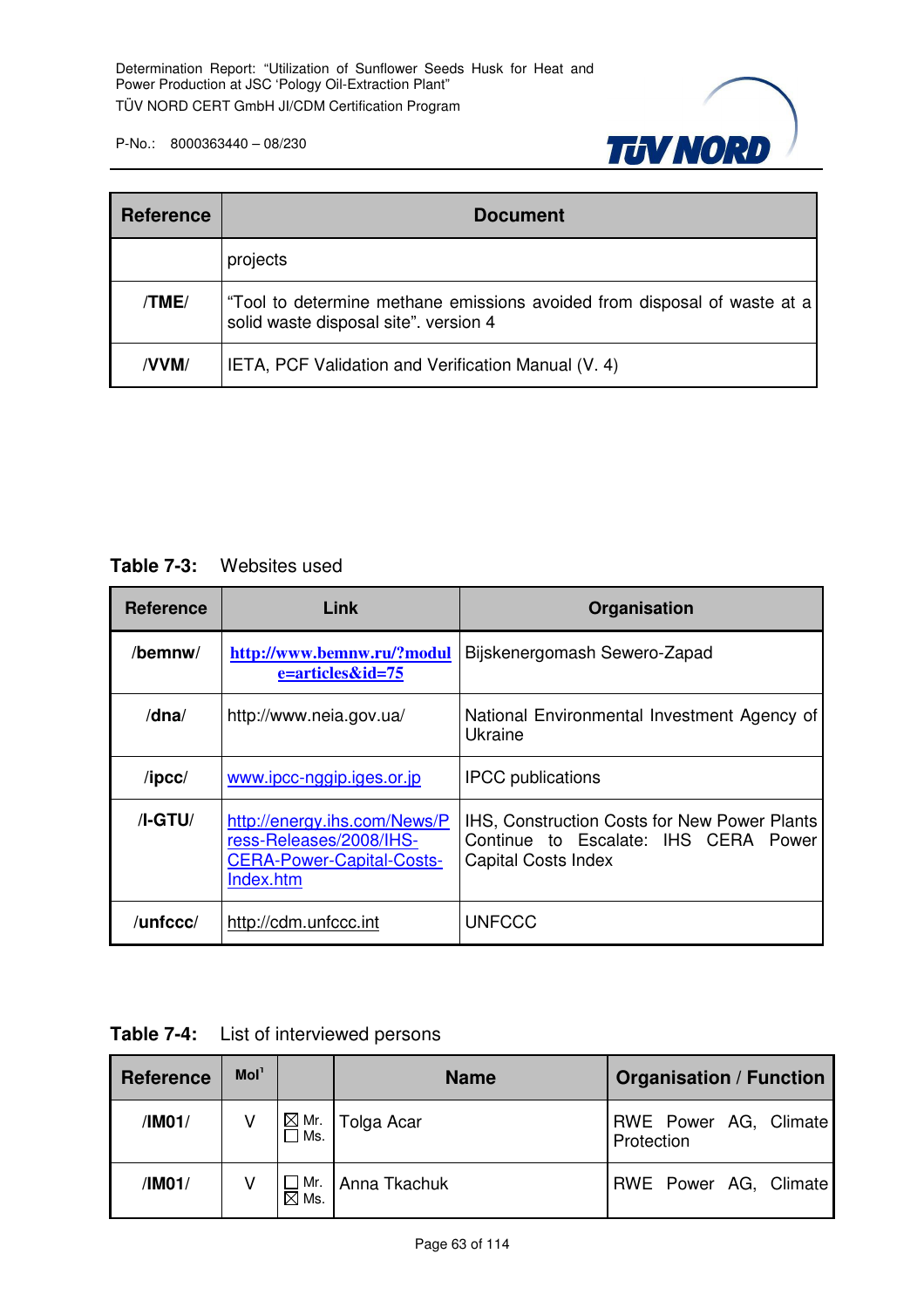| Reference | Document |
|---|---|
| | projects |
| /TME/ | "Tool to determine methane emissions avoided from disposal of waste at a solid waste disposal site". version 4 |
| /VVM/ | IETA, PCF Validation and Verification Manual (V. 4) |

**Table 7-3:** Websites used

| Reference | Link | Organisation |
|---|---|---|
| /bemnw/ | http://www.bemnw.ru/?module=articles&id=75 | Bijskenergomash Sewero-Zapad |
| /dna/ | http://www.neia.gov.ua/ | National Environmental Investment Agency of Ukraine |
| /ipcc/ | www.ipcc-nggip.iges.or.jp | IPCC publications |
| /I-GTU/ | http://energy.ihs.com/News/Press-Releases/2008/IHS-CERA-Power-Capital-Costs-Index.htm | IHS, Construction Costs for New Power Plants Continue to Escalate: IHS CERA Power Capital Costs Index |
| /unfccc/ | http://cdm.unfccc.int | UNFCCC |

**Table 7-4:** List of interviewed persons

| Reference | MoI[1] | | Name | Organisation / Function |
|---|---|---|---|---|
| /IM01/ | V | ☒ Mr. ☐ Ms. | Tolga Acar | RWE Power AG, Climate Protection |
| /IM01/ | V | ☐ Mr. ☒ Ms. | Anna Tkachuk | RWE Power AG, Climate |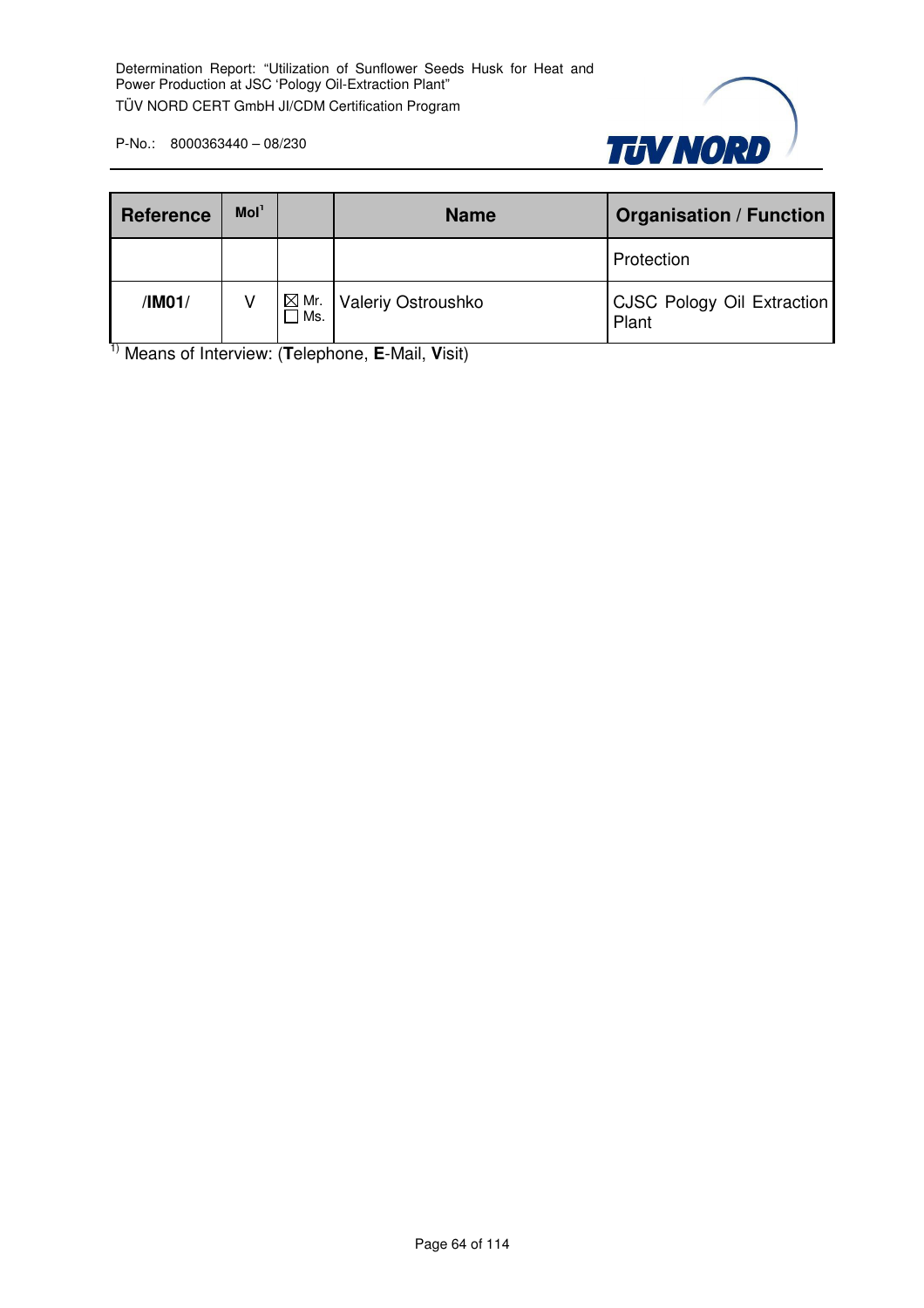| Reference | MoI[1] | | Name | Organisation / Function |
|---|---|---|---|---|
| | | | | Protection |
| **/IM01/** | V | ☒ Mr. ☐ Ms. | Valeriy Ostroushko | CJSC Pology Oil Extraction Plant |

[1] Means of Interview: (**T**elephone, **E**-Mail, **V**isit)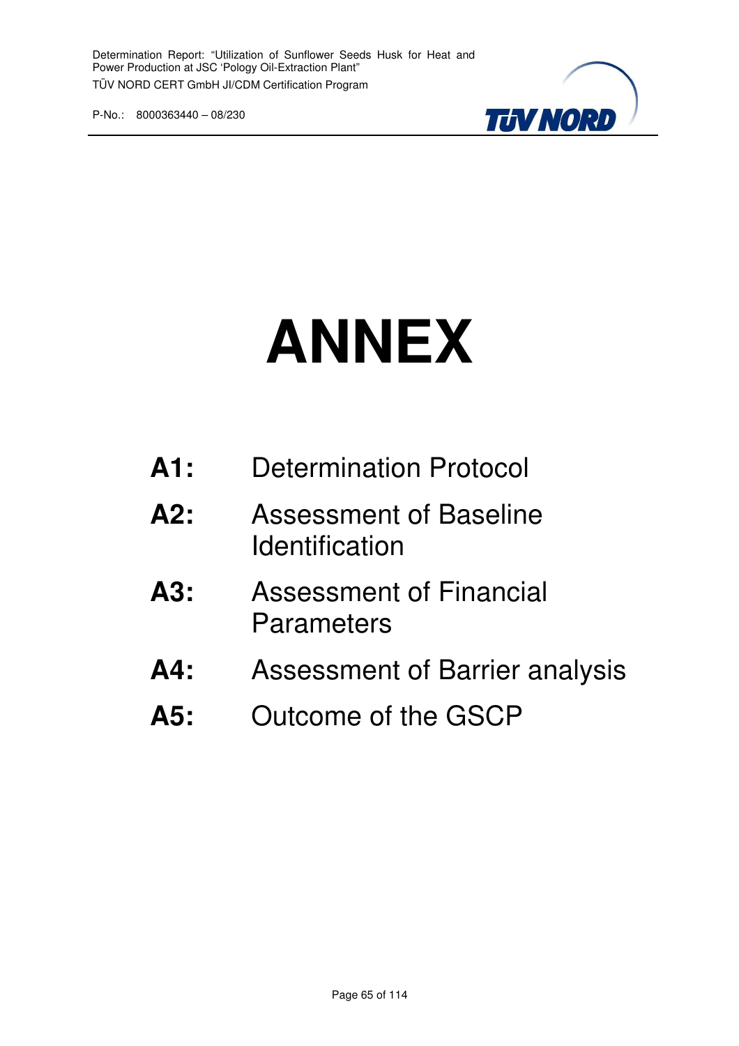# ANNEX

**A1:** Determination Protocol

**A2:** Assessment of Baseline Identification

**A3:** Assessment of Financial Parameters

**A4:** Assessment of Barrier analysis

**A5:** Outcome of the GSCP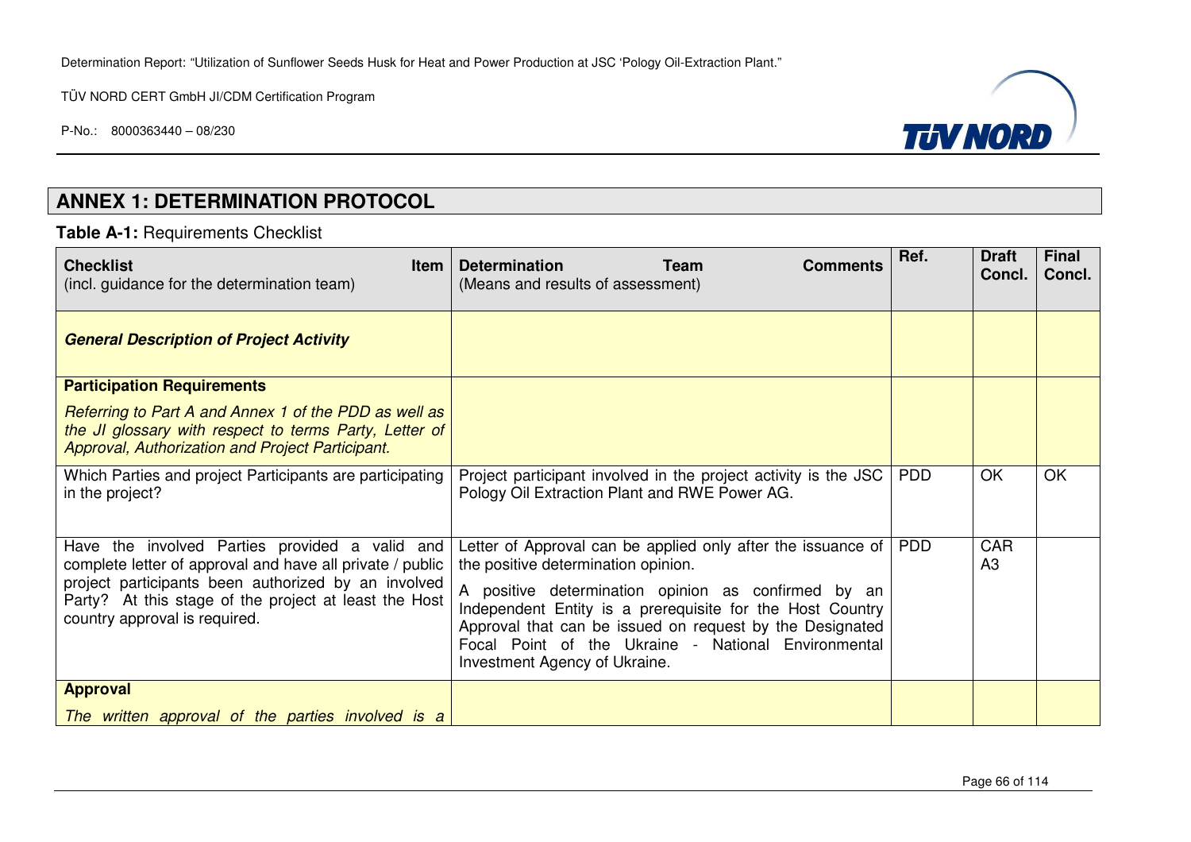## ANNEX 1: DETERMINATION PROTOCOL

**Table A-1:** Requirements Checklist

| **Checklist Item** (incl. guidance for the determination team) | **Determination Team Comments** (Means and results of assessment) | **Ref.** | **Draft Concl.** | **Final Concl.** |
|---|---|---|---|---|
| ***General Description of Project Activity*** | | | | |
| **Participation Requirements** *Referring to Part A and Annex 1 of the PDD as well as the JI glossary with respect to terms Party, Letter of Approval, Authorization and Project Participant.* | | | | |
| Which Parties and project Participants are participating in the project? | Project participant involved in the project activity is the JSC Pology Oil Extraction Plant and RWE Power AG. | PDD | OK | OK |
| Have the involved Parties provided a valid and complete letter of approval and have all private / public project participants been authorized by an involved Party? At this stage of the project at least the Host country approval is required. | Letter of Approval can be applied only after the issuance of the positive determination opinion. A positive determination opinion as confirmed by an Independent Entity is a prerequisite for the Host Country Approval that can be issued on request by the Designated Focal Point of the Ukraine - National Environmental Investment Agency of Ukraine. | PDD | CAR A3 | |
| **Approval** *The written approval of the parties involved is a* | | | | |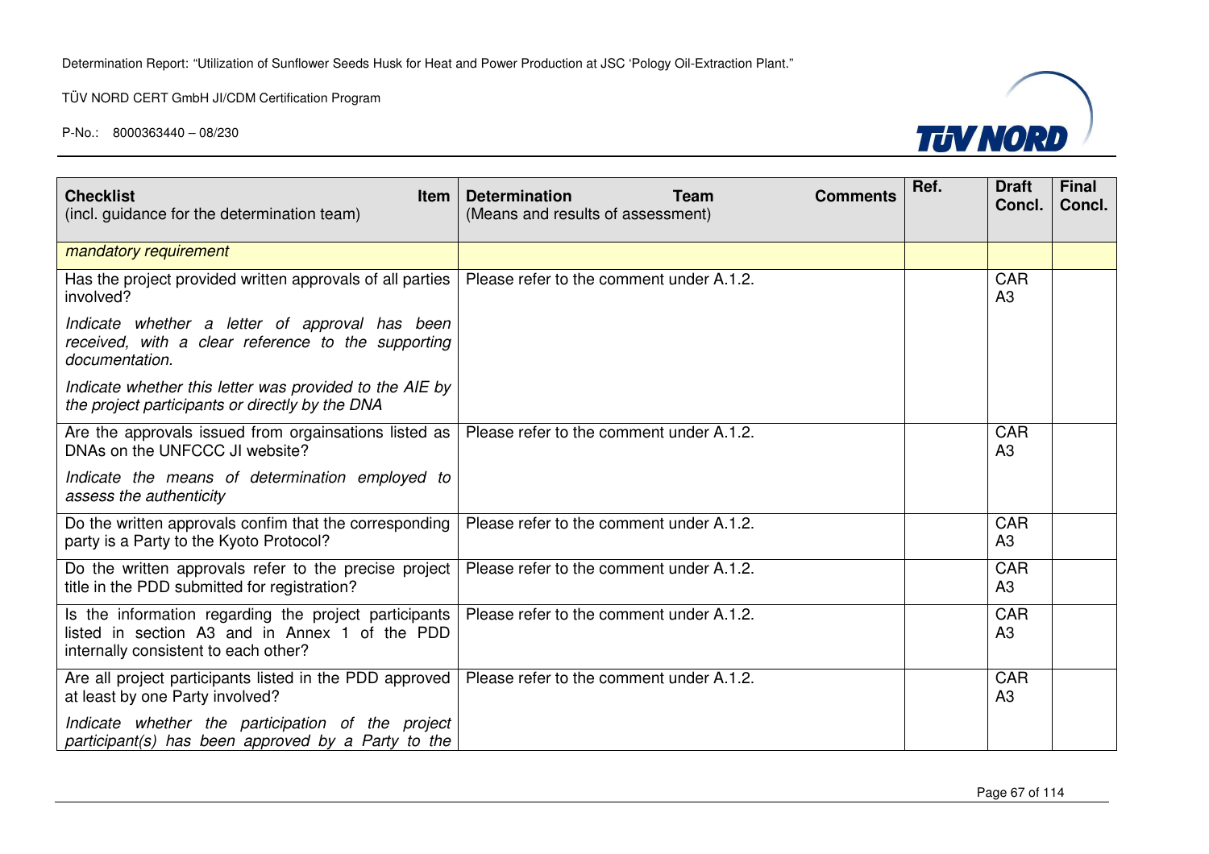| Checklist Item (incl. guidance for the determination team) | Determination Team Comments (Means and results of assessment) | Ref. | Draft Concl. | Final Concl. |
|---|---|---|---|---|
| *mandatory requirement* | | | | |
| Has the project provided written approvals of all parties involved?<br><br>*Indicate whether a letter of approval has been received, with a clear reference to the supporting documentation.*<br><br>*Indicate whether this letter was provided to the AIE by the project participants or directly by the DNA* | Please refer to the comment under A.1.2. | | CAR A3 | |
| Are the approvals issued from orgainsations listed as DNAs on the UNFCCC JI website?<br><br>*Indicate the means of determination employed to assess the authenticity* | Please refer to the comment under A.1.2. | | CAR A3 | |
| Do the written approvals confim that the corresponding party is a Party to the Kyoto Protocol? | Please refer to the comment under A.1.2. | | CAR A3 | |
| Do the written approvals refer to the precise project title in the PDD submitted for registration? | Please refer to the comment under A.1.2. | | CAR A3 | |
| Is the information regarding the project participants listed in section A3 and in Annex 1 of the PDD internally consistent to each other? | Please refer to the comment under A.1.2. | | CAR A3 | |
| Are all project participants listed in the PDD approved at least by one Party involved?<br><br>*Indicate whether the participation of the project participant(s) has been approved by a Party to the* | Please refer to the comment under A.1.2. | | CAR A3 | |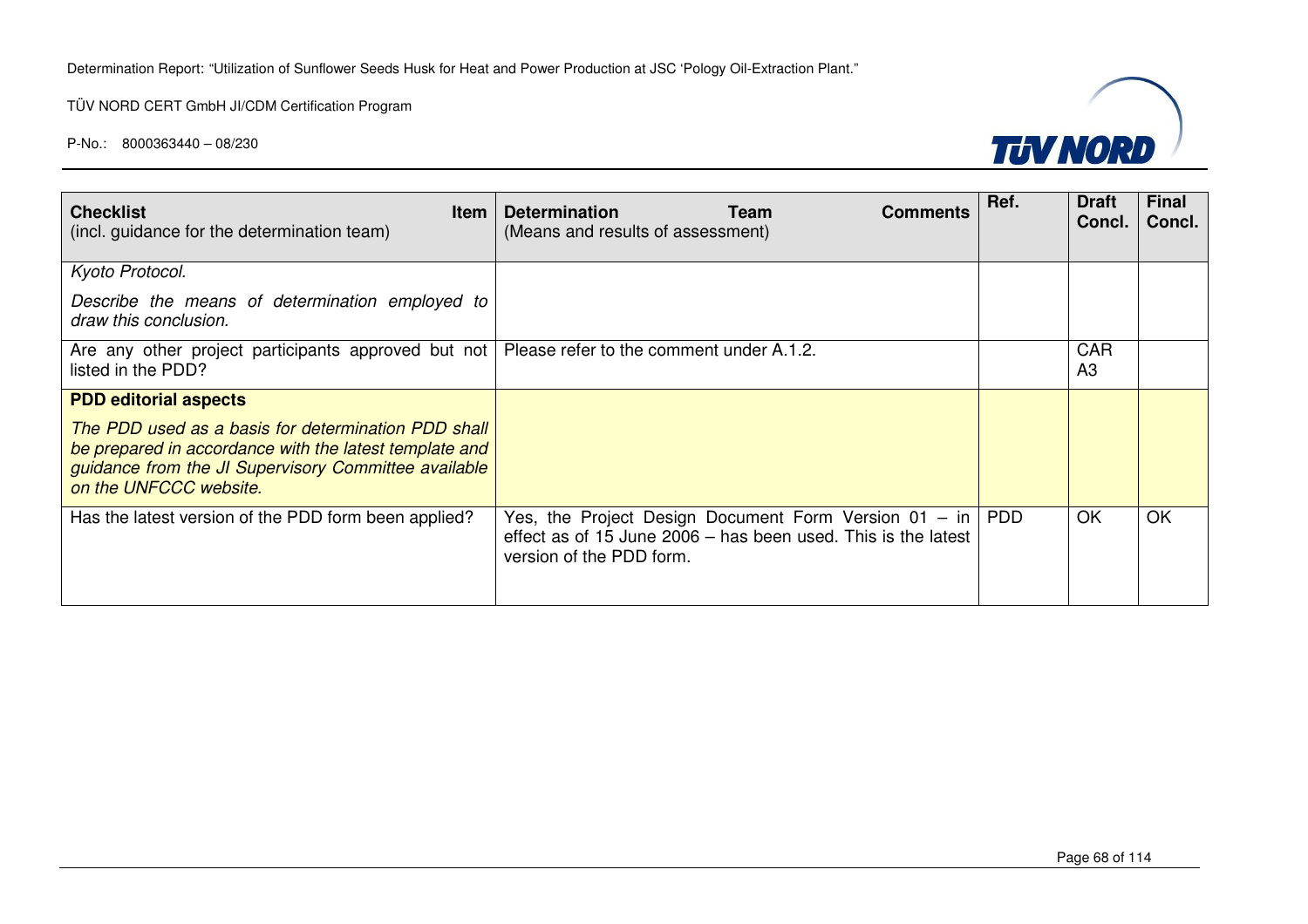| **Checklist Item** (incl. guidance for the determination team) | **Determination Team Comments** (Means and results of assessment) | **Ref.** | **Draft Concl.** | **Final Concl.** |
|---|---|---|---|---|
| *Kyoto Protocol.* *Describe the means of determination employed to draw this conclusion.* | | | | |
| Are any other project participants approved but not listed in the PDD? | Please refer to the comment under A.1.2. | | CAR A3 | |
| **PDD editorial aspects** *The PDD used as a basis for determination PDD shall be prepared in accordance with the latest template and guidance from the JI Supervisory Committee available on the UNFCCC website.* | | | | |
| Has the latest version of the PDD form been applied? | Yes, the Project Design Document Form Version 01 – in effect as of 15 June 2006 – has been used. This is the latest version of the PDD form. | PDD | OK | OK |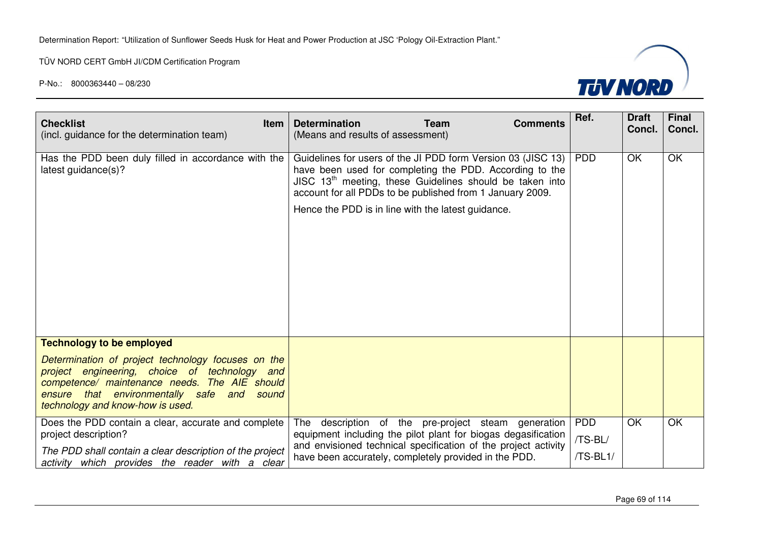| **Checklist Item** (incl. guidance for the determination team) | **Determination Team Comments** (Means and results of assessment) | **Ref.** | **Draft Concl.** | **Final Concl.** |
|---|---|---|---|---|
| Has the PDD been duly filled in accordance with the latest guidance(s)? | Guidelines for users of the JI PDD form Version 03 (JISC 13) have been used for completing the PDD. According to the JISC 13[th] meeting, these Guidelines should be taken into account for all PDDs to be published from 1 January 2009.<br><br>Hence the PDD is in line with the latest guidance. | PDD | OK | OK |
| **Technology to be employed**<br><br>*Determination of project technology focuses on the project engineering, choice of technology and competence/ maintenance needs. The AIE should ensure that environmentally safe and sound technology and know-how is used.* | | | | |
| Does the PDD contain a clear, accurate and complete project description?<br><br>*The PDD shall contain a clear description of the project activity which provides the reader with a clear* | The description of the pre-project steam generation equipment including the pilot plant for biogas degasification and envisioned technical specification of the project activity have been accurately, completely provided in the PDD. | PDD<br>/TS-BL/<br>/TS-BL1/ | OK | OK |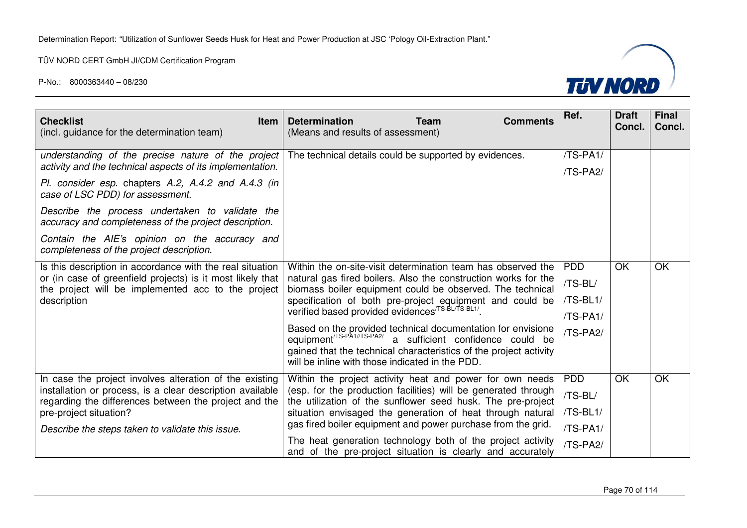| **Checklist Item** (incl. guidance for the determination team) | **Determination Team Comments** (Means and results of assessment) | Ref. | Draft Concl. | Final Concl. |
|---|---|---|---|---|
| *understanding of the precise nature of the project activity and the technical aspects of its implementation.* *Pl. consider esp.* chapters *A.2, A.4.2 and A.4.3 (in case of LSC PDD) for assessment.* *Describe the process undertaken to validate the accuracy and completeness of the project description.* *Contain the AIE's opinion on the accuracy and completeness of the project description.* | The technical details could be supported by evidences. | /TS-PA1/ /TS-PA2/ | | |
| Is this description in accordance with the real situation or (in case of greenfield projects) is it most likely that the project will be implemented acc to the project description | Within the on-site-visit determination team has observed the natural gas fired boilers. Also the construction works for the biomass boiler equipment could be observed. The technical specification of both pre-project equipment and could be verified based provided evidences[/TS-BL/TS-BL1/]. Based on the provided technical documentation for envisione equipment[/TS-PA1//TS-PA2/] a sufficient confidence could be gained that the technical characteristics of the project activity will be inline with those indicated in the PDD. | PDD /TS-BL/ /TS-BL1/ /TS-PA1/ /TS-PA2/ | OK | OK |
| In case the project involves alteration of the existing installation or process, is a clear description available regarding the differences between the project and the pre-project situation? *Describe the steps taken to validate this issue.* | Within the project activity heat and power for own needs (esp. for the production facilities) will be generated through the utilization of the sunflower seed husk. The pre-project situation envisaged the generation of heat through natural gas fired boiler equipment and power purchase from the grid. The heat generation technology both of the project activity and of the pre-project situation is clearly and accurately | PDD /TS-BL/ /TS-BL1/ /TS-PA1/ /TS-PA2/ | OK | OK |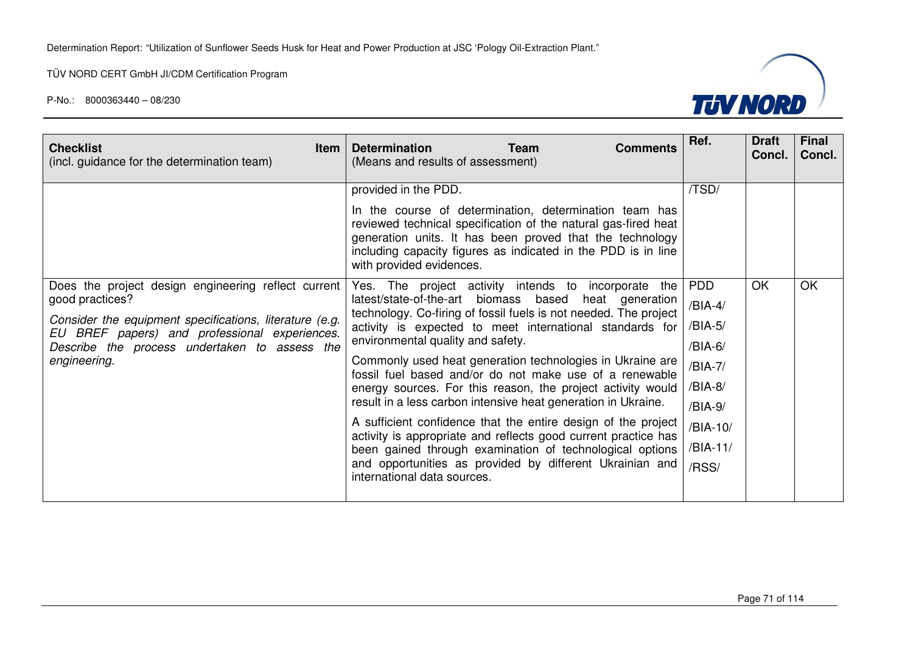| **Checklist Item** (incl. guidance for the determination team) | **Determination Team Comments** (Means and results of assessment) | **Ref.** | **Draft Concl.** | **Final Concl.** |
|---|---|---|---|---|
| | provided in the PDD.<br><br>In the course of determination, determination team has reviewed technical specification of the natural gas-fired heat generation units. It has been proved that the technology including capacity figures as indicated in the PDD is in line with provided evidences. | /TSD/ | | |
| Does the project design engineering reflect current good practices?<br><br>*Consider the equipment specifications, literature (e.g. EU BREF papers) and professional experiences. Describe the process undertaken to assess the engineering.* | Yes. The project activity intends to incorporate the latest/state-of-the-art biomass based heat generation technology. Co-firing of fossil fuels is not needed. The project activity is expected to meet international standards for environmental quality and safety.<br><br>Commonly used heat generation technologies in Ukraine are fossil fuel based and/or do not make use of a renewable energy sources. For this reason, the project activity would result in a less carbon intensive heat generation in Ukraine.<br><br>A sufficient confidence that the entire design of the project activity is appropriate and reflects good current practice has been gained through examination of technological options and opportunities as provided by different Ukrainian and international data sources. | PDD<br>/BIA-4/<br>/BIA-5/<br>/BIA-6/<br>/BIA-7/<br>/BIA-8/<br>/BIA-9/<br>/BIA-10/<br>/BIA-11/<br>/RSS/ | OK | OK |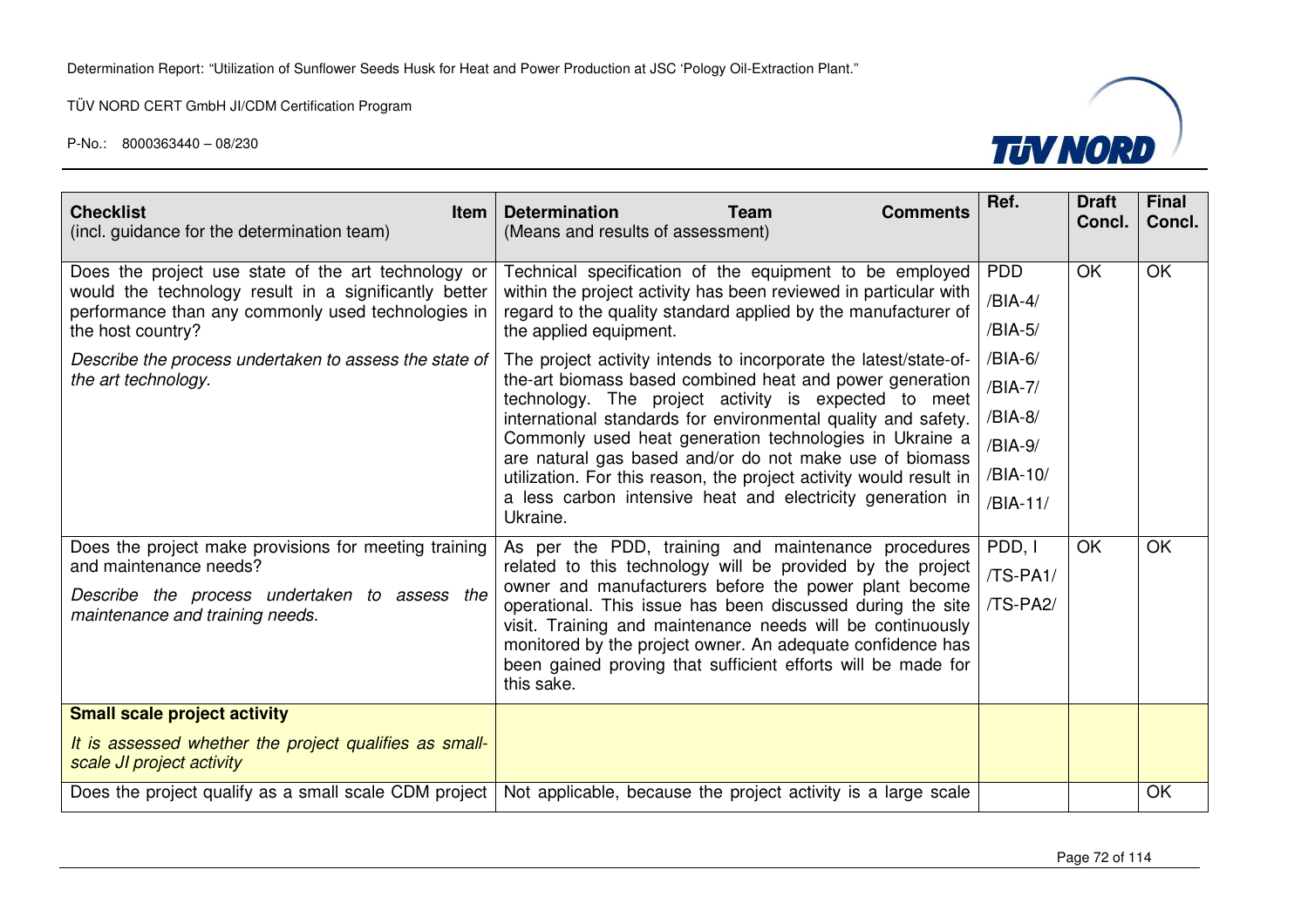| **Checklist Item** (incl. guidance for the determination team) | **Determination Team Comments** (Means and results of assessment) | Ref. | Draft Concl. | Final Concl. |
|---|---|---|---|---|
| Does the project use state of the art technology or would the technology result in a significantly better performance than any commonly used technologies in the host country?<br><br>*Describe the process undertaken to assess the state of the art technology.* | Technical specification of the equipment to be employed within the project activity has been reviewed in particular with regard to the quality standard applied by the manufacturer of the applied equipment.<br><br>The project activity intends to incorporate the latest/state-of-the-art biomass based combined heat and power generation technology. The project activity is expected to meet international standards for environmental quality and safety. Commonly used heat generation technologies in Ukraine a are natural gas based and/or do not make use of biomass utilization. For this reason, the project activity would result in a less carbon intensive heat and electricity generation in Ukraine. | PDD<br>/BIA-4/<br>/BIA-5/<br>/BIA-6/<br>/BIA-7/<br>/BIA-8/<br>/BIA-9/<br>/BIA-10/<br>/BIA-11/ | OK | OK |
| Does the project make provisions for meeting training and maintenance needs?<br><br>*Describe the process undertaken to assess the maintenance and training needs.* | As per the PDD, training and maintenance procedures related to this technology will be provided by the project owner and manufacturers before the power plant become operational. This issue has been discussed during the site visit. Training and maintenance needs will be continuously monitored by the project owner. An adequate confidence has been gained proving that sufficient efforts will be made for this sake. | PDD, I<br>/TS-PA1/<br>/TS-PA2/ | OK | OK |
| **Small scale project activity**<br><br>*It is assessed whether the project qualifies as small-scale JI project activity* | | | | |
| Does the project qualify as a small scale CDM project | Not applicable, because the project activity is a large scale | | | OK |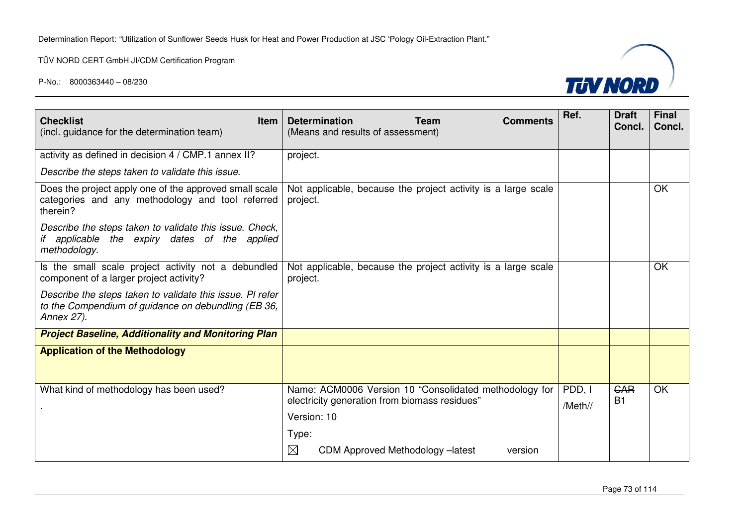| Checklist Item (incl. guidance for the determination team) | Determination Team Comments (Means and results of assessment) | Ref. | Draft Concl. | Final Concl. |
|---|---|---|---|---|
| activity as defined in decision 4 / CMP.1 annex II?<br><br>*Describe the steps taken to validate this issue.* | project. | | | |
| Does the project apply one of the approved small scale categories and any methodology and tool referred therein?<br><br>*Describe the steps taken to validate this issue. Check, if applicable the expiry dates of the applied methodology.* | Not applicable, because the project activity is a large scale project. | | | OK |
| Is the small scale project activity not a debundled component of a larger project activity?<br><br>*Describe the steps taken to validate this issue. Pl refer to the Compendium of guidance on debundling (EB 36, Annex 27).* | Not applicable, because the project activity is a large scale project. | | | OK |
| ***Project Baseline, Additionality and Monitoring Plan*** | | | | |
| **Application of the Methodology** | | | | |
| What kind of methodology has been used?<br><br>. | Name: ACM0006 Version 10 "Consolidated methodology for electricity generation from biomass residues"<br><br>Version: 10<br><br>Type:<br><br>☒ CDM Approved Methodology –latest version | PDD, I /Meth// | ~~CAR B1~~ | OK |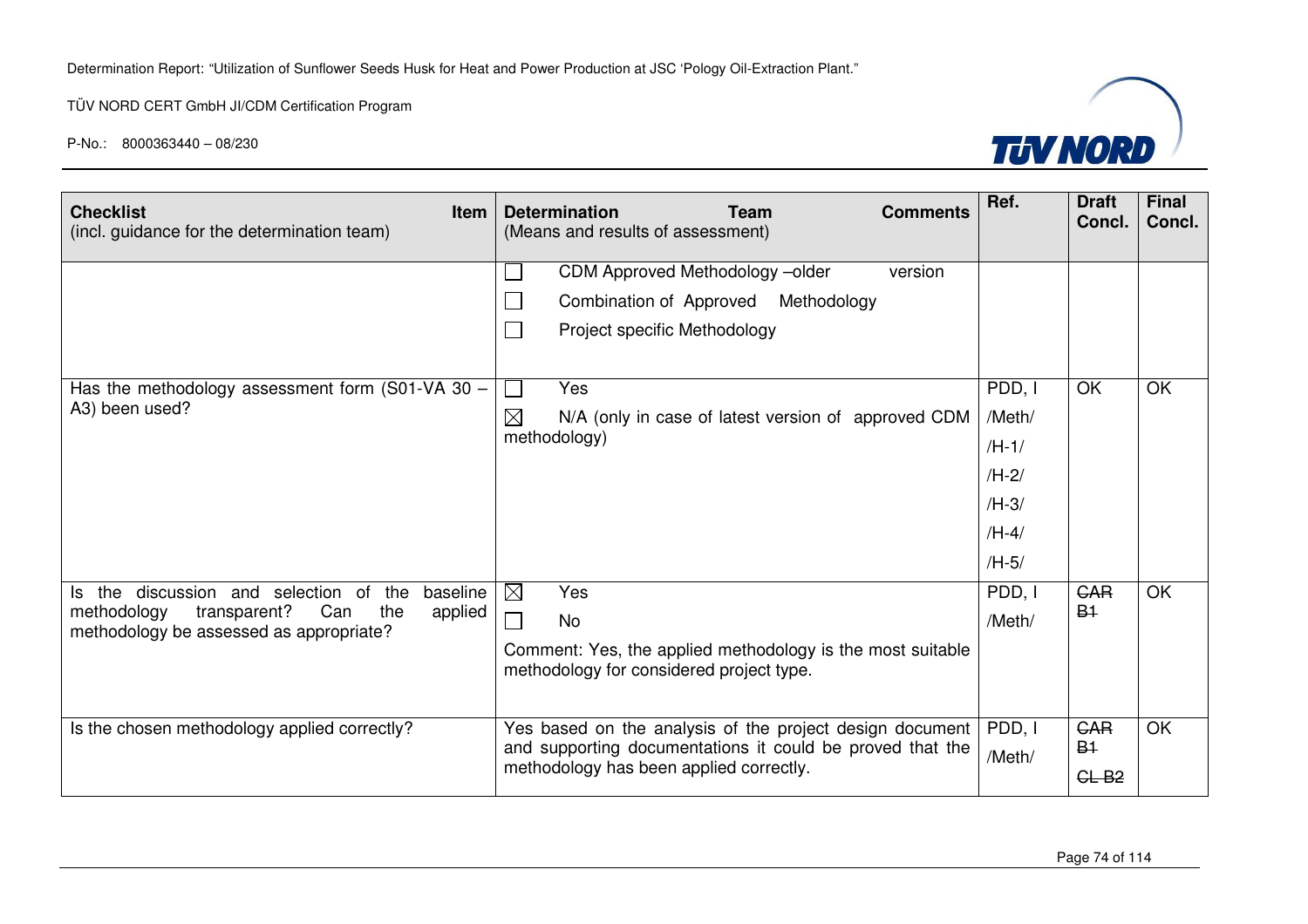| **Checklist Item** (incl. guidance for the determination team) | **Determination Team Comments** (Means and results of assessment) | Ref. | Draft Concl. | Final Concl. |
|---|---|---|---|---|
| | ☐ CDM Approved Methodology –older version<br>☐ Combination of Approved Methodology<br>☐ Project specific Methodology | | | |
| Has the methodology assessment form (S01-VA 30 – A3) been used? | ☐ Yes<br>☒ N/A (only in case of latest version of approved CDM methodology) | PDD, I /Meth/ /H-1/ /H-2/ /H-3/ /H-4/ /H-5/ | OK | OK |
| Is the discussion and selection of the baseline methodology transparent? Can the applied methodology be assessed as appropriate? | ☒ Yes<br>☐ No<br>Comment: Yes, the applied methodology is the most suitable methodology for considered project type. | PDD, I /Meth/ | ~~CAR B1~~ | OK |
| Is the chosen methodology applied correctly? | Yes based on the analysis of the project design document and supporting documentations it could be proved that the methodology has been applied correctly. | PDD, I /Meth/ | ~~CAR B1~~ ~~CL B2~~ | OK |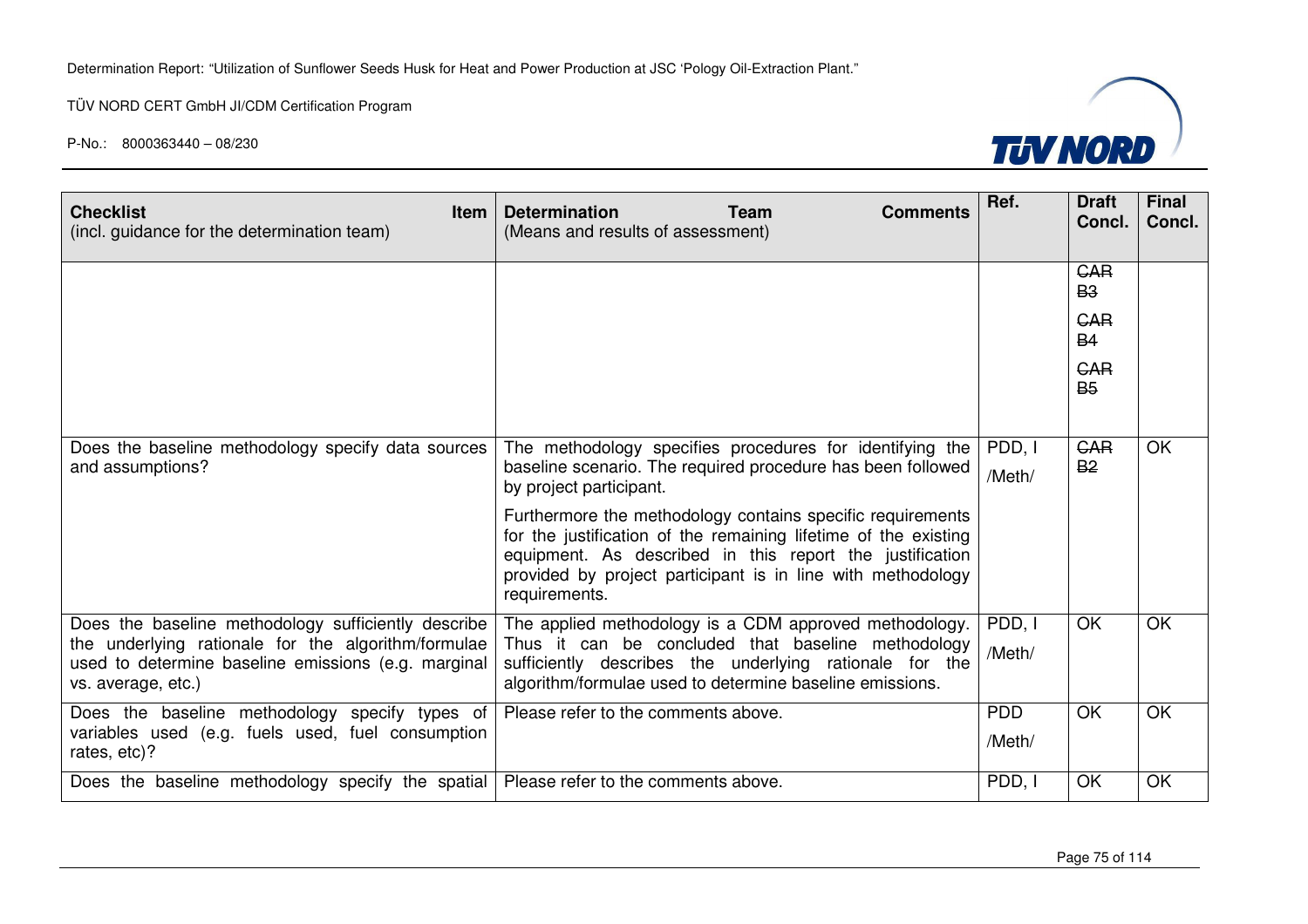| **Checklist Item** (incl. guidance for the determination team) | **Determination Team Comments** (Means and results of assessment) | Ref. | Draft Concl. | Final Concl. |
|---|---|---|---|---|
| | | | ~~CAR B3~~ ~~CAR B4~~ ~~CAR B5~~ | |
| Does the baseline methodology specify data sources and assumptions? | The methodology specifies procedures for identifying the baseline scenario. The required procedure has been followed by project participant. Furthermore the methodology contains specific requirements for the justification of the remaining lifetime of the existing equipment. As described in this report the justification provided by project participant is in line with methodology requirements. | PDD, I /Meth/ | ~~CAR B2~~ | OK |
| Does the baseline methodology sufficiently describe the underlying rationale for the algorithm/formulae used to determine baseline emissions (e.g. marginal vs. average, etc.) | The applied methodology is a CDM approved methodology. Thus it can be concluded that baseline methodology sufficiently describes the underlying rationale for the algorithm/formulae used to determine baseline emissions. | PDD, I /Meth/ | OK | OK |
| Does the baseline methodology specify types of variables used (e.g. fuels used, fuel consumption rates, etc)? | Please refer to the comments above. | PDD /Meth/ | OK | OK |
| Does the baseline methodology specify the spatial | Please refer to the comments above. | PDD, I | OK | OK |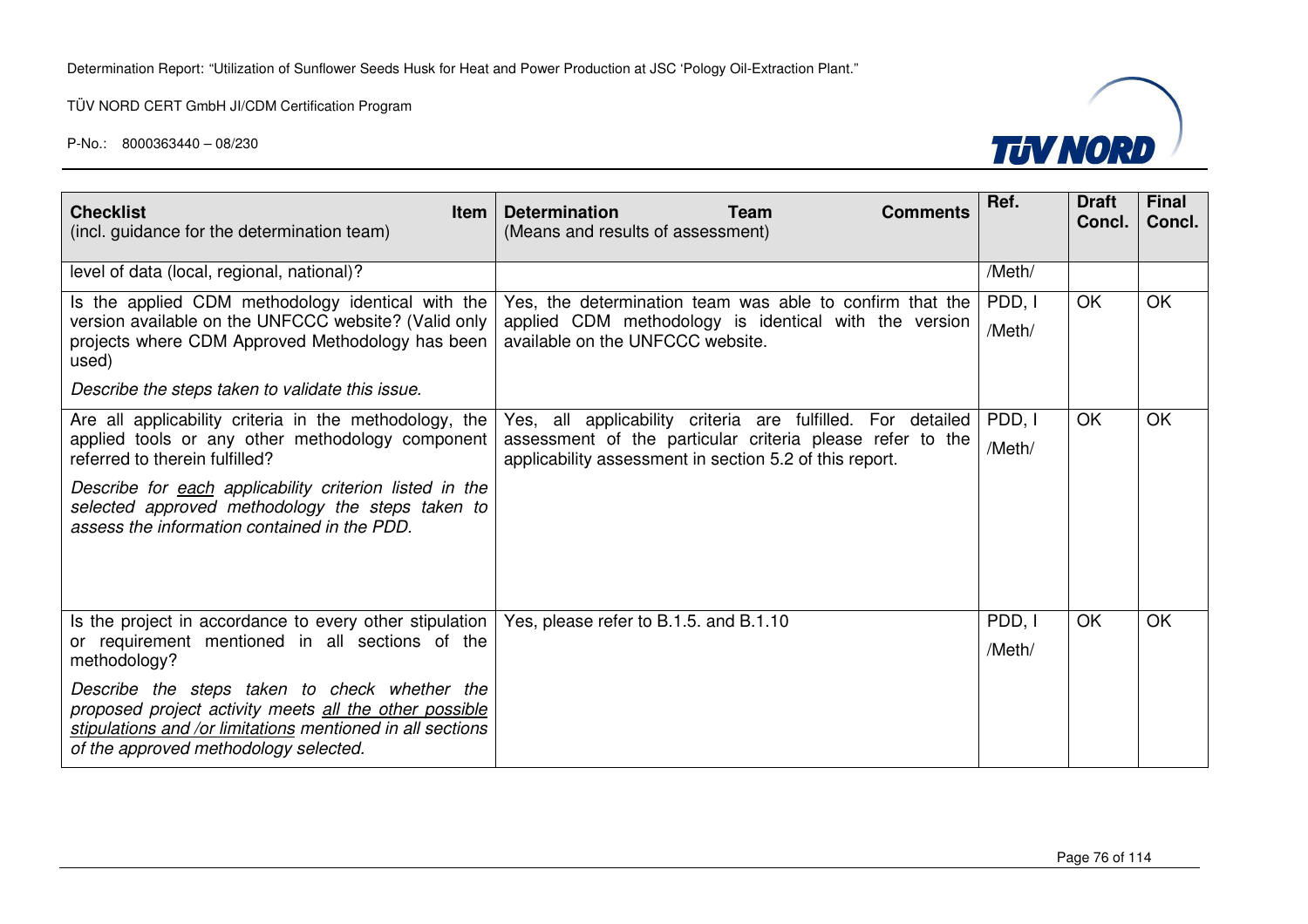| Checklist Item (incl. guidance for the determination team) | Determination Team Comments (Means and results of assessment) | Ref. | Draft Concl. | Final Concl. |
|---|---|---|---|---|
| level of data (local, regional, national)? | | /Meth/ | | |
| Is the applied CDM methodology identical with the version available on the UNFCCC website? (Valid only projects where CDM Approved Methodology has been used)<br><br>*Describe the steps taken to validate this issue.* | Yes, the determination team was able to confirm that the applied CDM methodology is identical with the version available on the UNFCCC website. | PDD, I<br>/Meth/ | OK | OK |
| Are all applicability criteria in the methodology, the applied tools or any other methodology component referred to therein fulfilled?<br><br>*Describe for each applicability criterion listed in the selected approved methodology the steps taken to assess the information contained in the PDD.* | Yes, all applicability criteria are fulfilled. For detailed assessment of the particular criteria please refer to the applicability assessment in section 5.2 of this report. | PDD, I<br>/Meth/ | OK | OK |
| Is the project in accordance to every other stipulation or requirement mentioned in all sections of the methodology?<br><br>*Describe the steps taken to check whether the proposed project activity meets all the other possible stipulations and /or limitations mentioned in all sections of the approved methodology selected.* | Yes, please refer to B.1.5. and B.1.10 | PDD, I<br>/Meth/ | OK | OK |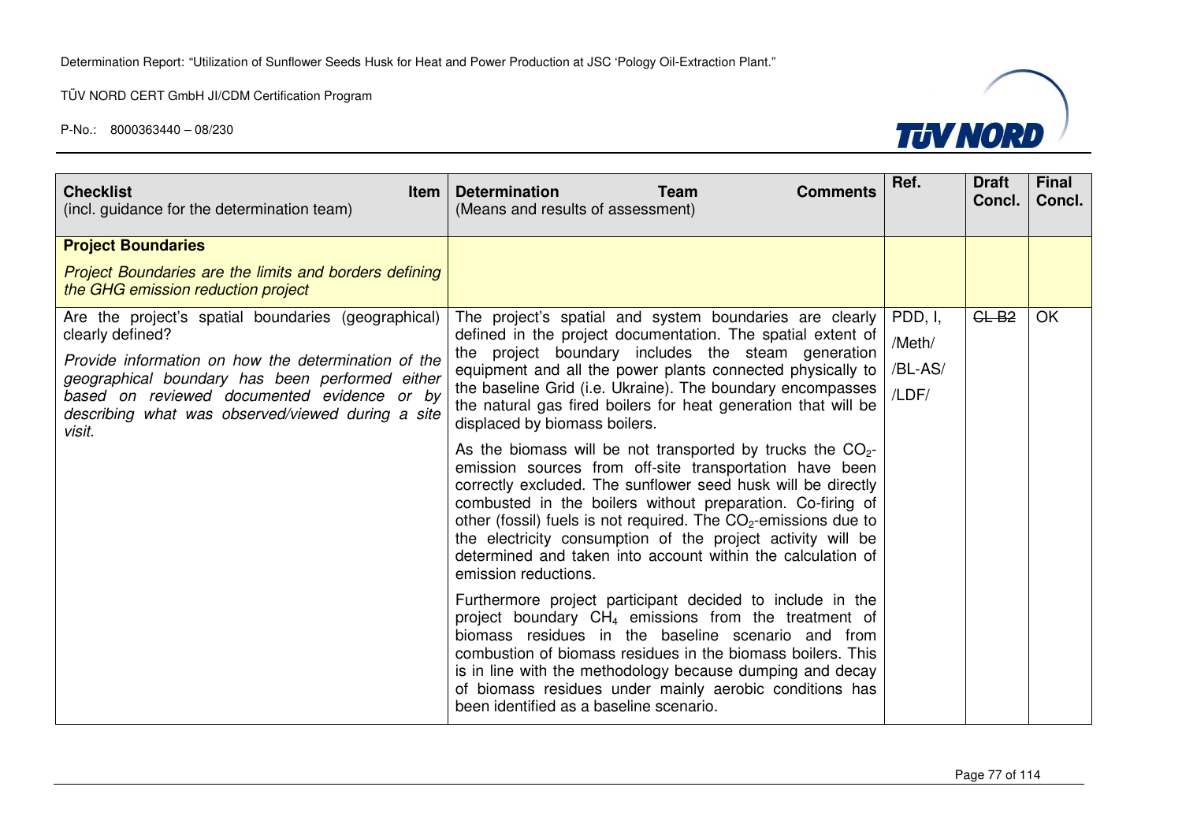| **Checklist Item** (incl. guidance for the determination team) | **Determination Team Comments** (Means and results of assessment) | Ref. | Draft Concl. | Final Concl. |
|---|---|---|---|---|
| **Project Boundaries** *Project Boundaries are the limits and borders defining the GHG emission reduction project* | | | | |
| Are the project's spatial boundaries (geographical) clearly defined? *Provide information on how the determination of the geographical boundary has been performed either based on reviewed documented evidence or by describing what was observed/viewed during a site visit.* | The project's spatial and system boundaries are clearly defined in the project documentation. The spatial extent of the project boundary includes the steam generation equipment and all the power plants connected physically to the baseline Grid (i.e. Ukraine). The boundary encompasses the natural gas fired boilers for heat generation that will be displaced by biomass boilers. As the biomass will be not transported by trucks the $CO_2$-emission sources from off-site transportation have been correctly excluded. The sunflower seed husk will be directly combusted in the boilers without preparation. Co-firing of other (fossil) fuels is not required. The $CO_2$-emissions due to the electricity consumption of the project activity will be determined and taken into account within the calculation of emission reductions. Furthermore project participant decided to include in the project boundary $CH_4$ emissions from the treatment of biomass residues in the baseline scenario and from combustion of biomass residues in the biomass boilers. This is in line with the methodology because dumping and decay of biomass residues under mainly aerobic conditions has been identified as a baseline scenario. | PDD, I, /Meth/ /BL-AS/ /LDF/ | ~~CL B2~~ | OK |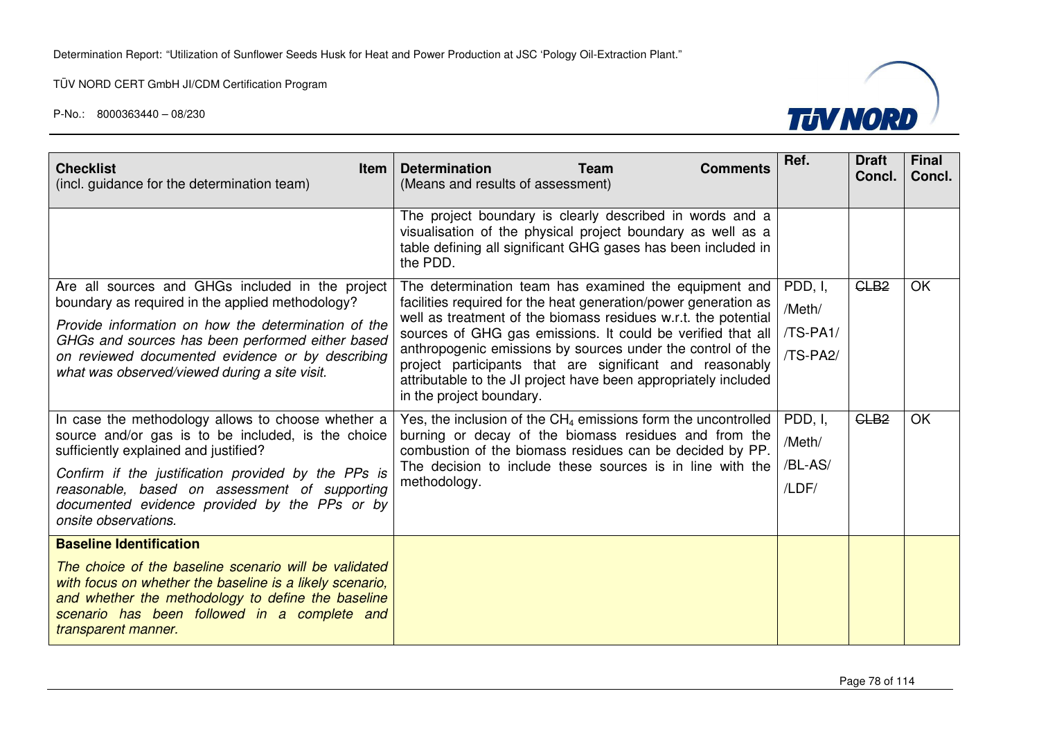| **Checklist Item** (incl. guidance for the determination team) | **Determination Team Comments** (Means and results of assessment) | Ref. | Draft Concl. | Final Concl. |
|---|---|---|---|---|
| | The project boundary is clearly described in words and a visualisation of the physical project boundary as well as a table defining all significant GHG gases has been included in the PDD. | | | |
| Are all sources and GHGs included in the project boundary as required in the applied methodology? *Provide information on how the determination of the GHGs and sources has been performed either based on reviewed documented evidence or by describing what was observed/viewed during a site visit.* | The determination team has examined the equipment and facilities required for the heat generation/power generation as well as treatment of the biomass residues w.r.t. the potential sources of GHG gas emissions. It could be verified that all anthropogenic emissions by sources under the control of the project participants that are significant and reasonably attributable to the JI project have been appropriately included in the project boundary. | PDD, I, /Meth/ /TS-PA1/ /TS-PA2/ | ~~CLB2~~ | OK |
| In case the methodology allows to choose whether a source and/or gas is to be included, is the choice sufficiently explained and justified? *Confirm if the justification provided by the PPs is reasonable, based on assessment of supporting documented evidence provided by the PPs or by onsite observations.* | Yes, the inclusion of the $CH_4$ emissions form the uncontrolled burning or decay of the biomass residues and from the combustion of the biomass residues can be decided by PP. The decision to include these sources is in line with the methodology. | PDD, I, /Meth/ /BL-AS/ /LDF/ | ~~CLB2~~ | OK |
| **Baseline Identification** *The choice of the baseline scenario will be validated with focus on whether the baseline is a likely scenario, and whether the methodology to define the baseline scenario has been followed in a complete and transparent manner.* | | | | |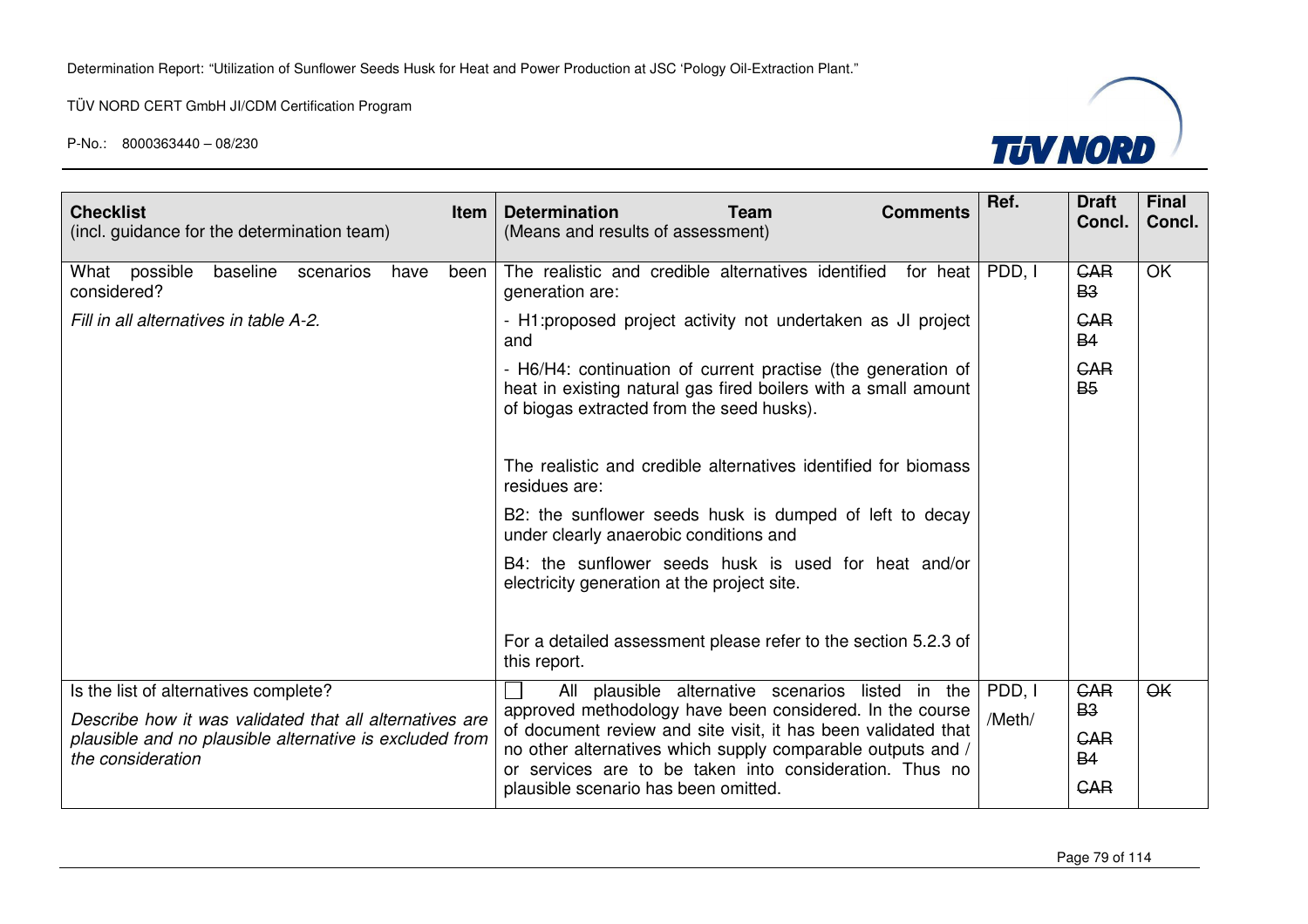| **Checklist** **Item** (incl. guidance for the determination team) | **Determination Team Comments** (Means and results of assessment) | **Ref.** | **Draft Concl.** | **Final Concl.** |
|---|---|---|---|---|
| What possible baseline scenarios have been considered?<br><br>*Fill in all alternatives in table A-2.* | The realistic and credible alternatives identified for heat generation are:<br><br>- H1:proposed project activity not undertaken as JI project and<br><br>- H6/H4: continuation of current practise (the generation of heat in existing natural gas fired boilers with a small amount of biogas extracted from the seed husks).<br><br>The realistic and credible alternatives identified for biomass residues are:<br><br>B2: the sunflower seeds husk is dumped of left to decay under clearly anaerobic conditions and<br><br>B4: the sunflower seeds husk is used for heat and/or electricity generation at the project site.<br><br>For a detailed assessment please refer to the section 5.2.3 of this report. | PDD, I | ~~CAR B3~~<br><br>~~CAR B4~~<br><br>~~CAR B5~~ | OK |
| Is the list of alternatives complete?<br><br>*Describe how it was validated that all alternatives are plausible and no plausible alternative is excluded from the consideration* | ☐ All plausible alternative scenarios listed in the approved methodology have been considered. In the course of document review and site visit, it has been validated that no other alternatives which supply comparable outputs and / or services are to be taken into consideration. Thus no plausible scenario has been omitted. | PDD, I /Meth/ | ~~CAR B3~~<br><br>~~CAR B4~~<br><br>~~CAR~~ | ~~OK~~ |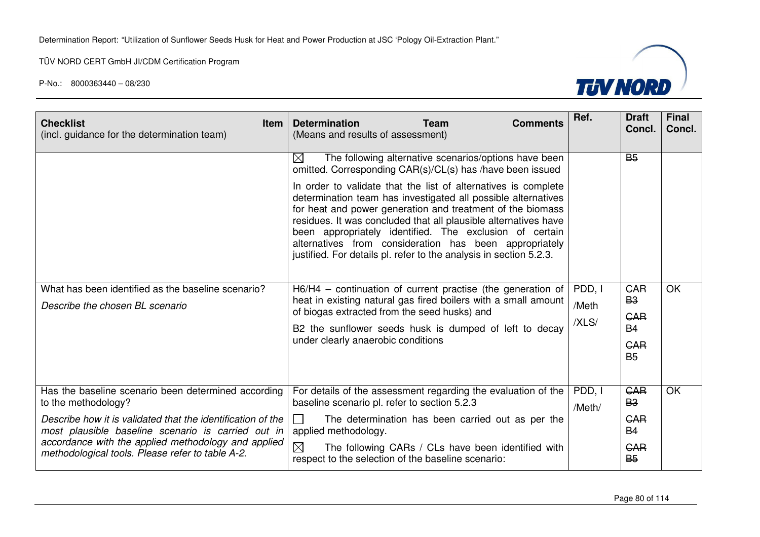| **Checklist Item** (incl. guidance for the determination team) | **Determination Team Comments** (Means and results of assessment) | **Ref.** | **Draft Concl.** | **Final Concl.** |
|---|---|---|---|---|
| | ☒ The following alternative scenarios/options have been omitted. Corresponding CAR(s)/CL(s) has /have been issued<br><br>In order to validate that the list of alternatives is complete determination team has investigated all possible alternatives for heat and power generation and treatment of the biomass residues. It was concluded that all plausible alternatives have been appropriately identified. The exclusion of certain alternatives from consideration has been appropriately justified. For details pl. refer to the analysis in section 5.2.3. | | ~~B5~~ | |
| What has been identified as the baseline scenario?<br><br>*Describe the chosen BL scenario* | H6/H4 – continuation of current practise (the generation of heat in existing natural gas fired boilers with a small amount of biogas extracted from the seed husks) and<br><br>B2 the sunflower seeds husk is dumped of left to decay under clearly anaerobic conditions | PDD, I /Meth /XLS/ | ~~CAR B3~~<br>~~CAR B4~~<br>~~CAR B5~~ | OK |
| Has the baseline scenario been determined according to the methodology?<br><br>*Describe how it is validated that the identification of the most plausible baseline scenario is carried out in accordance with the applied methodology and applied methodological tools. Please refer to table A-2.* | For details of the assessment regarding the evaluation of the baseline scenario pl. refer to section 5.2.3<br><br>☐ The determination has been carried out as per the applied methodology.<br><br>☒ The following CARs / CLs have been identified with respect to the selection of the baseline scenario: | PDD, I /Meth/ | ~~CAR B3~~<br>~~CAR B4~~<br>~~CAR B5~~ | OK |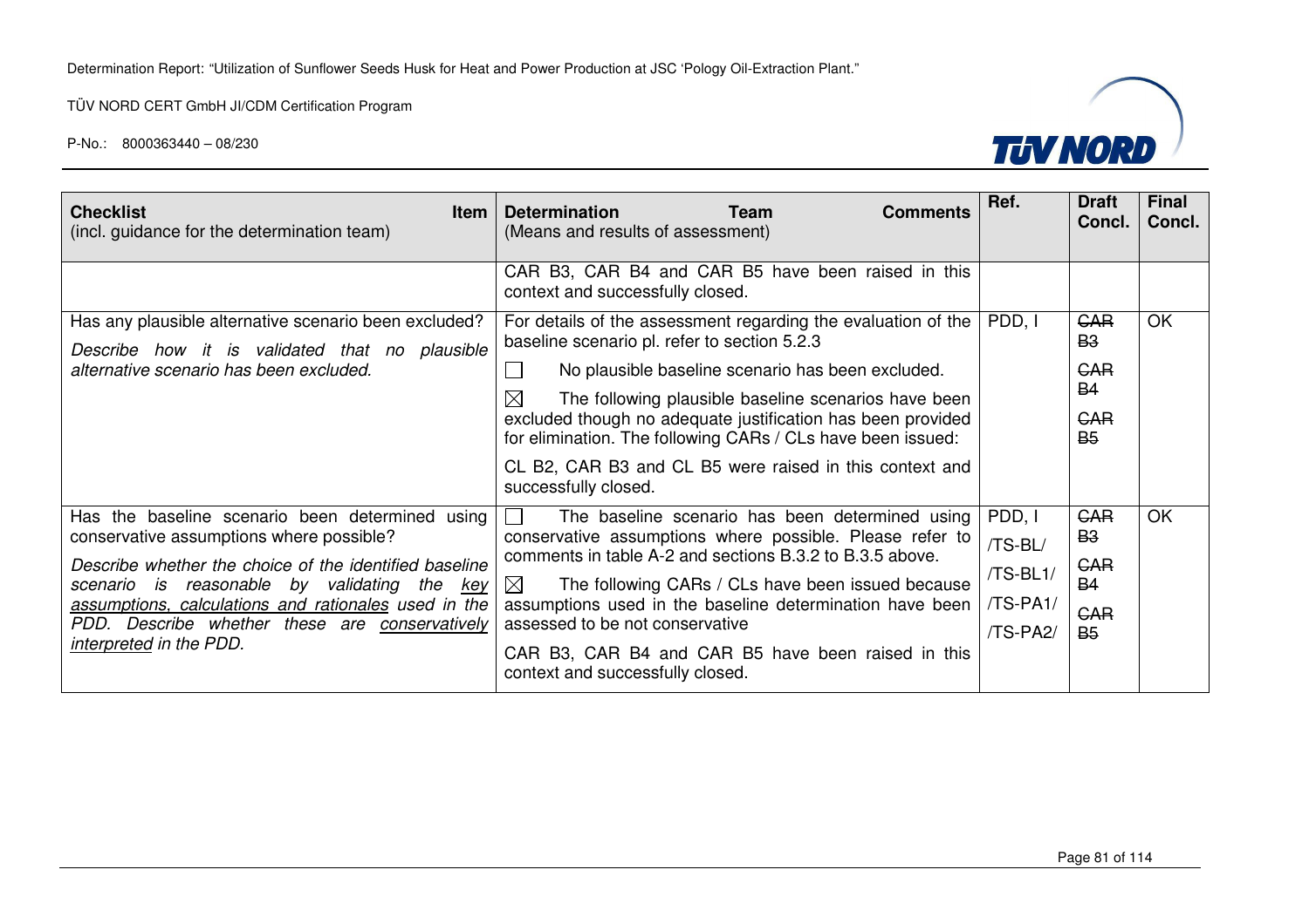| **Checklist Item** (incl. guidance for the determination team) | **Determination Team Comments** (Means and results of assessment) | **Ref.** | **Draft Concl.** | **Final Concl.** |
|---|---|---|---|---|
| | CAR B3, CAR B4 and CAR B5 have been raised in this context and successfully closed. | | | |
| Has any plausible alternative scenario been excluded? *Describe how it is validated that no plausible alternative scenario has been excluded.* | For details of the assessment regarding the evaluation of the baseline scenario pl. refer to section 5.2.3 <br> ☐ No plausible baseline scenario has been excluded. <br> ☒ The following plausible baseline scenarios have been excluded though no adequate justification has been provided for elimination. The following CARs / CLs have been issued: <br> CL B2, CAR B3 and CL B5 were raised in this context and successfully closed. | PDD, I | ~~CAR B3~~ <br> ~~CAR B4~~ <br> ~~CAR B5~~ | OK |
| Has the baseline scenario been determined using conservative assumptions where possible? *Describe whether the choice of the identified baseline scenario is reasonable by validating the <u>key assumptions, calculations and rationales</u> used in the PDD. Describe whether these are <u>conservatively interpreted</u> in the PDD.* | ☐ The baseline scenario has been determined using conservative assumptions where possible. Please refer to comments in table A-2 and sections B.3.2 to B.3.5 above. <br> ☒ The following CARs / CLs have been issued because assumptions used in the baseline determination have been assessed to be not conservative <br> CAR B3, CAR B4 and CAR B5 have been raised in this context and successfully closed. | PDD, I <br> /TS-BL/ <br> /TS-BL1/ <br> /TS-PA1/ <br> /TS-PA2/ | ~~CAR B3~~ <br> ~~CAR B4~~ <br> ~~CAR B5~~ | OK |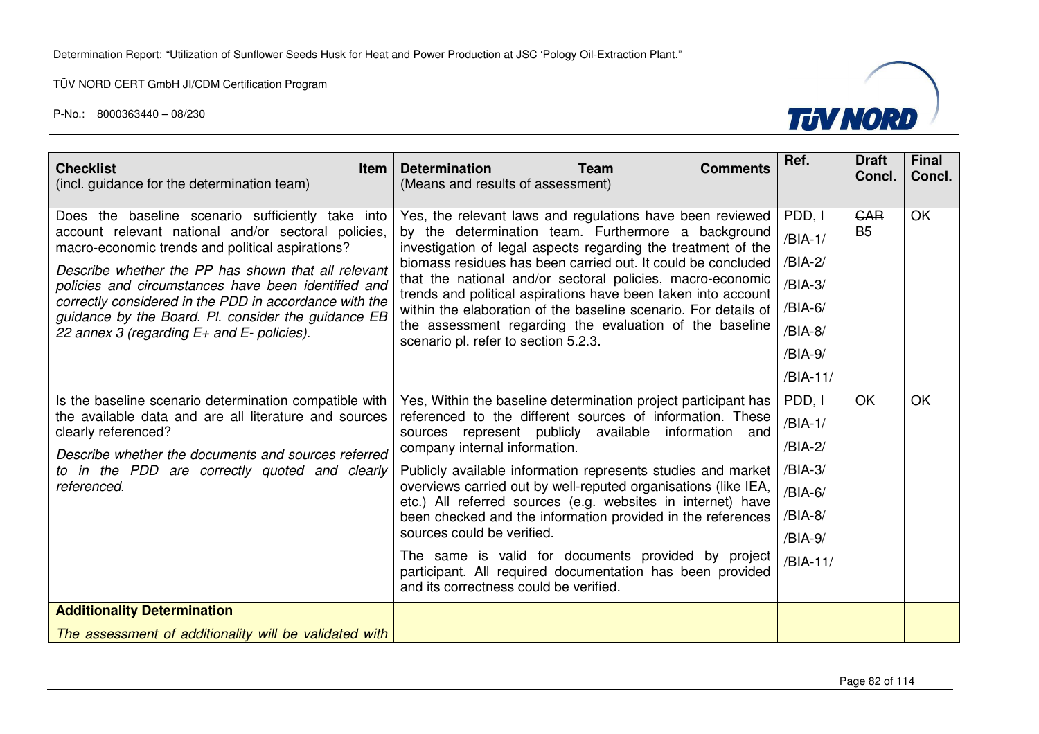| **Checklist Item** (incl. guidance for the determination team) | **Determination Team Comments** (Means and results of assessment) | Ref. | Draft Concl. | Final Concl. |
|---|---|---|---|---|
| Does the baseline scenario sufficiently take into account relevant national and/or sectoral policies, macro-economic trends and political aspirations?<br>*Describe whether the PP has shown that all relevant policies and circumstances have been identified and correctly considered in the PDD in accordance with the guidance by the Board. Pl. consider the guidance EB 22 annex 3 (regarding E+ and E- policies).* | Yes, the relevant laws and regulations have been reviewed by the determination team. Furthermore a background investigation of legal aspects regarding the treatment of the biomass residues has been carried out. It could be concluded that the national and/or sectoral policies, macro-economic trends and political aspirations have been taken into account within the elaboration of the baseline scenario. For details of the assessment regarding the evaluation of the baseline scenario pl. refer to section 5.2.3. | PDD, I<br>/BIA-1/<br>/BIA-2/<br>/BIA-3/<br>/BIA-6/<br>/BIA-8/<br>/BIA-9/<br>/BIA-11/ | ~~CAR B5~~ | OK |
| Is the baseline scenario determination compatible with the available data and are all literature and sources clearly referenced?<br>*Describe whether the documents and sources referred to in the PDD are correctly quoted and clearly referenced.* | Yes, Within the baseline determination project participant has referenced to the different sources of information. These sources represent publicly available information and company internal information.<br>Publicly available information represents studies and market overviews carried out by well-reputed organisations (like IEA, etc.) All referred sources (e.g. websites in internet) have been checked and the information provided in the references sources could be verified.<br>The same is valid for documents provided by project participant. All required documentation has been provided and its correctness could be verified. | PDD, I<br>/BIA-1/<br>/BIA-2/<br>/BIA-3/<br>/BIA-6/<br>/BIA-8/<br>/BIA-9/<br>/BIA-11/ | OK | OK |
| **Additionality Determination**<br>*The assessment of additionality will be validated with* | | | | |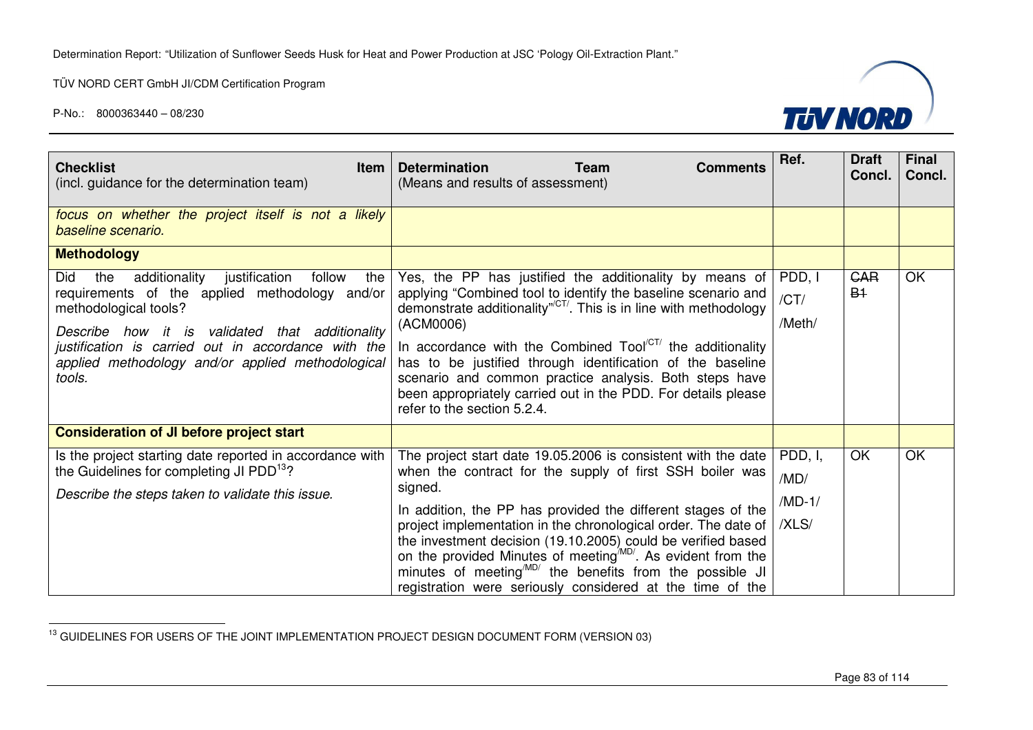| **Checklist Item** (incl. guidance for the determination team) | **Determination Team Comments** (Means and results of assessment) | **Ref.** | **Draft Concl.** | **Final Concl.** |
|---|---|---|---|---|
| *focus on whether the project itself is not a likely baseline scenario.* | | | | |
| **Methodology** | | | | |
| Did the additionality justification follow the requirements of the applied methodology and/or methodological tools?<br>*Describe how it is validated that additionality justification is carried out in accordance with the applied methodology and/or applied methodological tools.* | Yes, the PP has justified the additionality by means of applying "Combined tool to identify the baseline scenario and demonstrate additionality"/CT/. This is in line with methodology (ACM0006)<br>In accordance with the Combined Tool/CT/ the additionality has to be justified through identification of the baseline scenario and common practice analysis. Both steps have been appropriately carried out in the PDD. For details please refer to the section 5.2.4. | PDD, I<br>/CT/<br>/Meth/ | ~~CAR B1~~ | OK |
| **Consideration of JI before project start** | | | | |
| Is the project starting date reported in accordance with the Guidelines for completing JI PDD[13]?<br>*Describe the steps taken to validate this issue.* | The project start date 19.05.2006 is consistent with the date when the contract for the supply of first SSH boiler was signed.<br>In addition, the PP has provided the different stages of the project implementation in the chronological order. The date of the investment decision (19.10.2005) could be verified based on the provided Minutes of meeting/MD/. As evident from the minutes of meeting/MD/ the benefits from the possible JI registration were seriously considered at the time of the | PDD, I,<br>/MD/<br>/MD-1/<br>/XLS/ | OK | OK |

[13] GUIDELINES FOR USERS OF THE JOINT IMPLEMENTATION PROJECT DESIGN DOCUMENT FORM (VERSION 03)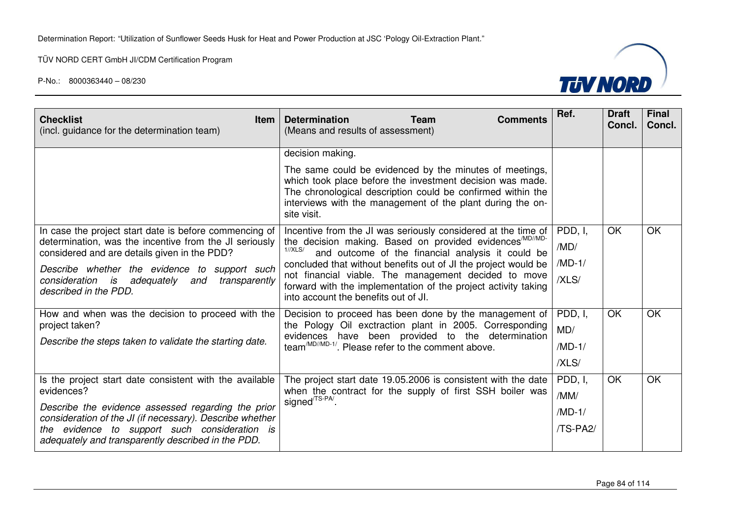| **Checklist Item** (incl. guidance for the determination team) | **Determination Team Comments** (Means and results of assessment) | Ref. | Draft Concl. | Final Concl. |
|---|---|---|---|---|
| | decision making.<br><br>The same could be evidenced by the minutes of meetings, which took place before the investment decision was made. The chronological description could be confirmed within the interviews with the management of the plant during the on-site visit. | | | |
| In case the project start date is before commencing of determination, was the incentive from the JI seriously considered and are details given in the PDD?<br><br>*Describe whether the evidence to support such consideration is adequately and transparently described in the PDD.* | Incentive from the JI was seriously considered at the time of the decision making. Based on provided evidences[/MD//MD-1//XLS/] and outcome of the financial analysis it could be concluded that without benefits out of JI the project would be not financial viable. The management decided to move forward with the implementation of the project activity taking into account the benefits out of JI. | PDD, I, /MD/ /MD-1/ /XLS/ | OK | OK |
| How and when was the decision to proceed with the project taken?<br><br>*Describe the steps taken to validate the starting date.* | Decision to proceed has been done by the management of the Pology Oil exctraction plant in 2005. Corresponding evidences have been provided to the determination team[/MD//MD-1/]. Please refer to the comment above. | PDD, I, MD/ /MD-1/ /XLS/ | OK | OK |
| Is the project start date consistent with the available evidences?<br><br>*Describe the evidence assessed regarding the prior consideration of the JI (if necessary). Describe whether the evidence to support such consideration is adequately and transparently described in the PDD.* | The project start date 19.05.2006 is consistent with the date when the contract for the supply of first SSH boiler was signed[/TS-PA/]. | PDD, I, /MM/ /MD-1/ /TS-PA2/ | OK | OK |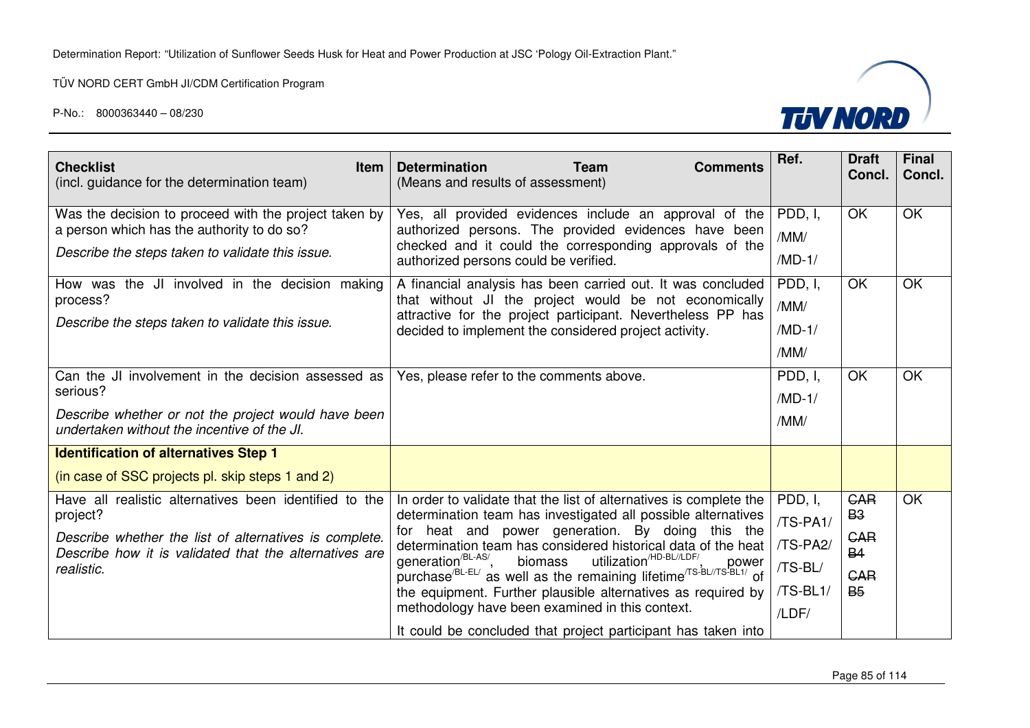| Checklist Item (incl. guidance for the determination team) | Determination Team Comments (Means and results of assessment) | Ref. | Draft Concl. | Final Concl. |
|---|---|---|---|---|
| Was the decision to proceed with the project taken by a person which has the authority to do so? *Describe the steps taken to validate this issue.* | Yes, all provided evidences include an approval of the authorized persons. The provided evidences have been checked and it could the corresponding approvals of the authorized persons could be verified. | PDD, I, /MM/ /MD-1/ | OK | OK |
| How was the JI involved in the decision making process? *Describe the steps taken to validate this issue.* | A financial analysis has been carried out. It was concluded that without JI the project would be not economically attractive for the project participant. Nevertheless PP has decided to implement the considered project activity. | PDD, I, /MM/ /MD-1/ /MM/ | OK | OK |
| Can the JI involvement in the decision assessed as serious? *Describe whether or not the project would have been undertaken without the incentive of the JI.* | Yes, please refer to the comments above. | PDD, I, /MD-1/ /MM/ | OK | OK |
| **Identification of alternatives Step 1** (in case of SSC projects pl. skip steps 1 and 2) | | | | |
| Have all realistic alternatives been identified to the project? *Describe whether the list of alternatives is complete. Describe how it is validated that the alternatives are realistic.* | In order to validate that the list of alternatives is complete the determination team has investigated all possible alternatives for heat and power generation. By doing this the determination team has considered historical data of the heat generation[/BL-AS/], biomass utilization[/HD-BL//LDF/], power purchase[/BL-EL/] as well as the remaining lifetime[/TS-BL//TS-BL1/] of the equipment. Further plausible alternatives as required by methodology have been examined in this context. It could be concluded that project participant has taken into | PDD, I, /TS-PA1/ /TS-PA2/ /TS-BL/ /TS-BL1/ /LDF/ | ~~CAR B3~~ ~~CAR B4~~ ~~CAR B5~~ | OK |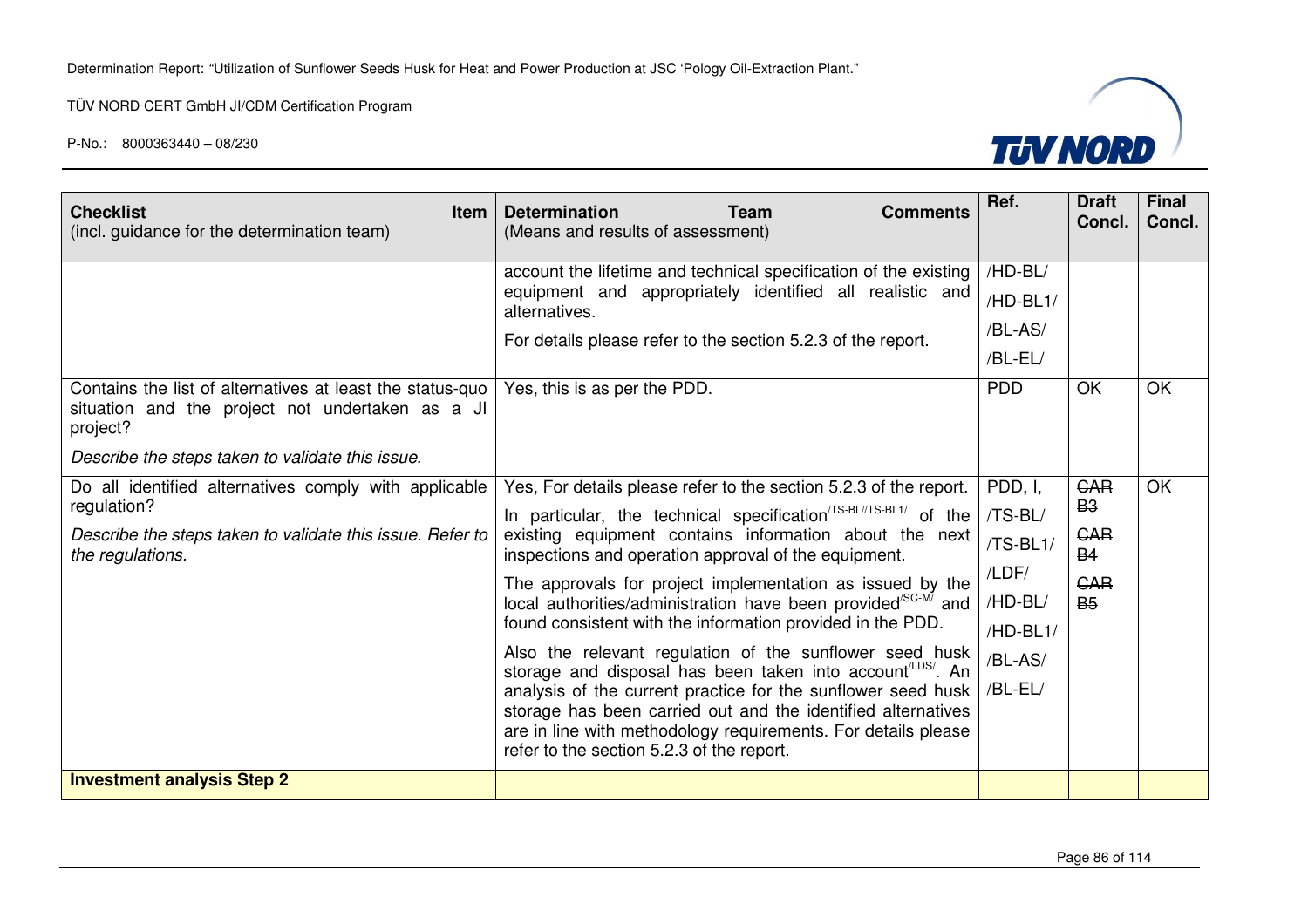| **Checklist Item** (incl. guidance for the determination team) | **Determination Team Comments** (Means and results of assessment) | **Ref.** | **Draft Concl.** | **Final Concl.** |
|---|---|---|---|---|
| | account the lifetime and technical specification of the existing equipment and appropriately identified all realistic and alternatives.<br><br>For details please refer to the section 5.2.3 of the report. | /HD-BL/<br>/HD-BL1/<br>/BL-AS/<br>/BL-EL/ | | |
| Contains the list of alternatives at least the status-quo situation and the project not undertaken as a JI project?<br><br>*Describe the steps taken to validate this issue.* | Yes, this is as per the PDD. | PDD | OK | OK |
| Do all identified alternatives comply with applicable regulation?<br><br>*Describe the steps taken to validate this issue. Refer to the regulations.* | Yes, For details please refer to the section 5.2.3 of the report.<br><br>In particular, the technical specification[/TS-BL//TS-BL1/] of the existing equipment contains information about the next inspections and operation approval of the equipment.<br><br>The approvals for project implementation as issued by the local authorities/administration have been provided[/SC-M/] and found consistent with the information provided in the PDD.<br><br>Also the relevant regulation of the sunflower seed husk storage and disposal has been taken into account[/LDS/]. An analysis of the current practice for the sunflower seed husk storage has been carried out and the identified alternatives are in line with methodology requirements. For details please refer to the section 5.2.3 of the report. | PDD, I,<br>/TS-BL/<br>/TS-BL1/<br>/LDF/<br>/HD-BL/<br>/HD-BL1/<br>/BL-AS/<br>/BL-EL/ | ~~CAR B3~~<br>~~CAR B4~~<br>~~CAR B5~~ | OK |
| **Investment analysis Step 2** | | | | |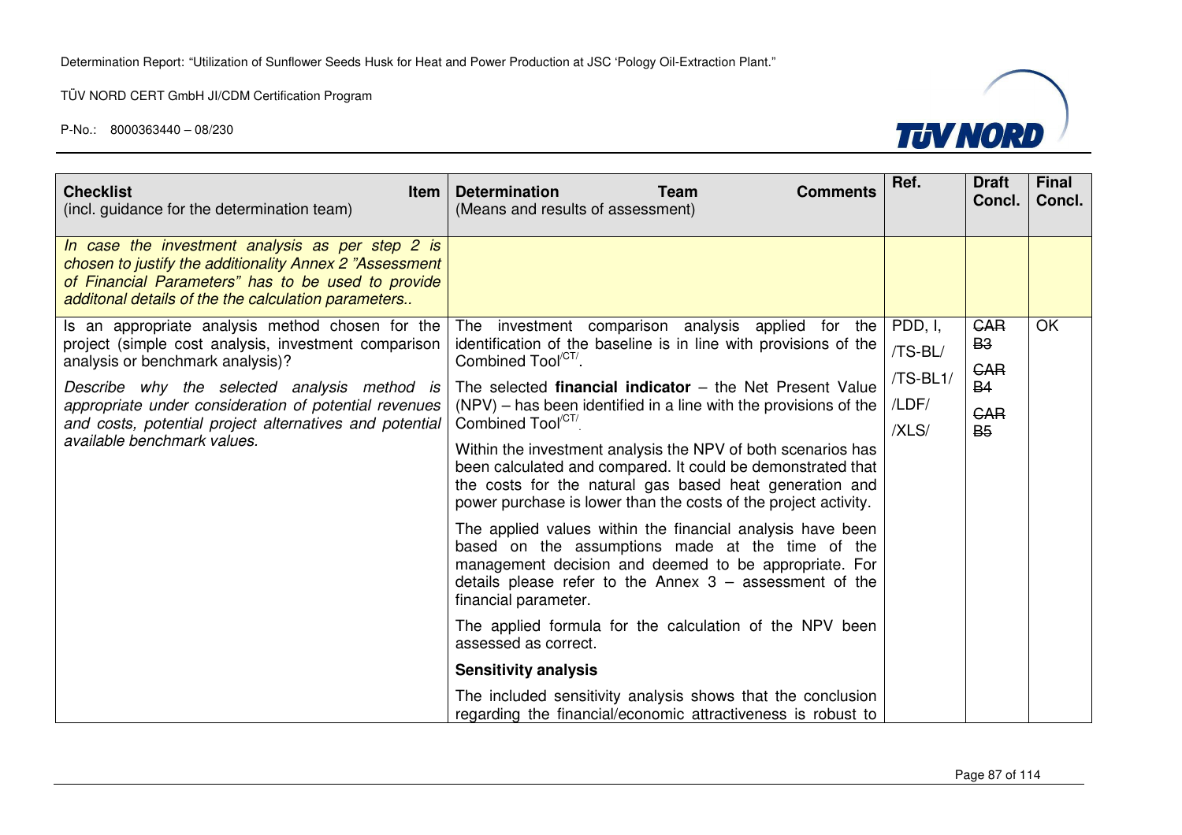| **Checklist Item** (incl. guidance for the determination team) | **Determination Team Comments** (Means and results of assessment) | **Ref.** | **Draft Concl.** | **Final Concl.** |
|---|---|---|---|---|
| *In case the investment analysis as per step 2 is chosen to justify the additionality Annex 2 "Assessment of Financial Parameters" has to be used to provide additonal details of the the calculation parameters..* | | | | |
| Is an appropriate analysis method chosen for the project (simple cost analysis, investment comparison analysis or benchmark analysis)?<br><br>*Describe why the selected analysis method is appropriate under consideration of potential revenues and costs, potential project alternatives and potential available benchmark values.* | The investment comparison analysis applied for the identification of the baseline is in line with provisions of the Combined Tool/CT/.<br><br>The selected **financial indicator** – the Net Present Value (NPV) – has been identified in a line with the provisions of the Combined Tool/CT/.<br><br>Within the investment analysis the NPV of both scenarios has been calculated and compared. It could be demonstrated that the costs for the natural gas based heat generation and power purchase is lower than the costs of the project activity.<br><br>The applied values within the financial analysis have been based on the assumptions made at the time of the management decision and deemed to be appropriate. For details please refer to the Annex 3 – assessment of the financial parameter.<br><br>The applied formula for the calculation of the NPV been assessed as correct.<br><br>**Sensitivity analysis**<br><br>The included sensitivity analysis shows that the conclusion regarding the financial/economic attractiveness is robust to | PDD, I, /TS-BL/ /TS-BL1/ /LDF/ /XLS/ | ~~CAR B3~~ ~~CAR B4~~ ~~CAR B5~~ | OK |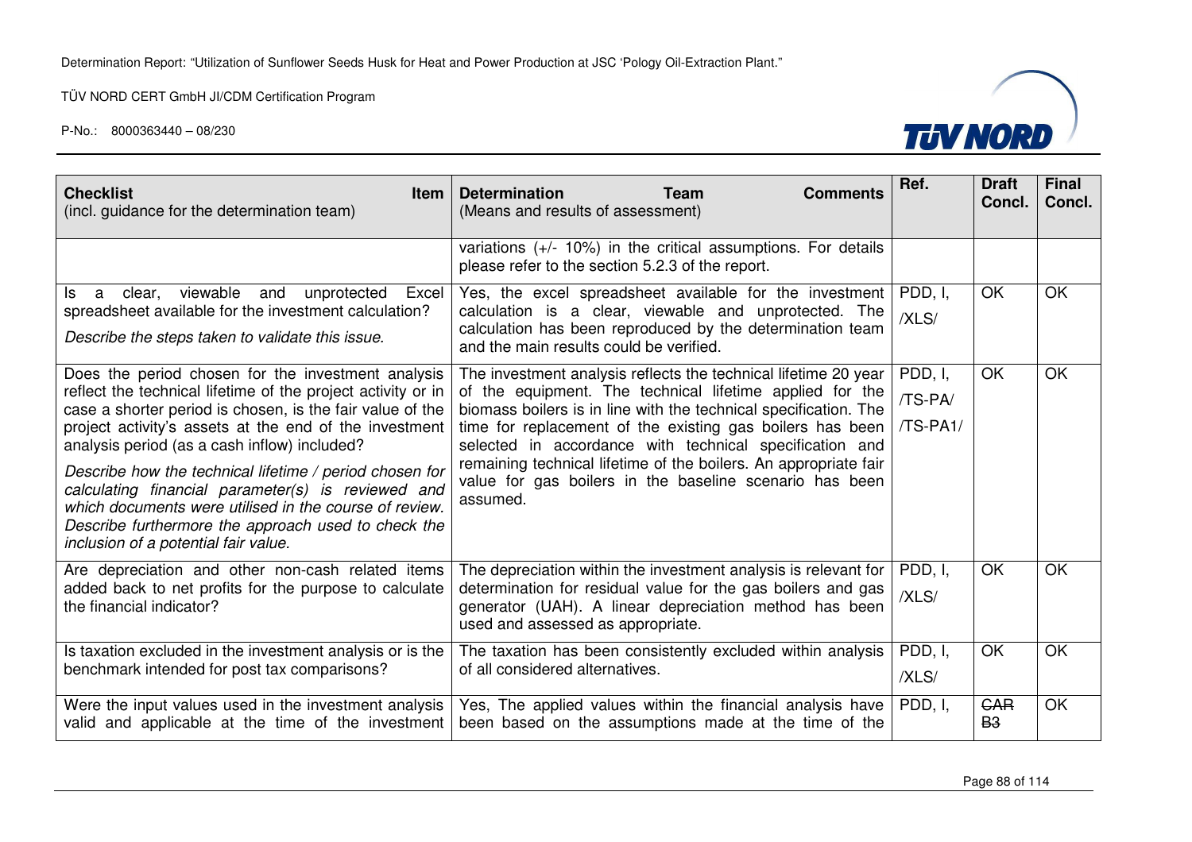| Checklist Item (incl. guidance for the determination team) | Determination Team Comments (Means and results of assessment) | Ref. | Draft Concl. | Final Concl. |
|---|---|---|---|---|
| | variations (+/- 10%) in the critical assumptions. For details please refer to the section 5.2.3 of the report. | | | |
| Is a clear, viewable and unprotected Excel spreadsheet available for the investment calculation?<br>*Describe the steps taken to validate this issue.* | Yes, the excel spreadsheet available for the investment calculation is a clear, viewable and unprotected. The calculation has been reproduced by the determination team and the main results could be verified. | PDD, I, /XLS/ | OK | OK |
| Does the period chosen for the investment analysis reflect the technical lifetime of the project activity or in case a shorter period is chosen, is the fair value of the project activity's assets at the end of the investment analysis period (as a cash inflow) included?<br>*Describe how the technical lifetime / period chosen for calculating financial parameter(s) is reviewed and which documents were utilised in the course of review. Describe furthermore the approach used to check the inclusion of a potential fair value.* | The investment analysis reflects the technical lifetime 20 year of the equipment. The technical lifetime applied for the biomass boilers is in line with the technical specification. The time for replacement of the existing gas boilers has been selected in accordance with technical specification and remaining technical lifetime of the boilers. An appropriate fair value for gas boilers in the baseline scenario has been assumed. | PDD, I, /TS-PA/ /TS-PA1/ | OK | OK |
| Are depreciation and other non-cash related items added back to net profits for the purpose to calculate the financial indicator? | The depreciation within the investment analysis is relevant for determination for residual value for the gas boilers and gas generator (UAH). A linear depreciation method has been used and assessed as appropriate. | PDD, I, /XLS/ | OK | OK |
| Is taxation excluded in the investment analysis or is the benchmark intended for post tax comparisons? | The taxation has been consistently excluded within analysis of all considered alternatives. | PDD, I, /XLS/ | OK | OK |
| Were the input values used in the investment analysis valid and applicable at the time of the investment | Yes, The applied values within the financial analysis have been based on the assumptions made at the time of the | PDD, I, | ~~CAR B3~~ | OK |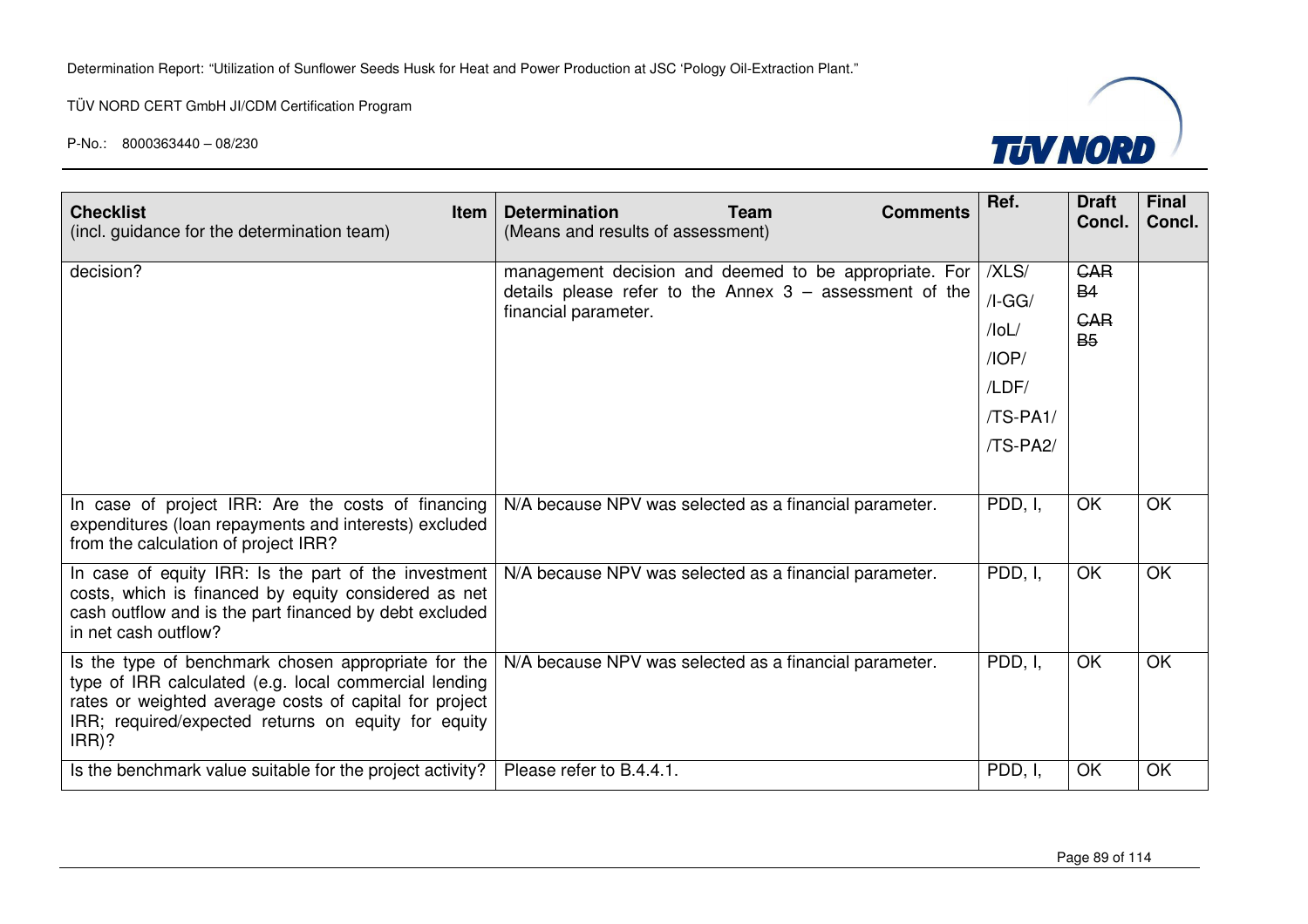| Checklist Item (incl. guidance for the determination team) | Determination Team Comments (Means and results of assessment) | Ref. | Draft Concl. | Final Concl. |
|---|---|---|---|---|
| decision? | management decision and deemed to be appropriate. For details please refer to the Annex 3 – assessment of the financial parameter. | /XLS/ /I-GG/ /IoL/ /IOP/ /LDF/ /TS-PA1/ /TS-PA2/ | ~~CAR B4~~ ~~CAR B5~~ | |
| In case of project IRR: Are the costs of financing expenditures (loan repayments and interests) excluded from the calculation of project IRR? | N/A because NPV was selected as a financial parameter. | PDD, I, | OK | OK |
| In case of equity IRR: Is the part of the investment costs, which is financed by equity considered as net cash outflow and is the part financed by debt excluded in net cash outflow? | N/A because NPV was selected as a financial parameter. | PDD, I, | OK | OK |
| Is the type of benchmark chosen appropriate for the type of IRR calculated (e.g. local commercial lending rates or weighted average costs of capital for project IRR; required/expected returns on equity for equity IRR)? | N/A because NPV was selected as a financial parameter. | PDD, I, | OK | OK |
| Is the benchmark value suitable for the project activity? | Please refer to B.4.4.1. | PDD, I, | OK | OK |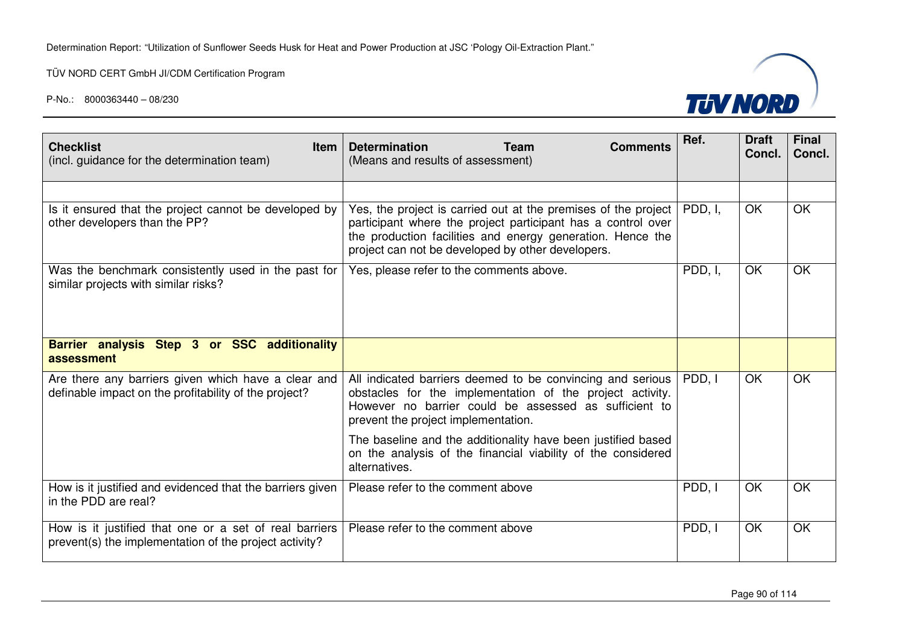| **Checklist Item** (incl. guidance for the determination team) | **Determination Team Comments** (Means and results of assessment) | Ref. | Draft Concl. | Final Concl. |
|---|---|---|---|---|
| | | | | |
| Is it ensured that the project cannot be developed by other developers than the PP? | Yes, the project is carried out at the premises of the project participant where the project participant has a control over the production facilities and energy generation. Hence the project can not be developed by other developers. | PDD, I, | OK | OK |
| Was the benchmark consistently used in the past for similar projects with similar risks? | Yes, please refer to the comments above. | PDD, I, | OK | OK |
| **Barrier analysis Step 3 or SSC additionality assessment** | | | | |
| Are there any barriers given which have a clear and definable impact on the profitability of the project? | All indicated barriers deemed to be convincing and serious obstacles for the implementation of the project activity. However no barrier could be assessed as sufficient to prevent the project implementation.<br><br>The baseline and the additionality have been justified based on the analysis of the financial viability of the considered alternatives. | PDD, I | OK | OK |
| How is it justified and evidenced that the barriers given in the PDD are real? | Please refer to the comment above | PDD, I | OK | OK |
| How is it justified that one or a set of real barriers prevent(s) the implementation of the project activity? | Please refer to the comment above | PDD, I | OK | OK |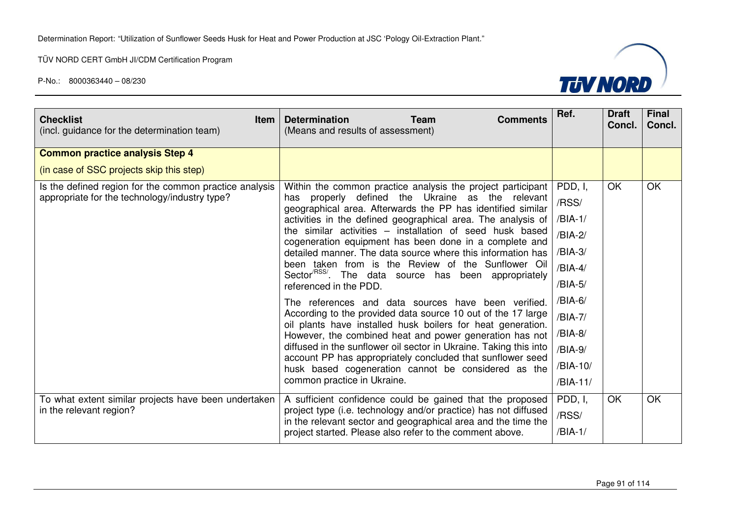| **Checklist Item** (incl. guidance for the determination team) | **Determination Team Comments** (Means and results of assessment) | Ref. | Draft Concl. | Final Concl. |
|---|---|---|---|---|
| **Common practice analysis Step 4** (in case of SSC projects skip this step) | | | | |
| Is the defined region for the common practice analysis appropriate for the technology/industry type? | Within the common practice analysis the project participant has properly defined the Ukraine as the relevant geographical area. Afterwards the PP has identified similar activities in the defined geographical area. The analysis of the similar activities – installation of seed husk based cogeneration equipment has been done in a complete and detailed manner. The data source where this information has been taken from is the Review of the Sunflower Oil Sector[/RSS/]. The data source has been appropriately referenced in the PDD. <br><br> The references and data sources have been verified. According to the provided data source 10 out of the 17 large oil plants have installed husk boilers for heat generation. However, the combined heat and power generation has not diffused in the sunflower oil sector in Ukraine. Taking this into account PP has appropriately concluded that sunflower seed husk based cogeneration cannot be considered as the common practice in Ukraine. | PDD, I, /RSS/ /BIA-1/ /BIA-2/ /BIA-3/ /BIA-4/ /BIA-5/ /BIA-6/ /BIA-7/ /BIA-8/ /BIA-9/ /BIA-10/ /BIA-11/ | OK | OK |
| To what extent similar projects have been undertaken in the relevant region? | A sufficient confidence could be gained that the proposed project type (i.e. technology and/or practice) has not diffused in the relevant sector and geographical area and the time the project started. Please also refer to the comment above. | PDD, I, /RSS/ /BIA-1/ | OK | OK |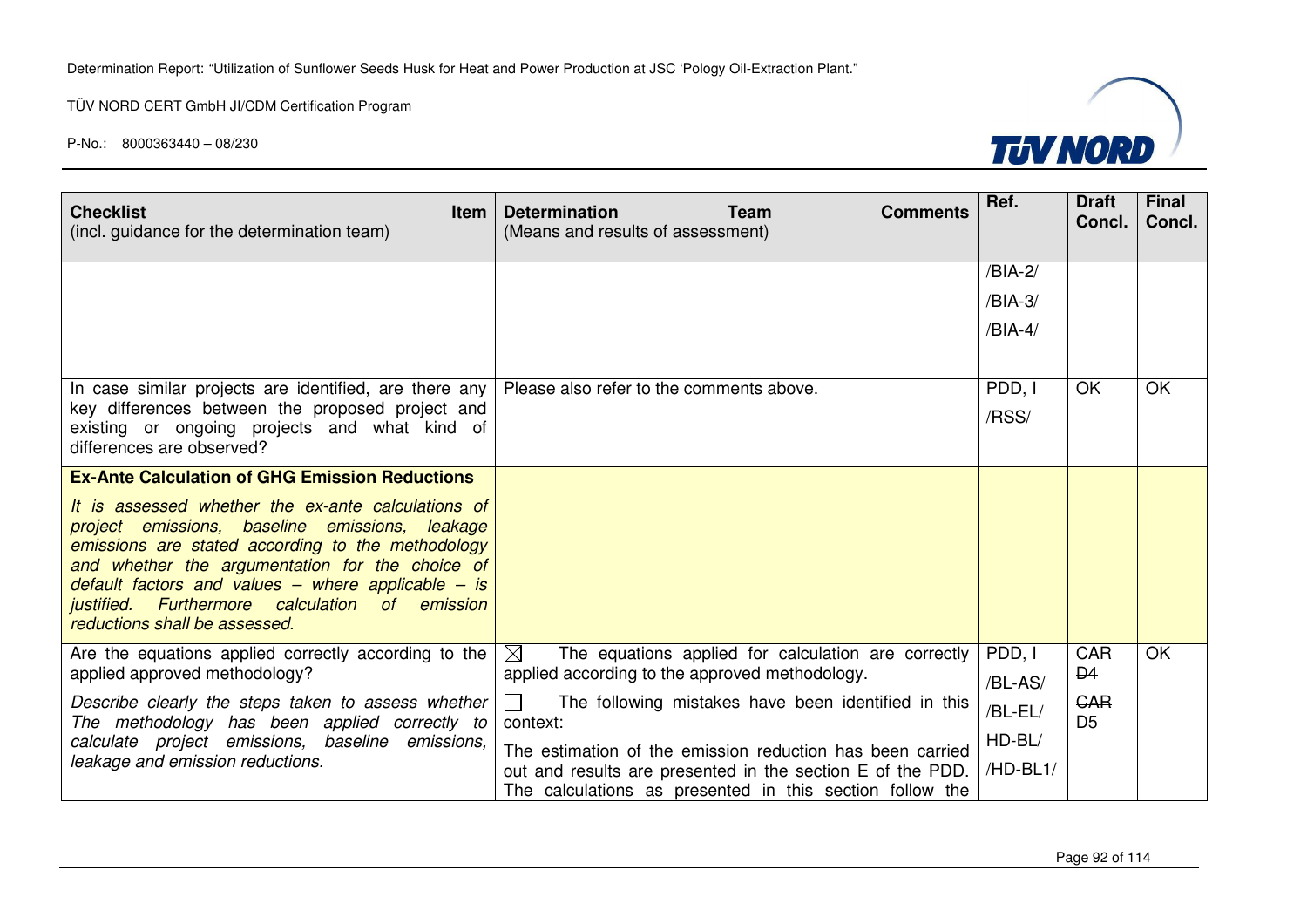| Checklist Item (incl. guidance for the determination team) | Determination Team Comments (Means and results of assessment) | Ref. | Draft Concl. | Final Concl. |
|---|---|---|---|---|
| | | /BIA-2/ /BIA-3/ /BIA-4/ | | |
| In case similar projects are identified, are there any key differences between the proposed project and existing or ongoing projects and what kind of differences are observed? | Please also refer to the comments above. | PDD, I /RSS/ | OK | OK |
| **Ex-Ante Calculation of GHG Emission Reductions** *It is assessed whether the ex-ante calculations of project emissions, baseline emissions, leakage emissions are stated according to the methodology and whether the argumentation for the choice of default factors and values – where applicable – is justified. Furthermore calculation of emission reductions shall be assessed.* | | | | |
| Are the equations applied correctly according to the applied approved methodology? *Describe clearly the steps taken to assess whether The methodology has been applied correctly to calculate project emissions, baseline emissions, leakage and emission reductions.* | ☒ The equations applied for calculation are correctly applied according to the approved methodology. ☐ The following mistakes have been identified in this context: The estimation of the emission reduction has been carried out and results are presented in the section E of the PDD. The calculations as presented in this section follow the | PDD, I /BL-AS/ /BL-EL/ HD-BL/ /HD-BL1/ | ~~CAR D4~~ ~~CAR D5~~ | OK |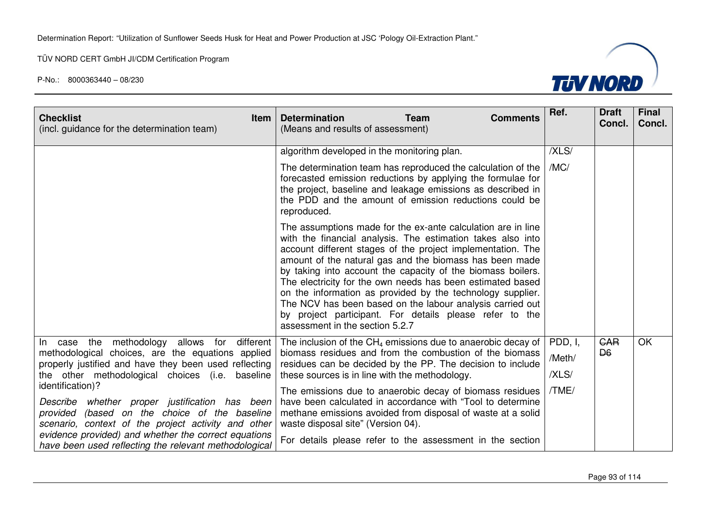| Checklist Item (incl. guidance for the determination team) | Determination Team Comments (Means and results of assessment) | Ref. | Draft Concl. | Final Concl. |
|---|---|---|---|---|
| | algorithm developed in the monitoring plan.<br><br>The determination team has reproduced the calculation of the forecasted emission reductions by applying the formulae for the project, baseline and leakage emissions as described in the PDD and the amount of emission reductions could be reproduced.<br><br>The assumptions made for the ex-ante calculation are in line with the financial analysis. The estimation takes also into account different stages of the project implementation. The amount of the natural gas and the biomass has been made by taking into account the capacity of the biomass boilers. The electricity for the own needs has been estimated based on the information as provided by the technology supplier. The NCV has been based on the labour analysis carried out by project participant. For details please refer to the assessment in the section 5.2.7 | /XLS/<br><br>/MC/ | | |
| In case the methodology allows for different methodological choices, are the equations applied properly justified and have they been used reflecting the other methodological choices (i.e. baseline identification)?<br><br>*Describe whether proper justification has been provided (based on the choice of the baseline scenario, context of the project activity and other evidence provided) and whether the correct equations have been used reflecting the relevant methodological* | The inclusion of the $CH_4$ emissions due to anaerobic decay of biomass residues and from the combustion of the biomass residues can be decided by the PP. The decision to include these sources is in line with the methodology.<br><br>The emissions due to anaerobic decay of biomass residues have been calculated in accordance with "Tool to determine methane emissions avoided from disposal of waste at a solid waste disposal site" (Version 04).<br><br>For details please refer to the assessment in the section | PDD, I,<br>/Meth/<br>/XLS/<br>/TME/ | ~~CAR D6~~ | OK |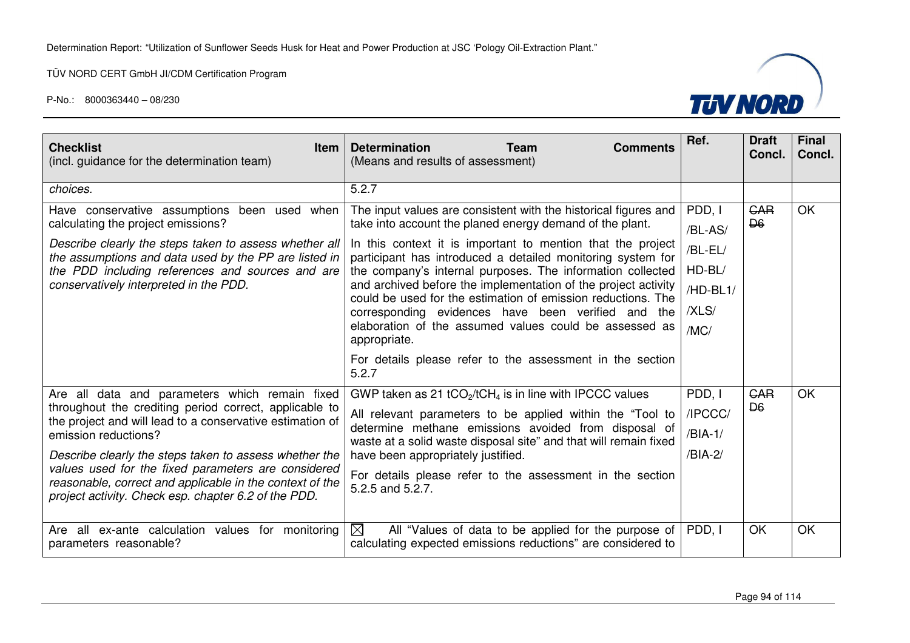| **Checklist Item** (incl. guidance for the determination team) | **Determination Team Comments** (Means and results of assessment) | **Ref.** | **Draft Concl.** | **Final Concl.** |
|---|---|---|---|---|
| *choices.* | 5.2.7 | | | |
| Have conservative assumptions been used when calculating the project emissions?<br><br>*Describe clearly the steps taken to assess whether all the assumptions and data used by the PP are listed in the PDD including references and sources and are conservatively interpreted in the PDD.* | The input values are consistent with the historical figures and take into account the planed energy demand of the plant.<br><br>In this context it is important to mention that the project participant has introduced a detailed monitoring system for the company's internal purposes. The information collected and archived before the implementation of the project activity could be used for the estimation of emission reductions. The corresponding evidences have been verified and the elaboration of the assumed values could be assessed as appropriate.<br><br>For details please refer to the assessment in the section 5.2.7 | PDD, I<br>/BL-AS/<br>/BL-EL/<br>HD-BL/<br>/HD-BL1/<br>/XLS/<br>/MC/ | ~~CAR D6~~ | OK |
| Are all data and parameters which remain fixed throughout the crediting period correct, applicable to the project and will lead to a conservative estimation of emission reductions?<br><br>*Describe clearly the steps taken to assess whether the values used for the fixed parameters are considered reasonable, correct and applicable in the context of the project activity. Check esp. chapter 6.2 of the PDD.* | GWP taken as 21 $tCO_2/tCH_4$ is in line with IPCC values<br><br>All relevant parameters to be applied within the "Tool to determine methane emissions avoided from disposal of waste at a solid waste disposal site" and that will remain fixed have been appropriately justified.<br><br>For details please refer to the assessment in the section 5.2.5 and 5.2.7. | PDD, I<br>/IPCCC/<br>/BIA-1/<br>/BIA-2/ | ~~CAR D6~~ | OK |
| Are all ex-ante calculation values for monitoring parameters reasonable? | ☒ All "Values of data to be applied for the purpose of calculating expected emissions reductions" are considered to | PDD, I | OK | OK |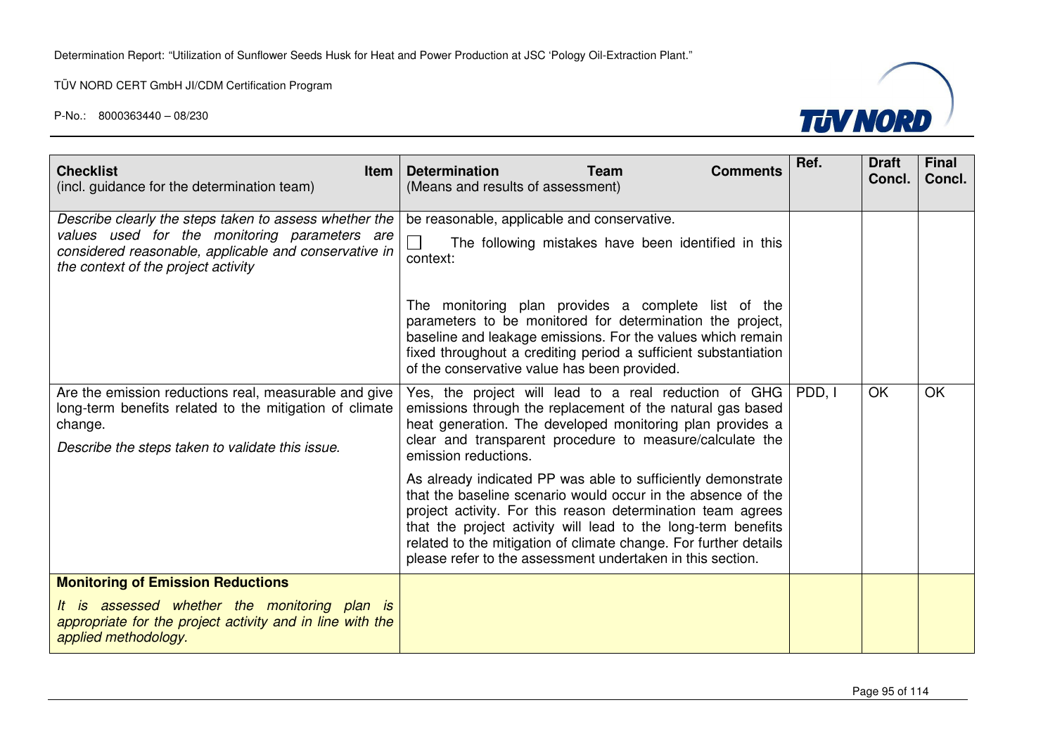| **Checklist Item** (incl. guidance for the determination team) | **Determination Team Comments** (Means and results of assessment) | Ref. | Draft Concl. | Final Concl. |
|---|---|---|---|---|
| *Describe clearly the steps taken to assess whether the values used for the monitoring parameters are considered reasonable, applicable and conservative in the context of the project activity* | be reasonable, applicable and conservative.<br><br>☐ The following mistakes have been identified in this context:<br><br>The monitoring plan provides a complete list of the parameters to be monitored for determination the project, baseline and leakage emissions. For the values which remain fixed throughout a crediting period a sufficient substantiation of the conservative value has been provided. | | | |
| Are the emission reductions real, measurable and give long-term benefits related to the mitigation of climate change.<br><br>*Describe the steps taken to validate this issue.* | Yes, the project will lead to a real reduction of GHG emissions through the replacement of the natural gas based heat generation. The developed monitoring plan provides a clear and transparent procedure to measure/calculate the emission reductions.<br><br>As already indicated PP was able to sufficiently demonstrate that the baseline scenario would occur in the absence of the project activity. For this reason determination team agrees that the project activity will lead to the long-term benefits related to the mitigation of climate change. For further details please refer to the assessment undertaken in this section. | PDD, I | OK | OK |
| **Monitoring of Emission Reductions**<br><br>*It is assessed whether the monitoring plan is appropriate for the project activity and in line with the applied methodology.* | | | | |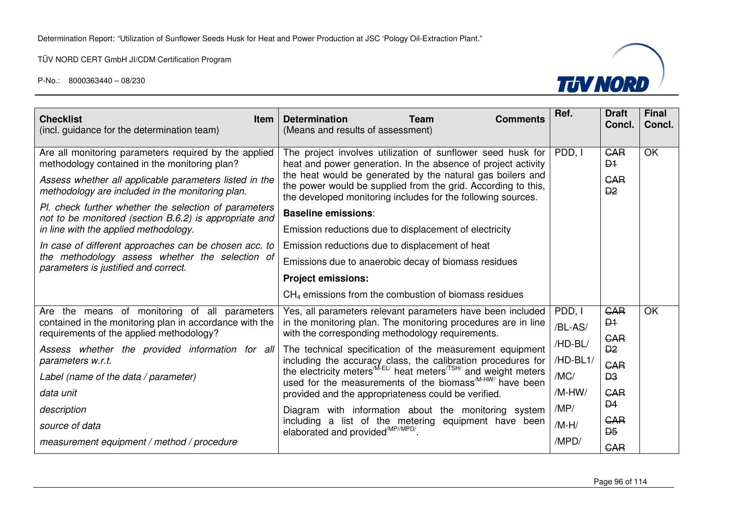| **Checklist Item** (incl. guidance for the determination team) | **Determination Team Comments** (Means and results of assessment) | **Ref.** | **Draft Concl.** | **Final Concl.** |
|---|---|---|---|---|
| Are all monitoring parameters required by the applied methodology contained in the monitoring plan?<br><br>*Assess whether all applicable parameters listed in the methodology are included in the monitoring plan.*<br><br>*Pl. check further whether the selection of parameters not to be monitored (section B.6.2) is appropriate and in line with the applied methodology.*<br><br>*In case of different approaches can be chosen acc. to the methodology assess whether the selection of parameters is justified and correct.* | The project involves utilization of sunflower seed husk for heat and power generation. In the absence of project activity the heat would be generated by the natural gas boilers and the power would be supplied from the grid. According to this, the developed monitoring includes for the following sources.<br><br>**Baseline emissions**:<br><br>Emission reductions due to displacement of electricity<br><br>Emission reductions due to displacement of heat<br><br>Emissions due to anaerobic decay of biomass residues<br><br>**Project emissions:**<br><br>$CH_4$ emissions from the combustion of biomass residues | PDD, I | ~~CAR D1~~<br><br>~~CAR D2~~ | OK |
| Are the means of monitoring of all parameters contained in the monitoring plan in accordance with the requirements of the applied methodology?<br><br>*Assess whether the provided information for all parameters w.r.t.*<br><br>*Label (name of the data / parameter)*<br><br>*data unit*<br><br>*description*<br><br>*source of data*<br><br>*measurement equipment / method / procedure* | Yes, all parameters relevant parameters have been included in the monitoring plan. The monitoring procedures are in line with the corresponding methodology requirements.<br><br>The technical specification of the measurement equipment including the accuracy class, the calibration procedures for the electricity meters[/M-EL/] heat meters[/TSH/] and weight meters used for the measurements of the biomass[/M-HW/] have been provided and the appropriateness could be verified.<br><br>Diagram with information about the monitoring system including a list of the metering equipment have been elaborated and provided[/MP//MPD/]. | PDD, I<br>/BL-AS/<br>/HD-BL/<br>/HD-BL1/<br>/MC/<br>/M-HW/<br>/MP/<br>/M-H/<br>/MPD/ | ~~CAR D1~~<br><br>~~CAR D2~~<br><br>~~CAR D3~~<br><br>~~CAR D4~~<br><br>~~CAR D5~~<br><br>~~CAR~~ | OK |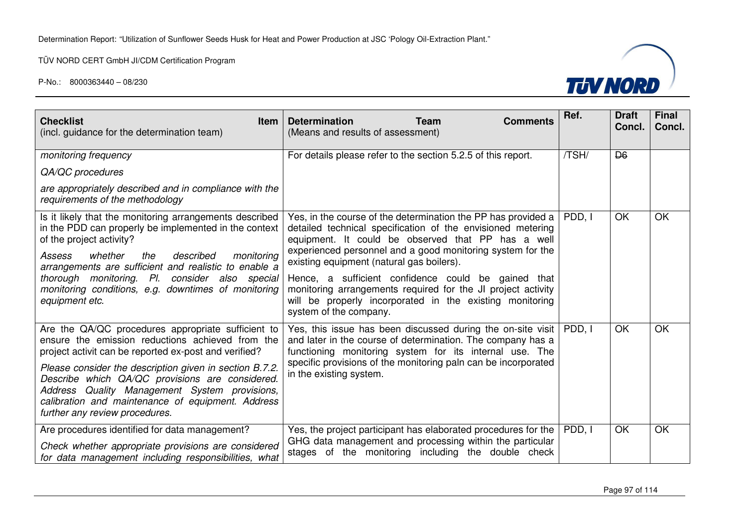| **Checklist Item** (incl. guidance for the determination team) | **Determination Team Comments** (Means and results of assessment) | Ref. | Draft Concl. | Final Concl. |
|---|---|---|---|---|
| *monitoring frequency*<br><br>*QA/QC procedures*<br><br>*are appropriately described and in compliance with the requirements of the methodology* | For details please refer to the section 5.2.5 of this report. | /TSH/ | ~~D6~~ | |
| Is it likely that the monitoring arrangements described in the PDD can properly be implemented in the context of the project activity?<br><br>*Assess whether the described monitoring arrangements are sufficient and realistic to enable a thorough monitoring. Pl. consider also special monitoring conditions, e.g. downtimes of monitoring equipment etc.* | Yes, in the course of the determination the PP has provided a detailed technical specification of the envisioned metering equipment. It could be observed that PP has a well experienced personnel and a good monitoring system for the existing equipment (natural gas boilers).<br><br>Hence, a sufficient confidence could be gained that monitoring arrangements required for the JI project activity will be properly incorporated in the existing monitoring system of the company. | PDD, I | OK | OK |
| Are the QA/QC procedures appropriate sufficient to ensure the emission reductions achieved from the project activit can be reported ex-post and verified?<br><br>*Please consider the description given in section B.7.2. Describe which QA/QC provisions are considered. Address Quality Management System provisions, calibration and maintenance of equipment. Address further any review procedures.* | Yes, this issue has been discussed during the on-site visit and later in the course of determination. The company has a functioning monitoring system for its internal use. The specific provisions of the monitoring paln can be incorporated in the existing system. | PDD, I | OK | OK |
| Are procedures identified for data management?<br><br>*Check whether appropriate provisions are considered for data management including responsibilities, what* | Yes, the project participant has elaborated procedures for the GHG data management and processing within the particular stages of the monitoring including the double check | PDD, I | OK | OK |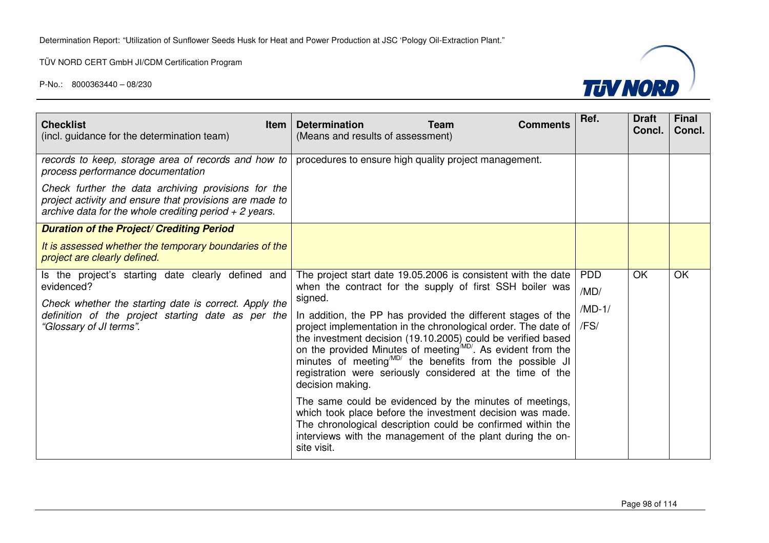| **Checklist Item** (incl. guidance for the determination team) | **Determination Team Comments** (Means and results of assessment) | Ref. | Draft Concl. | Final Concl. |
|---|---|---|---|---|
| *records to keep, storage area of records and how to process performance documentation*<br><br>*Check further the data archiving provisions for the project activity and ensure that provisions are made to archive data for the whole crediting period + 2 years.* | procedures to ensure high quality project management. | | | |
| ***Duration of the Project/ Crediting Period***<br><br>*It is assessed whether the temporary boundaries of the project are clearly defined.* | | | | |
| Is the project's starting date clearly defined and evidenced?<br><br>*Check whether the starting date is correct. Apply the definition of the project starting date as per the "Glossary of JI terms".* | The project start date 19.05.2006 is consistent with the date when the contract for the supply of first SSH boiler was signed.<br><br>In addition, the PP has provided the different stages of the project implementation in the chronological order. The date of the investment decision (19.10.2005) could be verified based on the provided Minutes of meeting/MD/. As evident from the minutes of meeting/MD/ the benefits from the possible JI registration were seriously considered at the time of the decision making.<br><br>The same could be evidenced by the minutes of meetings, which took place before the investment decision was made. The chronological description could be confirmed within the interviews with the management of the plant during the on-site visit. | PDD<br>/MD/<br>/MD-1/<br>/FS/ | OK | OK |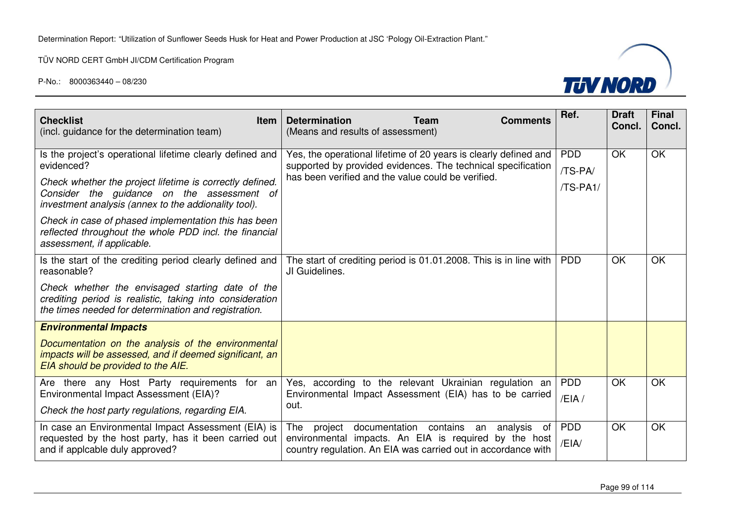| **Checklist Item** (incl. guidance for the determination team) | **Determination Team Comments** (Means and results of assessment) | Ref. | Draft Concl. | Final Concl. |
|---|---|---|---|---|
| Is the project's operational lifetime clearly defined and evidenced?<br>*Check whether the project lifetime is correctly defined. Consider the guidance on the assessment of investment analysis (annex to the addionality tool).*<br>*Check in case of phased implementation this has been reflected throughout the whole PDD incl. the financial assessment, if applicable.* | Yes, the operational lifetime of 20 years is clearly defined and supported by provided evidences. The technical specification has been verified and the value could be verified. | PDD<br>/TS-PA/<br>/TS-PA1/ | OK | OK |
| Is the start of the crediting period clearly defined and reasonable?<br>*Check whether the envisaged starting date of the crediting period is realistic, taking into consideration the times needed for determination and registration.* | The start of crediting period is 01.01.2008. This is in line with JI Guidelines. | PDD | OK | OK |
| ***Environmental Impacts***<br>*Documentation on the analysis of the environmental impacts will be assessed, and if deemed significant, an EIA should be provided to the AIE.* | | | | |
| Are there any Host Party requirements for an Environmental Impact Assessment (EIA)?<br>*Check the host party regulations, regarding EIA.* | Yes, according to the relevant Ukrainian regulation an Environmental Impact Assessment (EIA) has to be carried out. | PDD<br>/EIA / | OK | OK |
| In case an Environmental Impact Assessment (EIA) is requested by the host party, has it been carried out and if applcable duly approved? | The project documentation contains an analysis of environmental impacts. An EIA is required by the host country regulation. An EIA was carried out in accordance with | PDD<br>/EIA/ | OK | OK |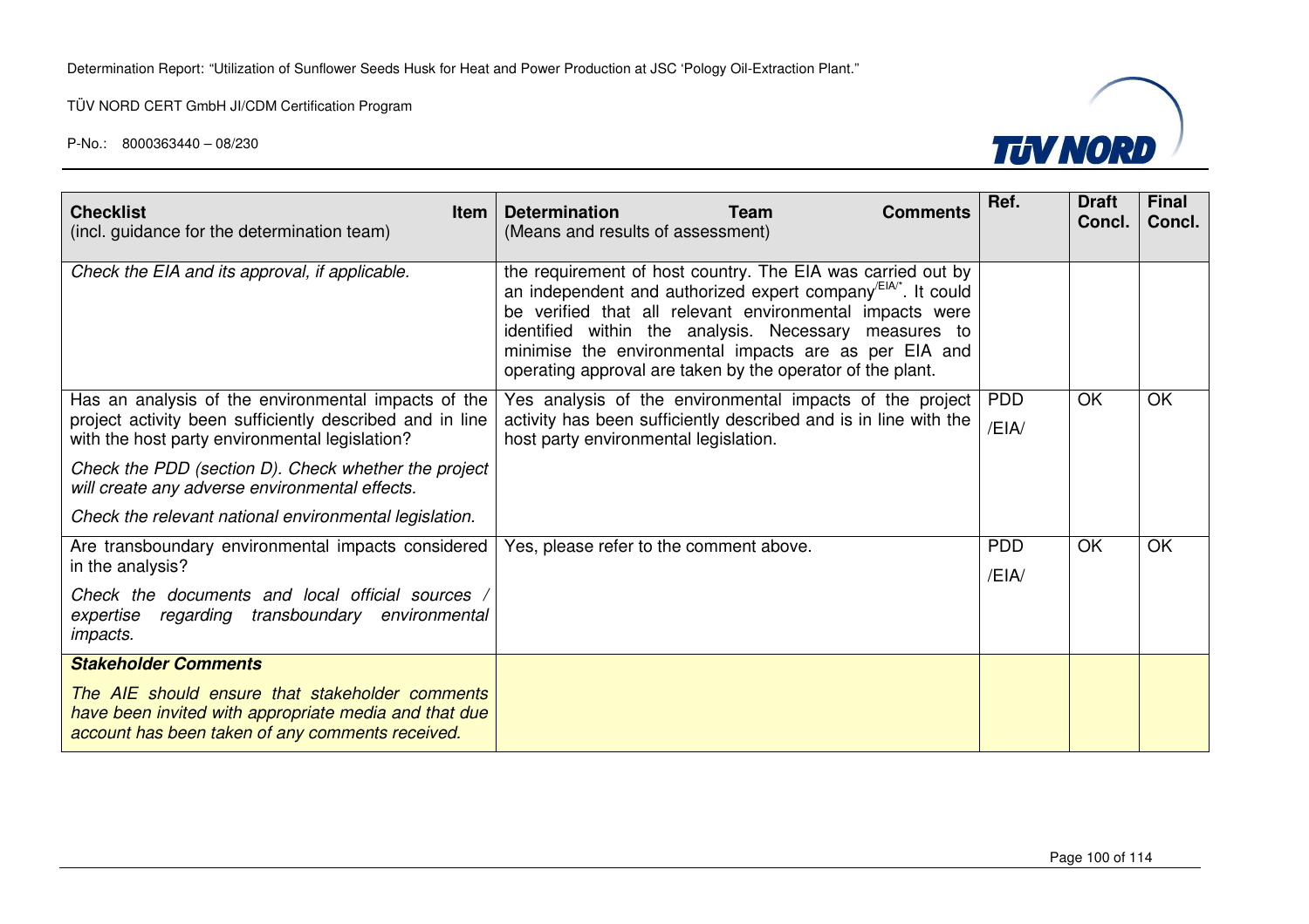| **Checklist Item** (incl. guidance for the determination team) | **Determination Team Comments** (Means and results of assessment) | Ref. | Draft Concl. | Final Concl. |
|---|---|---|---|---|
| *Check the EIA and its approval, if applicable.* | the requirement of host country. The EIA was carried out by an independent and authorized expert company[/EIA/*]. It could be verified that all relevant environmental impacts were identified within the analysis. Necessary measures to minimise the environmental impacts are as per EIA and operating approval are taken by the operator of the plant. | | | |
| Has an analysis of the environmental impacts of the project activity been sufficiently described and in line with the host party environmental legislation? *Check the PDD (section D). Check whether the project will create any adverse environmental effects.* *Check the relevant national environmental legislation.* | Yes analysis of the environmental impacts of the project activity has been sufficiently described and is in line with the host party environmental legislation. | PDD /EIA/ | OK | OK |
| Are transboundary environmental impacts considered in the analysis? *Check the documents and local official sources / expertise regarding transboundary environmental impacts.* | Yes, please refer to the comment above. | PDD /EIA/ | OK | OK |
| ***Stakeholder Comments*** *The AIE should ensure that stakeholder comments have been invited with appropriate media and that due account has been taken of any comments received.* | | | | |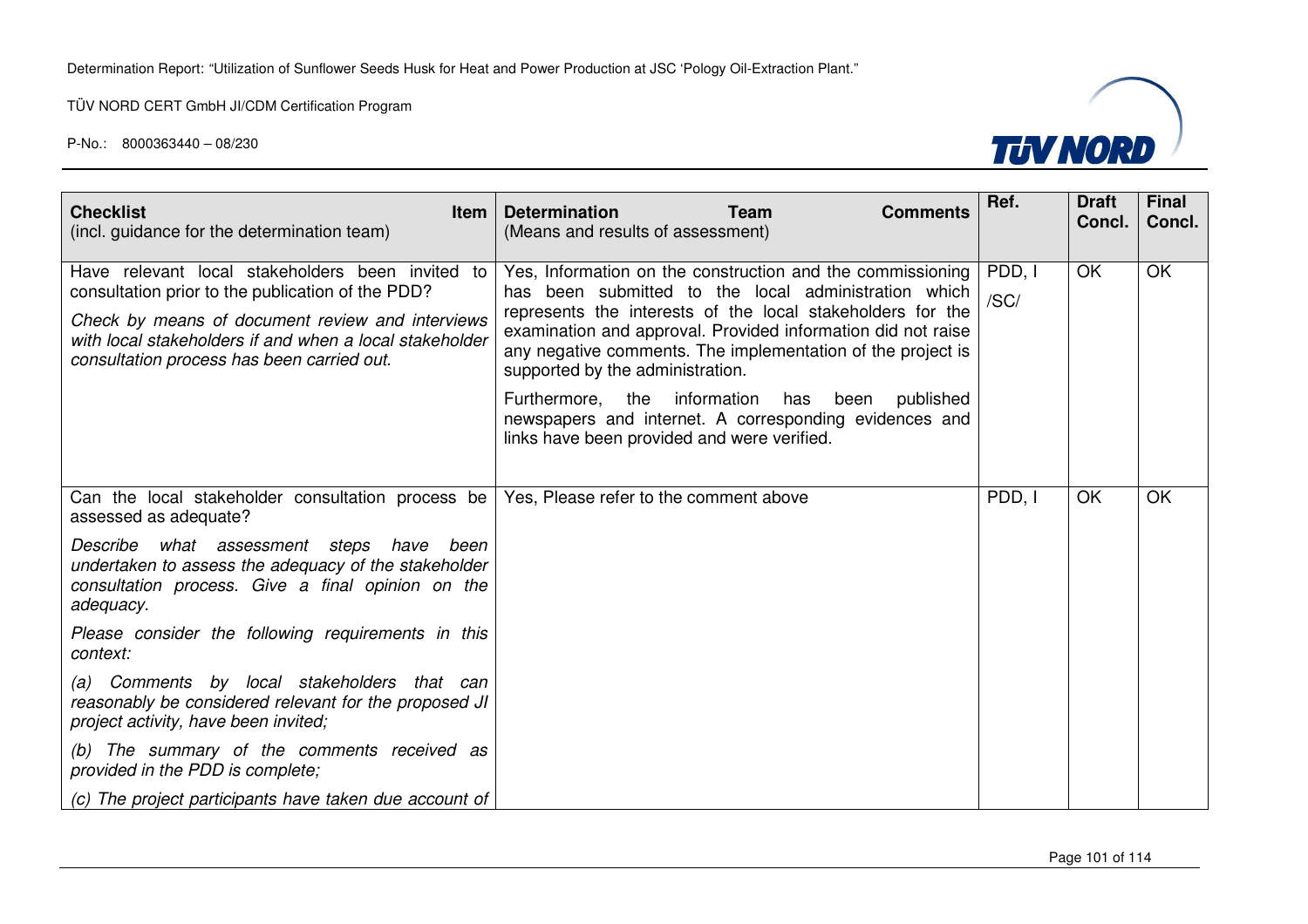| **Checklist Item** (incl. guidance for the determination team) | **Determination Team Comments** (Means and results of assessment) | **Ref.** | **Draft Concl.** | **Final Concl.** |
|---|---|---|---|---|
| Have relevant local stakeholders been invited to consultation prior to the publication of the PDD?<br><br>*Check by means of document review and interviews with local stakeholders if and when a local stakeholder consultation process has been carried out.* | Yes, Information on the construction and the commissioning has been submitted to the local administration which represents the interests of the local stakeholders for the examination and approval. Provided information did not raise any negative comments. The implementation of the project is supported by the administration.<br><br>Furthermore, the information has been published newspapers and internet. A corresponding evidences and links have been provided and were verified. | PDD, I /SC/ | OK | OK |
| Can the local stakeholder consultation process be assessed as adequate?<br><br>*Describe what assessment steps have been undertaken to assess the adequacy of the stakeholder consultation process. Give a final opinion on the adequacy.*<br><br>*Please consider the following requirements in this context:*<br><br>*(a) Comments by local stakeholders that can reasonably be considered relevant for the proposed JI project activity, have been invited;*<br><br>*(b) The summary of the comments received as provided in the PDD is complete;*<br><br>*(c) The project participants have taken due account of* | Yes, Please refer to the comment above | PDD, I | OK | OK |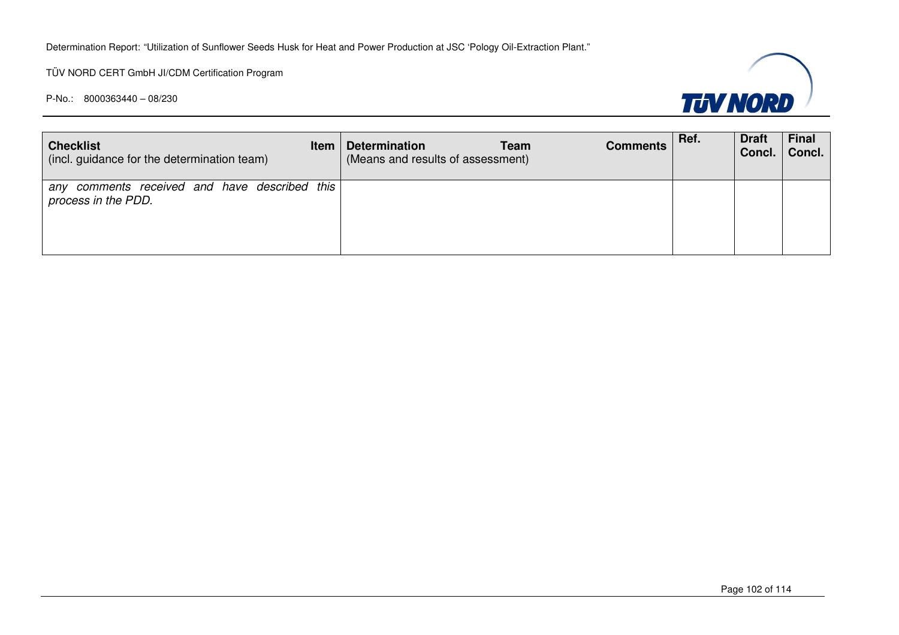| **Checklist Item** (incl. guidance for the determination team) | **Determination Team Comments** (Means and results of assessment) | **Ref.** | **Draft Concl.** | **Final Concl.** |
|---|---|---|---|---|
| *any comments received and have described this process in the PDD.* | | | | |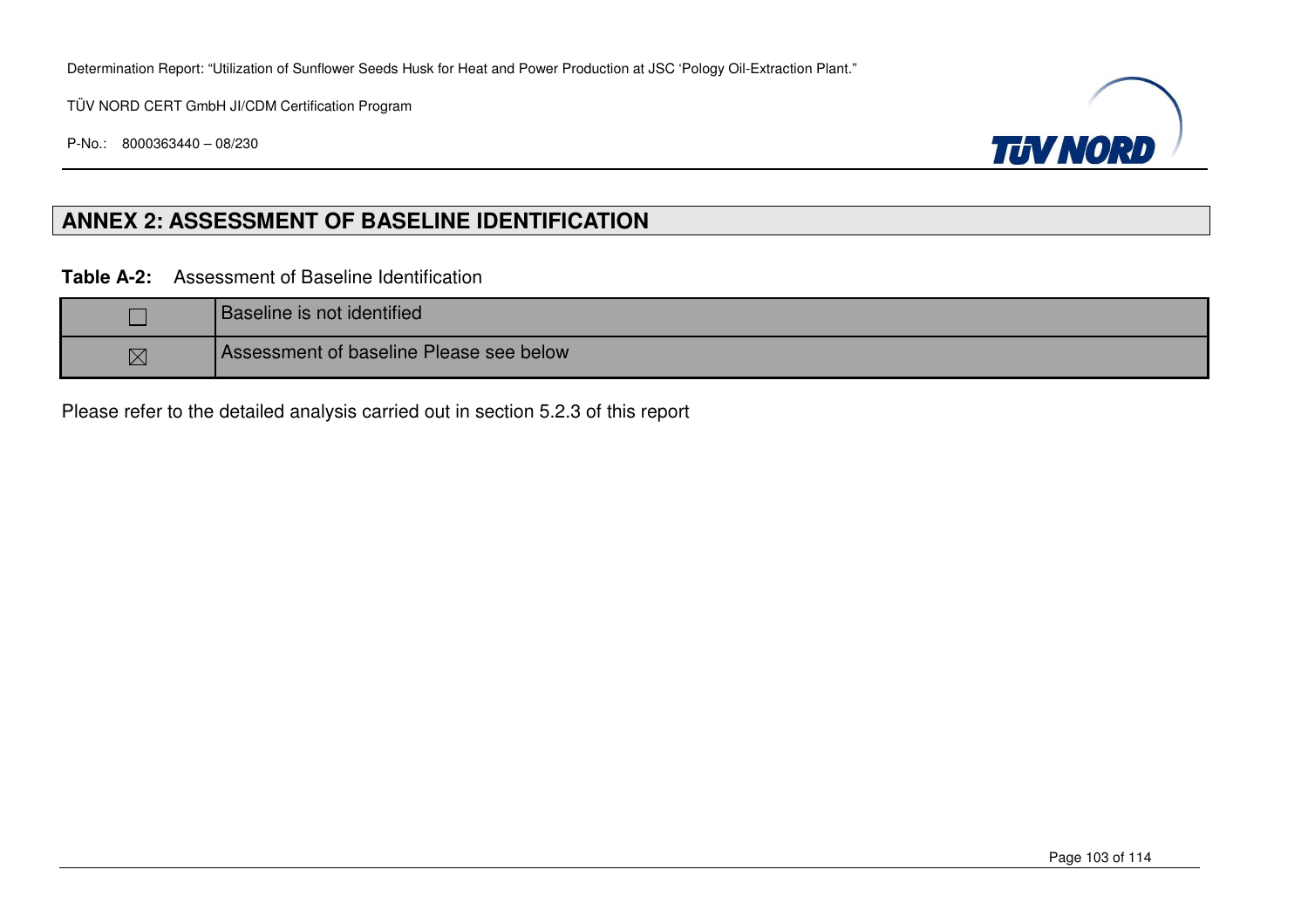## ANNEX 2: ASSESSMENT OF BASELINE IDENTIFICATION

**Table A-2:** Assessment of Baseline Identification

| | |
|---|---|
| ☐ | Baseline is not identified |
| ☒ | Assessment of baseline Please see below |

Please refer to the detailed analysis carried out in section 5.2.3 of this report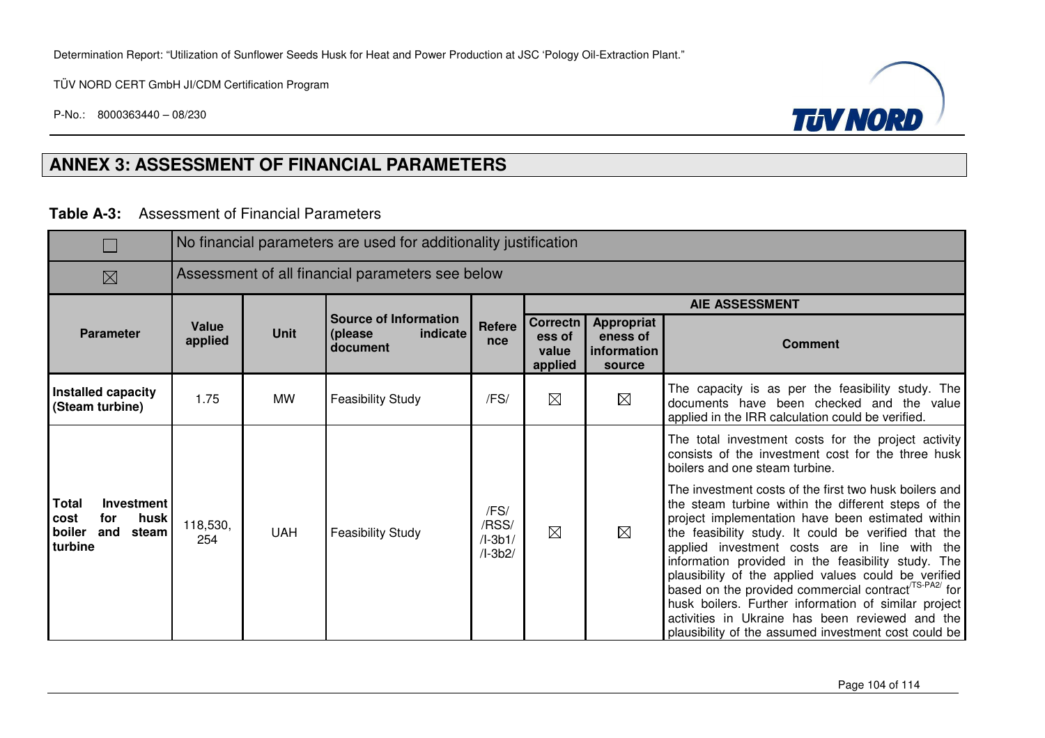## ANNEX 3: ASSESSMENT OF FINANCIAL PARAMETERS

**Table A-3:** Assessment of Financial Parameters

| ☐ | No financial parameters are used for additionality justification | | | | | | |
|---|---|---|---|---|---|---|---|
| ☒ | Assessment of all financial parameters see below | | | | | | |
| | | | | | AIE ASSESSMENT | | |
| **Parameter** | **Value applied** | **Unit** | **Source of Information (please indicate document** | **Reference** | **Correctness of value applied** | **Appropriateness of information source** | **Comment** |
| **Installed capacity (Steam turbine)** | 1.75 | MW | Feasibility Study | /FS/ | ☒ | ☒ | The capacity is as per the feasibility study. The documents have been checked and the value applied in the IRR calculation could be verified. |
| **Total Investment cost for husk boiler and steam turbine** | 118,530, 254 | UAH | Feasibility Study | /FS/ /RSS/ /I-3b1/ /I-3b2/ | ☒ | ☒ | The total investment costs for the project activity consists of the investment cost for the three husk boilers and one steam turbine.<br><br>The investment costs of the first two husk boilers and the steam turbine within the different steps of the project implementation have been estimated within the feasibility study. It could be verified that the applied investment costs are in line with the information provided in the feasibility study. The plausibility of the applied values could be verified based on the provided commercial contract/TS-PA2/ for husk boilers. Further information of similar project activities in Ukraine has been reviewed and the plausibility of the assumed investment cost could be |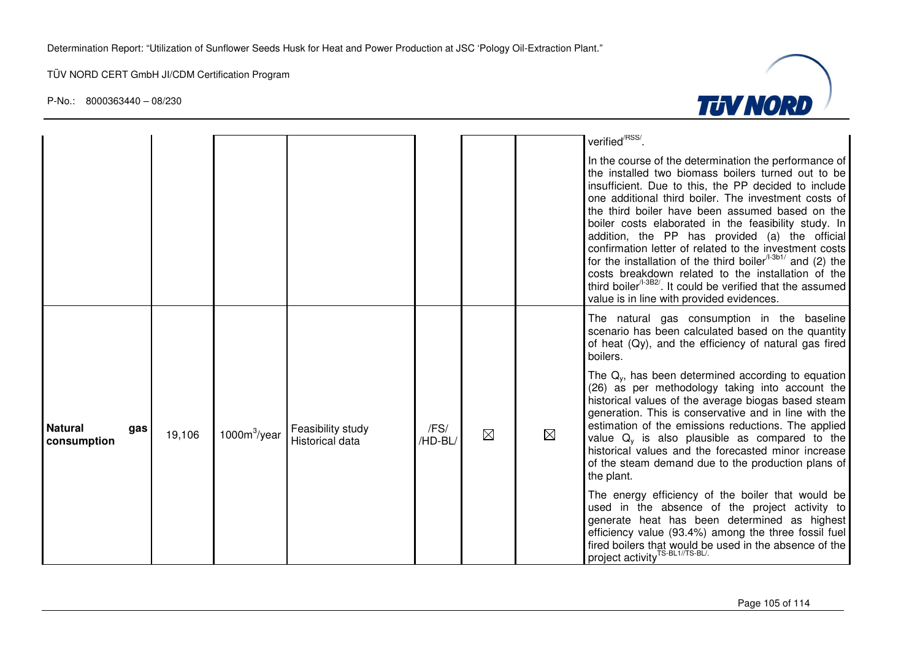| | | | | | | | |
|---|---|---|---|---|---|---|---|
| | | | | | | | verified[/RSS/].<br><br>In the course of the determination the performance of the installed two biomass boilers turned out to be insufficient. Due to this, the PP decided to include one additional third boiler. The investment costs of the third boiler have been assumed based on the boiler costs elaborated in the feasibility study. In addition, the PP has provided (a) the official confirmation letter of related to the investment costs for the installation of the third boiler[/I-3b1/] and (2) the costs breakdown related to the installation of the third boiler[/I-3B2/]. It could be verified that the assumed value is in line with provided evidences. |
| **Natural gas consumption** | 19,106 | $1000m^3$/year | Feasibility study Historical data | /FS/ /HD-BL/ | ☒ | ☒ | The natural gas consumption in the baseline scenario has been calculated based on the quantity of heat (Qy), and the efficiency of natural gas fired boilers.<br><br>The $Q_y$, has been determined according to equation (26) as per methodology taking into account the historical values of the average biogas based steam generation. This is conservative and in line with the estimation of the emissions reductions. The applied value $Q_y$ is also plausible as compared to the historical values and the forecasted minor increase of the steam demand due to the production plans of the plant.<br><br>The energy efficiency of the boiler that would be used in the absence of the project activity to generate heat has been determined as highest efficiency value (93.4%) among the three fossil fuel fired boilers that would be used in the absence of the project activity[TS-BL1//TS-BL/]. |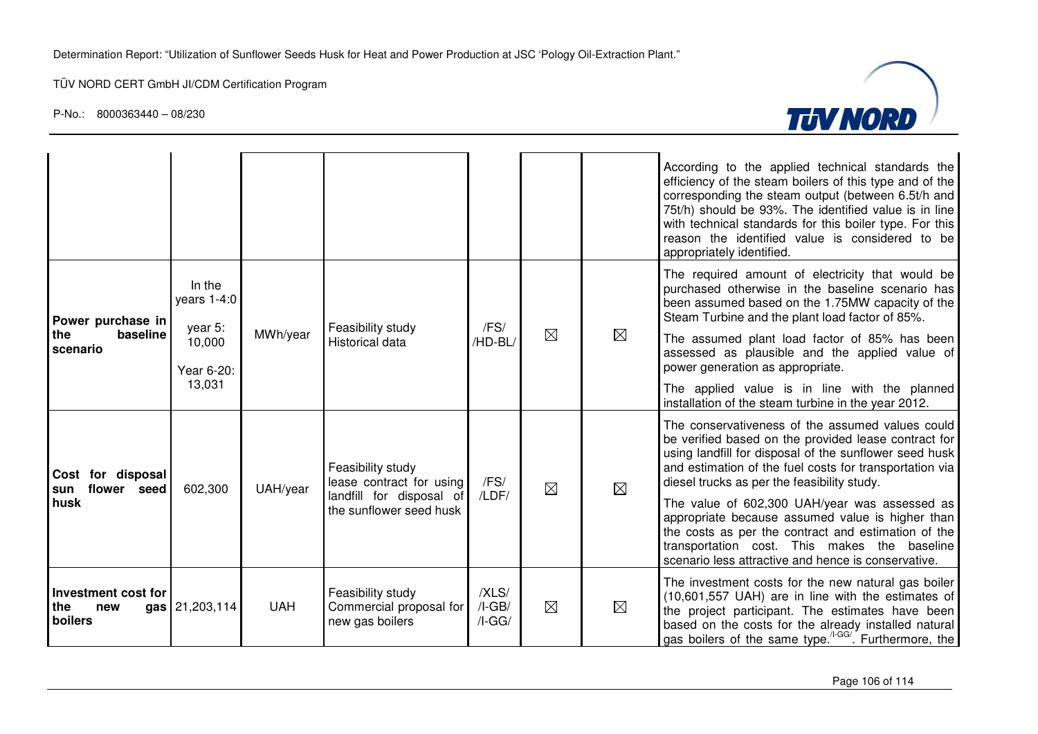| | | | | | | | |
|---|---|---|---|---|---|---|---|
| | | | | | | | According to the applied technical standards the efficiency of the steam boilers of this type and of the corresponding the steam output (between 6.5t/h and 75t/h) should be 93%. The identified value is in line with technical standards for this boiler type. For this reason the identified value is considered to be appropriately identified. |
| **Power purchase in the baseline scenario** | In the years 1-4:0<br><br>year 5: 10,000<br><br>Year 6-20: 13,031 | MWh/year | Feasibility study<br>Historical data | /FS/<br>/HD-BL/ | ☒ | ☒ | The required amount of electricity that would be purchased otherwise in the baseline scenario has been assumed based on the 1.75MW capacity of the Steam Turbine and the plant load factor of 85%.<br><br>The assumed plant load factor of 85% has been assessed as plausible and the applied value of power generation as appropriate.<br><br>The applied value is in line with the planned installation of the steam turbine in the year 2012. |
| **Cost for disposal sun flower seed husk** | 602,300 | UAH/year | Feasibility study<br>lease contract for using landfill for disposal of the sunflower seed husk | /FS/<br>/LDF/ | ☒ | ☒ | The conservativeness of the assumed values could be verified based on the provided lease contract for using landfill for disposal of the sunflower seed husk and estimation of the fuel costs for transportation via diesel trucks as per the feasibility study.<br><br>The value of 602,300 UAH/year was assessed as appropriate because assumed value is higher than the costs as per the contract and estimation of the transportation cost. This makes the baseline scenario less attractive and hence is conservative. |
| **Investment cost for the new gas boilers** | 21,203,114 | UAH | Feasibility study<br>Commercial proposal for new gas boilers | /XLS/<br>/I-GB/<br>/I-GG/ | ☒ | ☒ | The investment costs for the new natural gas boiler (10,601,557 UAH) are in line with the estimates of the project participant. The estimates have been based on the costs for the already installed natural gas boilers of the same type.[/I-GG/]. Furthermore, the |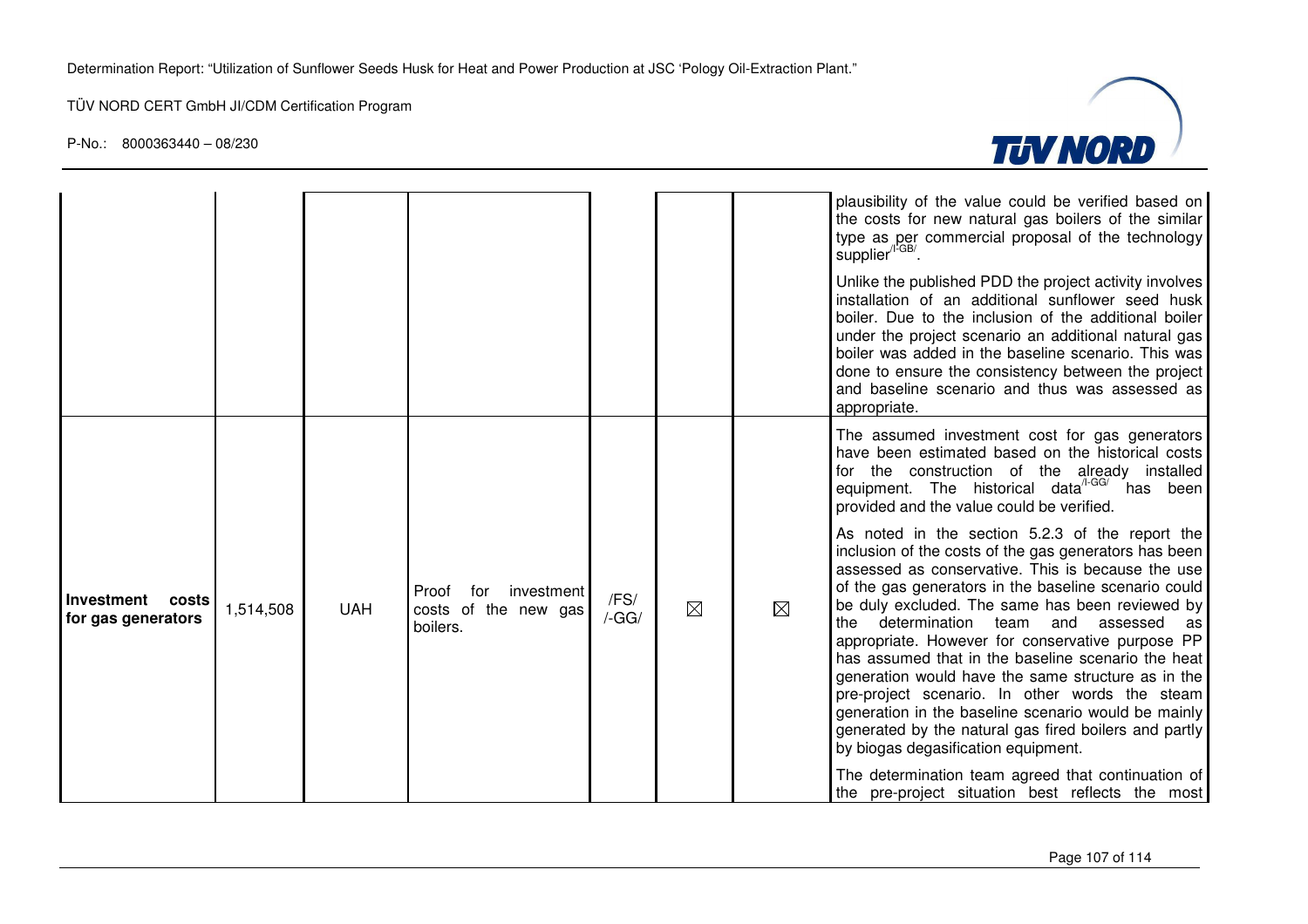|  |  |  |  |  |  |  |  |
|---|---|---|---|---|---|---|---|
|  |  |  |  |  |  |  | plausibility of the value could be verified based on the costs for new natural gas boilers of the similar type as per commercial proposal of the technology supplier[/I-GB/]. <br><br> Unlike the published PDD the project activity involves installation of an additional sunflower seed husk boiler. Due to the inclusion of the additional boiler under the project scenario an additional natural gas boiler was added in the baseline scenario. This was done to ensure the consistency between the project and baseline scenario and thus was assessed as appropriate. |
| **Investment costs for gas generators** | 1,514,508 | UAH | Proof for investment costs of the new gas boilers. | /FS/ /-GG/ | ☒ | ☒ | The assumed investment cost for gas generators have been estimated based on the historical costs for the construction of the already installed equipment. The historical data[/I-GG/] has been provided and the value could be verified. <br><br> As noted in the section 5.2.3 of the report the inclusion of the costs of the gas generators has been assessed as conservative. This is because the use of the gas generators in the baseline scenario could be duly excluded. The same has been reviewed by the determination team and assessed as appropriate. However for conservative purpose PP has assumed that in the baseline scenario the heat generation would have the same structure as in the pre-project scenario. In other words the steam generation in the baseline scenario would be mainly generated by the natural gas fired boilers and partly by biogas degasification equipment. <br><br> The determination team agreed that continuation of the pre-project situation best reflects the most |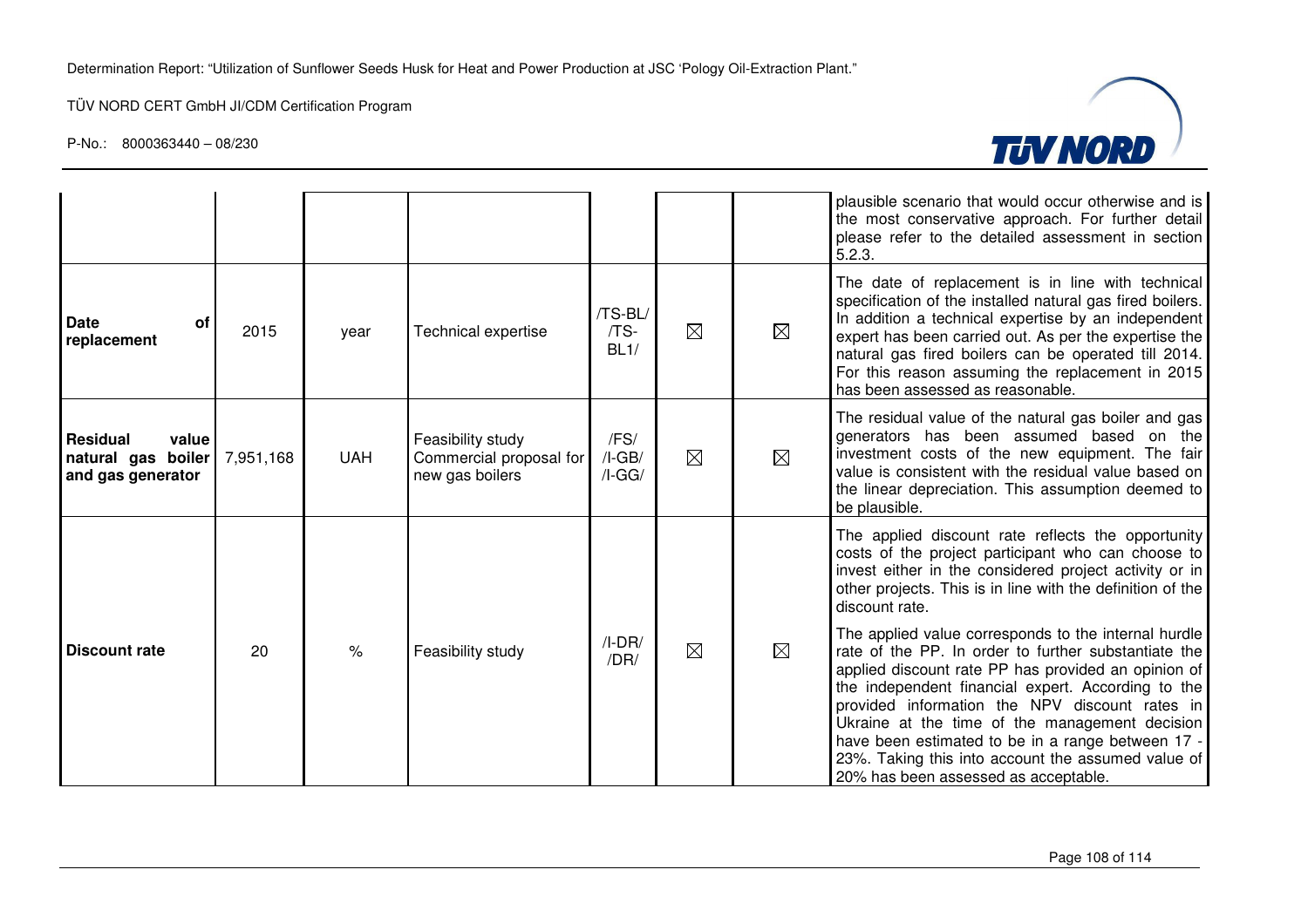| | | | | | | | |
|---|---|---|---|---|---|---|---|
| | | | | | | | plausible scenario that would occur otherwise and is the most conservative approach. For further detail please refer to the detailed assessment in section 5.2.3. |
| **Date of replacement** | 2015 | year | Technical expertise | /TS-BL/ /TS-BL1/ | ☒ | ☒ | The date of replacement is in line with technical specification of the installed natural gas fired boilers. In addition a technical expertise by an independent expert has been carried out. As per the expertise the natural gas fired boilers can be operated till 2014. For this reason assuming the replacement in 2015 has been assessed as reasonable. |
| **Residual value natural gas boiler and gas generator** | 7,951,168 | UAH | Feasibility study Commercial proposal for new gas boilers | /FS/ /I-GB/ /I-GG/ | ☒ | ☒ | The residual value of the natural gas boiler and gas generators has been assumed based on the investment costs of the new equipment. The fair value is consistent with the residual value based on the linear depreciation. This assumption deemed to be plausible. |
| **Discount rate** | 20 | % | Feasibility study | /I-DR/ /DR/ | ☒ | ☒ | The applied discount rate reflects the opportunity costs of the project participant who can choose to invest either in the considered project activity or in other projects. This is in line with the definition of the discount rate.<br><br>The applied value corresponds to the internal hurdle rate of the PP. In order to further substantiate the applied discount rate PP has provided an opinion of the independent financial expert. According to the provided information the NPV discount rates in Ukraine at the time of the management decision have been estimated to be in a range between 17 - 23%. Taking this into account the assumed value of 20% has been assessed as acceptable. |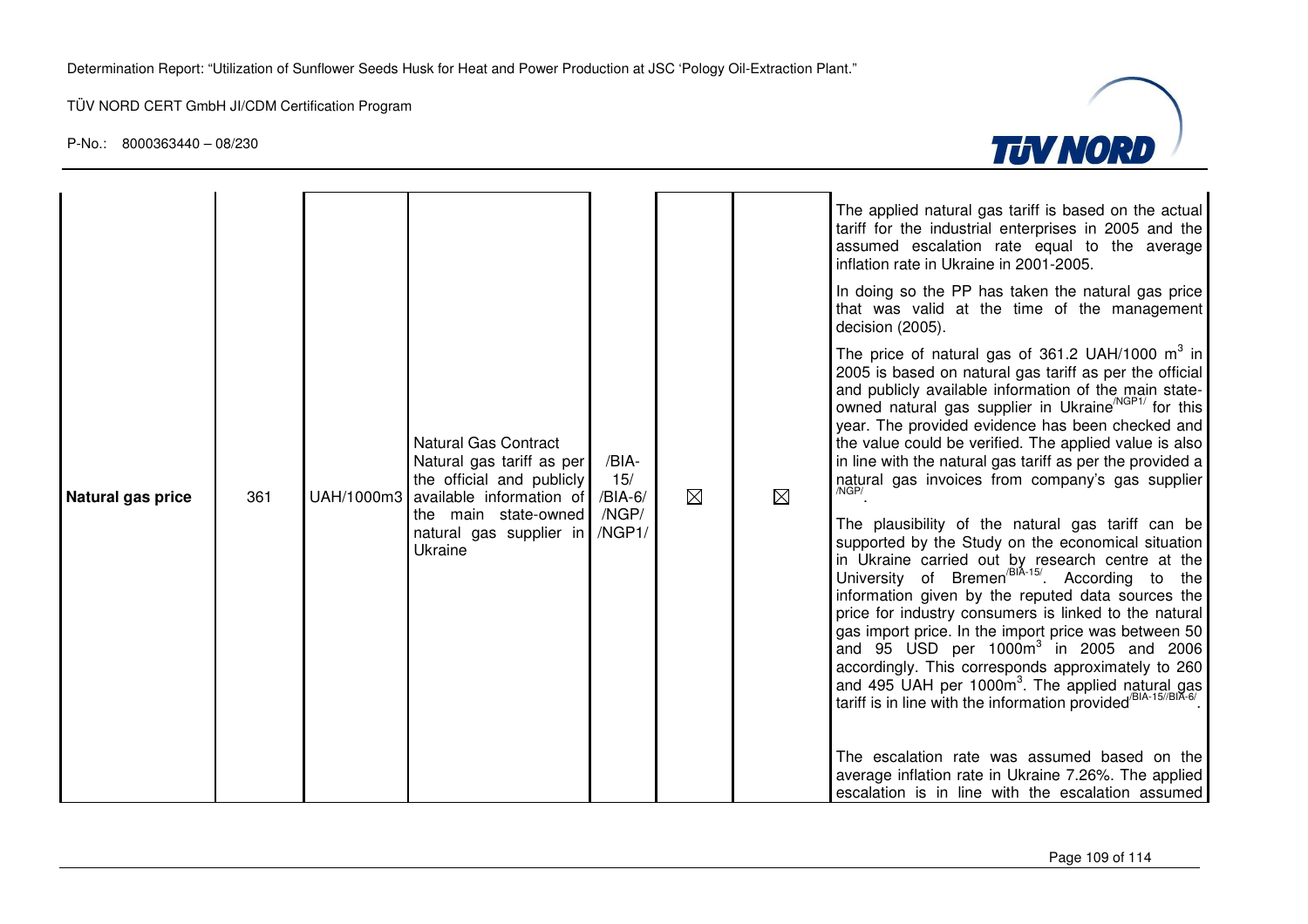| Natural gas price | 361 | UAH/1000m3 | Natural Gas Contract<br>Natural gas tariff as per the official and publicly available information of the main state-owned natural gas supplier in Ukraine | /BIA-15/<br>/BIA-6/<br>/NGP/<br>/NGP1/ | ☒ | ☒ | The applied natural gas tariff is based on the actual tariff for the industrial enterprises in 2005 and the assumed escalation rate equal to the average inflation rate in Ukraine in 2001-2005.<br><br>In doing so the PP has taken the natural gas price that was valid at the time of the management decision (2005).<br><br>The price of natural gas of 361.2 UAH/1000 $m^3$ in 2005 is based on natural gas tariff as per the official and publicly available information of the main state-owned natural gas supplier in Ukraine[/NGP1/] for this year. The provided evidence has been checked and the value could be verified. The applied value is also in line with the natural gas tariff as per the provided a natural gas invoices from company's gas supplier [/NGP/].<br><br>The plausibility of the natural gas tariff can be supported by the Study on the economical situation in Ukraine carried out by research centre at the University of Bremen[/BIA-15/]. According to the information given by the reputed data sources the price for industry consumers is linked to the natural gas import price. In the import price was between 50 and 95 USD per 1000$m^3$ in 2005 and 2006 accordingly. This corresponds approximately to 260 and 495 UAH per 1000$m^3$. The applied natural gas tariff is in line with the information provided[/BIA-15//BIA-6/].<br><br>The escalation rate was assumed based on the average inflation rate in Ukraine 7.26%. The applied escalation is in line with the escalation assumed |
|---|---|---|---|---|---|---|---|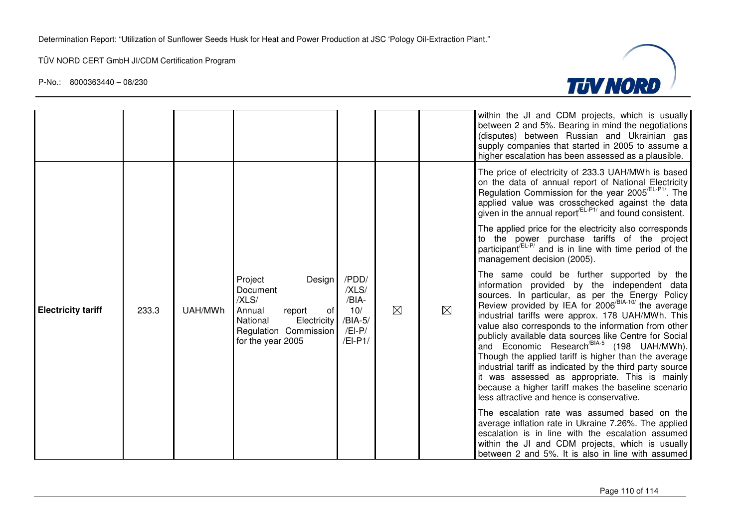| | | | | | | | |
|---|---|---|---|---|---|---|---|
| | | | | | | | within the JI and CDM projects, which is usually between 2 and 5%. Bearing in mind the negotiations (disputes) between Russian and Ukrainian gas supply companies that started in 2005 to assume a higher escalation has been assessed as a plausible. |
| **Electricity tariff** | 233.3 | UAH/MWh | Project Design Document /XLS/ Annual report of National Electricity Regulation Commission for the year 2005 | /PDD/ /XLS/ /BIA-10/ /BIA-5/ /El-P/ /El-P1/ | ☒ | ☒ | The price of electricity of 233.3 UAH/MWh is based on the data of annual report of National Electricity Regulation Commission for the year 2005[/EL-P1/]. The applied value was crosschecked against the data given in the annual report[/EL-P1/] and found consistent.<br><br>The applied price for the electricity also corresponds to the power purchase tariffs of the project participant[/EL-P/] and is in line with time period of the management decision (2005).<br><br>The same could be further supported by the information provided by the independent data sources. In particular, as per the Energy Policy Review provided by IEA for 2006[/BIA-10/] the average industrial tariffs were approx. 178 UAH/MWh. This value also corresponds to the information from other publicly available data sources like Centre for Social and Economic Research[/BIA-5] (198 UAH/MWh). Though the applied tariff is higher than the average industrial tariff as indicated by the third party source it was assessed as appropriate. This is mainly because a higher tariff makes the baseline scenario less attractive and hence is conservative.<br><br>The escalation rate was assumed based on the average inflation rate in Ukraine 7.26%. The applied escalation is in line with the escalation assumed within the JI and CDM projects, which is usually between 2 and 5%. It is also in line with assumed |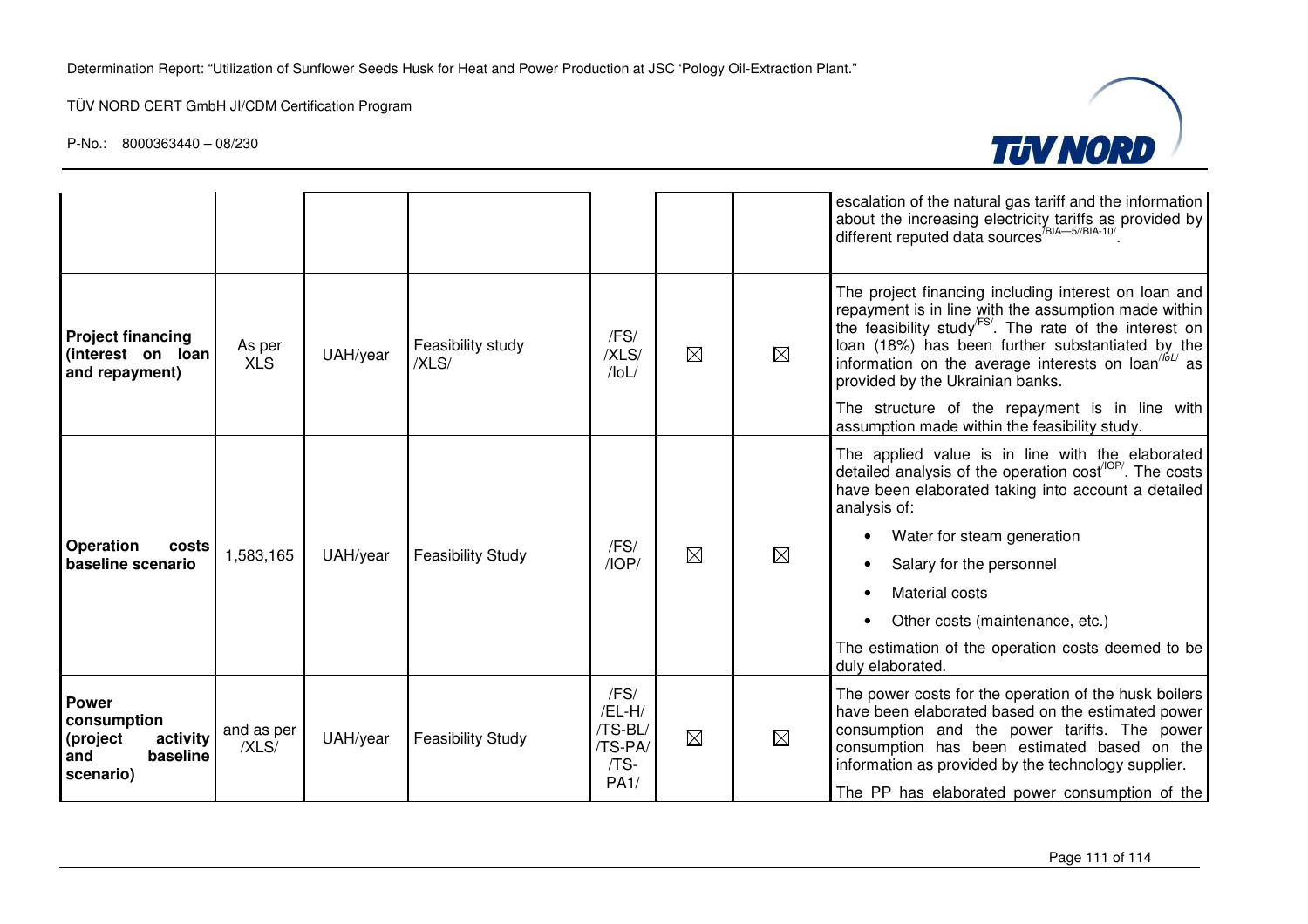| | | | | | | | |
|---|---|---|---|---|---|---|---|
| | | | | | | | escalation of the natural gas tariff and the information about the increasing electricity tariffs as provided by different reputed data sources[/BIA—5//BIA-10/]. |
| **Project financing (interest on loan and repayment)** | As per XLS | UAH/year | Feasibility study /XLS/ | /FS/ /XLS/ /IoL/ | ☒ | ☒ | The project financing including interest on loan and repayment is in line with the assumption made within the feasibility study[/FS/]. The rate of the interest on loan (18%) has been further substantiated by the information on the average interests on loan[/IoL/] as provided by the Ukrainian banks.<br><br>The structure of the repayment is in line with assumption made within the feasibility study. |
| **Operation costs baseline scenario** | 1,583,165 | UAH/year | Feasibility Study | /FS/ /IOP/ | ☒ | ☒ | The applied value is in line with the elaborated detailed analysis of the operation cost[/IOP/]. The costs have been elaborated taking into account a detailed analysis of:<br>• Water for steam generation<br>• Salary for the personnel<br>• Material costs<br>• Other costs (maintenance, etc.)<br><br>The estimation of the operation costs deemed to be duly elaborated. |
| **Power consumption (project activity and baseline scenario)** | and as per /XLS/ | UAH/year | Feasibility Study | /FS/ /EL-H/ /TS-BL/ /TS-PA/ /TS-PA1/ | ☒ | ☒ | The power costs for the operation of the husk boilers have been elaborated based on the estimated power consumption and the power tariffs. The power consumption has been estimated based on the information as provided by the technology supplier.<br><br>The PP has elaborated power consumption of the |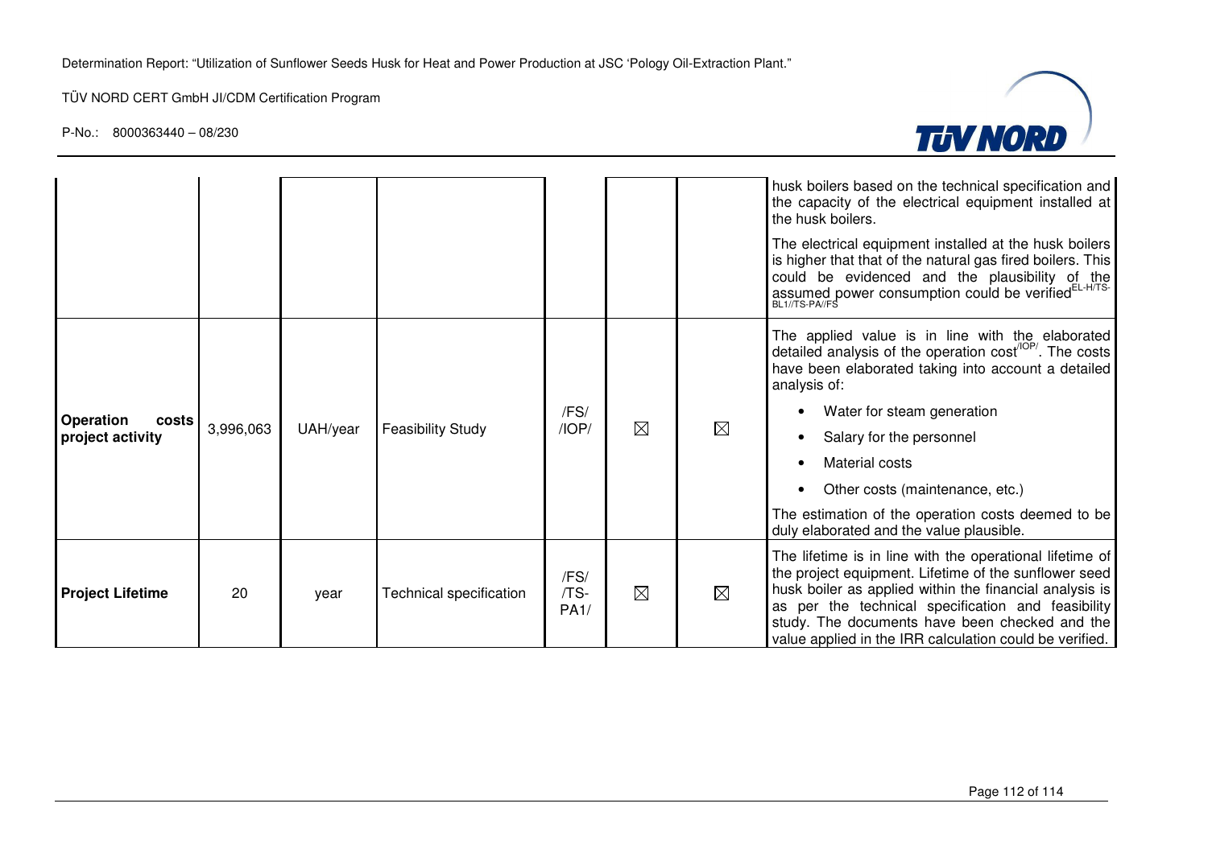| | | | | | | | |
|---|---|---|---|---|---|---|---|
| | | | | | | | husk boilers based on the technical specification and the capacity of the electrical equipment installed at the husk boilers. The electrical equipment installed at the husk boilers is higher that that of the natural gas fired boilers. This could be evidenced and the plausibility of the assumed power consumption could be verified[EL-H/TS-BL1//TS-PA//FS] |
| **Operation costs project activity** | 3,996,063 | UAH/year | Feasibility Study | /FS/ /IOP/ | ☒ | ☒ | The applied value is in line with the elaborated detailed analysis of the operation cost[/IOP/]. The costs have been elaborated taking into account a detailed analysis of:<br>• Water for steam generation<br>• Salary for the personnel<br>• Material costs<br>• Other costs (maintenance, etc.)<br>The estimation of the operation costs deemed to be duly elaborated and the value plausible. |
| **Project Lifetime** | 20 | year | Technical specification | /FS/ /TS-PA1/ | ☒ | ☒ | The lifetime is in line with the operational lifetime of the project equipment. Lifetime of the sunflower seed husk boiler as applied within the financial analysis is as per the technical specification and feasibility study. The documents have been checked and the value applied in the IRR calculation could be verified. |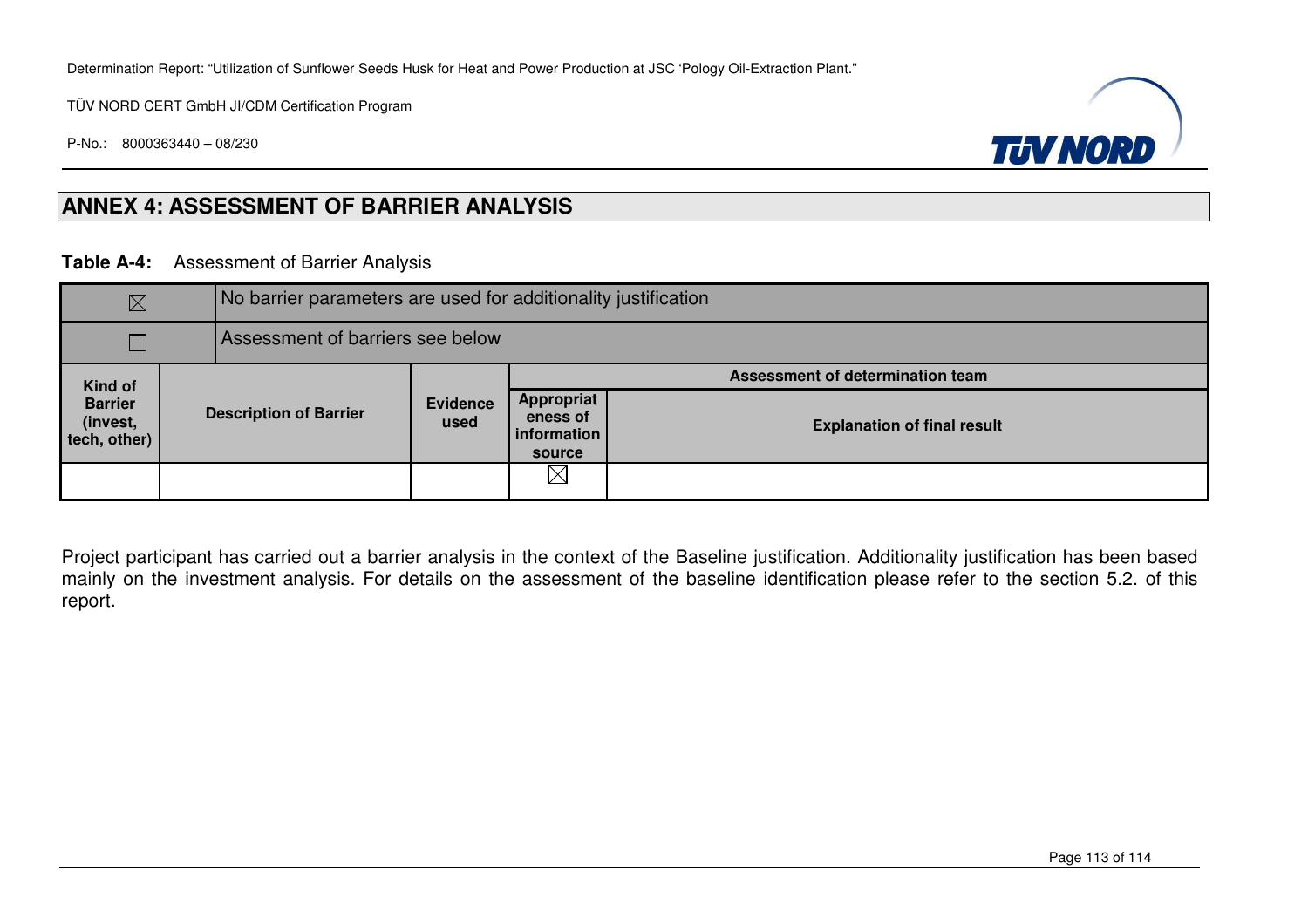## ANNEX 4: ASSESSMENT OF BARRIER ANALYSIS

**Table A-4:** Assessment of Barrier Analysis

| ☒ | No barrier parameters are used for additionality justification | | | |
|---|---|---|---|---|
| ☐ | Assessment of barriers see below | | | |
| **Kind of Barrier (invest, tech, other)** | **Description of Barrier** | **Evidence used** | **Assessment of determination team** | |
| | | | **Appropriateness of information source** | **Explanation of final result** |
| | | | ☒ | |

Project participant has carried out a barrier analysis in the context of the Baseline justification. Additionality justification has been based mainly on the investment analysis. For details on the assessment of the baseline identification please refer to the section 5.2. of this report.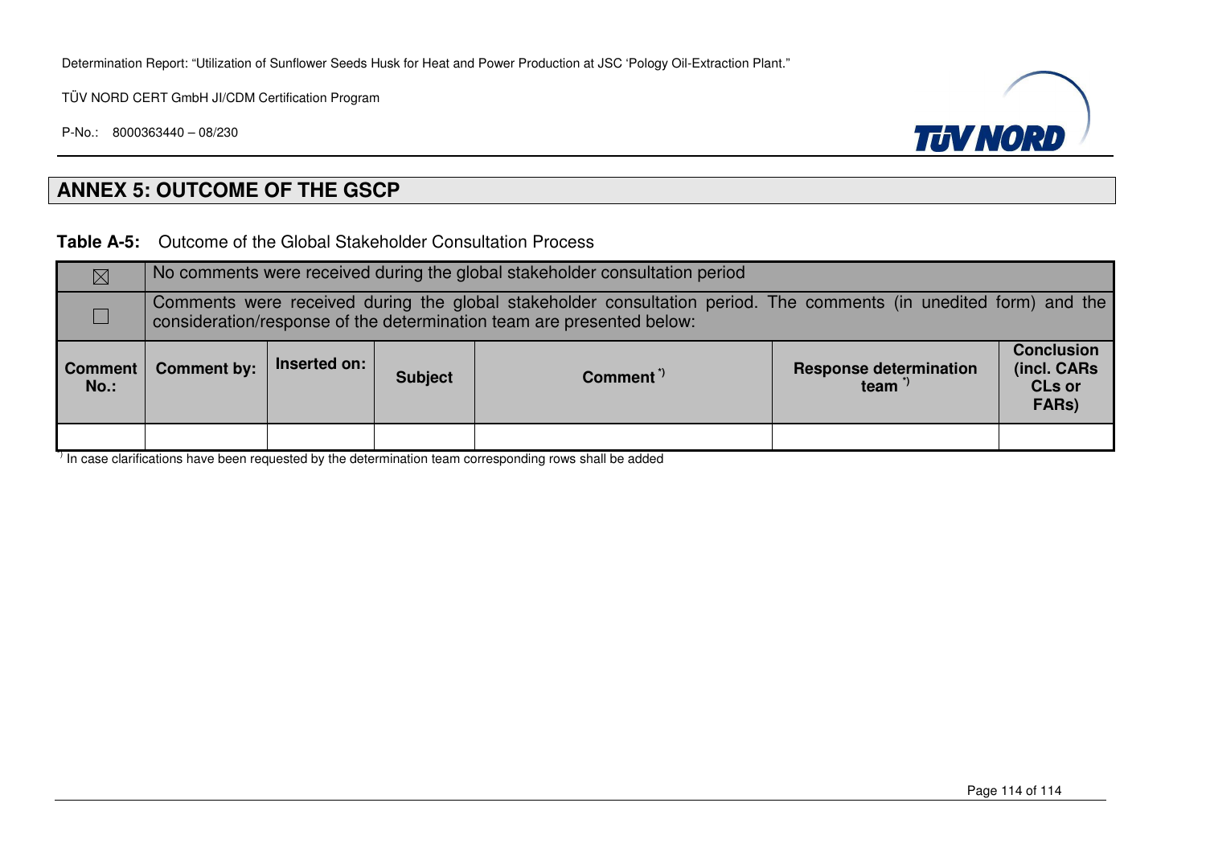## ANNEX 5: OUTCOME OF THE GSCP

**Table A-5:** Outcome of the Global Stakeholder Consultation Process

| ☒ | No comments were received during the global stakeholder consultation period | | | | | |
|---|---|---|---|---|---|---|
| ☐ | Comments were received during the global stakeholder consultation period. The comments (in unedited form) and the consideration/response of the determination team are presented below: | | | | | |
| **Comment No.:** | **Comment by:** | **Inserted on:** | **Subject** | **Comment** *) | **Response determination team** *) | **Conclusion (incl. CARs CLs or FARs)** |
| | | | | | | |

*) In case clarifications have been requested by the determination team corresponding rows shall be added